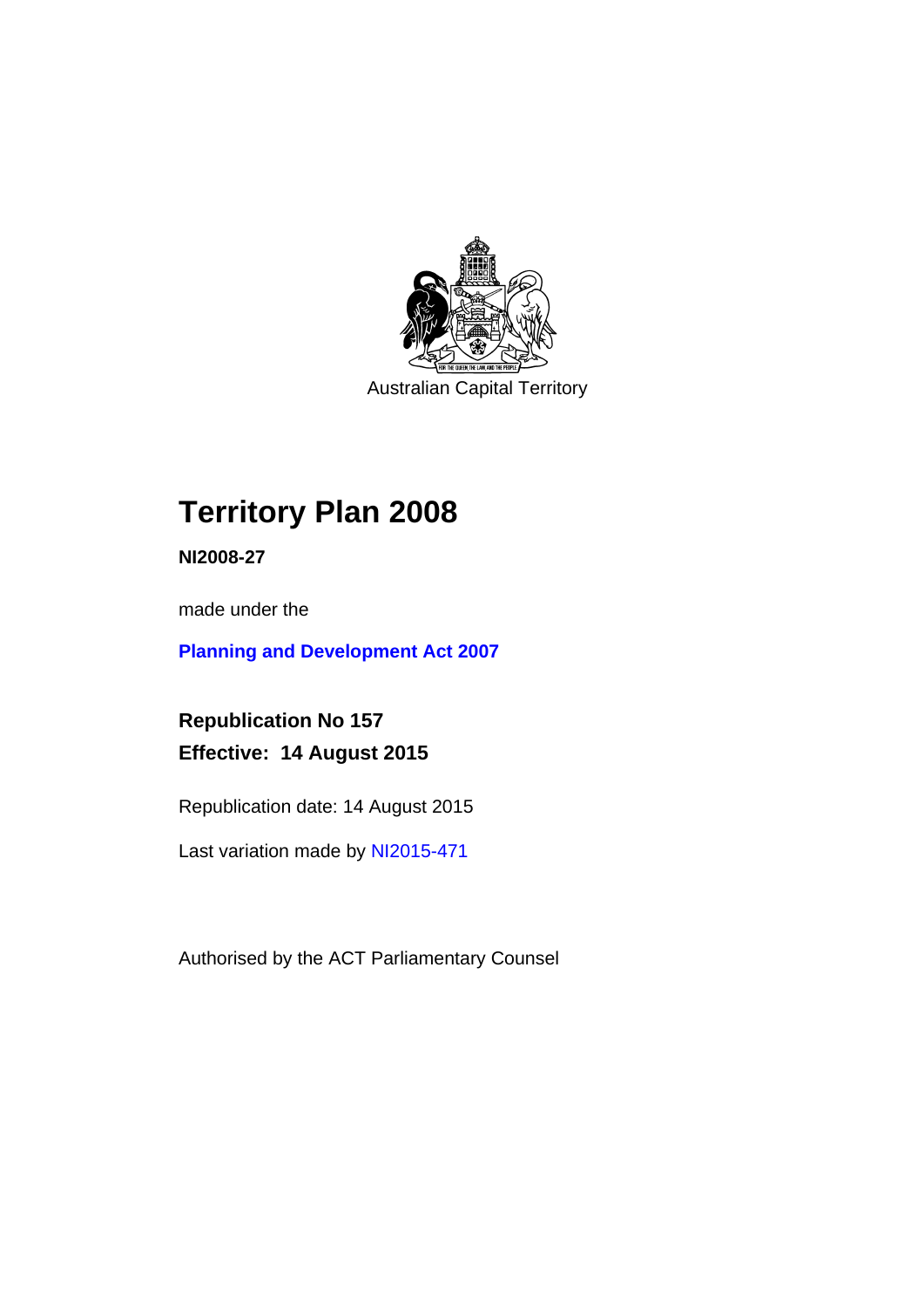Australian Capital Territory

# Territory Plan 2008

**NI2008-27**

made under the

**Planning and Development Act 2007**

**Republication No 157**
**Effective: 14 August 2015**

Republication date: 14 August 2015

Last variation made by NI2015-471

Authorised by the ACT Parliamentary Counsel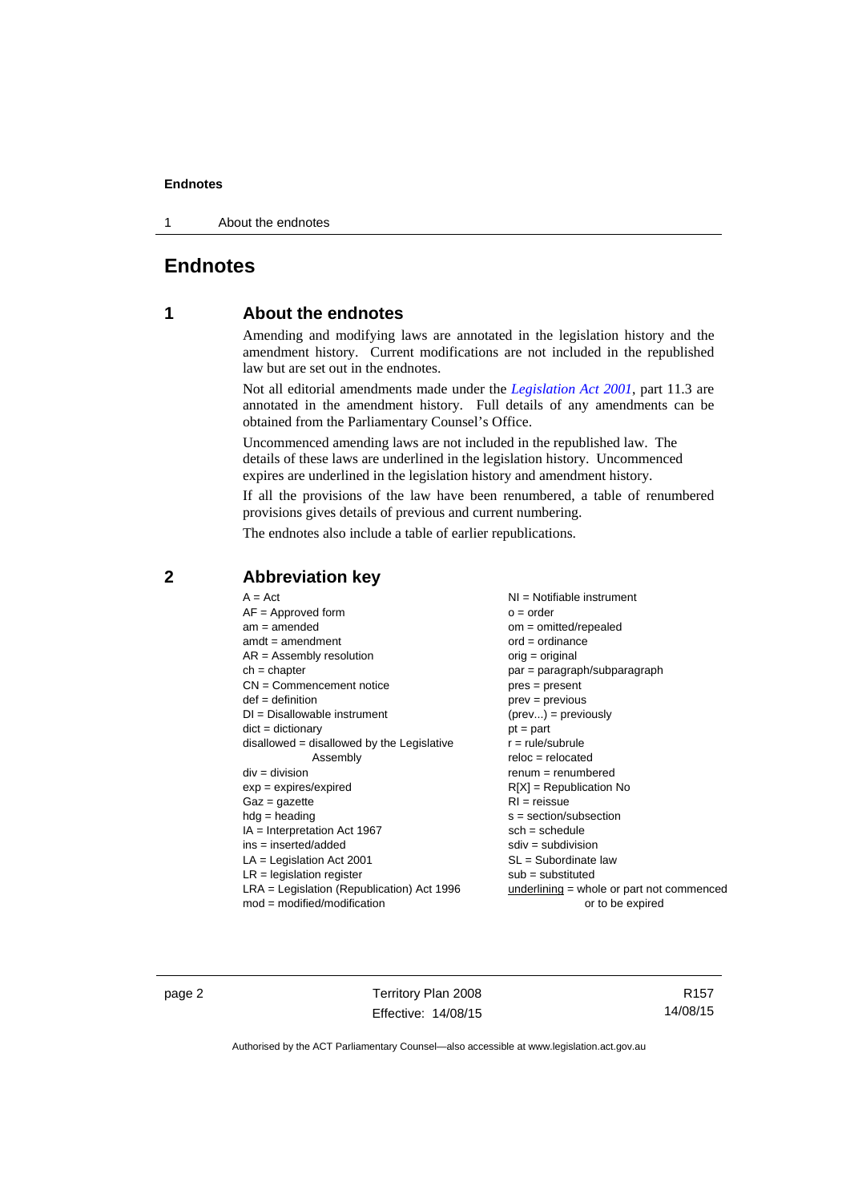# Endnotes

## 1 About the endnotes

Amending and modifying laws are annotated in the legislation history and the amendment history. Current modifications are not included in the republished law but are set out in the endnotes.

Not all editorial amendments made under the *Legislation Act 2001*, part 11.3 are annotated in the amendment history. Full details of any amendments can be obtained from the Parliamentary Counsel's Office.

Uncommenced amending laws are not included in the republished law. The details of these laws are underlined in the legislation history. Uncommenced expires are underlined in the legislation history and amendment history.

If all the provisions of the law have been renumbered, a table of renumbered provisions gives details of previous and current numbering.

The endnotes also include a table of earlier republications.

## 2 Abbreviation key

A = Act
AF = Approved form
am = amended
amdt = amendment
AR = Assembly resolution
ch = chapter
CN = Commencement notice
def = definition
DI = Disallowable instrument
dict = dictionary
disallowed = disallowed by the Legislative Assembly
div = division
exp = expires/expired
Gaz = gazette
hdg = heading
IA = Interpretation Act 1967
ins = inserted/added
LA = Legislation Act 2001
LR = legislation register
LRA = Legislation (Republication) Act 1996
mod = modified/modification
NI = Notifiable instrument
o = order
om = omitted/repealed
ord = ordinance
orig = original
par = paragraph/subparagraph
pres = present
prev = previous
(prev...) = previously
pt = part
r = rule/subrule
reloc = relocated
renum = renumbered
R[X] = Republication No
RI = reissue
s = section/subsection
sch = schedule
sdiv = subdivision
SL = Subordinate law
sub = substituted
underlining = whole or part not commenced or to be expired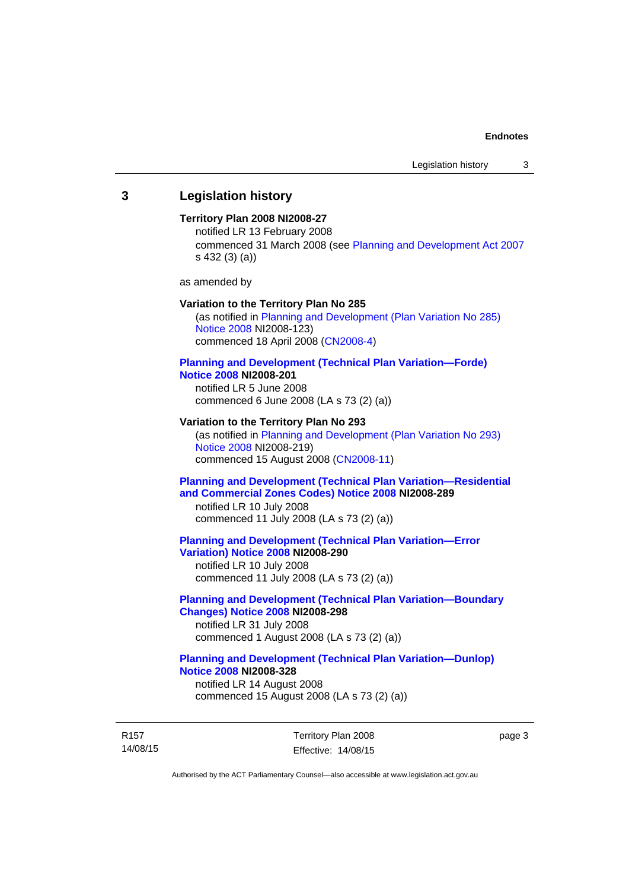## 3 Legislation history

**Territory Plan 2008 NI2008-27**

notified LR 13 February 2008

commenced 31 March 2008 (see Planning and Development Act 2007 s 432 (3) (a))

as amended by

**Variation to the Territory Plan No 285**

(as notified in Planning and Development (Plan Variation No 285) Notice 2008 NI2008-123)

commenced 18 April 2008 (CN2008-4)

**Planning and Development (Technical Plan Variation—Forde) Notice 2008 NI2008-201**

notified LR 5 June 2008

commenced 6 June 2008 (LA s 73 (2) (a))

**Variation to the Territory Plan No 293**

(as notified in Planning and Development (Plan Variation No 293) Notice 2008 NI2008-219)

commenced 15 August 2008 (CN2008-11)

**Planning and Development (Technical Plan Variation—Residential and Commercial Zones Codes) Notice 2008 NI2008-289**

notified LR 10 July 2008

commenced 11 July 2008 (LA s 73 (2) (a))

**Planning and Development (Technical Plan Variation—Error Variation) Notice 2008 NI2008-290**

notified LR 10 July 2008

commenced 11 July 2008 (LA s 73 (2) (a))

**Planning and Development (Technical Plan Variation—Boundary Changes) Notice 2008 NI2008-298**

notified LR 31 July 2008

commenced 1 August 2008 (LA s 73 (2) (a))

**Planning and Development (Technical Plan Variation—Dunlop) Notice 2008 NI2008-328**

notified LR 14 August 2008

commenced 15 August 2008 (LA s 73 (2) (a))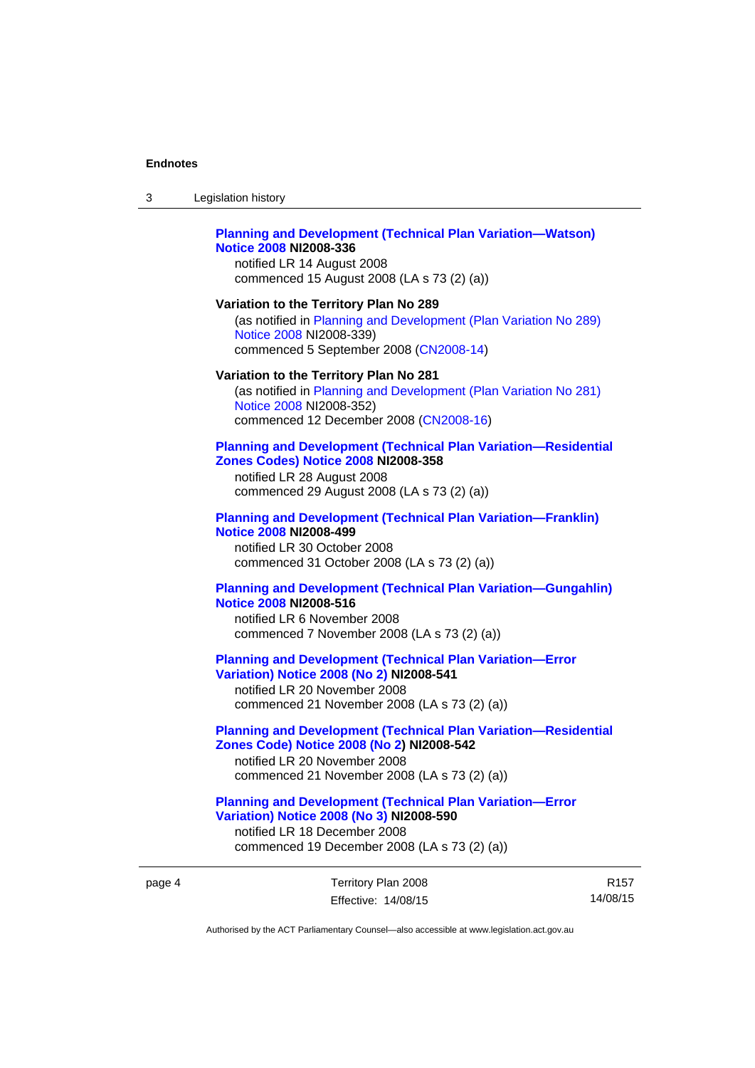**Planning and Development (Technical Plan Variation—Watson) Notice 2008 NI2008-336**

notified LR 14 August 2008

commenced 15 August 2008 (LA s 73 (2) (a))

**Variation to the Territory Plan No 289**

(as notified in Planning and Development (Plan Variation No 289) Notice 2008 NI2008-339)

commenced 5 September 2008 (CN2008-14)

**Variation to the Territory Plan No 281**

(as notified in Planning and Development (Plan Variation No 281) Notice 2008 NI2008-352)

commenced 12 December 2008 (CN2008-16)

**Planning and Development (Technical Plan Variation—Residential Zones Codes) Notice 2008 NI2008-358**

notified LR 28 August 2008

commenced 29 August 2008 (LA s 73 (2) (a))

**Planning and Development (Technical Plan Variation—Franklin) Notice 2008 NI2008-499**

notified LR 30 October 2008

commenced 31 October 2008 (LA s 73 (2) (a))

**Planning and Development (Technical Plan Variation—Gungahlin) Notice 2008 NI2008-516**

notified LR 6 November 2008

commenced 7 November 2008 (LA s 73 (2) (a))

**Planning and Development (Technical Plan Variation—Error Variation) Notice 2008 (No 2) NI2008-541**

notified LR 20 November 2008

commenced 21 November 2008 (LA s 73 (2) (a))

**Planning and Development (Technical Plan Variation—Residential Zones Code) Notice 2008 (No 2) NI2008-542**

notified LR 20 November 2008

commenced 21 November 2008 (LA s 73 (2) (a))

**Planning and Development (Technical Plan Variation—Error Variation) Notice 2008 (No 3) NI2008-590**

notified LR 18 December 2008

commenced 19 December 2008 (LA s 73 (2) (a))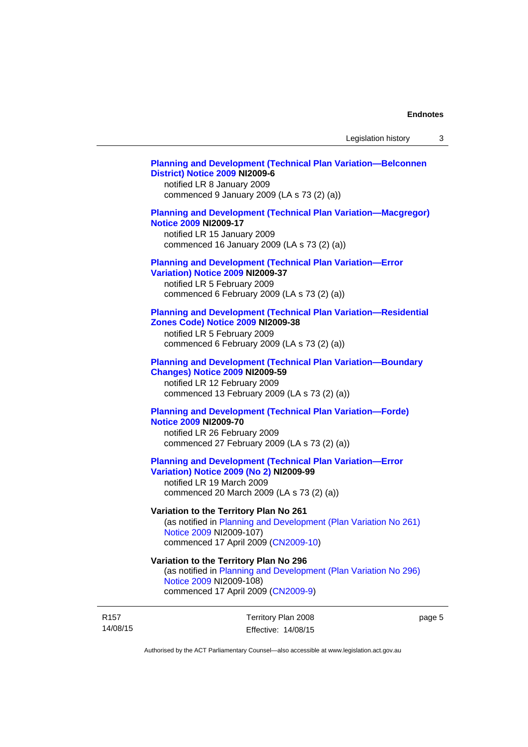**Planning and Development (Technical Plan Variation—Belconnen District) Notice 2009 NI2009-6**
notified LR 8 January 2009
commenced 9 January 2009 (LA s 73 (2) (a))

**Planning and Development (Technical Plan Variation—Macgregor) Notice 2009 NI2009-17**
notified LR 15 January 2009
commenced 16 January 2009 (LA s 73 (2) (a))

**Planning and Development (Technical Plan Variation—Error Variation) Notice 2009 NI2009-37**
notified LR 5 February 2009
commenced 6 February 2009 (LA s 73 (2) (a))

**Planning and Development (Technical Plan Variation—Residential Zones Code) Notice 2009 NI2009-38**
notified LR 5 February 2009
commenced 6 February 2009 (LA s 73 (2) (a))

**Planning and Development (Technical Plan Variation—Boundary Changes) Notice 2009 NI2009-59**
notified LR 12 February 2009
commenced 13 February 2009 (LA s 73 (2) (a))

**Planning and Development (Technical Plan Variation—Forde) Notice 2009 NI2009-70**
notified LR 26 February 2009
commenced 27 February 2009 (LA s 73 (2) (a))

**Planning and Development (Technical Plan Variation—Error Variation) Notice 2009 (No 2) NI2009-99**
notified LR 19 March 2009
commenced 20 March 2009 (LA s 73 (2) (a))

**Variation to the Territory Plan No 261**
(as notified in Planning and Development (Plan Variation No 261) Notice 2009 NI2009-107)
commenced 17 April 2009 (CN2009-10)

**Variation to the Territory Plan No 296**
(as notified in Planning and Development (Plan Variation No 296) Notice 2009 NI2009-108)
commenced 17 April 2009 (CN2009-9)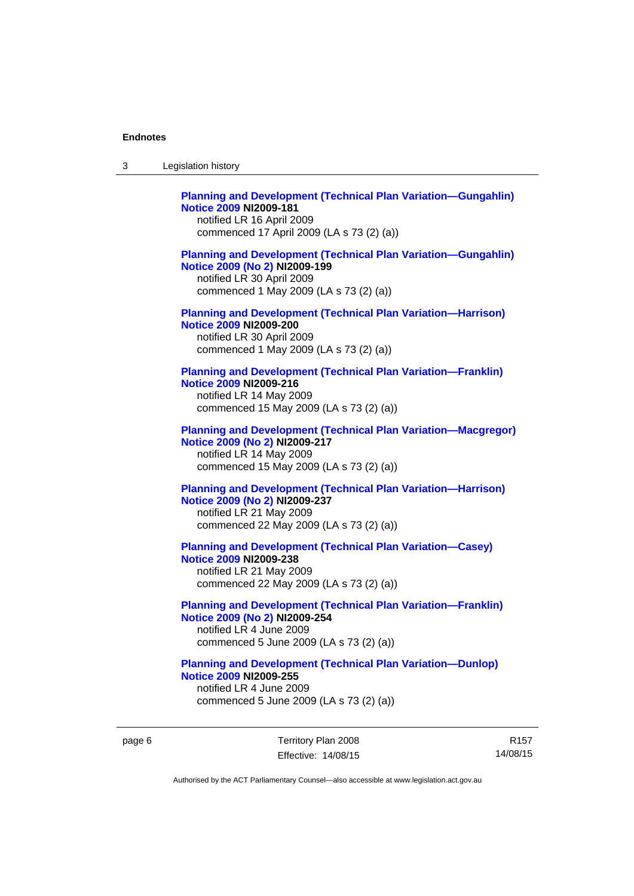**Planning and Development (Technical Plan Variation—Gungahlin) Notice 2009 NI2009-181**
notified LR 16 April 2009
commenced 17 April 2009 (LA s 73 (2) (a))

**Planning and Development (Technical Plan Variation—Gungahlin) Notice 2009 (No 2) NI2009-199**
notified LR 30 April 2009
commenced 1 May 2009 (LA s 73 (2) (a))

**Planning and Development (Technical Plan Variation—Harrison) Notice 2009 NI2009-200**
notified LR 30 April 2009
commenced 1 May 2009 (LA s 73 (2) (a))

**Planning and Development (Technical Plan Variation—Franklin) Notice 2009 NI2009-216**
notified LR 14 May 2009
commenced 15 May 2009 (LA s 73 (2) (a))

**Planning and Development (Technical Plan Variation—Macgregor) Notice 2009 (No 2) NI2009-217**
notified LR 14 May 2009
commenced 15 May 2009 (LA s 73 (2) (a))

**Planning and Development (Technical Plan Variation—Harrison) Notice 2009 (No 2) NI2009-237**
notified LR 21 May 2009
commenced 22 May 2009 (LA s 73 (2) (a))

**Planning and Development (Technical Plan Variation—Casey) Notice 2009 NI2009-238**
notified LR 21 May 2009
commenced 22 May 2009 (LA s 73 (2) (a))

**Planning and Development (Technical Plan Variation—Franklin) Notice 2009 (No 2) NI2009-254**
notified LR 4 June 2009
commenced 5 June 2009 (LA s 73 (2) (a))

**Planning and Development (Technical Plan Variation—Dunlop) Notice 2009 NI2009-255**
notified LR 4 June 2009
commenced 5 June 2009 (LA s 73 (2) (a))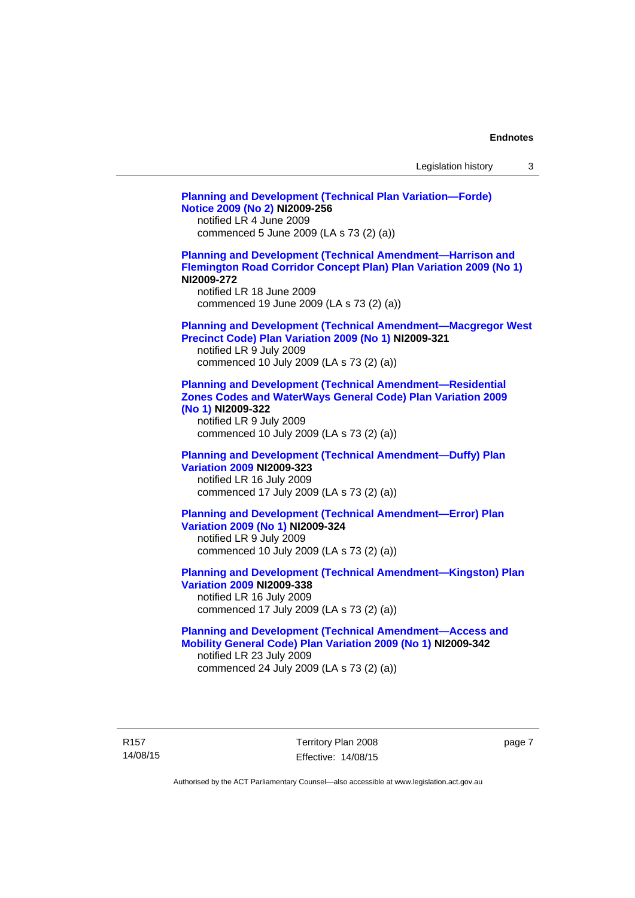**Planning and Development (Technical Plan Variation—Forde) Notice 2009 (No 2) NI2009-256**
notified LR 4 June 2009
commenced 5 June 2009 (LA s 73 (2) (a))

**Planning and Development (Technical Amendment—Harrison and Flemington Road Corridor Concept Plan) Plan Variation 2009 (No 1) NI2009-272**
notified LR 18 June 2009
commenced 19 June 2009 (LA s 73 (2) (a))

**Planning and Development (Technical Amendment—Macgregor West Precinct Code) Plan Variation 2009 (No 1) NI2009-321**
notified LR 9 July 2009
commenced 10 July 2009 (LA s 73 (2) (a))

**Planning and Development (Technical Amendment—Residential Zones Codes and WaterWays General Code) Plan Variation 2009 (No 1) NI2009-322**
notified LR 9 July 2009
commenced 10 July 2009 (LA s 73 (2) (a))

**Planning and Development (Technical Amendment—Duffy) Plan Variation 2009 NI2009-323**
notified LR 16 July 2009
commenced 17 July 2009 (LA s 73 (2) (a))

**Planning and Development (Technical Amendment—Error) Plan Variation 2009 (No 1) NI2009-324**
notified LR 9 July 2009
commenced 10 July 2009 (LA s 73 (2) (a))

**Planning and Development (Technical Amendment—Kingston) Plan Variation 2009 NI2009-338**
notified LR 16 July 2009
commenced 17 July 2009 (LA s 73 (2) (a))

**Planning and Development (Technical Amendment—Access and Mobility General Code) Plan Variation 2009 (No 1) NI2009-342**
notified LR 23 July 2009
commenced 24 July 2009 (LA s 73 (2) (a))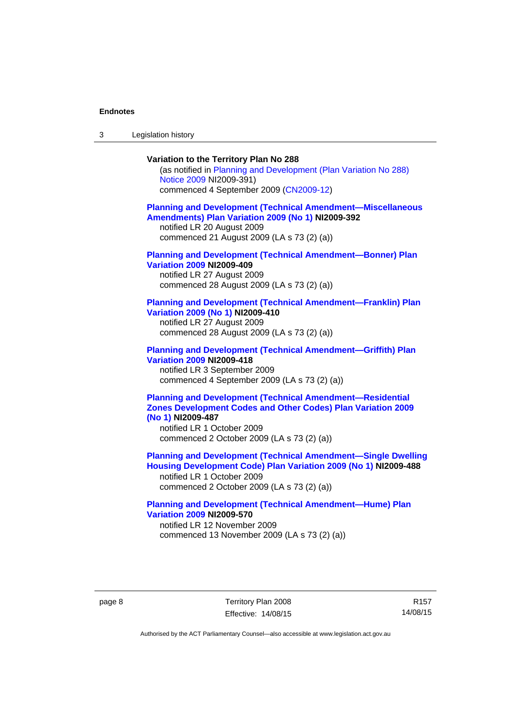**Variation to the Territory Plan No 288**

(as notified in Planning and Development (Plan Variation No 288) Notice 2009 NI2009-391)
commenced 4 September 2009 (CN2009-12)

**Planning and Development (Technical Amendment—Miscellaneous Amendments) Plan Variation 2009 (No 1) NI2009-392**
notified LR 20 August 2009
commenced 21 August 2009 (LA s 73 (2) (a))

**Planning and Development (Technical Amendment—Bonner) Plan Variation 2009 NI2009-409**
notified LR 27 August 2009
commenced 28 August 2009 (LA s 73 (2) (a))

**Planning and Development (Technical Amendment—Franklin) Plan Variation 2009 (No 1) NI2009-410**
notified LR 27 August 2009
commenced 28 August 2009 (LA s 73 (2) (a))

**Planning and Development (Technical Amendment—Griffith) Plan Variation 2009 NI2009-418**
notified LR 3 September 2009
commenced 4 September 2009 (LA s 73 (2) (a))

**Planning and Development (Technical Amendment—Residential Zones Development Codes and Other Codes) Plan Variation 2009 (No 1) NI2009-487**
notified LR 1 October 2009
commenced 2 October 2009 (LA s 73 (2) (a))

**Planning and Development (Technical Amendment—Single Dwelling Housing Development Code) Plan Variation 2009 (No 1) NI2009-488**
notified LR 1 October 2009
commenced 2 October 2009 (LA s 73 (2) (a))

**Planning and Development (Technical Amendment—Hume) Plan Variation 2009 NI2009-570**
notified LR 12 November 2009
commenced 13 November 2009 (LA s 73 (2) (a))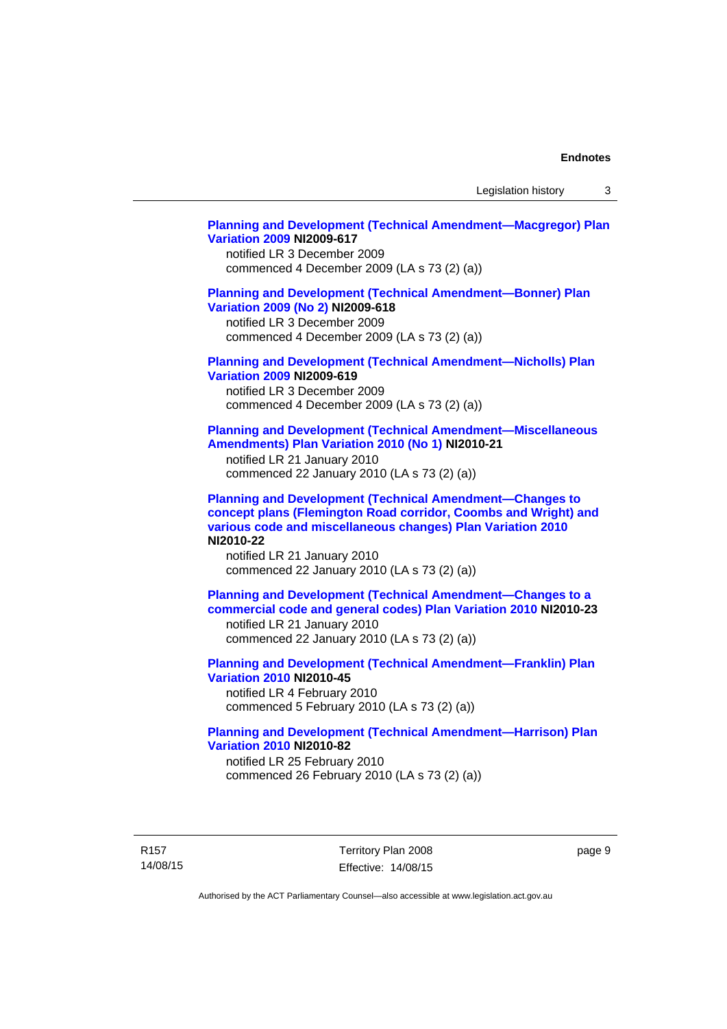**Planning and Development (Technical Amendment—Macgregor) Plan Variation 2009 NI2009-617**
notified LR 3 December 2009
commenced 4 December 2009 (LA s 73 (2) (a))

**Planning and Development (Technical Amendment—Bonner) Plan Variation 2009 (No 2) NI2009-618**
notified LR 3 December 2009
commenced 4 December 2009 (LA s 73 (2) (a))

**Planning and Development (Technical Amendment—Nicholls) Plan Variation 2009 NI2009-619**
notified LR 3 December 2009
commenced 4 December 2009 (LA s 73 (2) (a))

**Planning and Development (Technical Amendment—Miscellaneous Amendments) Plan Variation 2010 (No 1) NI2010-21**
notified LR 21 January 2010
commenced 22 January 2010 (LA s 73 (2) (a))

**Planning and Development (Technical Amendment—Changes to concept plans (Flemington Road corridor, Coombs and Wright) and various code and miscellaneous changes) Plan Variation 2010 NI2010-22**
notified LR 21 January 2010
commenced 22 January 2010 (LA s 73 (2) (a))

**Planning and Development (Technical Amendment—Changes to a commercial code and general codes) Plan Variation 2010 NI2010-23**
notified LR 21 January 2010
commenced 22 January 2010 (LA s 73 (2) (a))

**Planning and Development (Technical Amendment—Franklin) Plan Variation 2010 NI2010-45**
notified LR 4 February 2010
commenced 5 February 2010 (LA s 73 (2) (a))

**Planning and Development (Technical Amendment—Harrison) Plan Variation 2010 NI2010-82**
notified LR 25 February 2010
commenced 26 February 2010 (LA s 73 (2) (a))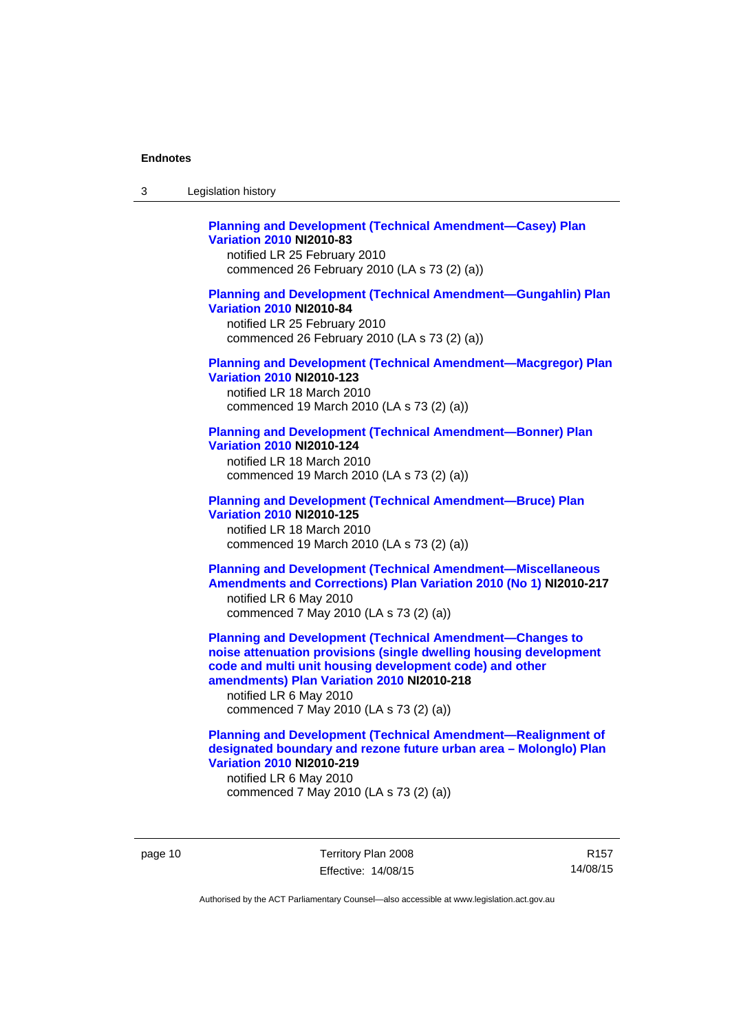**Planning and Development (Technical Amendment—Casey) Plan Variation 2010 NI2010-83**
notified LR 25 February 2010
commenced 26 February 2010 (LA s 73 (2) (a))

**Planning and Development (Technical Amendment—Gungahlin) Plan Variation 2010 NI2010-84**
notified LR 25 February 2010
commenced 26 February 2010 (LA s 73 (2) (a))

**Planning and Development (Technical Amendment—Macgregor) Plan Variation 2010 NI2010-123**
notified LR 18 March 2010
commenced 19 March 2010 (LA s 73 (2) (a))

**Planning and Development (Technical Amendment—Bonner) Plan Variation 2010 NI2010-124**
notified LR 18 March 2010
commenced 19 March 2010 (LA s 73 (2) (a))

**Planning and Development (Technical Amendment—Bruce) Plan Variation 2010 NI2010-125**
notified LR 18 March 2010
commenced 19 March 2010 (LA s 73 (2) (a))

**Planning and Development (Technical Amendment—Miscellaneous Amendments and Corrections) Plan Variation 2010 (No 1) NI2010-217**
notified LR 6 May 2010
commenced 7 May 2010 (LA s 73 (2) (a))

**Planning and Development (Technical Amendment—Changes to noise attenuation provisions (single dwelling housing development code and multi unit housing development code) and other amendments) Plan Variation 2010 NI2010-218**
notified LR 6 May 2010
commenced 7 May 2010 (LA s 73 (2) (a))

**Planning and Development (Technical Amendment—Realignment of designated boundary and rezone future urban area – Molonglo) Plan Variation 2010 NI2010-219**
notified LR 6 May 2010
commenced 7 May 2010 (LA s 73 (2) (a))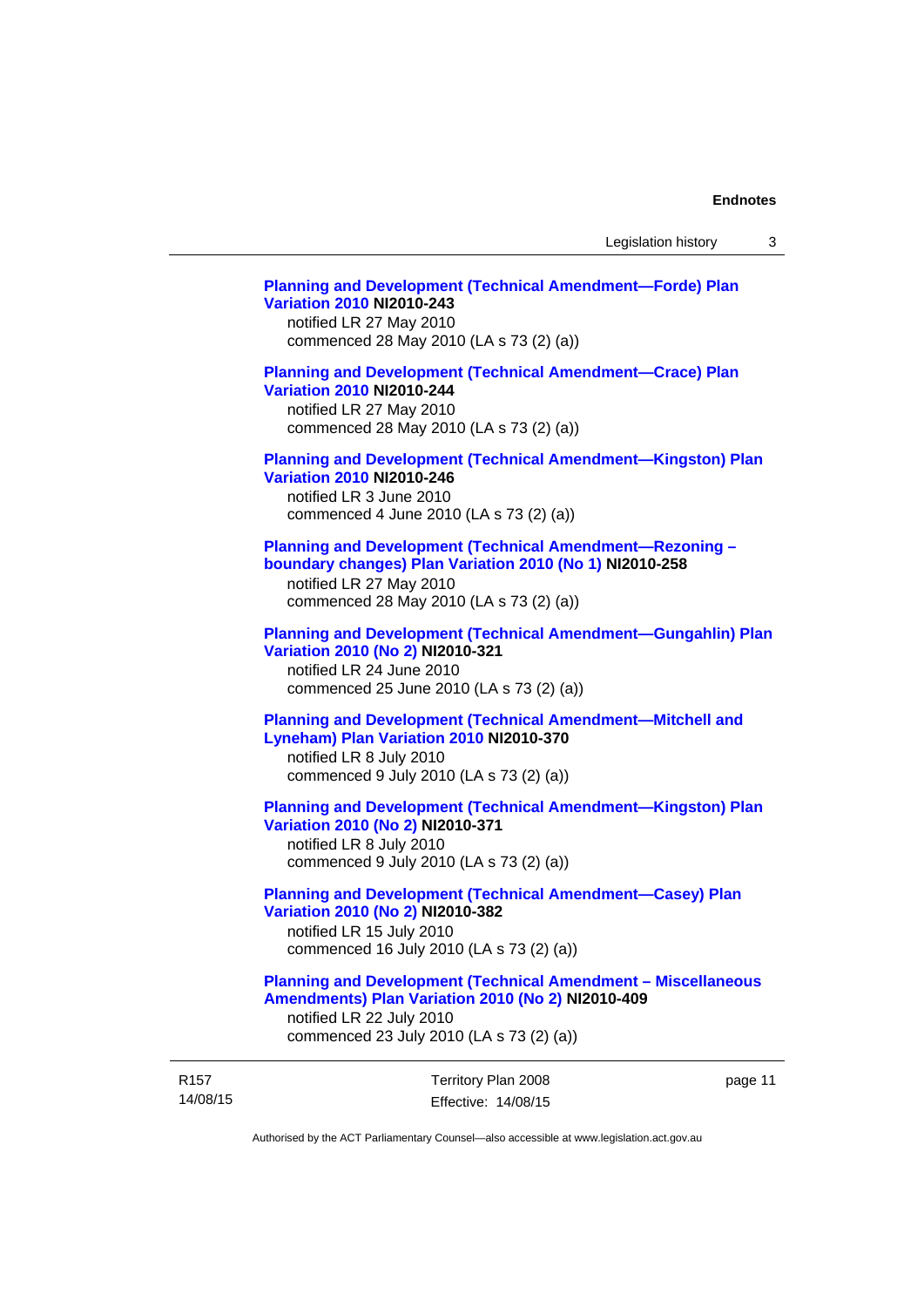**Planning and Development (Technical Amendment—Forde) Plan Variation 2010 NI2010-243**
notified LR 27 May 2010
commenced 28 May 2010 (LA s 73 (2) (a))

**Planning and Development (Technical Amendment—Crace) Plan Variation 2010 NI2010-244**
notified LR 27 May 2010
commenced 28 May 2010 (LA s 73 (2) (a))

**Planning and Development (Technical Amendment—Kingston) Plan Variation 2010 NI2010-246**
notified LR 3 June 2010
commenced 4 June 2010 (LA s 73 (2) (a))

**Planning and Development (Technical Amendment—Rezoning – boundary changes) Plan Variation 2010 (No 1) NI2010-258**
notified LR 27 May 2010
commenced 28 May 2010 (LA s 73 (2) (a))

**Planning and Development (Technical Amendment—Gungahlin) Plan Variation 2010 (No 2) NI2010-321**
notified LR 24 June 2010
commenced 25 June 2010 (LA s 73 (2) (a))

**Planning and Development (Technical Amendment—Mitchell and Lyneham) Plan Variation 2010 NI2010-370**
notified LR 8 July 2010
commenced 9 July 2010 (LA s 73 (2) (a))

**Planning and Development (Technical Amendment—Kingston) Plan Variation 2010 (No 2) NI2010-371**
notified LR 8 July 2010
commenced 9 July 2010 (LA s 73 (2) (a))

**Planning and Development (Technical Amendment—Casey) Plan Variation 2010 (No 2) NI2010-382**
notified LR 15 July 2010
commenced 16 July 2010 (LA s 73 (2) (a))

**Planning and Development (Technical Amendment – Miscellaneous Amendments) Plan Variation 2010 (No 2) NI2010-409**
notified LR 22 July 2010
commenced 23 July 2010 (LA s 73 (2) (a))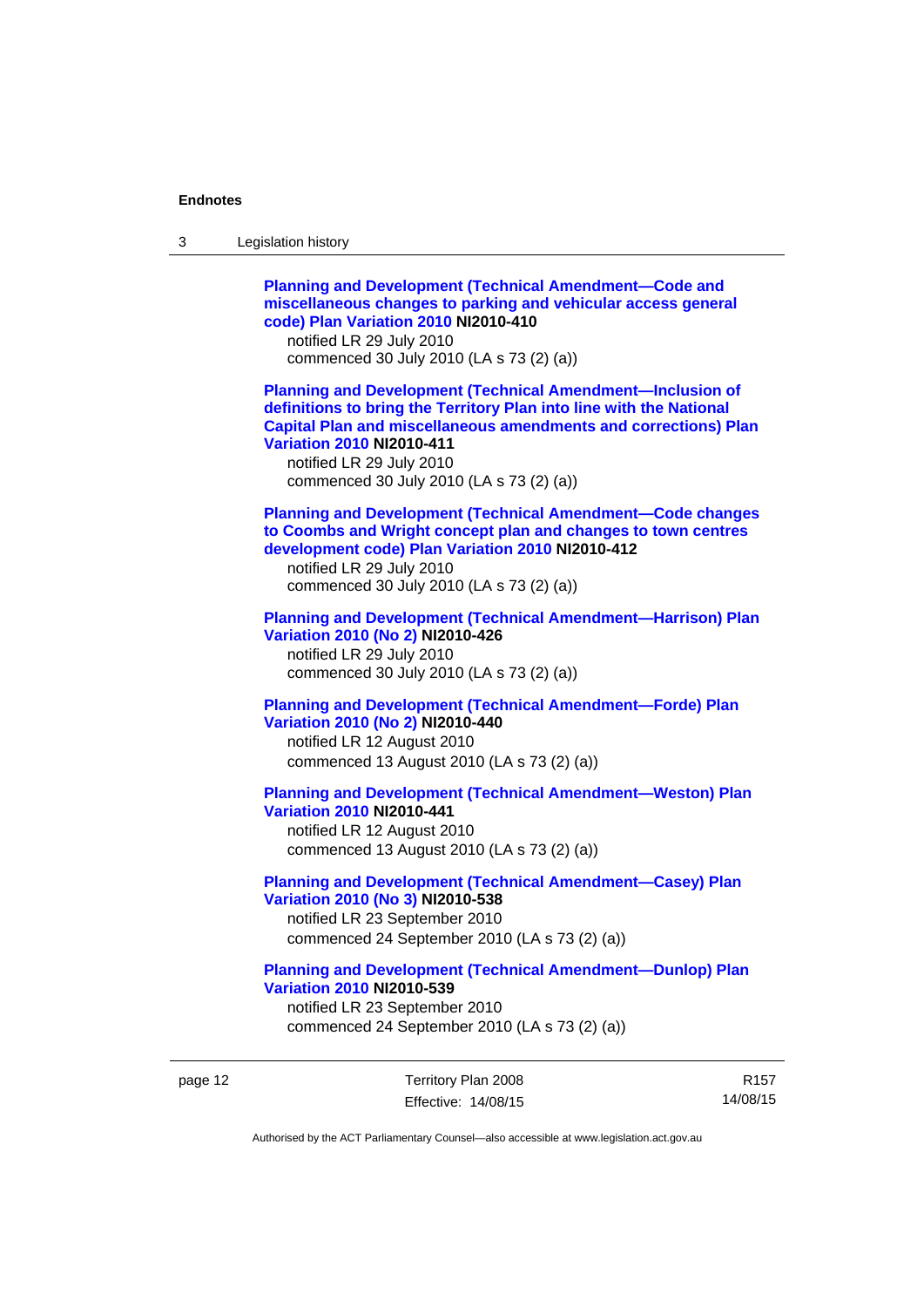**Planning and Development (Technical Amendment—Code and miscellaneous changes to parking and vehicular access general code) Plan Variation 2010 NI2010-410**
notified LR 29 July 2010
commenced 30 July 2010 (LA s 73 (2) (a))

**Planning and Development (Technical Amendment—Inclusion of definitions to bring the Territory Plan into line with the National Capital Plan and miscellaneous amendments and corrections) Plan Variation 2010 NI2010-411**
notified LR 29 July 2010
commenced 30 July 2010 (LA s 73 (2) (a))

**Planning and Development (Technical Amendment—Code changes to Coombs and Wright concept plan and changes to town centres development code) Plan Variation 2010 NI2010-412**
notified LR 29 July 2010
commenced 30 July 2010 (LA s 73 (2) (a))

**Planning and Development (Technical Amendment—Harrison) Plan Variation 2010 (No 2) NI2010-426**
notified LR 29 July 2010
commenced 30 July 2010 (LA s 73 (2) (a))

**Planning and Development (Technical Amendment—Forde) Plan Variation 2010 (No 2) NI2010-440**
notified LR 12 August 2010
commenced 13 August 2010 (LA s 73 (2) (a))

**Planning and Development (Technical Amendment—Weston) Plan Variation 2010 NI2010-441**
notified LR 12 August 2010
commenced 13 August 2010 (LA s 73 (2) (a))

**Planning and Development (Technical Amendment—Casey) Plan Variation 2010 (No 3) NI2010-538**
notified LR 23 September 2010
commenced 24 September 2010 (LA s 73 (2) (a))

**Planning and Development (Technical Amendment—Dunlop) Plan Variation 2010 NI2010-539**
notified LR 23 September 2010
commenced 24 September 2010 (LA s 73 (2) (a))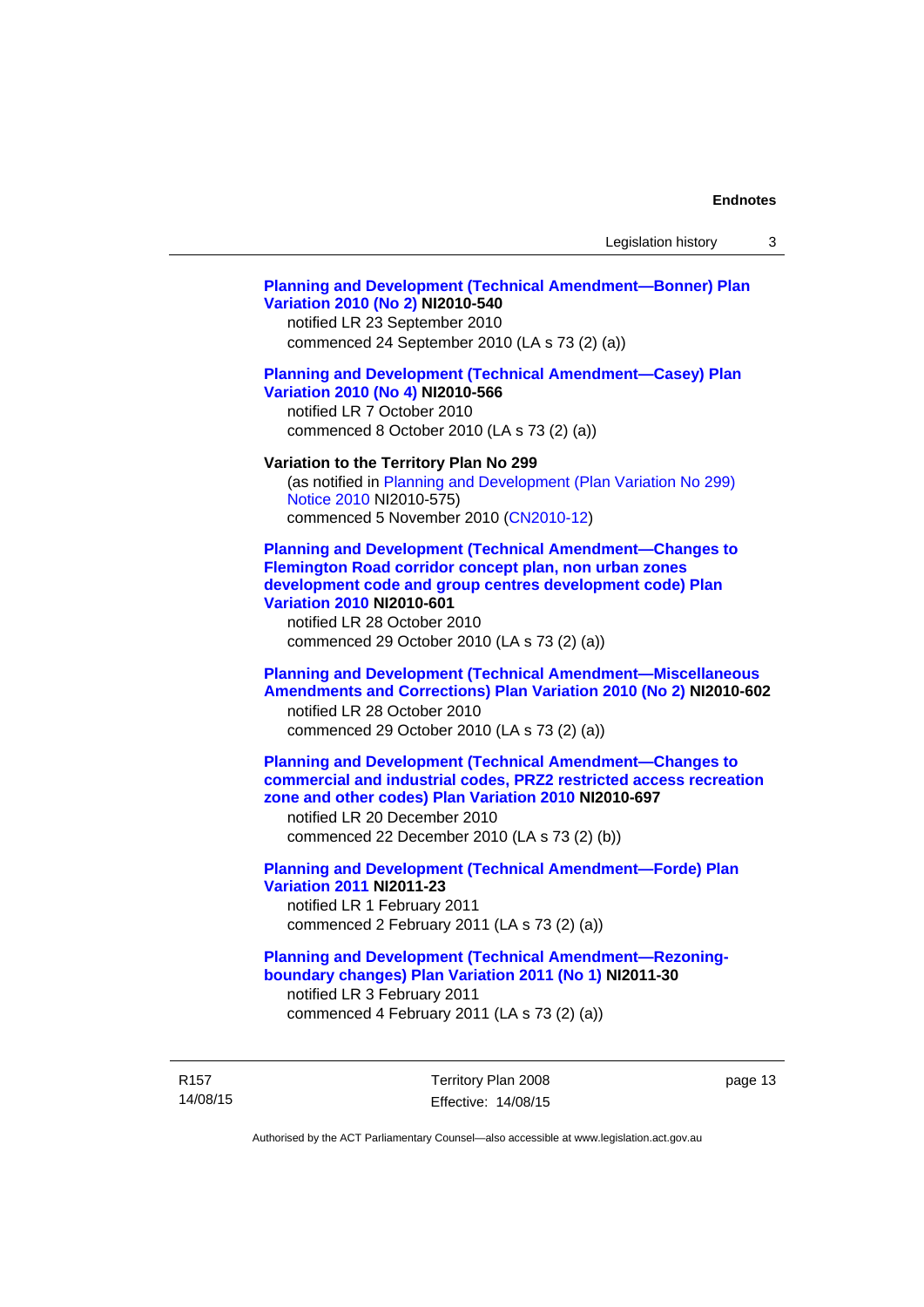**Planning and Development (Technical Amendment—Bonner) Plan Variation 2010 (No 2) NI2010-540**
notified LR 23 September 2010
commenced 24 September 2010 (LA s 73 (2) (a))

**Planning and Development (Technical Amendment—Casey) Plan Variation 2010 (No 4) NI2010-566**
notified LR 7 October 2010
commenced 8 October 2010 (LA s 73 (2) (a))

**Variation to the Territory Plan No 299**
(as notified in Planning and Development (Plan Variation No 299) Notice 2010 NI2010-575)
commenced 5 November 2010 (CN2010-12)

**Planning and Development (Technical Amendment—Changes to Flemington Road corridor concept plan, non urban zones development code and group centres development code) Plan Variation 2010 NI2010-601**
notified LR 28 October 2010
commenced 29 October 2010 (LA s 73 (2) (a))

**Planning and Development (Technical Amendment—Miscellaneous Amendments and Corrections) Plan Variation 2010 (No 2) NI2010-602**
notified LR 28 October 2010
commenced 29 October 2010 (LA s 73 (2) (a))

**Planning and Development (Technical Amendment—Changes to commercial and industrial codes, PRZ2 restricted access recreation zone and other codes) Plan Variation 2010 NI2010-697**
notified LR 20 December 2010
commenced 22 December 2010 (LA s 73 (2) (b))

**Planning and Development (Technical Amendment—Forde) Plan Variation 2011 NI2011-23**
notified LR 1 February 2011
commenced 2 February 2011 (LA s 73 (2) (a))

**Planning and Development (Technical Amendment—Rezoning-boundary changes) Plan Variation 2011 (No 1) NI2011-30**
notified LR 3 February 2011
commenced 4 February 2011 (LA s 73 (2) (a))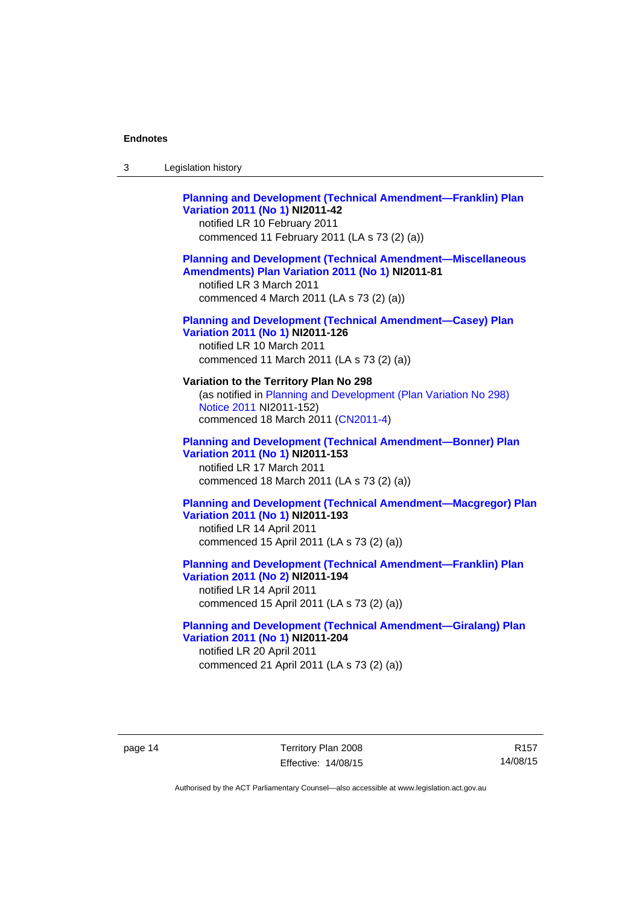**Planning and Development (Technical Amendment—Franklin) Plan Variation 2011 (No 1) NI2011-42**
notified LR 10 February 2011
commenced 11 February 2011 (LA s 73 (2) (a))

**Planning and Development (Technical Amendment—Miscellaneous Amendments) Plan Variation 2011 (No 1) NI2011-81**
notified LR 3 March 2011
commenced 4 March 2011 (LA s 73 (2) (a))

**Planning and Development (Technical Amendment—Casey) Plan Variation 2011 (No 1) NI2011-126**
notified LR 10 March 2011
commenced 11 March 2011 (LA s 73 (2) (a))

**Variation to the Territory Plan No 298**
(as notified in Planning and Development (Plan Variation No 298) Notice 2011 NI2011-152)
commenced 18 March 2011 (CN2011-4)

**Planning and Development (Technical Amendment—Bonner) Plan Variation 2011 (No 1) NI2011-153**
notified LR 17 March 2011
commenced 18 March 2011 (LA s 73 (2) (a))

**Planning and Development (Technical Amendment—Macgregor) Plan Variation 2011 (No 1) NI2011-193**
notified LR 14 April 2011
commenced 15 April 2011 (LA s 73 (2) (a))

**Planning and Development (Technical Amendment—Franklin) Plan Variation 2011 (No 2) NI2011-194**
notified LR 14 April 2011
commenced 15 April 2011 (LA s 73 (2) (a))

**Planning and Development (Technical Amendment—Giralang) Plan Variation 2011 (No 1) NI2011-204**
notified LR 20 April 2011
commenced 21 April 2011 (LA s 73 (2) (a))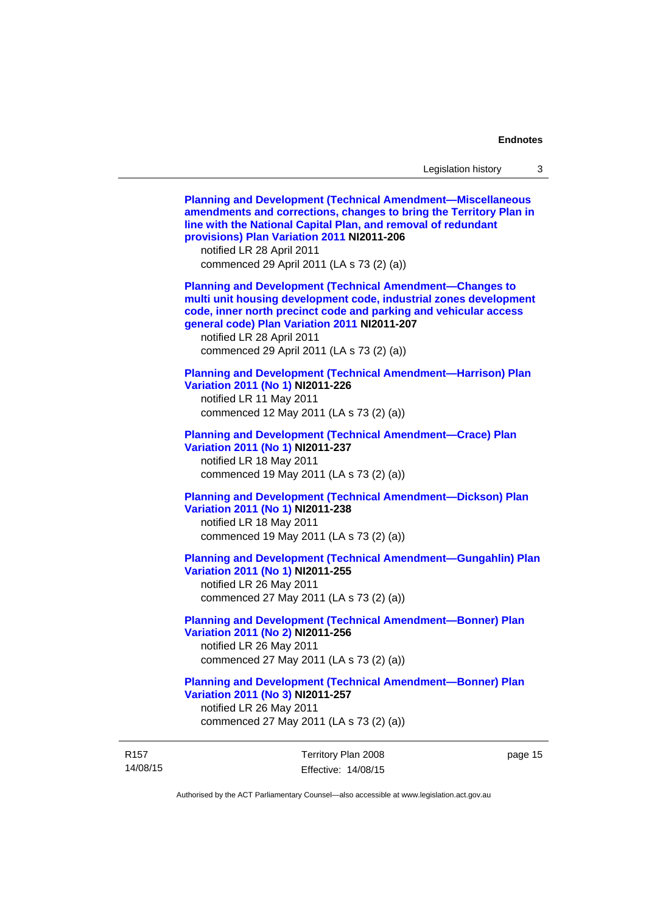**Planning and Development (Technical Amendment—Miscellaneous amendments and corrections, changes to bring the Territory Plan in line with the National Capital Plan, and removal of redundant provisions) Plan Variation 2011 NI2011-206**
notified LR 28 April 2011
commenced 29 April 2011 (LA s 73 (2) (a))

**Planning and Development (Technical Amendment—Changes to multi unit housing development code, industrial zones development code, inner north precinct code and parking and vehicular access general code) Plan Variation 2011 NI2011-207**
notified LR 28 April 2011
commenced 29 April 2011 (LA s 73 (2) (a))

**Planning and Development (Technical Amendment—Harrison) Plan Variation 2011 (No 1) NI2011-226**
notified LR 11 May 2011
commenced 12 May 2011 (LA s 73 (2) (a))

**Planning and Development (Technical Amendment—Crace) Plan Variation 2011 (No 1) NI2011-237**
notified LR 18 May 2011
commenced 19 May 2011 (LA s 73 (2) (a))

**Planning and Development (Technical Amendment—Dickson) Plan Variation 2011 (No 1) NI2011-238**
notified LR 18 May 2011
commenced 19 May 2011 (LA s 73 (2) (a))

**Planning and Development (Technical Amendment—Gungahlin) Plan Variation 2011 (No 1) NI2011-255**
notified LR 26 May 2011
commenced 27 May 2011 (LA s 73 (2) (a))

**Planning and Development (Technical Amendment—Bonner) Plan Variation 2011 (No 2) NI2011-256**
notified LR 26 May 2011
commenced 27 May 2011 (LA s 73 (2) (a))

**Planning and Development (Technical Amendment—Bonner) Plan Variation 2011 (No 3) NI2011-257**
notified LR 26 May 2011
commenced 27 May 2011 (LA s 73 (2) (a))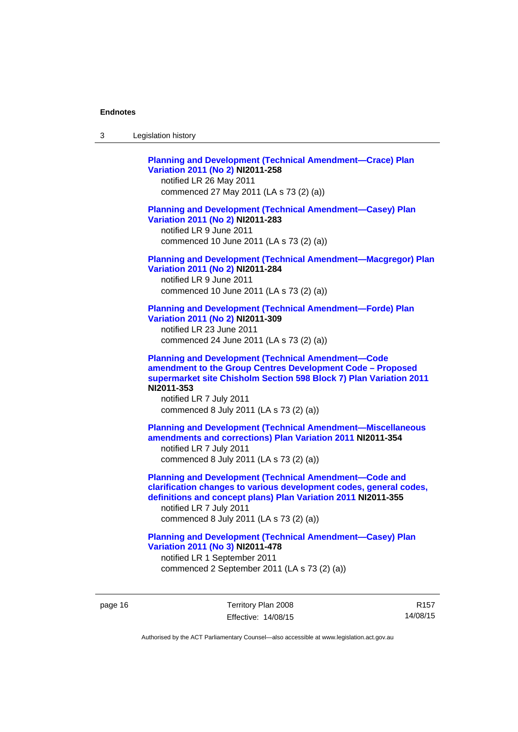**Planning and Development (Technical Amendment—Crace) Plan Variation 2011 (No 2) NI2011-258**
notified LR 26 May 2011
commenced 27 May 2011 (LA s 73 (2) (a))

**Planning and Development (Technical Amendment—Casey) Plan Variation 2011 (No 2) NI2011-283**
notified LR 9 June 2011
commenced 10 June 2011 (LA s 73 (2) (a))

**Planning and Development (Technical Amendment—Macgregor) Plan Variation 2011 (No 2) NI2011-284**
notified LR 9 June 2011
commenced 10 June 2011 (LA s 73 (2) (a))

**Planning and Development (Technical Amendment—Forde) Plan Variation 2011 (No 2) NI2011-309**
notified LR 23 June 2011
commenced 24 June 2011 (LA s 73 (2) (a))

**Planning and Development (Technical Amendment—Code amendment to the Group Centres Development Code – Proposed supermarket site Chisholm Section 598 Block 7) Plan Variation 2011 NI2011-353**
notified LR 7 July 2011
commenced 8 July 2011 (LA s 73 (2) (a))

**Planning and Development (Technical Amendment—Miscellaneous amendments and corrections) Plan Variation 2011 NI2011-354**
notified LR 7 July 2011
commenced 8 July 2011 (LA s 73 (2) (a))

**Planning and Development (Technical Amendment—Code and clarification changes to various development codes, general codes, definitions and concept plans) Plan Variation 2011 NI2011-355**
notified LR 7 July 2011
commenced 8 July 2011 (LA s 73 (2) (a))

**Planning and Development (Technical Amendment—Casey) Plan Variation 2011 (No 3) NI2011-478**
notified LR 1 September 2011
commenced 2 September 2011 (LA s 73 (2) (a))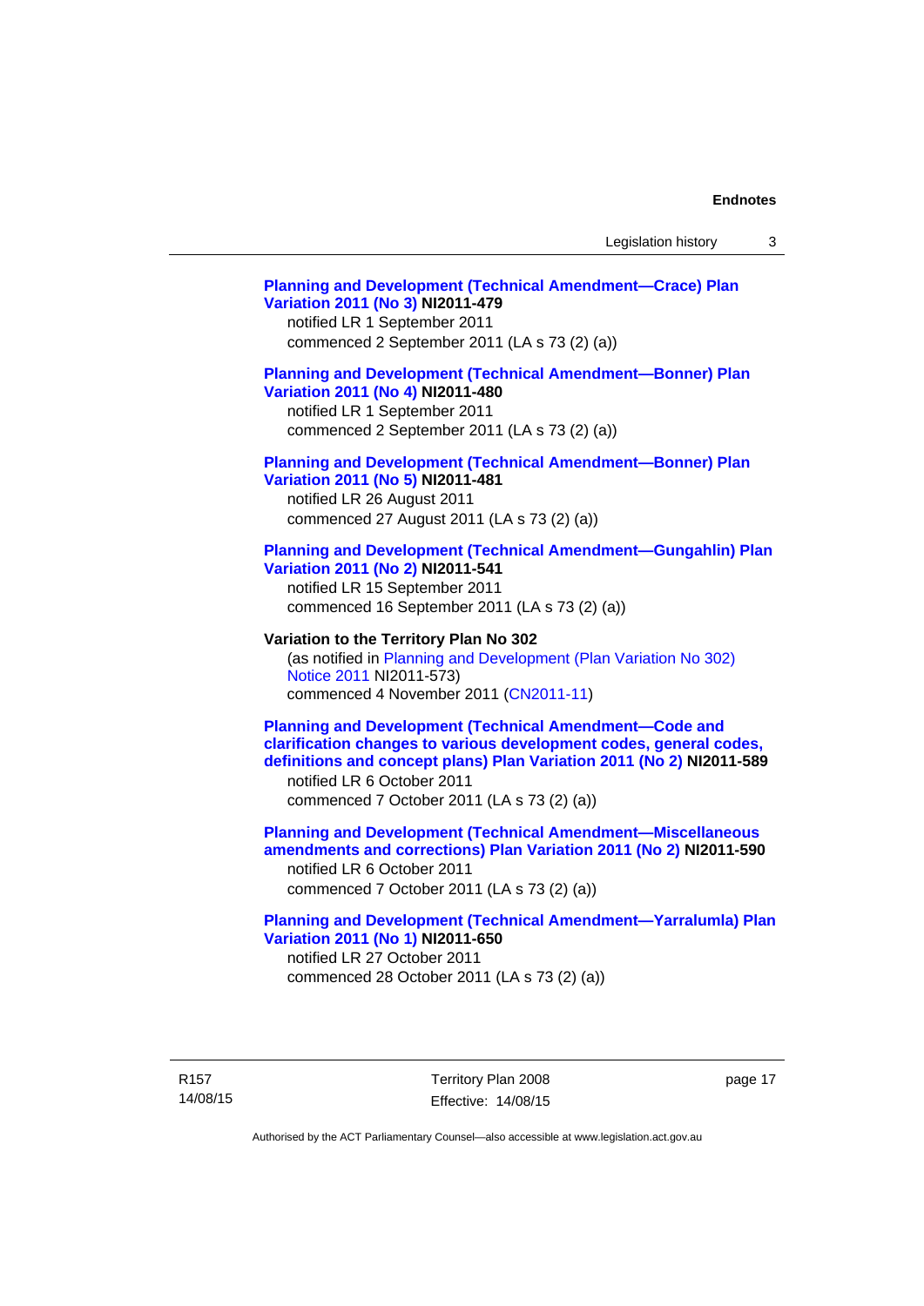**Planning and Development (Technical Amendment—Crace) Plan Variation 2011 (No 3) NI2011-479**
notified LR 1 September 2011
commenced 2 September 2011 (LA s 73 (2) (a))

**Planning and Development (Technical Amendment—Bonner) Plan Variation 2011 (No 4) NI2011-480**
notified LR 1 September 2011
commenced 2 September 2011 (LA s 73 (2) (a))

**Planning and Development (Technical Amendment—Bonner) Plan Variation 2011 (No 5) NI2011-481**
notified LR 26 August 2011
commenced 27 August 2011 (LA s 73 (2) (a))

**Planning and Development (Technical Amendment—Gungahlin) Plan Variation 2011 (No 2) NI2011-541**
notified LR 15 September 2011
commenced 16 September 2011 (LA s 73 (2) (a))

**Variation to the Territory Plan No 302**
(as notified in Planning and Development (Plan Variation No 302) Notice 2011 NI2011-573)
commenced 4 November 2011 (CN2011-11)

**Planning and Development (Technical Amendment—Code and clarification changes to various development codes, general codes, definitions and concept plans) Plan Variation 2011 (No 2) NI2011-589**
notified LR 6 October 2011
commenced 7 October 2011 (LA s 73 (2) (a))

**Planning and Development (Technical Amendment—Miscellaneous amendments and corrections) Plan Variation 2011 (No 2) NI2011-590**
notified LR 6 October 2011
commenced 7 October 2011 (LA s 73 (2) (a))

**Planning and Development (Technical Amendment—Yarralumla) Plan Variation 2011 (No 1) NI2011-650**
notified LR 27 October 2011
commenced 28 October 2011 (LA s 73 (2) (a))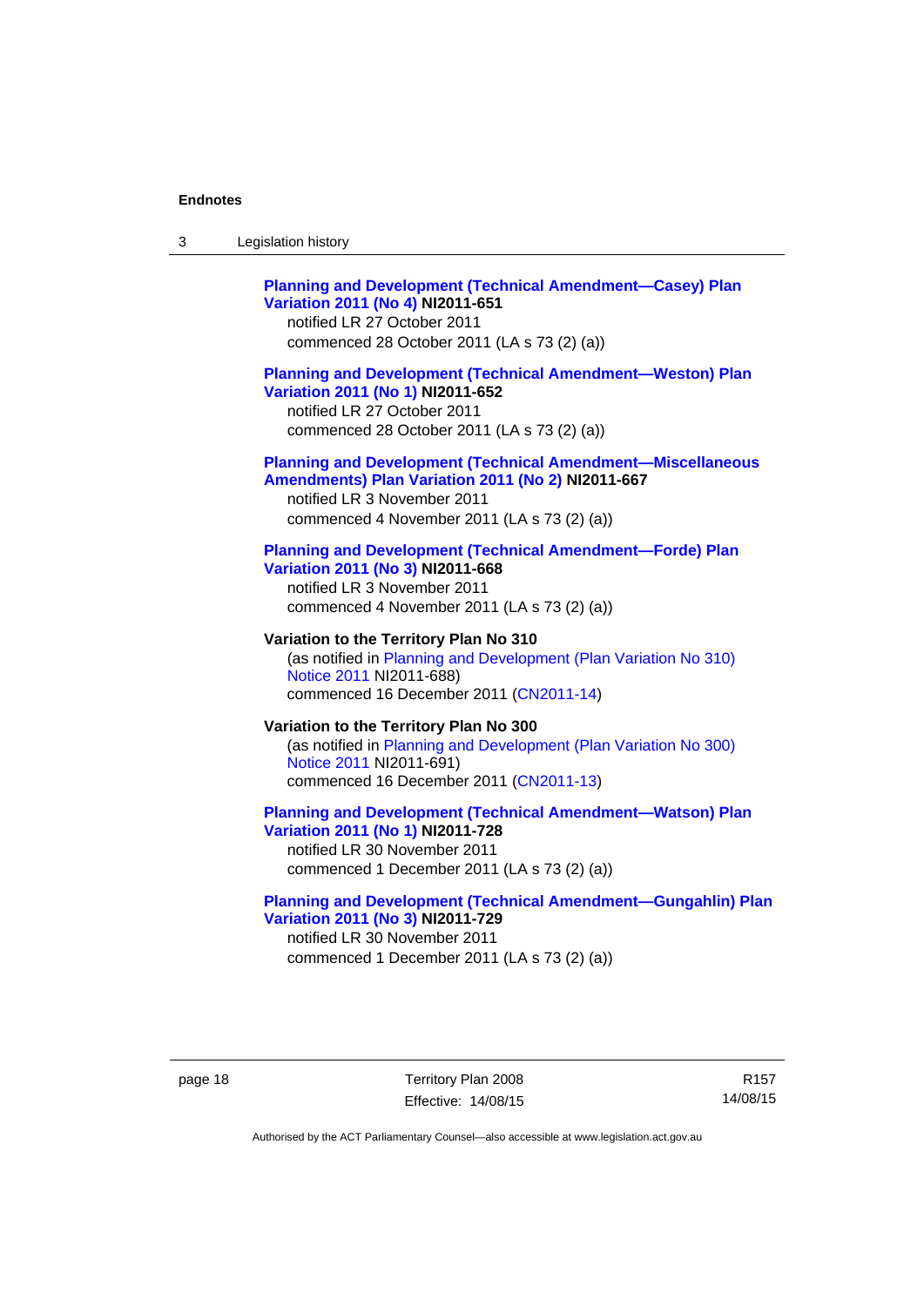**Planning and Development (Technical Amendment—Casey) Plan Variation 2011 (No 4) NI2011-651**
notified LR 27 October 2011
commenced 28 October 2011 (LA s 73 (2) (a))

**Planning and Development (Technical Amendment—Weston) Plan Variation 2011 (No 1) NI2011-652**
notified LR 27 October 2011
commenced 28 October 2011 (LA s 73 (2) (a))

**Planning and Development (Technical Amendment—Miscellaneous Amendments) Plan Variation 2011 (No 2) NI2011-667**
notified LR 3 November 2011
commenced 4 November 2011 (LA s 73 (2) (a))

**Planning and Development (Technical Amendment—Forde) Plan Variation 2011 (No 3) NI2011-668**
notified LR 3 November 2011
commenced 4 November 2011 (LA s 73 (2) (a))

**Variation to the Territory Plan No 310**
(as notified in Planning and Development (Plan Variation No 310) Notice 2011 NI2011-688)
commenced 16 December 2011 (CN2011-14)

**Variation to the Territory Plan No 300**
(as notified in Planning and Development (Plan Variation No 300) Notice 2011 NI2011-691)
commenced 16 December 2011 (CN2011-13)

**Planning and Development (Technical Amendment—Watson) Plan Variation 2011 (No 1) NI2011-728**
notified LR 30 November 2011
commenced 1 December 2011 (LA s 73 (2) (a))

**Planning and Development (Technical Amendment—Gungahlin) Plan Variation 2011 (No 3) NI2011-729**
notified LR 30 November 2011
commenced 1 December 2011 (LA s 73 (2) (a))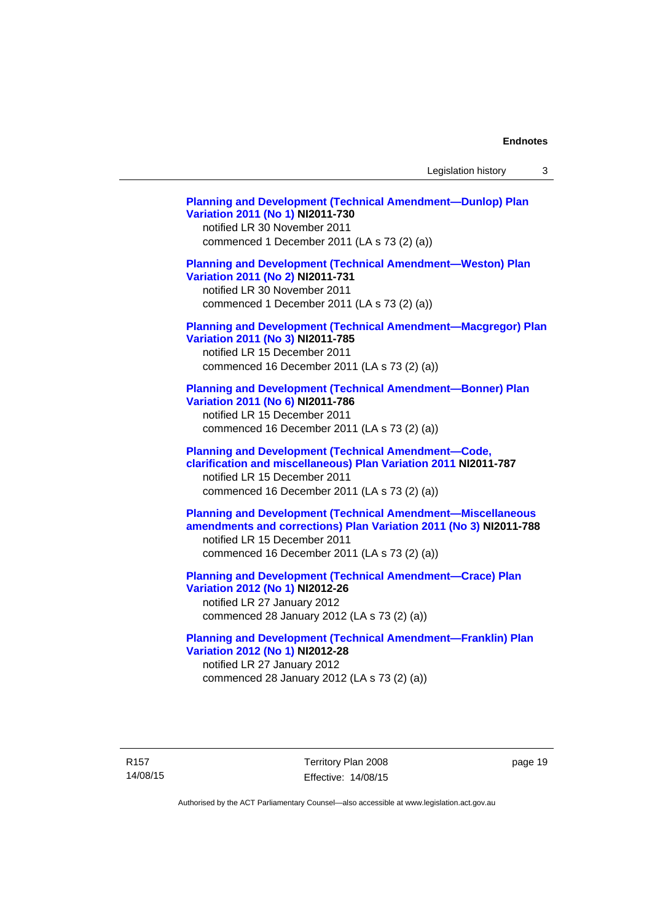**Planning and Development (Technical Amendment—Dunlop) Plan Variation 2011 (No 1) NI2011-730**
notified LR 30 November 2011
commenced 1 December 2011 (LA s 73 (2) (a))

**Planning and Development (Technical Amendment—Weston) Plan Variation 2011 (No 2) NI2011-731**
notified LR 30 November 2011
commenced 1 December 2011 (LA s 73 (2) (a))

**Planning and Development (Technical Amendment—Macgregor) Plan Variation 2011 (No 3) NI2011-785**
notified LR 15 December 2011
commenced 16 December 2011 (LA s 73 (2) (a))

**Planning and Development (Technical Amendment—Bonner) Plan Variation 2011 (No 6) NI2011-786**
notified LR 15 December 2011
commenced 16 December 2011 (LA s 73 (2) (a))

**Planning and Development (Technical Amendment—Code, clarification and miscellaneous) Plan Variation 2011 NI2011-787**
notified LR 15 December 2011
commenced 16 December 2011 (LA s 73 (2) (a))

**Planning and Development (Technical Amendment—Miscellaneous amendments and corrections) Plan Variation 2011 (No 3) NI2011-788**
notified LR 15 December 2011
commenced 16 December 2011 (LA s 73 (2) (a))

**Planning and Development (Technical Amendment—Crace) Plan Variation 2012 (No 1) NI2012-26**
notified LR 27 January 2012
commenced 28 January 2012 (LA s 73 (2) (a))

**Planning and Development (Technical Amendment—Franklin) Plan Variation 2012 (No 1) NI2012-28**
notified LR 27 January 2012
commenced 28 January 2012 (LA s 73 (2) (a))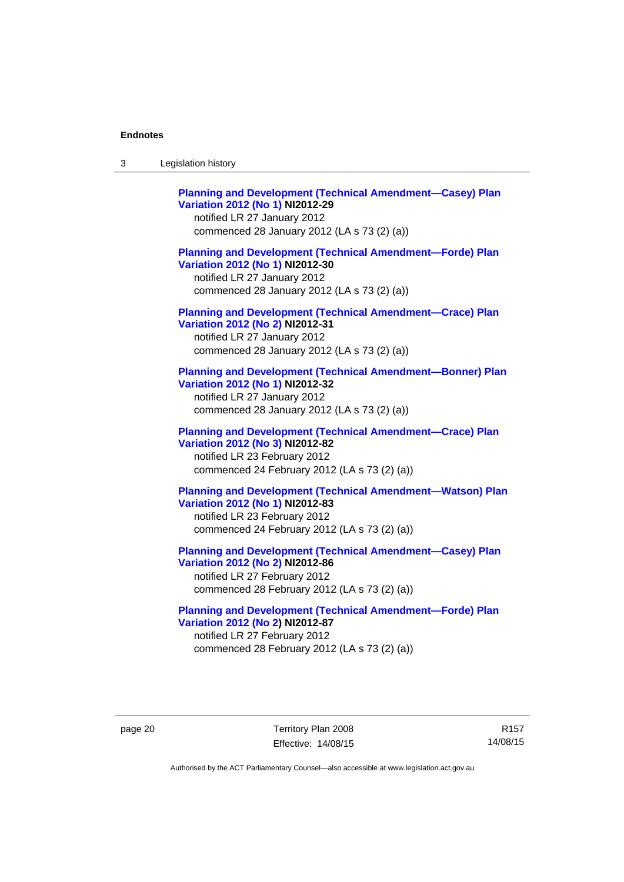**Planning and Development (Technical Amendment—Casey) Plan Variation 2012 (No 1) NI2012-29**
notified LR 27 January 2012
commenced 28 January 2012 (LA s 73 (2) (a))

**Planning and Development (Technical Amendment—Forde) Plan Variation 2012 (No 1) NI2012-30**
notified LR 27 January 2012
commenced 28 January 2012 (LA s 73 (2) (a))

**Planning and Development (Technical Amendment—Crace) Plan Variation 2012 (No 2) NI2012-31**
notified LR 27 January 2012
commenced 28 January 2012 (LA s 73 (2) (a))

**Planning and Development (Technical Amendment—Bonner) Plan Variation 2012 (No 1) NI2012-32**
notified LR 27 January 2012
commenced 28 January 2012 (LA s 73 (2) (a))

**Planning and Development (Technical Amendment—Crace) Plan Variation 2012 (No 3) NI2012-82**
notified LR 23 February 2012
commenced 24 February 2012 (LA s 73 (2) (a))

**Planning and Development (Technical Amendment—Watson) Plan Variation 2012 (No 1) NI2012-83**
notified LR 23 February 2012
commenced 24 February 2012 (LA s 73 (2) (a))

**Planning and Development (Technical Amendment—Casey) Plan Variation 2012 (No 2) NI2012-86**
notified LR 27 February 2012
commenced 28 February 2012 (LA s 73 (2) (a))

**Planning and Development (Technical Amendment—Forde) Plan Variation 2012 (No 2) NI2012-87**
notified LR 27 February 2012
commenced 28 February 2012 (LA s 73 (2) (a))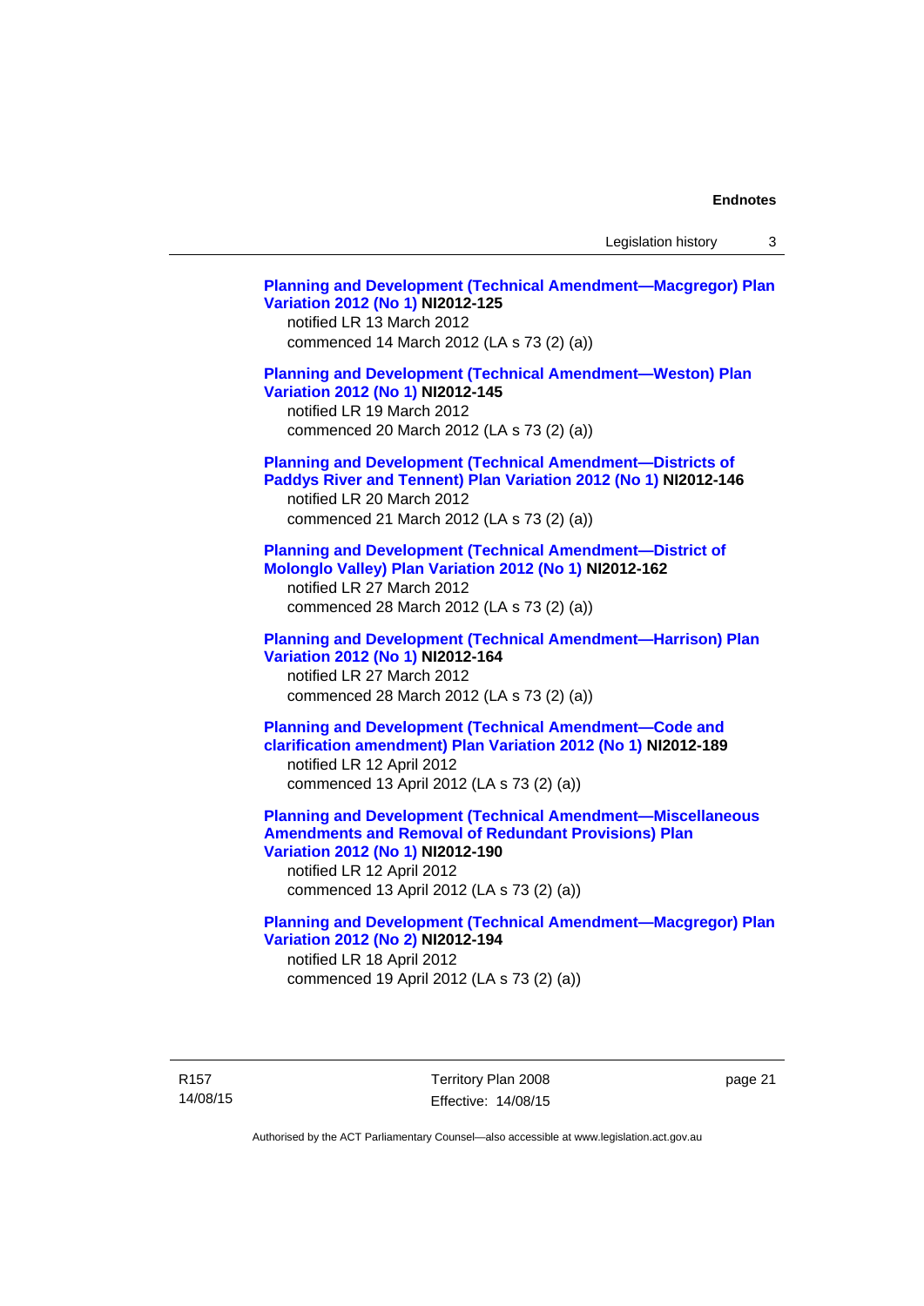**Planning and Development (Technical Amendment—Macgregor) Plan Variation 2012 (No 1) NI2012-125**
notified LR 13 March 2012
commenced 14 March 2012 (LA s 73 (2) (a))

**Planning and Development (Technical Amendment—Weston) Plan Variation 2012 (No 1) NI2012-145**
notified LR 19 March 2012
commenced 20 March 2012 (LA s 73 (2) (a))

**Planning and Development (Technical Amendment—Districts of Paddys River and Tennent) Plan Variation 2012 (No 1) NI2012-146**
notified LR 20 March 2012
commenced 21 March 2012 (LA s 73 (2) (a))

**Planning and Development (Technical Amendment—District of Molonglo Valley) Plan Variation 2012 (No 1) NI2012-162**
notified LR 27 March 2012
commenced 28 March 2012 (LA s 73 (2) (a))

**Planning and Development (Technical Amendment—Harrison) Plan Variation 2012 (No 1) NI2012-164**
notified LR 27 March 2012
commenced 28 March 2012 (LA s 73 (2) (a))

**Planning and Development (Technical Amendment—Code and clarification amendment) Plan Variation 2012 (No 1) NI2012-189**
notified LR 12 April 2012
commenced 13 April 2012 (LA s 73 (2) (a))

**Planning and Development (Technical Amendment—Miscellaneous Amendments and Removal of Redundant Provisions) Plan Variation 2012 (No 1) NI2012-190**
notified LR 12 April 2012
commenced 13 April 2012 (LA s 73 (2) (a))

**Planning and Development (Technical Amendment—Macgregor) Plan Variation 2012 (No 2) NI2012-194**
notified LR 18 April 2012
commenced 19 April 2012 (LA s 73 (2) (a))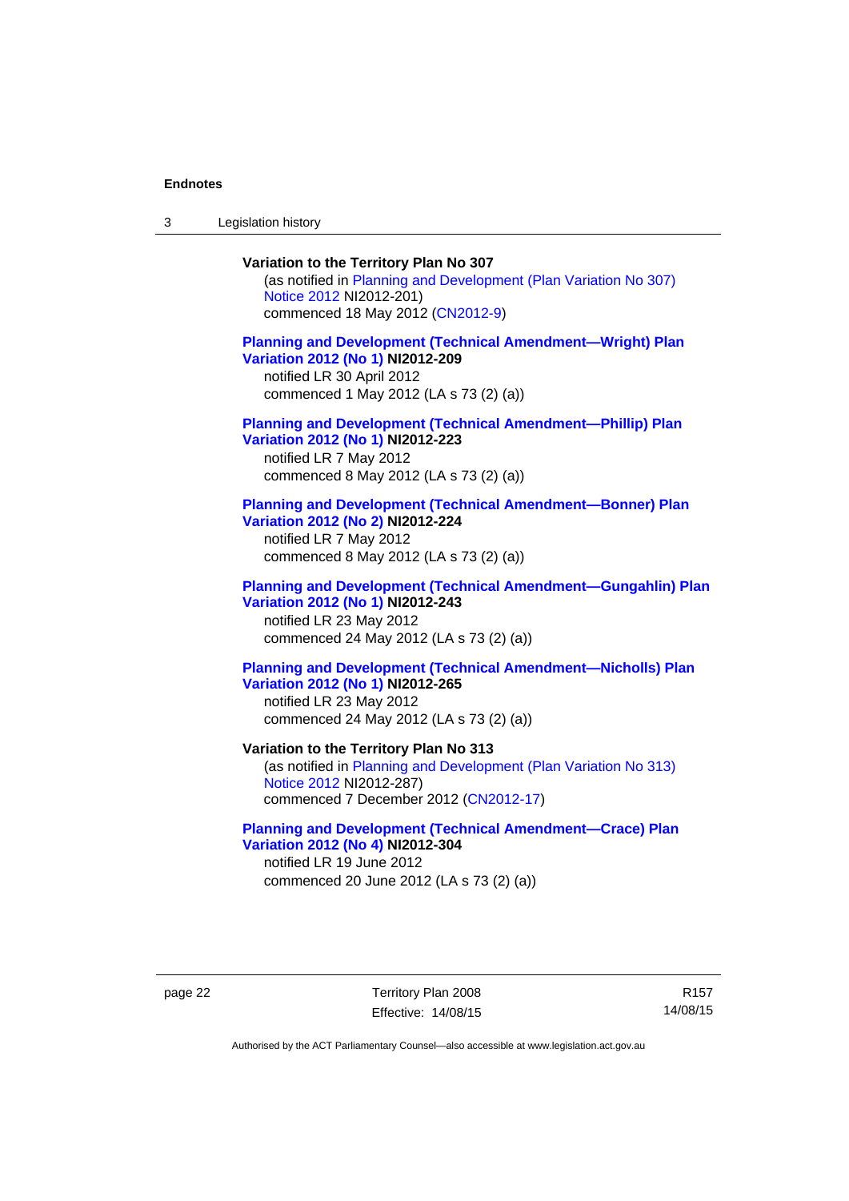**Variation to the Territory Plan No 307**

(as notified in Planning and Development (Plan Variation No 307) Notice 2012 NI2012-201)
commenced 18 May 2012 (CN2012-9)

**Planning and Development (Technical Amendment—Wright) Plan Variation 2012 (No 1) NI2012-209**

notified LR 30 April 2012
commenced 1 May 2012 (LA s 73 (2) (a))

**Planning and Development (Technical Amendment—Phillip) Plan Variation 2012 (No 1) NI2012-223**

notified LR 7 May 2012
commenced 8 May 2012 (LA s 73 (2) (a))

**Planning and Development (Technical Amendment—Bonner) Plan Variation 2012 (No 2) NI2012-224**

notified LR 7 May 2012
commenced 8 May 2012 (LA s 73 (2) (a))

**Planning and Development (Technical Amendment—Gungahlin) Plan Variation 2012 (No 1) NI2012-243**

notified LR 23 May 2012
commenced 24 May 2012 (LA s 73 (2) (a))

**Planning and Development (Technical Amendment—Nicholls) Plan Variation 2012 (No 1) NI2012-265**

notified LR 23 May 2012
commenced 24 May 2012 (LA s 73 (2) (a))

**Variation to the Territory Plan No 313**

(as notified in Planning and Development (Plan Variation No 313) Notice 2012 NI2012-287)
commenced 7 December 2012 (CN2012-17)

**Planning and Development (Technical Amendment—Crace) Plan Variation 2012 (No 4) NI2012-304**

notified LR 19 June 2012
commenced 20 June 2012 (LA s 73 (2) (a))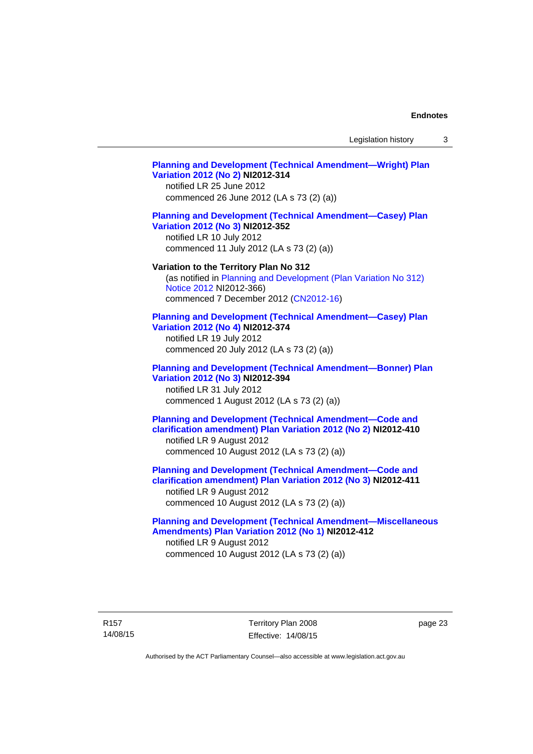**Planning and Development (Technical Amendment—Wright) Plan Variation 2012 (No 2) NI2012-314**
notified LR 25 June 2012
commenced 26 June 2012 (LA s 73 (2) (a))

**Planning and Development (Technical Amendment—Casey) Plan Variation 2012 (No 3) NI2012-352**
notified LR 10 July 2012
commenced 11 July 2012 (LA s 73 (2) (a))

**Variation to the Territory Plan No 312**
(as notified in Planning and Development (Plan Variation No 312) Notice 2012 NI2012-366)
commenced 7 December 2012 (CN2012-16)

**Planning and Development (Technical Amendment—Casey) Plan Variation 2012 (No 4) NI2012-374**
notified LR 19 July 2012
commenced 20 July 2012 (LA s 73 (2) (a))

**Planning and Development (Technical Amendment—Bonner) Plan Variation 2012 (No 3) NI2012-394**
notified LR 31 July 2012
commenced 1 August 2012 (LA s 73 (2) (a))

**Planning and Development (Technical Amendment—Code and clarification amendment) Plan Variation 2012 (No 2) NI2012-410**
notified LR 9 August 2012
commenced 10 August 2012 (LA s 73 (2) (a))

**Planning and Development (Technical Amendment—Code and clarification amendment) Plan Variation 2012 (No 3) NI2012-411**
notified LR 9 August 2012
commenced 10 August 2012 (LA s 73 (2) (a))

**Planning and Development (Technical Amendment—Miscellaneous Amendments) Plan Variation 2012 (No 1) NI2012-412**
notified LR 9 August 2012
commenced 10 August 2012 (LA s 73 (2) (a))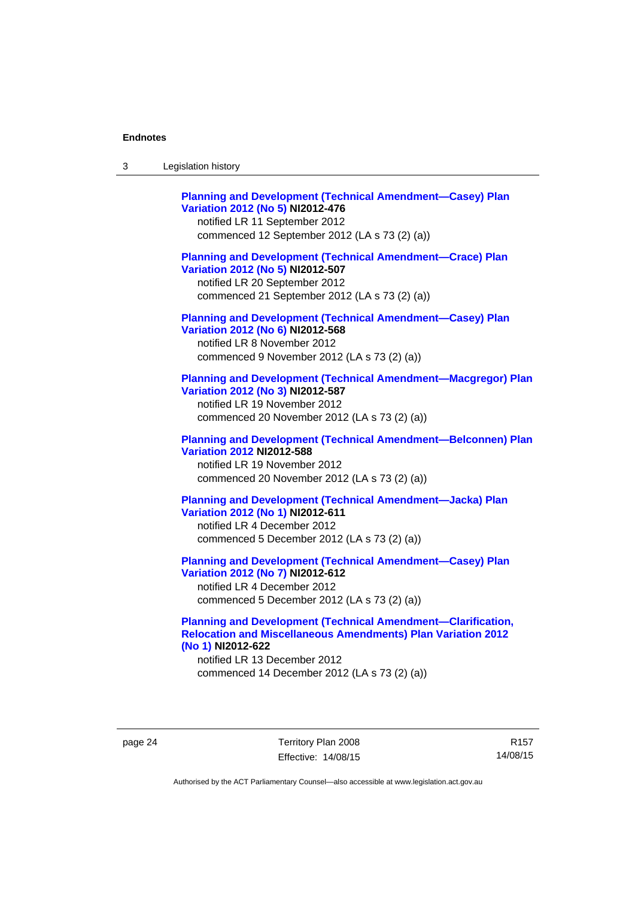**Planning and Development (Technical Amendment—Casey) Plan Variation 2012 (No 5) NI2012-476**
notified LR 11 September 2012
commenced 12 September 2012 (LA s 73 (2) (a))

**Planning and Development (Technical Amendment—Crace) Plan Variation 2012 (No 5) NI2012-507**
notified LR 20 September 2012
commenced 21 September 2012 (LA s 73 (2) (a))

**Planning and Development (Technical Amendment—Casey) Plan Variation 2012 (No 6) NI2012-568**
notified LR 8 November 2012
commenced 9 November 2012 (LA s 73 (2) (a))

**Planning and Development (Technical Amendment—Macgregor) Plan Variation 2012 (No 3) NI2012-587**
notified LR 19 November 2012
commenced 20 November 2012 (LA s 73 (2) (a))

**Planning and Development (Technical Amendment—Belconnen) Plan Variation 2012 NI2012-588**
notified LR 19 November 2012
commenced 20 November 2012 (LA s 73 (2) (a))

**Planning and Development (Technical Amendment—Jacka) Plan Variation 2012 (No 1) NI2012-611**
notified LR 4 December 2012
commenced 5 December 2012 (LA s 73 (2) (a))

**Planning and Development (Technical Amendment—Casey) Plan Variation 2012 (No 7) NI2012-612**
notified LR 4 December 2012
commenced 5 December 2012 (LA s 73 (2) (a))

**Planning and Development (Technical Amendment—Clarification, Relocation and Miscellaneous Amendments) Plan Variation 2012 (No 1) NI2012-622**
notified LR 13 December 2012
commenced 14 December 2012 (LA s 73 (2) (a))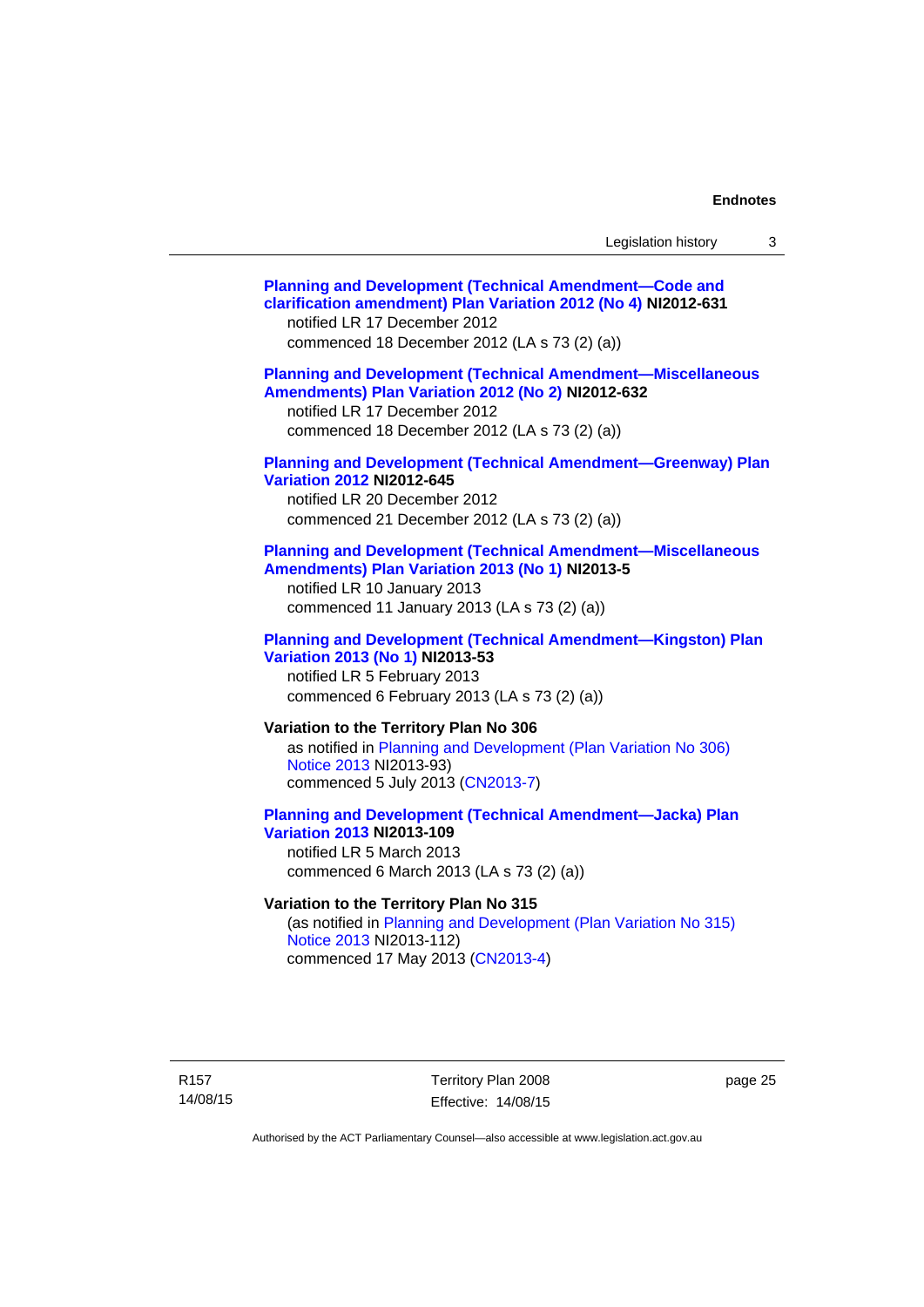**Planning and Development (Technical Amendment—Code and clarification amendment) Plan Variation 2012 (No 4) NI2012-631**
notified LR 17 December 2012
commenced 18 December 2012 (LA s 73 (2) (a))

**Planning and Development (Technical Amendment—Miscellaneous Amendments) Plan Variation 2012 (No 2) NI2012-632**
notified LR 17 December 2012
commenced 18 December 2012 (LA s 73 (2) (a))

**Planning and Development (Technical Amendment—Greenway) Plan Variation 2012 NI2012-645**
notified LR 20 December 2012
commenced 21 December 2012 (LA s 73 (2) (a))

**Planning and Development (Technical Amendment—Miscellaneous Amendments) Plan Variation 2013 (No 1) NI2013-5**
notified LR 10 January 2013
commenced 11 January 2013 (LA s 73 (2) (a))

**Planning and Development (Technical Amendment—Kingston) Plan Variation 2013 (No 1) NI2013-53**
notified LR 5 February 2013
commenced 6 February 2013 (LA s 73 (2) (a))

**Variation to the Territory Plan No 306**
as notified in Planning and Development (Plan Variation No 306) Notice 2013 NI2013-93)
commenced 5 July 2013 (CN2013-7)

**Planning and Development (Technical Amendment—Jacka) Plan Variation 2013 NI2013-109**
notified LR 5 March 2013
commenced 6 March 2013 (LA s 73 (2) (a))

**Variation to the Territory Plan No 315**
(as notified in Planning and Development (Plan Variation No 315) Notice 2013 NI2013-112)
commenced 17 May 2013 (CN2013-4)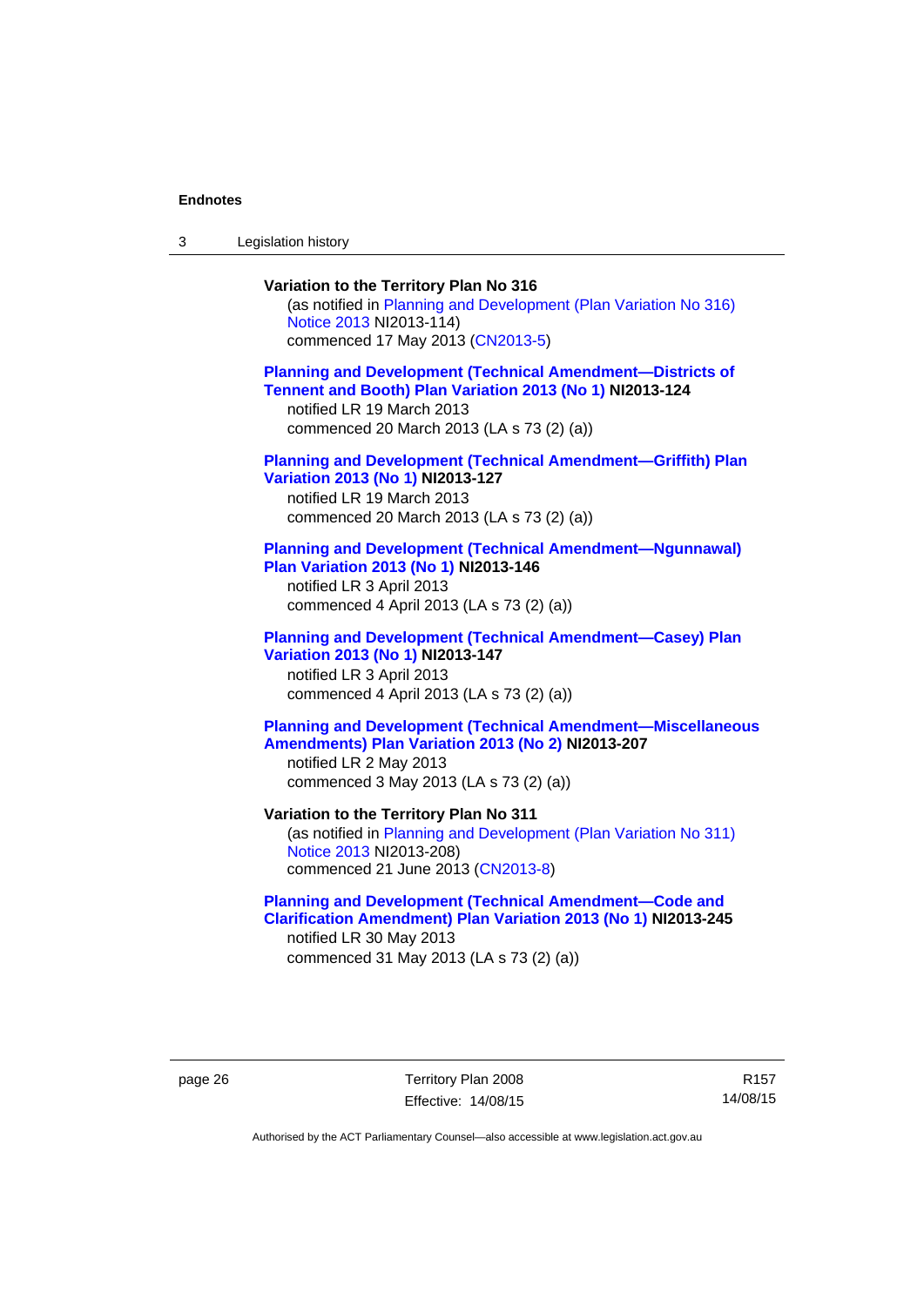**Variation to the Territory Plan No 316**

(as notified in Planning and Development (Plan Variation No 316) Notice 2013 NI2013-114)
commenced 17 May 2013 (CN2013-5)

**Planning and Development (Technical Amendment—Districts of Tennent and Booth) Plan Variation 2013 (No 1) NI2013-124**

notified LR 19 March 2013
commenced 20 March 2013 (LA s 73 (2) (a))

**Planning and Development (Technical Amendment—Griffith) Plan Variation 2013 (No 1) NI2013-127**

notified LR 19 March 2013
commenced 20 March 2013 (LA s 73 (2) (a))

**Planning and Development (Technical Amendment—Ngunnawal) Plan Variation 2013 (No 1) NI2013-146**

notified LR 3 April 2013
commenced 4 April 2013 (LA s 73 (2) (a))

**Planning and Development (Technical Amendment—Casey) Plan Variation 2013 (No 1) NI2013-147**

notified LR 3 April 2013
commenced 4 April 2013 (LA s 73 (2) (a))

**Planning and Development (Technical Amendment—Miscellaneous Amendments) Plan Variation 2013 (No 2) NI2013-207**

notified LR 2 May 2013
commenced 3 May 2013 (LA s 73 (2) (a))

**Variation to the Territory Plan No 311**

(as notified in Planning and Development (Plan Variation No 311) Notice 2013 NI2013-208)
commenced 21 June 2013 (CN2013-8)

**Planning and Development (Technical Amendment—Code and Clarification Amendment) Plan Variation 2013 (No 1) NI2013-245**

notified LR 30 May 2013
commenced 31 May 2013 (LA s 73 (2) (a))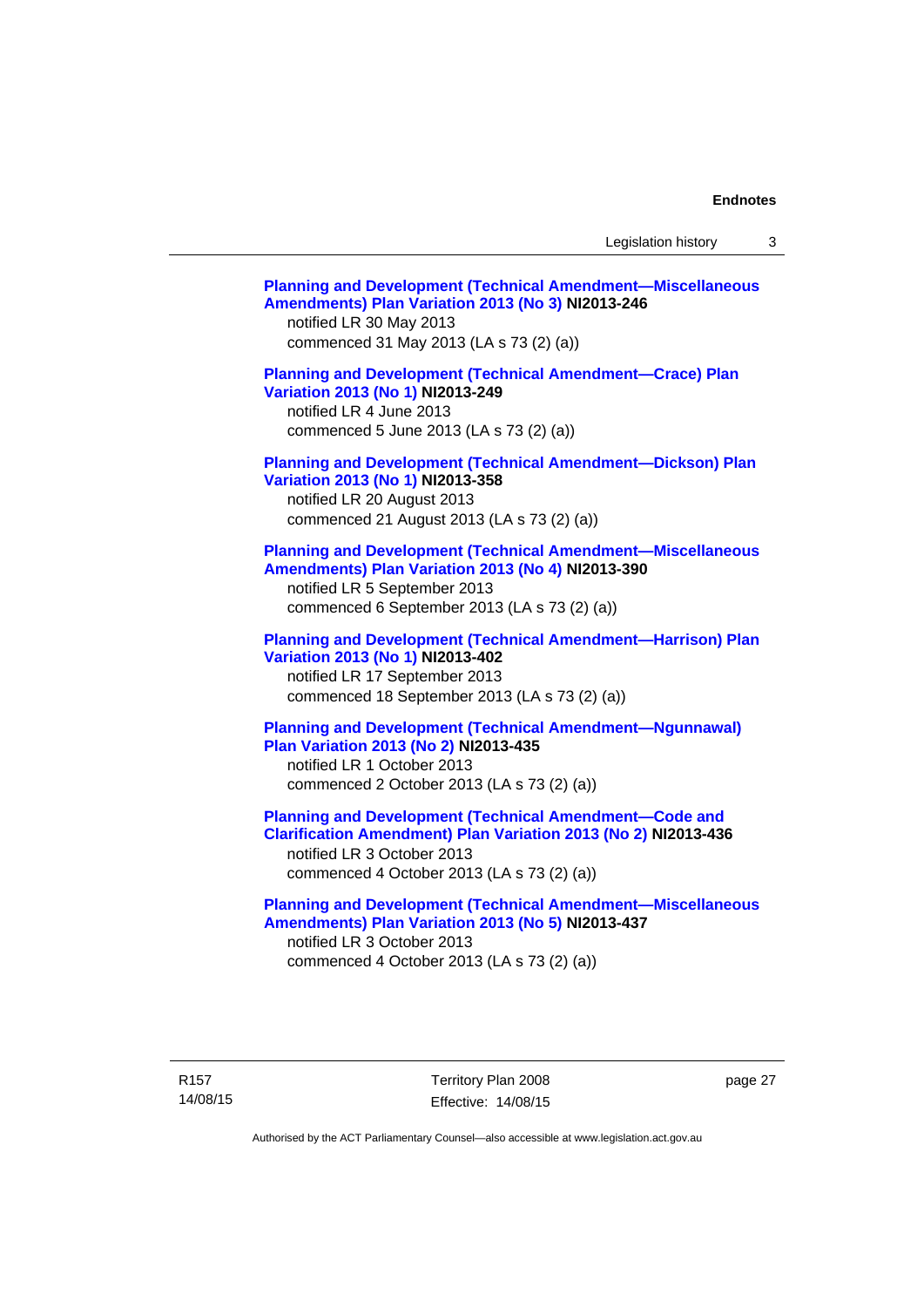**Planning and Development (Technical Amendment—Miscellaneous Amendments) Plan Variation 2013 (No 3) NI2013-246**
notified LR 30 May 2013
commenced 31 May 2013 (LA s 73 (2) (a))

**Planning and Development (Technical Amendment—Crace) Plan Variation 2013 (No 1) NI2013-249**
notified LR 4 June 2013
commenced 5 June 2013 (LA s 73 (2) (a))

**Planning and Development (Technical Amendment—Dickson) Plan Variation 2013 (No 1) NI2013-358**
notified LR 20 August 2013
commenced 21 August 2013 (LA s 73 (2) (a))

**Planning and Development (Technical Amendment—Miscellaneous Amendments) Plan Variation 2013 (No 4) NI2013-390**
notified LR 5 September 2013
commenced 6 September 2013 (LA s 73 (2) (a))

**Planning and Development (Technical Amendment—Harrison) Plan Variation 2013 (No 1) NI2013-402**
notified LR 17 September 2013
commenced 18 September 2013 (LA s 73 (2) (a))

**Planning and Development (Technical Amendment—Ngunnawal) Plan Variation 2013 (No 2) NI2013-435**
notified LR 1 October 2013
commenced 2 October 2013 (LA s 73 (2) (a))

**Planning and Development (Technical Amendment—Code and Clarification Amendment) Plan Variation 2013 (No 2) NI2013-436**
notified LR 3 October 2013
commenced 4 October 2013 (LA s 73 (2) (a))

**Planning and Development (Technical Amendment—Miscellaneous Amendments) Plan Variation 2013 (No 5) NI2013-437**
notified LR 3 October 2013
commenced 4 October 2013 (LA s 73 (2) (a))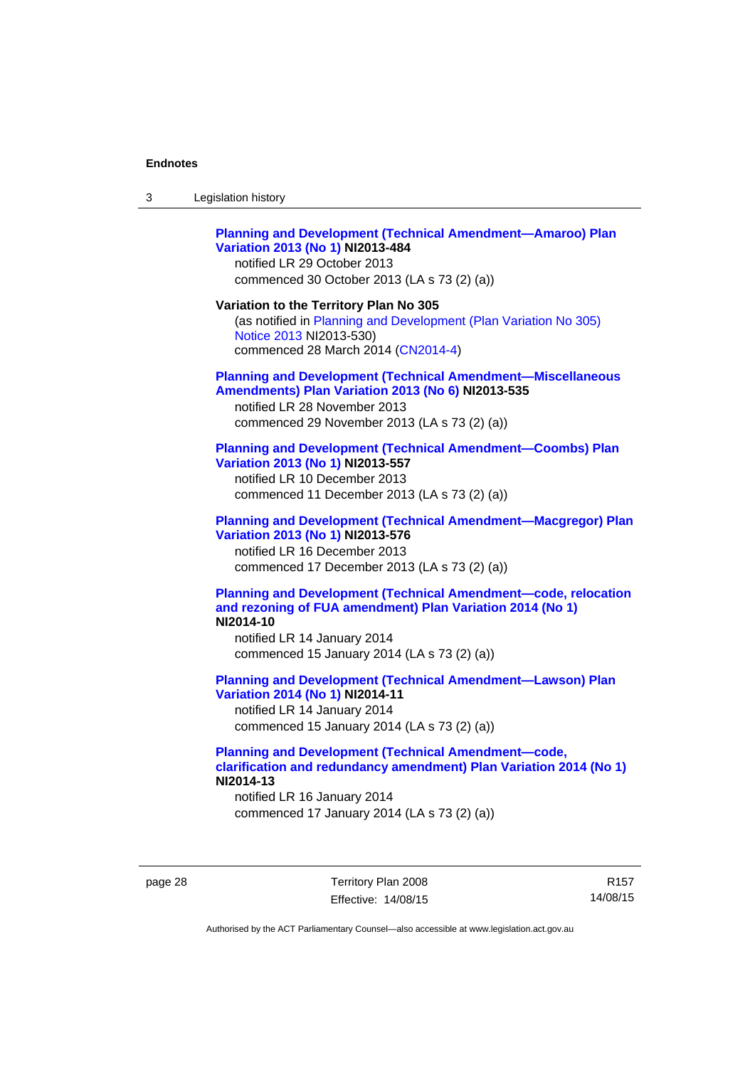**Planning and Development (Technical Amendment—Amaroo) Plan Variation 2013 (No 1) NI2013-484**

notified LR 29 October 2013

commenced 30 October 2013 (LA s 73 (2) (a))

**Variation to the Territory Plan No 305**

(as notified in Planning and Development (Plan Variation No 305) Notice 2013 NI2013-530)

commenced 28 March 2014 (CN2014-4)

**Planning and Development (Technical Amendment—Miscellaneous Amendments) Plan Variation 2013 (No 6) NI2013-535**

notified LR 28 November 2013

commenced 29 November 2013 (LA s 73 (2) (a))

**Planning and Development (Technical Amendment—Coombs) Plan Variation 2013 (No 1) NI2013-557**

notified LR 10 December 2013

commenced 11 December 2013 (LA s 73 (2) (a))

**Planning and Development (Technical Amendment—Macgregor) Plan Variation 2013 (No 1) NI2013-576**

notified LR 16 December 2013

commenced 17 December 2013 (LA s 73 (2) (a))

**Planning and Development (Technical Amendment—code, relocation and rezoning of FUA amendment) Plan Variation 2014 (No 1) NI2014-10**

notified LR 14 January 2014

commenced 15 January 2014 (LA s 73 (2) (a))

**Planning and Development (Technical Amendment—Lawson) Plan Variation 2014 (No 1) NI2014-11**

notified LR 14 January 2014

commenced 15 January 2014 (LA s 73 (2) (a))

**Planning and Development (Technical Amendment—code, clarification and redundancy amendment) Plan Variation 2014 (No 1) NI2014-13**

notified LR 16 January 2014

commenced 17 January 2014 (LA s 73 (2) (a))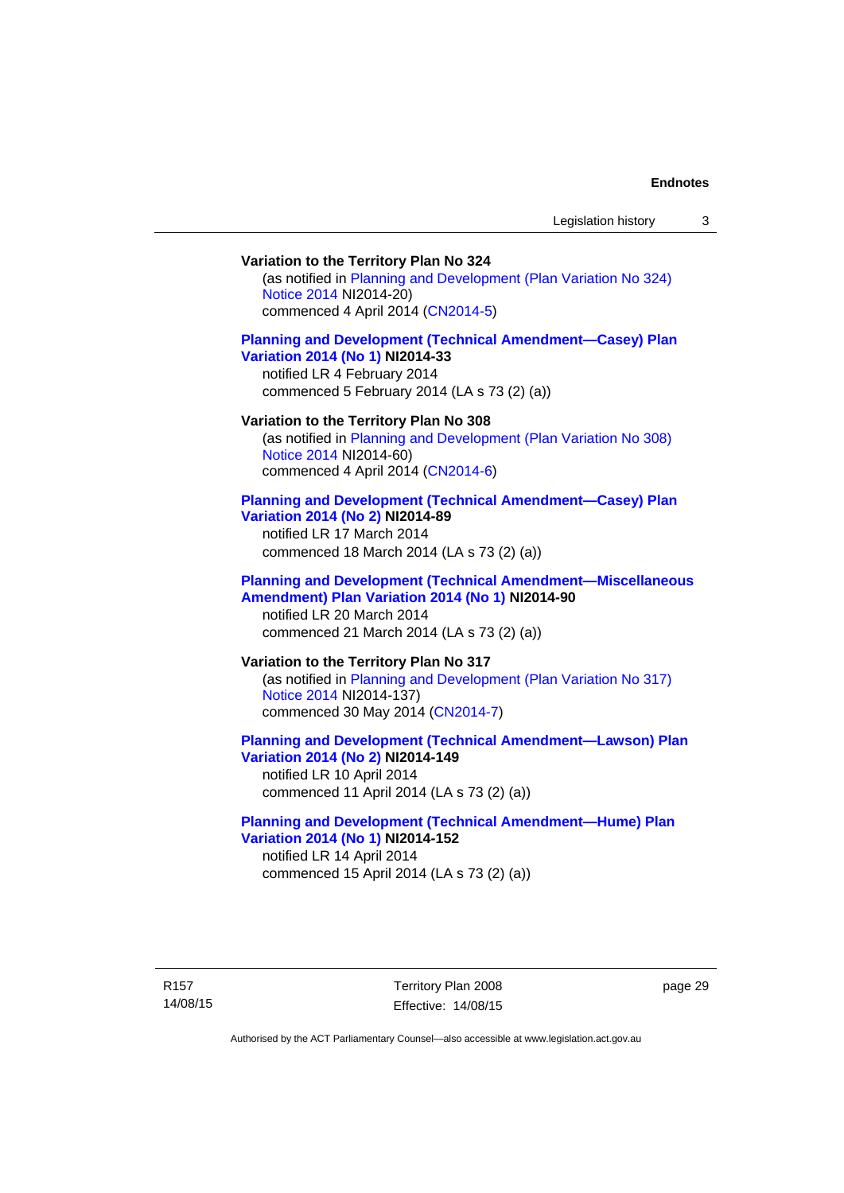**Variation to the Territory Plan No 324**

(as notified in Planning and Development (Plan Variation No 324) Notice 2014 NI2014-20)
commenced 4 April 2014 (CN2014-5)

**Planning and Development (Technical Amendment—Casey) Plan Variation 2014 (No 1) NI2014-33**

notified LR 4 February 2014
commenced 5 February 2014 (LA s 73 (2) (a))

**Variation to the Territory Plan No 308**

(as notified in Planning and Development (Plan Variation No 308) Notice 2014 NI2014-60)
commenced 4 April 2014 (CN2014-6)

**Planning and Development (Technical Amendment—Casey) Plan Variation 2014 (No 2) NI2014-89**

notified LR 17 March 2014
commenced 18 March 2014 (LA s 73 (2) (a))

**Planning and Development (Technical Amendment—Miscellaneous Amendment) Plan Variation 2014 (No 1) NI2014-90**

notified LR 20 March 2014
commenced 21 March 2014 (LA s 73 (2) (a))

**Variation to the Territory Plan No 317**

(as notified in Planning and Development (Plan Variation No 317) Notice 2014 NI2014-137)
commenced 30 May 2014 (CN2014-7)

**Planning and Development (Technical Amendment—Lawson) Plan Variation 2014 (No 2) NI2014-149**

notified LR 10 April 2014
commenced 11 April 2014 (LA s 73 (2) (a))

**Planning and Development (Technical Amendment—Hume) Plan Variation 2014 (No 1) NI2014-152**

notified LR 14 April 2014
commenced 15 April 2014 (LA s 73 (2) (a))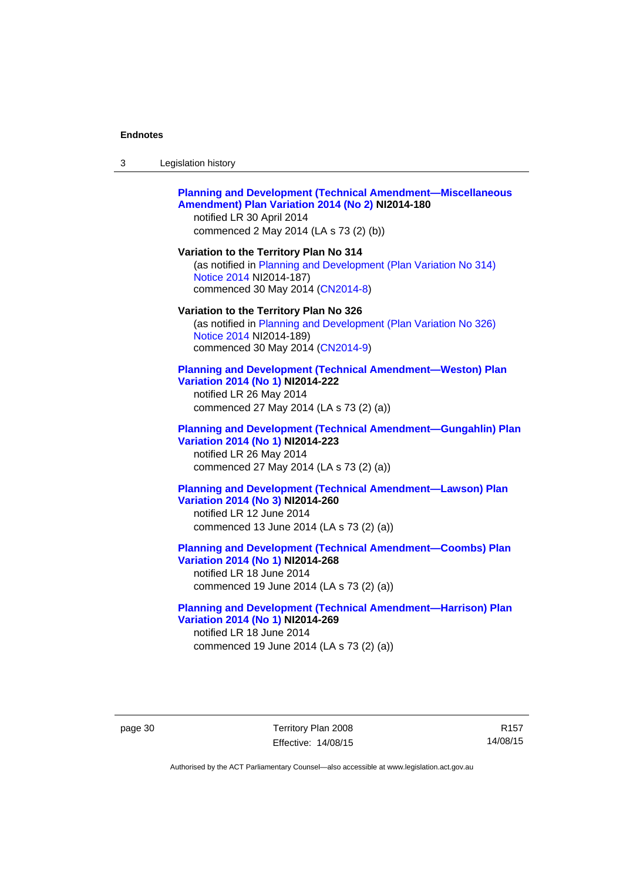**Planning and Development (Technical Amendment—Miscellaneous Amendment) Plan Variation 2014 (No 2) NI2014-180**
notified LR 30 April 2014
commenced 2 May 2014 (LA s 73 (2) (b))

**Variation to the Territory Plan No 314**
(as notified in Planning and Development (Plan Variation No 314) Notice 2014 NI2014-187)
commenced 30 May 2014 (CN2014-8)

**Variation to the Territory Plan No 326**
(as notified in Planning and Development (Plan Variation No 326) Notice 2014 NI2014-189)
commenced 30 May 2014 (CN2014-9)

**Planning and Development (Technical Amendment—Weston) Plan Variation 2014 (No 1) NI2014-222**
notified LR 26 May 2014
commenced 27 May 2014 (LA s 73 (2) (a))

**Planning and Development (Technical Amendment—Gungahlin) Plan Variation 2014 (No 1) NI2014-223**
notified LR 26 May 2014
commenced 27 May 2014 (LA s 73 (2) (a))

**Planning and Development (Technical Amendment—Lawson) Plan Variation 2014 (No 3) NI2014-260**
notified LR 12 June 2014
commenced 13 June 2014 (LA s 73 (2) (a))

**Planning and Development (Technical Amendment—Coombs) Plan Variation 2014 (No 1) NI2014-268**
notified LR 18 June 2014
commenced 19 June 2014 (LA s 73 (2) (a))

**Planning and Development (Technical Amendment—Harrison) Plan Variation 2014 (No 1) NI2014-269**
notified LR 18 June 2014
commenced 19 June 2014 (LA s 73 (2) (a))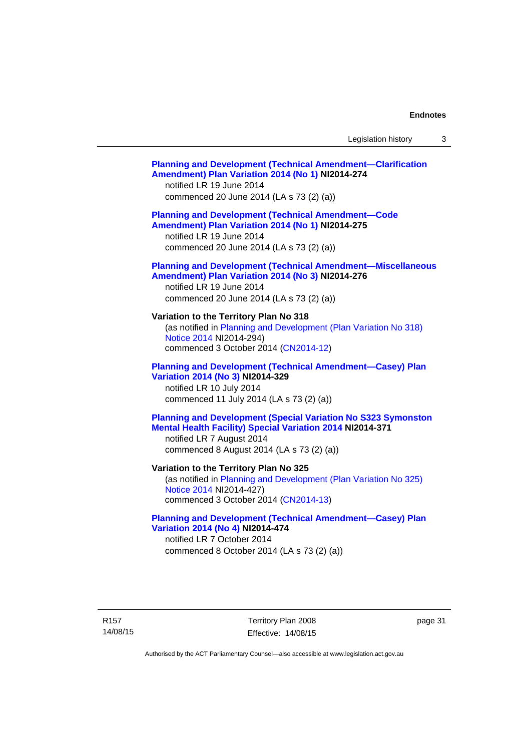**Planning and Development (Technical Amendment—Clarification Amendment) Plan Variation 2014 (No 1) NI2014-274**
notified LR 19 June 2014
commenced 20 June 2014 (LA s 73 (2) (a))

**Planning and Development (Technical Amendment—Code Amendment) Plan Variation 2014 (No 1) NI2014-275**
notified LR 19 June 2014
commenced 20 June 2014 (LA s 73 (2) (a))

**Planning and Development (Technical Amendment—Miscellaneous Amendment) Plan Variation 2014 (No 3) NI2014-276**
notified LR 19 June 2014
commenced 20 June 2014 (LA s 73 (2) (a))

**Variation to the Territory Plan No 318**
(as notified in Planning and Development (Plan Variation No 318) Notice 2014 NI2014-294)
commenced 3 October 2014 (CN2014-12)

**Planning and Development (Technical Amendment—Casey) Plan Variation 2014 (No 3) NI2014-329**
notified LR 10 July 2014
commenced 11 July 2014 (LA s 73 (2) (a))

**Planning and Development (Special Variation No S323 Symonston Mental Health Facility) Special Variation 2014 NI2014-371**
notified LR 7 August 2014
commenced 8 August 2014 (LA s 73 (2) (a))

**Variation to the Territory Plan No 325**
(as notified in Planning and Development (Plan Variation No 325) Notice 2014 NI2014-427)
commenced 3 October 2014 (CN2014-13)

**Planning and Development (Technical Amendment—Casey) Plan Variation 2014 (No 4) NI2014-474**
notified LR 7 October 2014
commenced 8 October 2014 (LA s 73 (2) (a))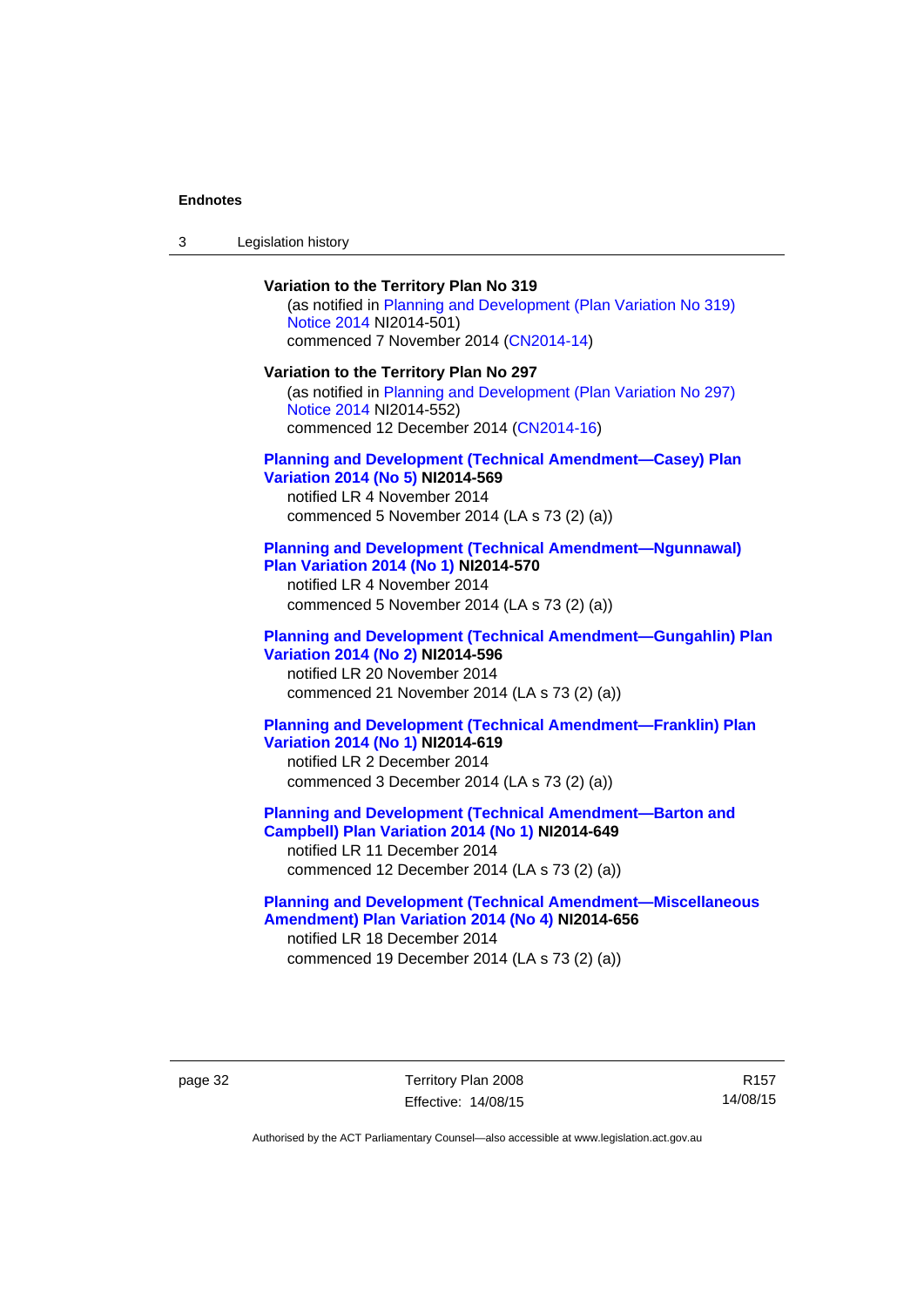**Variation to the Territory Plan No 319**

(as notified in Planning and Development (Plan Variation No 319) Notice 2014 NI2014-501)
commenced 7 November 2014 (CN2014-14)

**Variation to the Territory Plan No 297**

(as notified in Planning and Development (Plan Variation No 297) Notice 2014 NI2014-552)
commenced 12 December 2014 (CN2014-16)

**Planning and Development (Technical Amendment—Casey) Plan Variation 2014 (No 5) NI2014-569**

notified LR 4 November 2014
commenced 5 November 2014 (LA s 73 (2) (a))

**Planning and Development (Technical Amendment—Ngunnawal) Plan Variation 2014 (No 1) NI2014-570**

notified LR 4 November 2014
commenced 5 November 2014 (LA s 73 (2) (a))

**Planning and Development (Technical Amendment—Gungahlin) Plan Variation 2014 (No 2) NI2014-596**

notified LR 20 November 2014
commenced 21 November 2014 (LA s 73 (2) (a))

**Planning and Development (Technical Amendment—Franklin) Plan Variation 2014 (No 1) NI2014-619**

notified LR 2 December 2014
commenced 3 December 2014 (LA s 73 (2) (a))

**Planning and Development (Technical Amendment—Barton and Campbell) Plan Variation 2014 (No 1) NI2014-649**

notified LR 11 December 2014
commenced 12 December 2014 (LA s 73 (2) (a))

**Planning and Development (Technical Amendment—Miscellaneous Amendment) Plan Variation 2014 (No 4) NI2014-656**

notified LR 18 December 2014
commenced 19 December 2014 (LA s 73 (2) (a))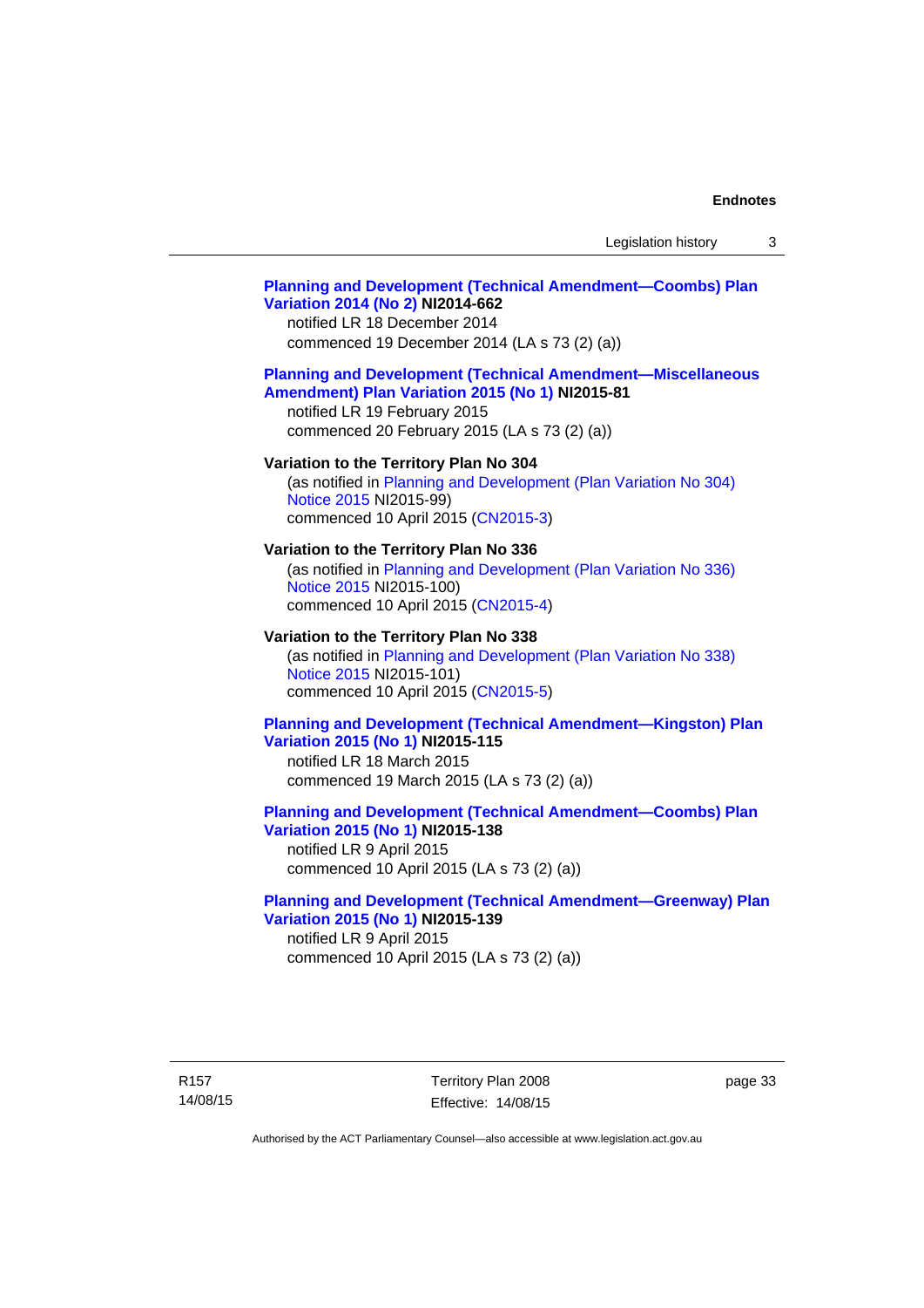**Planning and Development (Technical Amendment—Coombs) Plan Variation 2014 (No 2) NI2014-662**
notified LR 18 December 2014
commenced 19 December 2014 (LA s 73 (2) (a))

**Planning and Development (Technical Amendment—Miscellaneous Amendment) Plan Variation 2015 (No 1) NI2015-81**
notified LR 19 February 2015
commenced 20 February 2015 (LA s 73 (2) (a))

**Variation to the Territory Plan No 304**
(as notified in Planning and Development (Plan Variation No 304) Notice 2015 NI2015-99)
commenced 10 April 2015 (CN2015-3)

**Variation to the Territory Plan No 336**
(as notified in Planning and Development (Plan Variation No 336) Notice 2015 NI2015-100)
commenced 10 April 2015 (CN2015-4)

**Variation to the Territory Plan No 338**
(as notified in Planning and Development (Plan Variation No 338) Notice 2015 NI2015-101)
commenced 10 April 2015 (CN2015-5)

**Planning and Development (Technical Amendment—Kingston) Plan Variation 2015 (No 1) NI2015-115**
notified LR 18 March 2015
commenced 19 March 2015 (LA s 73 (2) (a))

**Planning and Development (Technical Amendment—Coombs) Plan Variation 2015 (No 1) NI2015-138**
notified LR 9 April 2015
commenced 10 April 2015 (LA s 73 (2) (a))

**Planning and Development (Technical Amendment—Greenway) Plan Variation 2015 (No 1) NI2015-139**
notified LR 9 April 2015
commenced 10 April 2015 (LA s 73 (2) (a))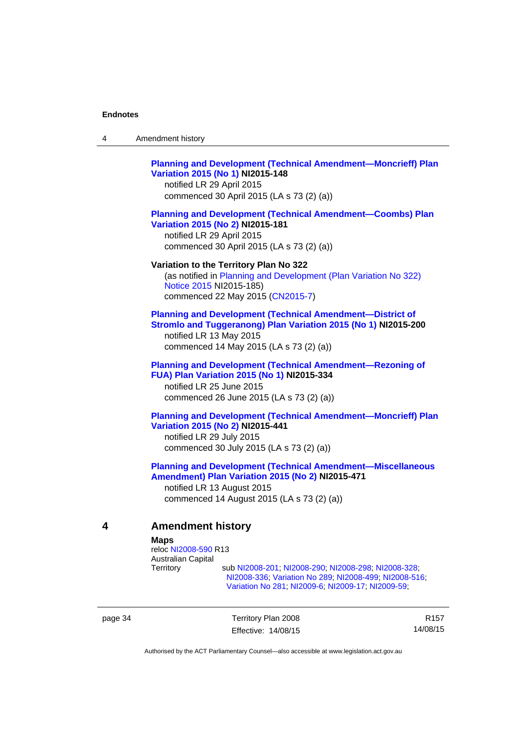**Planning and Development (Technical Amendment—Moncrieff) Plan Variation 2015 (No 1) NI2015-148**
notified LR 29 April 2015
commenced 30 April 2015 (LA s 73 (2) (a))

**Planning and Development (Technical Amendment—Coombs) Plan Variation 2015 (No 2) NI2015-181**
notified LR 29 April 2015
commenced 30 April 2015 (LA s 73 (2) (a))

**Variation to the Territory Plan No 322**
(as notified in Planning and Development (Plan Variation No 322) Notice 2015 NI2015-185)
commenced 22 May 2015 (CN2015-7)

**Planning and Development (Technical Amendment—District of Stromlo and Tuggeranong) Plan Variation 2015 (No 1) NI2015-200**
notified LR 13 May 2015
commenced 14 May 2015 (LA s 73 (2) (a))

**Planning and Development (Technical Amendment—Rezoning of FUA) Plan Variation 2015 (No 1) NI2015-334**
notified LR 25 June 2015
commenced 26 June 2015 (LA s 73 (2) (a))

**Planning and Development (Technical Amendment—Moncrieff) Plan Variation 2015 (No 2) NI2015-441**
notified LR 29 July 2015
commenced 30 July 2015 (LA s 73 (2) (a))

**Planning and Development (Technical Amendment—Miscellaneous Amendment) Plan Variation 2015 (No 2) NI2015-471**
notified LR 13 August 2015
commenced 14 August 2015 (LA s 73 (2) (a))

## 4 Amendment history

**Maps**
reloc NI2008-590 R13

Australian Capital Territory — sub NI2008-201; NI2008-290; NI2008-298; NI2008-328; NI2008-336; Variation No 289; NI2008-499; NI2008-516; Variation No 281; NI2009-6; NI2009-17; NI2009-59;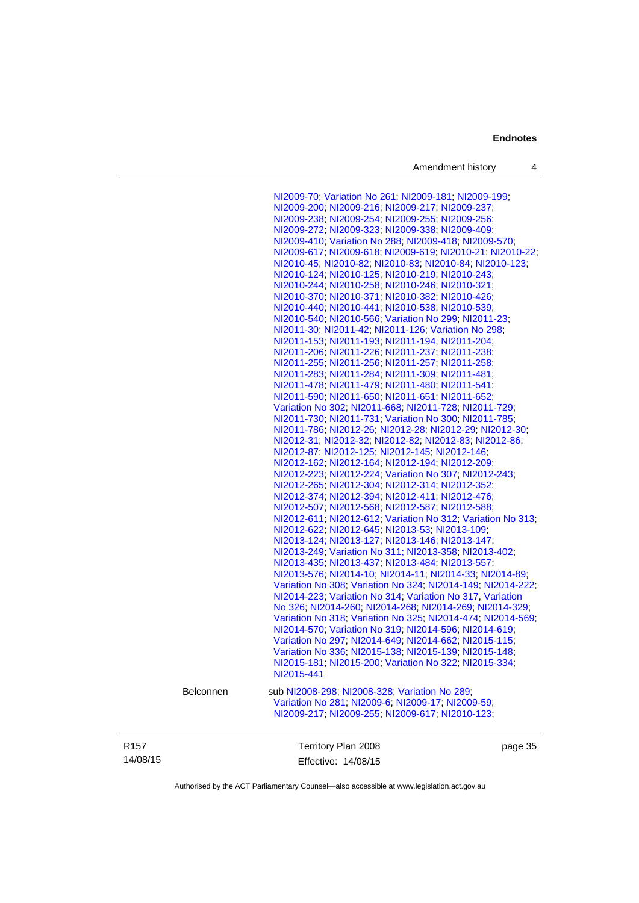NI2009-70; Variation No 261; NI2009-181; NI2009-199; NI2009-200; NI2009-216; NI2009-217; NI2009-237; NI2009-238; NI2009-254; NI2009-255; NI2009-256; NI2009-272; NI2009-323; NI2009-338; NI2009-409; NI2009-410; Variation No 288; NI2009-418; NI2009-570; NI2009-617; NI2009-618; NI2009-619; NI2010-21; NI2010-22; NI2010-45; NI2010-82; NI2010-83; NI2010-84; NI2010-123; NI2010-124; NI2010-125; NI2010-219; NI2010-243; NI2010-244; NI2010-258; NI2010-246; NI2010-321; NI2010-370; NI2010-371; NI2010-382; NI2010-426; NI2010-440; NI2010-441; NI2010-538; NI2010-539; NI2010-540; NI2010-566; Variation No 299; NI2011-23; NI2011-30; NI2011-42; NI2011-126; Variation No 298; NI2011-153; NI2011-193; NI2011-194; NI2011-204; NI2011-206; NI2011-226; NI2011-237; NI2011-238; NI2011-255; NI2011-256; NI2011-257; NI2011-258; NI2011-283; NI2011-284; NI2011-309; NI2011-481; NI2011-478; NI2011-479; NI2011-480; NI2011-541; NI2011-590; NI2011-650; NI2011-651; NI2011-652; Variation No 302; NI2011-668; NI2011-728; NI2011-729; NI2011-730; NI2011-731; Variation No 300; NI2011-785; NI2011-786; NI2012-26; NI2012-28; NI2012-29; NI2012-30; NI2012-31; NI2012-32; NI2012-82; NI2012-83; NI2012-86; NI2012-87; NI2012-125; NI2012-145; NI2012-146; NI2012-162; NI2012-164; NI2012-194; NI2012-209; NI2012-223; NI2012-224; Variation No 307; NI2012-243; NI2012-265; NI2012-304; NI2012-314; NI2012-352; NI2012-374; NI2012-394; NI2012-411; NI2012-476; NI2012-507; NI2012-568; NI2012-587; NI2012-588; NI2012-611; NI2012-612; Variation No 312; Variation No 313; NI2012-622; NI2012-645; NI2013-53; NI2013-109; NI2013-124; NI2013-127; NI2013-146; NI2013-147; NI2013-249; Variation No 311; NI2013-358; NI2013-402; NI2013-435; NI2013-437; NI2013-484; NI2013-557; NI2013-576; NI2014-10; NI2014-11; NI2014-33; NI2014-89; Variation No 308; Variation No 324; NI2014-149; NI2014-222; NI2014-223; Variation No 314; Variation No 317, Variation No 326; NI2014-260; NI2014-268; NI2014-269; NI2014-329; Variation No 318; Variation No 325; NI2014-474; NI2014-569; NI2014-570; Variation No 319; NI2014-596; NI2014-619; Variation No 297; NI2014-649; NI2014-662; NI2015-115; Variation No 336; NI2015-138; NI2015-139; NI2015-148; NI2015-181; NI2015-200; Variation No 322; NI2015-334; NI2015-441

Belconnen    sub NI2008-298; NI2008-328; Variation No 289; Variation No 281; NI2009-6; NI2009-17; NI2009-59; NI2009-217; NI2009-255; NI2009-617; NI2010-123;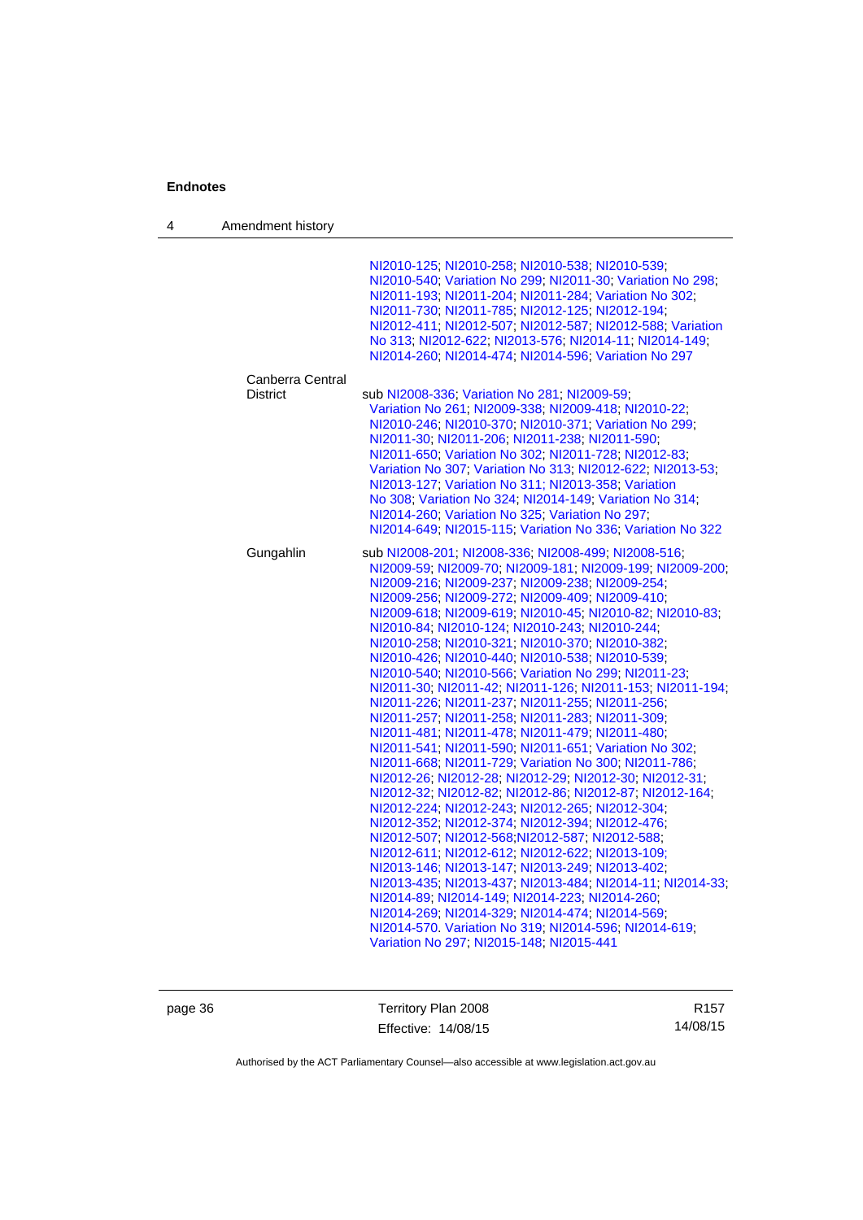| | |
|---|---|
| | NI2010-125; NI2010-258; NI2010-538; NI2010-539; NI2010-540; Variation No 299; NI2011-30; Variation No 298; NI2011-193; NI2011-204; NI2011-284; Variation No 302; NI2011-730; NI2011-785; NI2012-125; NI2012-194; NI2012-411; NI2012-507; NI2012-587; NI2012-588; Variation No 313; NI2012-622; NI2013-576; NI2014-11; NI2014-149; NI2014-260; NI2014-474; NI2014-596; Variation No 297 |
| Canberra Central District | sub NI2008-336; Variation No 281; NI2009-59; Variation No 261; NI2009-338; NI2009-418; NI2010-22; NI2010-246; NI2010-370; NI2010-371; Variation No 299; NI2011-30; NI2011-206; NI2011-238; NI2011-590; NI2011-650; Variation No 302; NI2011-728; NI2012-83; Variation No 307; Variation No 313; NI2012-622; NI2013-53; NI2013-127; Variation No 311; NI2013-358; Variation No 308; Variation No 324; NI2014-149; Variation No 314; NI2014-260; Variation No 325; Variation No 297; NI2014-649; NI2015-115; Variation No 336; Variation No 322 |
| Gungahlin | sub NI2008-201; NI2008-336; NI2008-499; NI2008-516; NI2009-59; NI2009-70; NI2009-181; NI2009-199; NI2009-200; NI2009-216; NI2009-237; NI2009-238; NI2009-254; NI2009-256; NI2009-272; NI2009-409; NI2009-410; NI2009-618; NI2009-619; NI2010-45; NI2010-82; NI2010-83; NI2010-84; NI2010-124; NI2010-243; NI2010-244; NI2010-258; NI2010-321; NI2010-370; NI2010-382; NI2010-426; NI2010-440; NI2010-538; NI2010-539; NI2010-540; NI2010-566; Variation No 299; NI2011-23; NI2011-30; NI2011-42; NI2011-126; NI2011-153; NI2011-194; NI2011-226; NI2011-237; NI2011-255; NI2011-256; NI2011-257; NI2011-258; NI2011-283; NI2011-309; NI2011-481; NI2011-478; NI2011-479; NI2011-480; NI2011-541; NI2011-590; NI2011-651; Variation No 302; NI2011-668; NI2011-729; Variation No 300; NI2011-786; NI2012-26; NI2012-28; NI2012-29; NI2012-30; NI2012-31; NI2012-32; NI2012-82; NI2012-86; NI2012-87; NI2012-164; NI2012-224; NI2012-243; NI2012-265; NI2012-304; NI2012-352; NI2012-374; NI2012-394; NI2012-476; NI2012-507; NI2012-568;NI2012-587; NI2012-588; NI2012-611; NI2012-612; NI2012-622; NI2013-109; NI2013-146; NI2013-147; NI2013-249; NI2013-402; NI2013-435; NI2013-437; NI2013-484; NI2014-11; NI2014-33; NI2014-89; NI2014-149; NI2014-223; NI2014-260; NI2014-269; NI2014-329; NI2014-474; NI2014-569; NI2014-570. Variation No 319; NI2014-596; NI2014-619; Variation No 297; NI2015-148; NI2015-441 |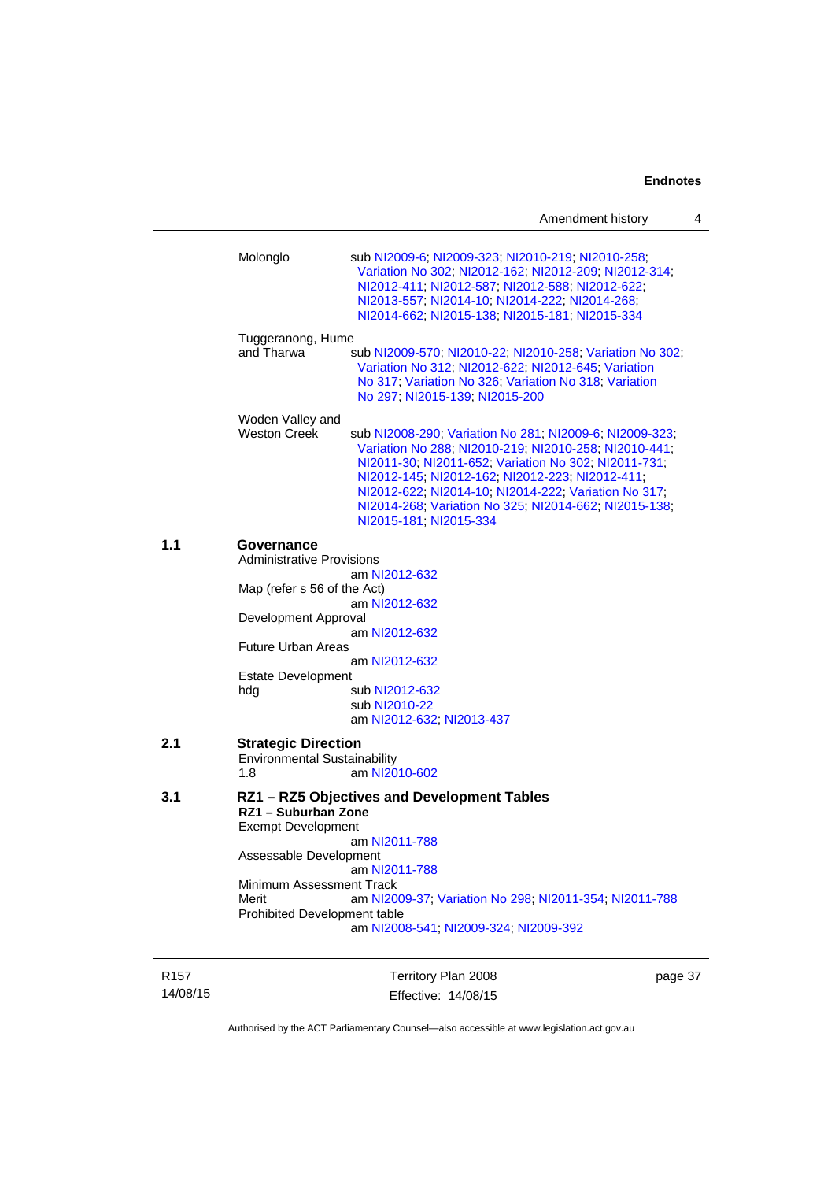Molonglo sub NI2009-6; NI2009-323; NI2010-219; NI2010-258; Variation No 302; NI2012-162; NI2012-209; NI2012-314; NI2012-411; NI2012-587; NI2012-588; NI2012-622; NI2013-557; NI2014-10; NI2014-222; NI2014-268; NI2014-662; NI2015-138; NI2015-181; NI2015-334

Tuggeranong, Hume and Tharwa sub NI2009-570; NI2010-22; NI2010-258; Variation No 302; Variation No 312; NI2012-622; NI2012-645; Variation No 317; Variation No 326; Variation No 318; Variation No 297; NI2015-139; NI2015-200

Woden Valley and Weston Creek sub NI2008-290; Variation No 281; NI2009-6; NI2009-323; Variation No 288; NI2010-219; NI2010-258; NI2010-441; NI2011-30; NI2011-652; Variation No 302; NI2011-731; NI2012-145; NI2012-162; NI2012-223; NI2012-411; NI2012-622; NI2014-10; NI2014-222; Variation No 317; NI2014-268; Variation No 325; NI2014-662; NI2015-138; NI2015-181; NI2015-334

**1.1 Governance**

Administrative Provisions
am NI2012-632

Map (refer s 56 of the Act)
am NI2012-632

Development Approval
am NI2012-632

Future Urban Areas
am NI2012-632

Estate Development
hdg sub NI2012-632
sub NI2010-22
am NI2012-632; NI2013-437

**2.1 Strategic Direction**

Environmental Sustainability
1.8 am NI2010-602

**3.1 RZ1 – RZ5 Objectives and Development Tables**

**RZ1 – Suburban Zone**

Exempt Development
am NI2011-788

Assessable Development
am NI2011-788

Minimum Assessment Track
Merit am NI2009-37; Variation No 298; NI2011-354; NI2011-788

Prohibited Development table
am NI2008-541; NI2009-324; NI2009-392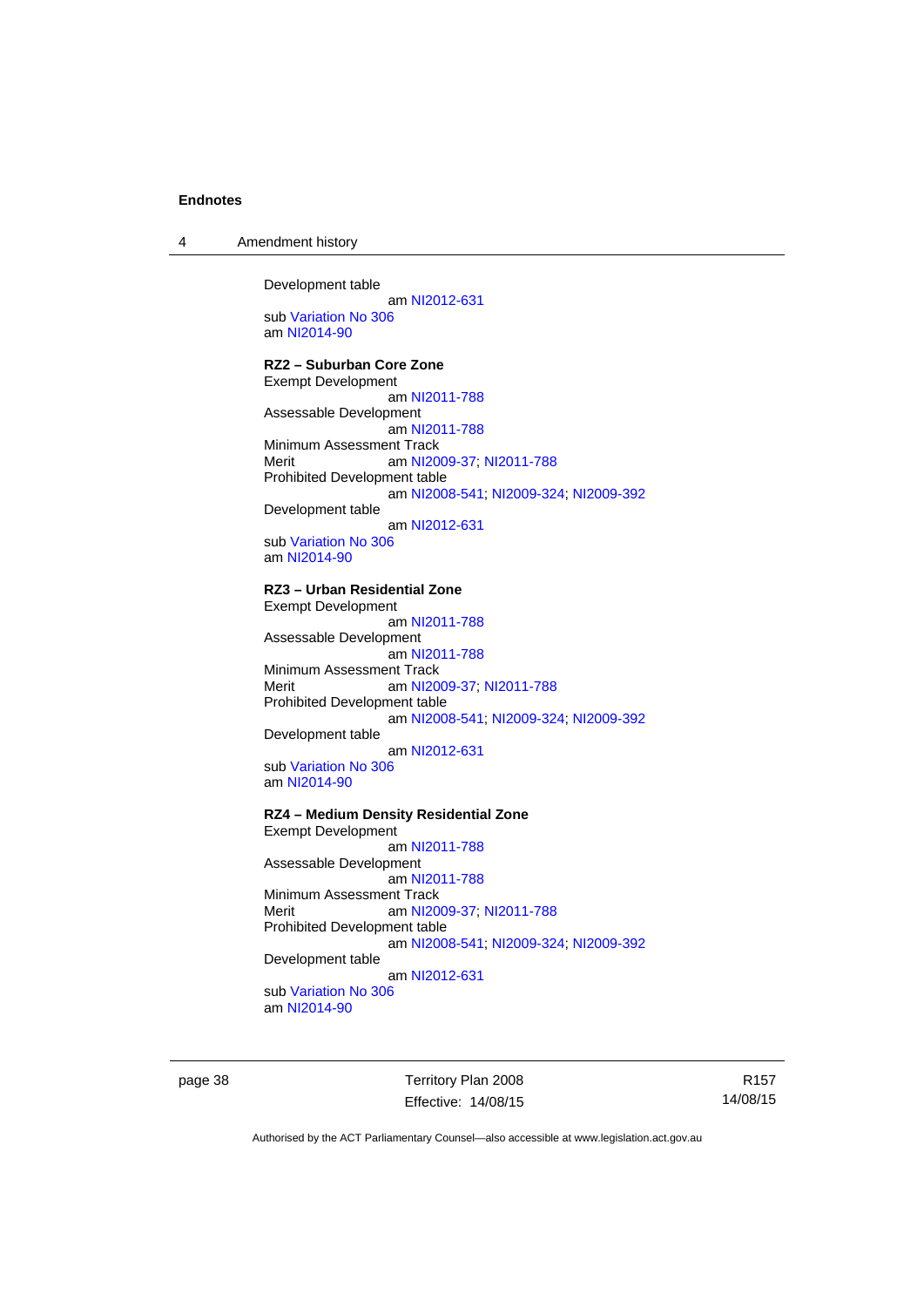Development table

am NI2012-631

sub Variation No 306

am NI2014-90

**RZ2 – Suburban Core Zone**

Exempt Development

am NI2011-788

Assessable Development

am NI2011-788

Minimum Assessment Track

Merit am NI2009-37; NI2011-788

Prohibited Development table

am NI2008-541; NI2009-324; NI2009-392

Development table

am NI2012-631

sub Variation No 306

am NI2014-90

**RZ3 – Urban Residential Zone**

Exempt Development

am NI2011-788

Assessable Development

am NI2011-788

Minimum Assessment Track

Merit am NI2009-37; NI2011-788

Prohibited Development table

am NI2008-541; NI2009-324; NI2009-392

Development table

am NI2012-631

sub Variation No 306

am NI2014-90

**RZ4 – Medium Density Residential Zone**

Exempt Development

am NI2011-788

Assessable Development

am NI2011-788

Minimum Assessment Track

Merit am NI2009-37; NI2011-788

Prohibited Development table

am NI2008-541; NI2009-324; NI2009-392

Development table

am NI2012-631

sub Variation No 306

am NI2014-90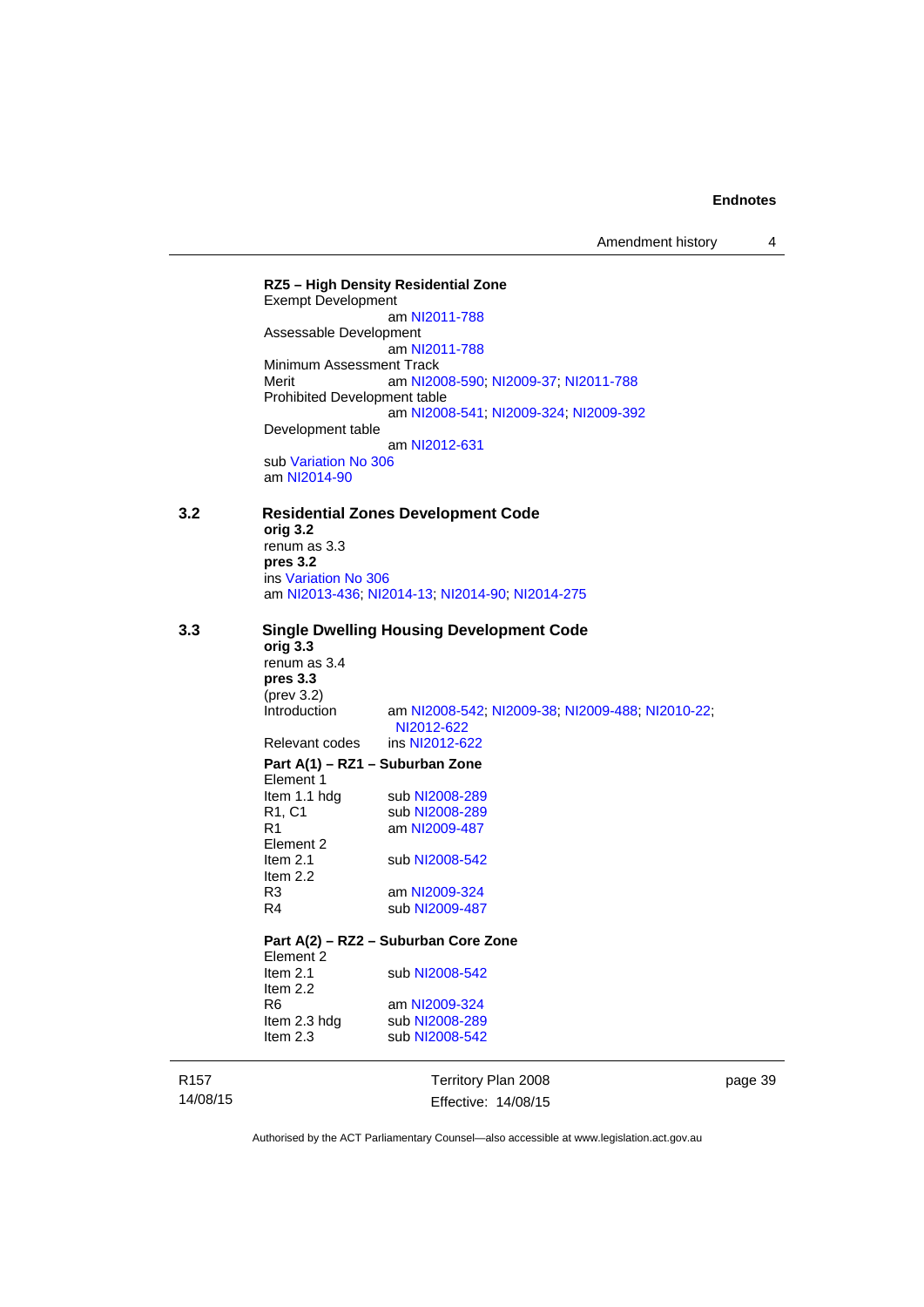**RZ5 – High Density Residential Zone**

Exempt Development
am NI2011-788

Assessable Development
am NI2011-788

Minimum Assessment Track

Merit am NI2008-590; NI2009-37; NI2011-788

Prohibited Development table
am NI2008-541; NI2009-324; NI2009-392

Development table
am NI2012-631

sub Variation No 306
am NI2014-90

## 3.2 Residential Zones Development Code

**orig 3.2**
renum as 3.3
**pres 3.2**
ins Variation No 306
am NI2013-436; NI2014-13; NI2014-90; NI2014-275

## 3.3 Single Dwelling Housing Development Code

**orig 3.3**
renum as 3.4
**pres 3.3**
(prev 3.2)

| | |
|---|---|
| Introduction | am NI2008-542; NI2009-38; NI2009-488; NI2010-22; NI2012-622 |
| Relevant codes | ins NI2012-622 |

**Part A(1) – RZ1 – Suburban Zone**

| | |
|---|---|
| Element 1 | |
| Item 1.1 hdg | sub NI2008-289 |
| R1, C1 | sub NI2008-289 |
| R1 | am NI2009-487 |
| Element 2 | |
| Item 2.1 | sub NI2008-542 |
| Item 2.2 | |
| R3 | am NI2009-324 |
| R4 | sub NI2009-487 |

**Part A(2) – RZ2 – Suburban Core Zone**

| | |
|---|---|
| Element 2 | |
| Item 2.1 | sub NI2008-542 |
| Item 2.2 | |
| R6 | am NI2009-324 |
| Item 2.3 hdg | sub NI2008-289 |
| Item 2.3 | sub NI2008-542 |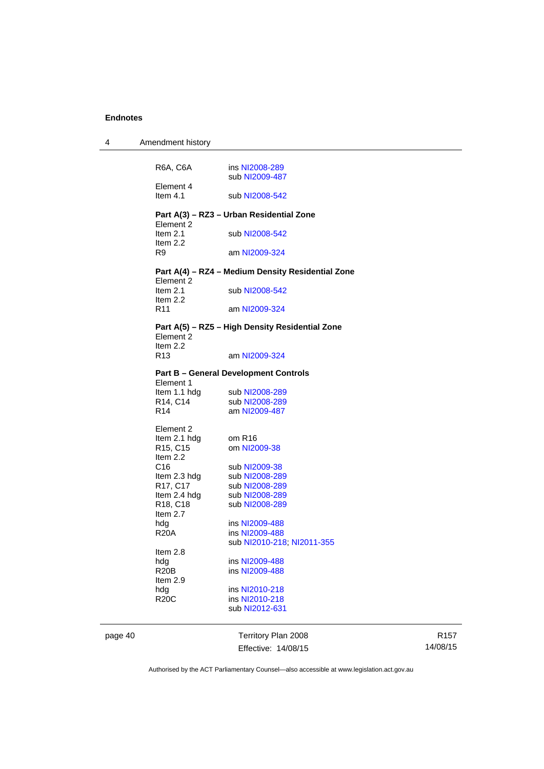R6A, C6A ins NI2008-289
sub NI2009-487

Element 4
Item 4.1 sub NI2008-542

**Part A(3) – RZ3 – Urban Residential Zone**

Element 2
Item 2.1 sub NI2008-542
Item 2.2
R9 am NI2009-324

**Part A(4) – RZ4 – Medium Density Residential Zone**

Element 2
Item 2.1 sub NI2008-542
Item 2.2
R11 am NI2009-324

**Part A(5) – RZ5 – High Density Residential Zone**

Element 2
Item 2.2
R13 am NI2009-324

**Part B – General Development Controls**

Element 1
Item 1.1 hdg sub NI2008-289
R14, C14 sub NI2008-289
R14 am NI2009-487

Element 2
Item 2.1 hdg om R16
R15, C15 om NI2009-38
Item 2.2
C16 sub NI2009-38
Item 2.3 hdg sub NI2008-289
R17, C17 sub NI2008-289
Item 2.4 hdg sub NI2008-289
R18, C18 sub NI2008-289
Item 2.7
hdg ins NI2009-488
R20A ins NI2009-488
sub NI2010-218; NI2011-355
Item 2.8
hdg ins NI2009-488
R20B ins NI2009-488
Item 2.9
hdg ins NI2010-218
R20C ins NI2010-218
sub NI2012-631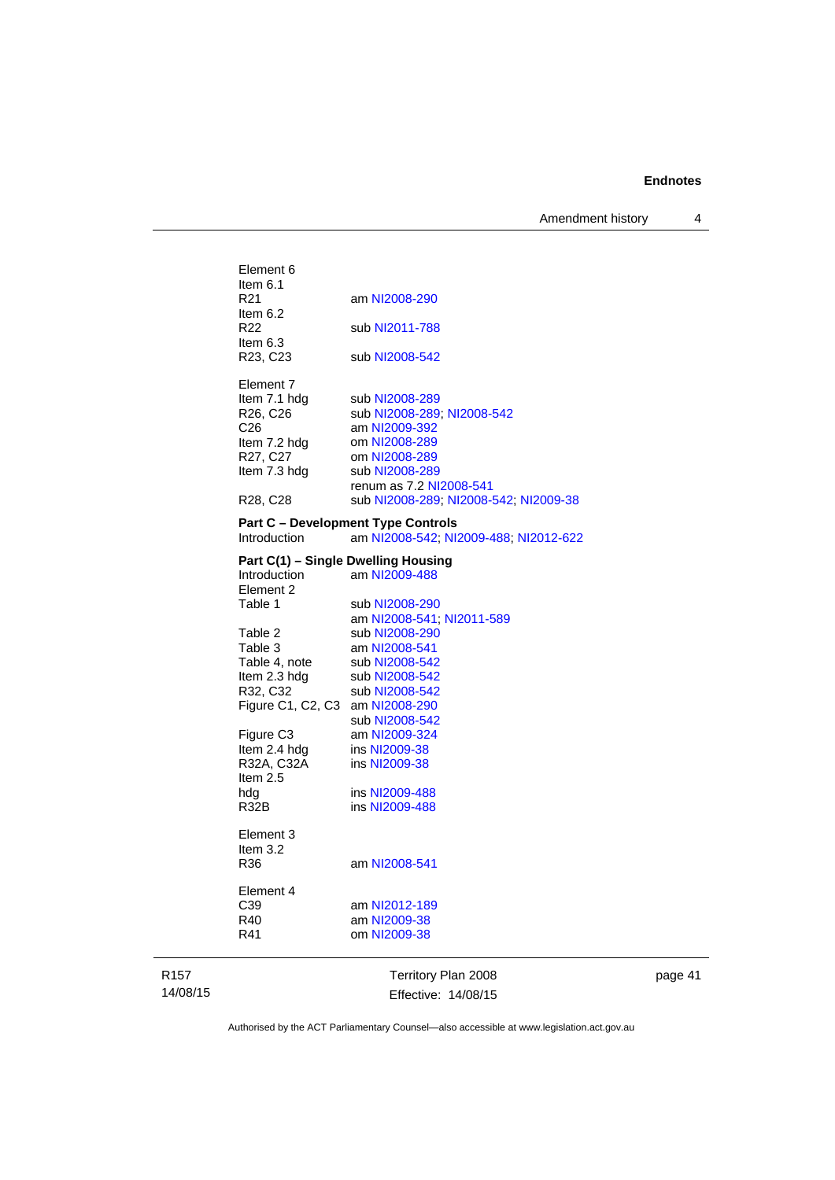Element 6
Item 6.1
R21 am NI2008-290
Item 6.2
R22 sub NI2011-788
Item 6.3
R23, C23 sub NI2008-542

Element 7
Item 7.1 hdg sub NI2008-289
R26, C26 sub NI2008-289; NI2008-542
C26 am NI2009-392
Item 7.2 hdg om NI2008-289
R27, C27 om NI2008-289
Item 7.3 hdg sub NI2008-289
renum as 7.2 NI2008-541
R28, C28 sub NI2008-289; NI2008-542; NI2009-38

**Part C – Development Type Controls**
Introduction am NI2008-542; NI2009-488; NI2012-622

**Part C(1) – Single Dwelling Housing**
Introduction am NI2009-488
Element 2
Table 1 sub NI2008-290
am NI2008-541; NI2011-589
Table 2 sub NI2008-290
Table 3 am NI2008-541
Table 4, note sub NI2008-542
Item 2.3 hdg sub NI2008-542
R32, C32 sub NI2008-542
Figure C1, C2, C3 am NI2008-290
sub NI2008-542
Figure C3 am NI2009-324
Item 2.4 hdg ins NI2009-38
R32A, C32A ins NI2009-38
Item 2.5
hdg ins NI2009-488
R32B ins NI2009-488

Element 3
Item 3.2
R36 am NI2008-541

Element 4
C39 am NI2012-189
R40 am NI2009-38
R41 om NI2009-38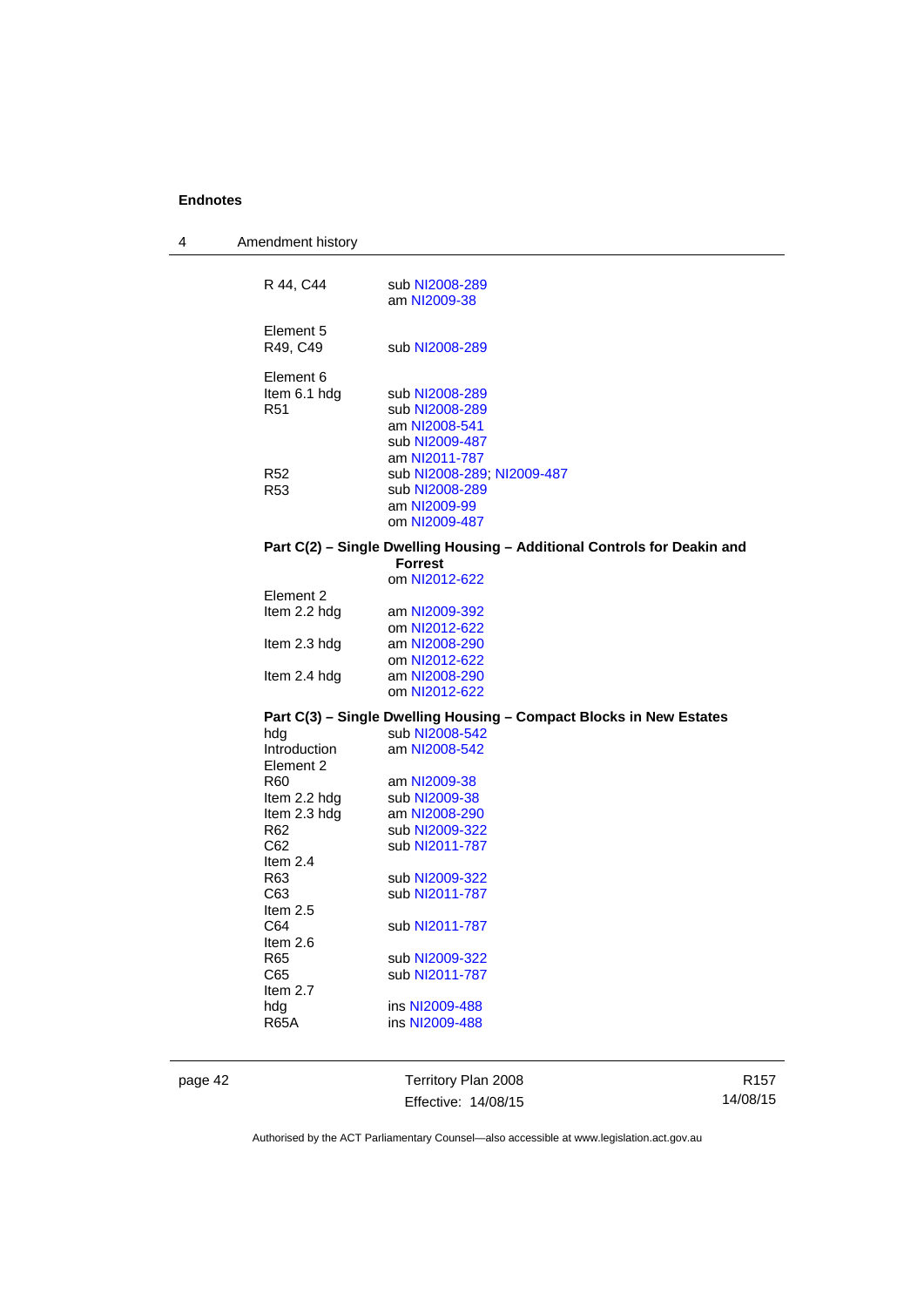R 44, C44 sub NI2008-289
am NI2009-38

Element 5
R49, C49 sub NI2008-289

Element 6
Item 6.1 hdg sub NI2008-289
R51 sub NI2008-289
am NI2008-541
sub NI2009-487
am NI2011-787
R52 sub NI2008-289; NI2009-487
R53 sub NI2008-289
am NI2009-99
om NI2009-487

**Part C(2) – Single Dwelling Housing – Additional Controls for Deakin and Forrest**
om NI2012-622

Element 2
Item 2.2 hdg am NI2009-392
om NI2012-622
Item 2.3 hdg am NI2008-290
om NI2012-622
Item 2.4 hdg am NI2008-290
om NI2012-622

**Part C(3) – Single Dwelling Housing – Compact Blocks in New Estates**
hdg sub NI2008-542
Introduction am NI2008-542
Element 2
R60 am NI2009-38
Item 2.2 hdg sub NI2009-38
Item 2.3 hdg am NI2008-290
R62 sub NI2009-322
C62 sub NI2011-787
Item 2.4
R63 sub NI2009-322
C63 sub NI2011-787
Item 2.5
C64 sub NI2011-787
Item 2.6
R65 sub NI2009-322
C65 sub NI2011-787
Item 2.7
hdg ins NI2009-488
R65A ins NI2009-488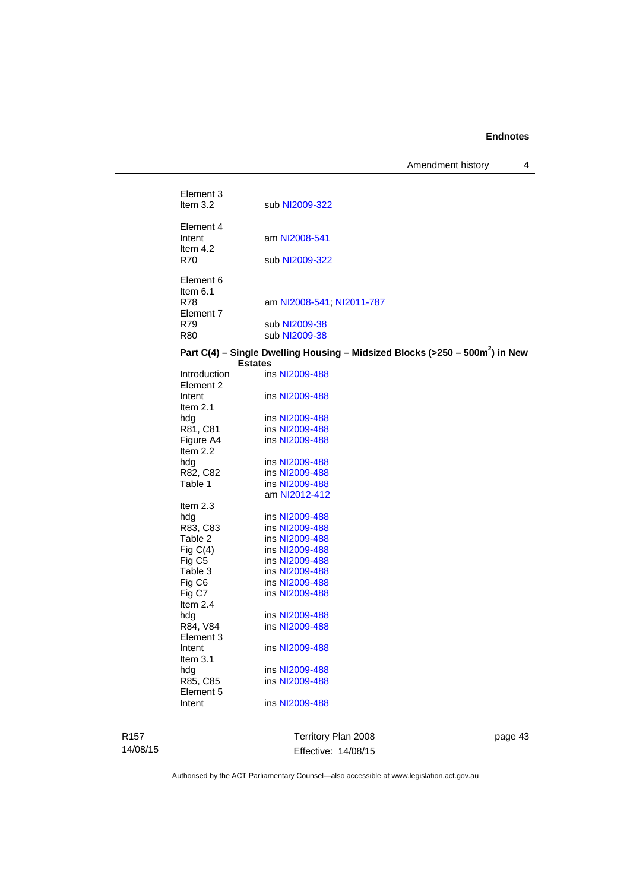Element 3
Item 3.2 sub NI2009-322

Element 4
Intent am NI2008-541
Item 4.2
R70 sub NI2009-322

Element 6
Item 6.1
R78 am NI2008-541; NI2011-787
Element 7
R79 sub NI2009-38
R80 sub NI2009-38

**Part C(4) – Single Dwelling Housing – Midsized Blocks (>250 – 500m²) in New Estates**

Introduction ins NI2009-488
Element 2
Intent ins NI2009-488
Item 2.1
hdg ins NI2009-488
R81, C81 ins NI2009-488
Figure A4 ins NI2009-488
Item 2.2
hdg ins NI2009-488
R82, C82 ins NI2009-488
Table 1 ins NI2009-488
am NI2012-412
Item 2.3
hdg ins NI2009-488
R83, C83 ins NI2009-488
Table 2 ins NI2009-488
Fig C(4) ins NI2009-488
Fig C5 ins NI2009-488
Table 3 ins NI2009-488
Fig C6 ins NI2009-488
Fig C7 ins NI2009-488
Item 2.4
hdg ins NI2009-488
R84, V84 ins NI2009-488
Element 3
Intent ins NI2009-488
Item 3.1
hdg ins NI2009-488
R85, C85 ins NI2009-488
Element 5
Intent ins NI2009-488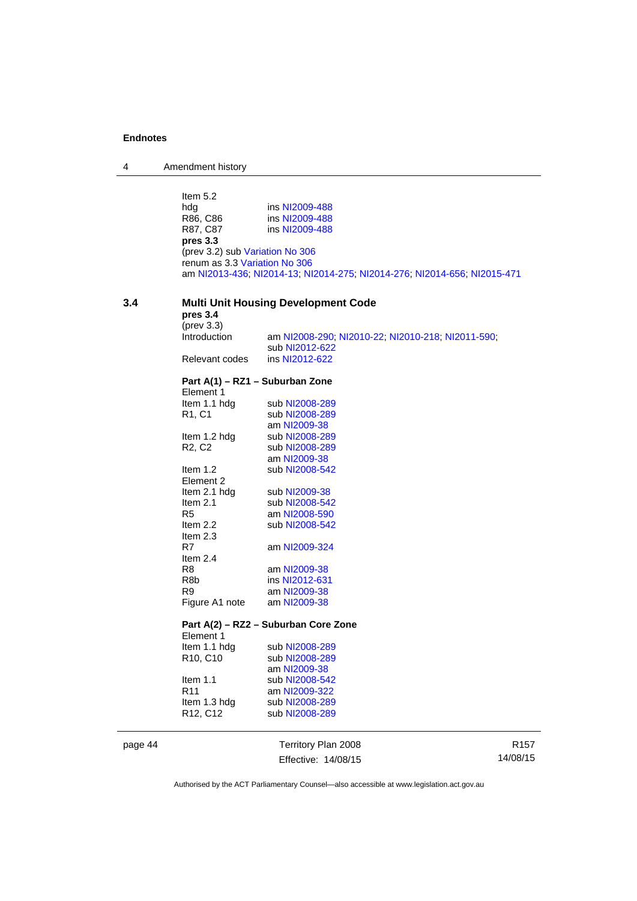Item 5.2

hdg ins NI2009-488

R86, C86 ins NI2009-488

R87, C87 ins NI2009-488

**pres 3.3**

(prev 3.2) sub Variation No 306

renum as 3.3 Variation No 306

am NI2013-436; NI2014-13; NI2014-275; NI2014-276; NI2014-656; NI2015-471

### 3.4 Multi Unit Housing Development Code

**pres 3.4**

(prev 3.3)

| | |
|---|---|
| Introduction | am NI2008-290; NI2010-22; NI2010-218; NI2011-590; sub NI2012-622 |
| Relevant codes | ins NI2012-622 |

**Part A(1) – RZ1 – Suburban Zone**

| | |
|---|---|
| Element 1 | |
| Item 1.1 hdg | sub NI2008-289 |
| R1, C1 | sub NI2008-289 |
| | am NI2009-38 |
| Item 1.2 hdg | sub NI2008-289 |
| R2, C2 | sub NI2008-289 |
| | am NI2009-38 |
| Item 1.2 | sub NI2008-542 |
| Element 2 | |
| Item 2.1 hdg | sub NI2009-38 |
| Item 2.1 | sub NI2008-542 |
| R5 | am NI2008-590 |
| Item 2.2 | sub NI2008-542 |
| Item 2.3 | |
| R7 | am NI2009-324 |
| Item 2.4 | |
| R8 | am NI2009-38 |
| R8b | ins NI2012-631 |
| R9 | am NI2009-38 |
| Figure A1 note | am NI2009-38 |

**Part A(2) – RZ2 – Suburban Core Zone**

| | |
|---|---|
| Element 1 | |
| Item 1.1 hdg | sub NI2008-289 |
| R10, C10 | sub NI2008-289 |
| | am NI2009-38 |
| Item 1.1 | sub NI2008-542 |
| R11 | am NI2009-322 |
| Item 1.3 hdg | sub NI2008-289 |
| R12, C12 | sub NI2008-289 |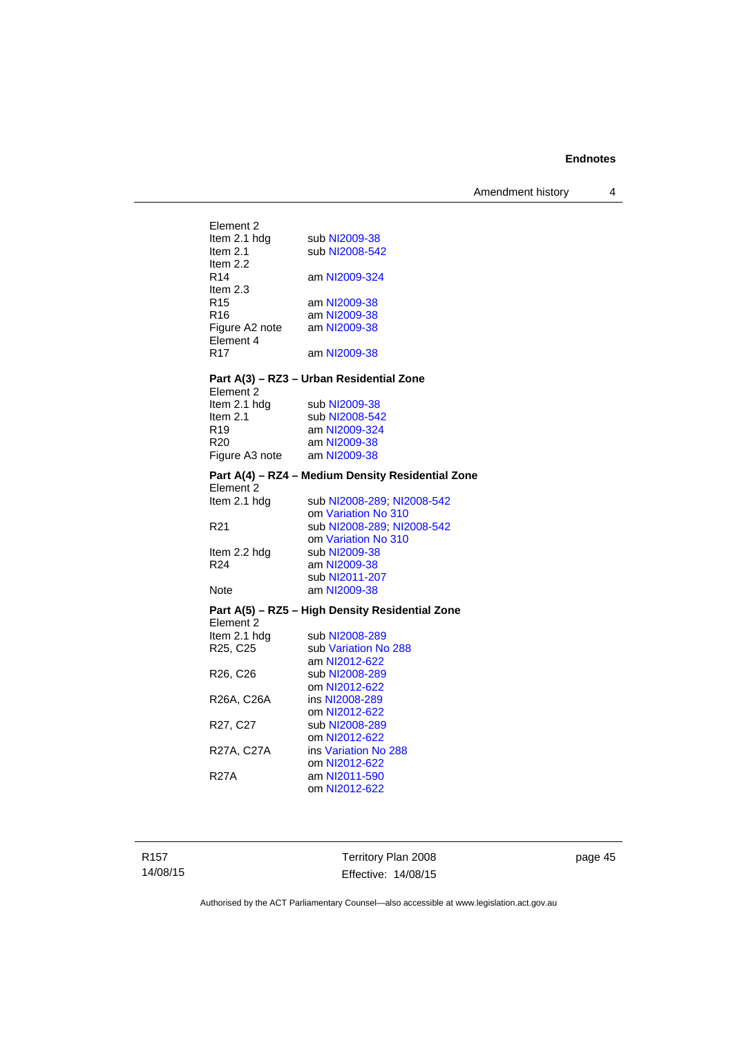Element 2
Item 2.1 hdg sub NI2009-38
Item 2.1 sub NI2008-542
Item 2.2
R14 am NI2009-324
Item 2.3
R15 am NI2009-38
R16 am NI2009-38
Figure A2 note am NI2009-38
Element 4
R17 am NI2009-38

**Part A(3) – RZ3 – Urban Residential Zone**

Element 2
Item 2.1 hdg sub NI2009-38
Item 2.1 sub NI2008-542
R19 am NI2009-324
R20 am NI2009-38
Figure A3 note am NI2009-38

**Part A(4) – RZ4 – Medium Density Residential Zone**

Element 2
Item 2.1 hdg sub NI2008-289; NI2008-542
om Variation No 310
R21 sub NI2008-289; NI2008-542
om Variation No 310
Item 2.2 hdg sub NI2009-38
R24 am NI2009-38
sub NI2011-207
Note am NI2009-38

**Part A(5) – RZ5 – High Density Residential Zone**

Element 2
Item 2.1 hdg sub NI2008-289
R25, C25 sub Variation No 288
am NI2012-622
R26, C26 sub NI2008-289
om NI2012-622
R26A, C26A ins NI2008-289
om NI2012-622
R27, C27 sub NI2008-289
om NI2012-622
R27A, C27A ins Variation No 288
om NI2012-622
R27A am NI2011-590
om NI2012-622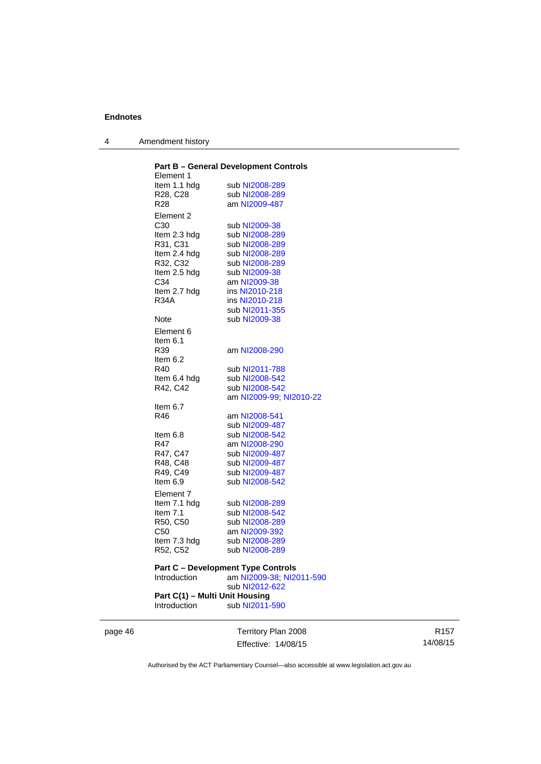**Part B – General Development Controls**

| | |
|---|---|
| Element 1 | |
| Item 1.1 hdg | sub NI2008-289 |
| R28, C28 | sub NI2008-289 |
| R28 | am NI2009-487 |
| Element 2 | |
| C30 | sub NI2009-38 |
| Item 2.3 hdg | sub NI2008-289 |
| R31, C31 | sub NI2008-289 |
| Item 2.4 hdg | sub NI2008-289 |
| R32, C32 | sub NI2008-289 |
| Item 2.5 hdg | sub NI2009-38 |
| C34 | am NI2009-38 |
| Item 2.7 hdg | ins NI2010-218 |
| R34A | ins NI2010-218<br>sub NI2011-355 |
| Note | sub NI2009-38 |
| Element 6 | |
| Item 6.1 | |
| R39 | am NI2008-290 |
| Item 6.2 | |
| R40 | sub NI2011-788 |
| Item 6.4 hdg | sub NI2008-542 |
| R42, C42 | sub NI2008-542<br>am NI2009-99; NI2010-22 |
| Item 6.7 | |
| R46 | am NI2008-541<br>sub NI2009-487 |
| Item 6.8 | sub NI2008-542 |
| R47 | am NI2008-290 |
| R47, C47 | sub NI2009-487 |
| R48, C48 | sub NI2009-487 |
| R49, C49 | sub NI2009-487 |
| Item 6.9 | sub NI2008-542 |
| Element 7 | |
| Item 7.1 hdg | sub NI2008-289 |
| Item 7.1 | sub NI2008-542 |
| R50, C50 | sub NI2008-289 |
| C50 | am NI2009-392 |
| Item 7.3 hdg | sub NI2008-289 |
| R52, C52 | sub NI2008-289 |

**Part C – Development Type Controls**

| | |
|---|---|
| Introduction | am NI2009-38; NI2011-590<br>sub NI2012-622 |

**Part C(1) – Multi Unit Housing**

| | |
|---|---|
| Introduction | sub NI2011-590 |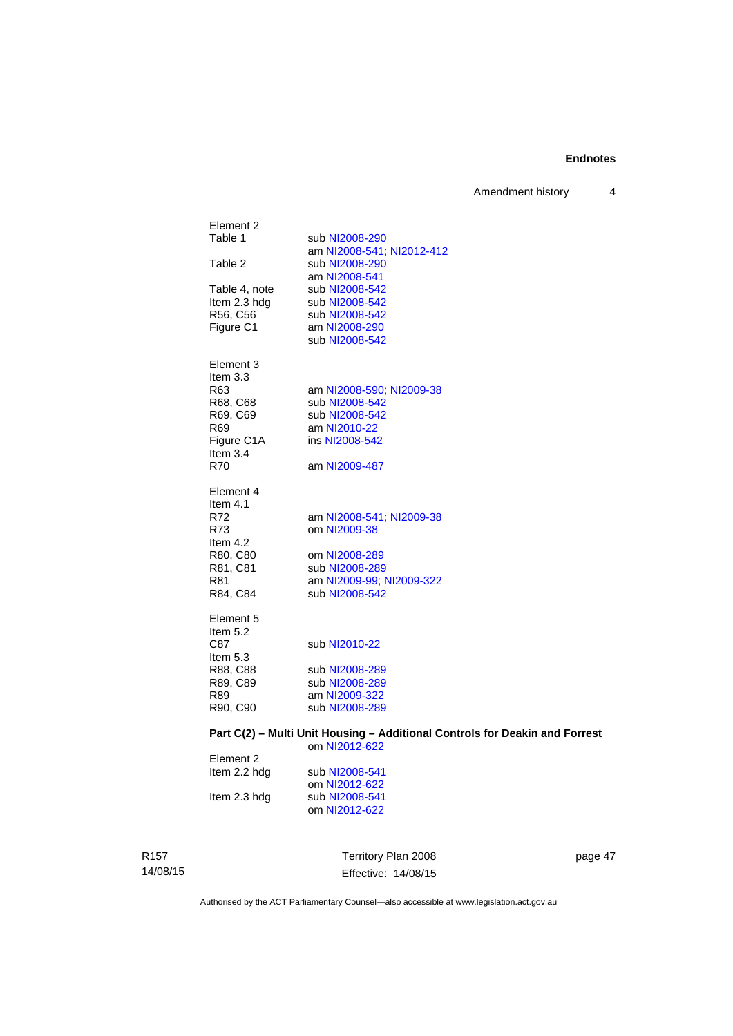Element 2

| | |
|---|---|
| Table 1 | sub NI2008-290 |
| | am NI2008-541; NI2012-412 |
| Table 2 | sub NI2008-290 |
| | am NI2008-541 |
| Table 4, note | sub NI2008-542 |
| Item 2.3 hdg | sub NI2008-542 |
| R56, C56 | sub NI2008-542 |
| Figure C1 | am NI2008-290 |
| | sub NI2008-542 |

Element 3
Item 3.3

| | |
|---|---|
| R63 | am NI2008-590; NI2009-38 |
| R68, C68 | sub NI2008-542 |
| R69, C69 | sub NI2008-542 |
| R69 | am NI2010-22 |
| Figure C1A | ins NI2008-542 |
| Item 3.4 | |
| R70 | am NI2009-487 |

Element 4
Item 4.1

| | |
|---|---|
| R72 | am NI2008-541; NI2009-38 |
| R73 | om NI2009-38 |
| Item 4.2 | |
| R80, C80 | om NI2008-289 |
| R81, C81 | sub NI2008-289 |
| R81 | am NI2009-99; NI2009-322 |
| R84, C84 | sub NI2008-542 |

Element 5
Item 5.2

| | |
|---|---|
| C87 | sub NI2010-22 |
| Item 5.3 | |
| R88, C88 | sub NI2008-289 |
| R89, C89 | sub NI2008-289 |
| R89 | am NI2009-322 |
| R90, C90 | sub NI2008-289 |

**Part C(2) – Multi Unit Housing – Additional Controls for Deakin and Forrest**
om NI2012-622

Element 2

| | |
|---|---|
| Item 2.2 hdg | sub NI2008-541 |
| | om NI2012-622 |
| Item 2.3 hdg | sub NI2008-541 |
| | om NI2012-622 |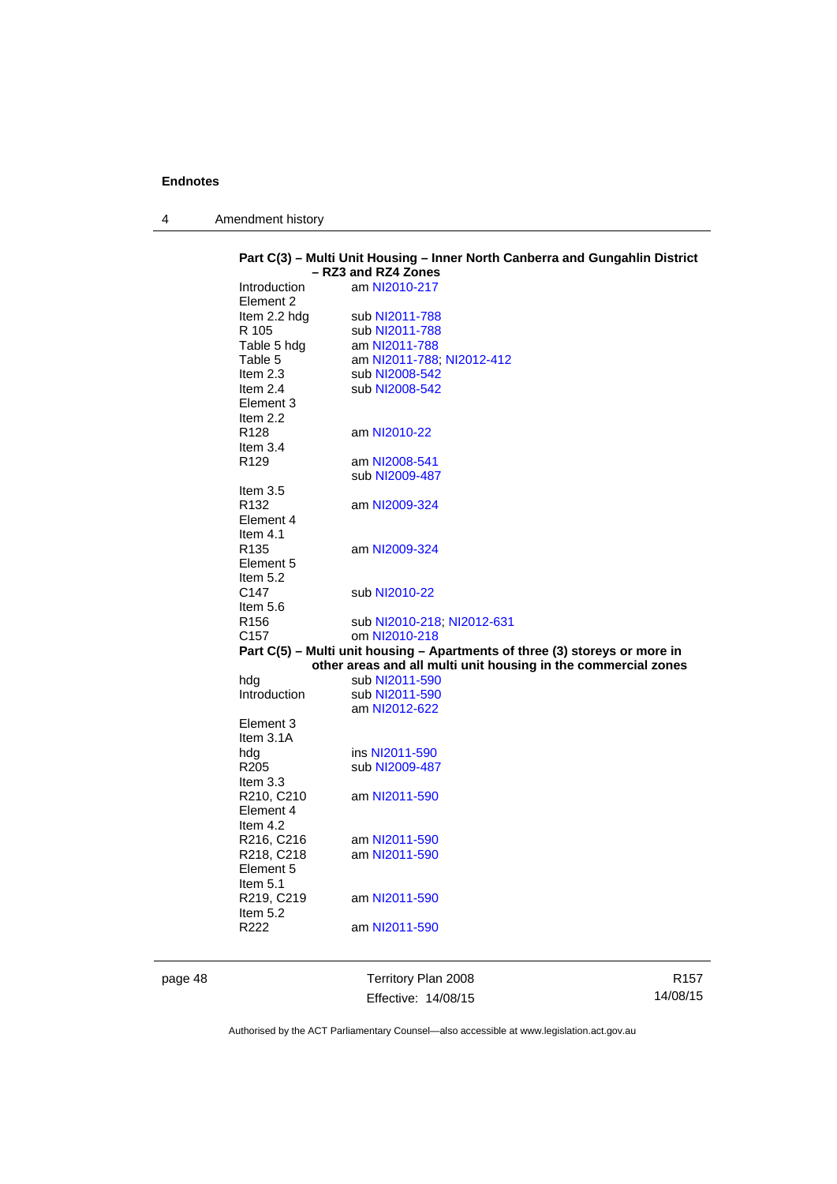**Part C(3) – Multi Unit Housing – Inner North Canberra and Gungahlin District – RZ3 and RZ4 Zones**

Introduction am NI2010-217
Element 2
Item 2.2 hdg sub NI2011-788
R 105 sub NI2011-788
Table 5 hdg am NI2011-788
Table 5 am NI2011-788; NI2012-412
Item 2.3 sub NI2008-542
Item 2.4 sub NI2008-542
Element 3
Item 2.2
R128 am NI2010-22
Item 3.4
R129 am NI2008-541
sub NI2009-487
Item 3.5
R132 am NI2009-324
Element 4
Item 4.1
R135 am NI2009-324
Element 5
Item 5.2
C147 sub NI2010-22
Item 5.6
R156 sub NI2010-218; NI2012-631
C157 om NI2010-218

**Part C(5) – Multi unit housing – Apartments of three (3) storeys or more in other areas and all multi unit housing in the commercial zones**

hdg sub NI2011-590
Introduction sub NI2011-590
am NI2012-622
Element 3
Item 3.1A
hdg ins NI2011-590
R205 sub NI2009-487
Item 3.3
R210, C210 am NI2011-590
Element 4
Item 4.2
R216, C216 am NI2011-590
R218, C218 am NI2011-590
Element 5
Item 5.1
R219, C219 am NI2011-590
Item 5.2
R222 am NI2011-590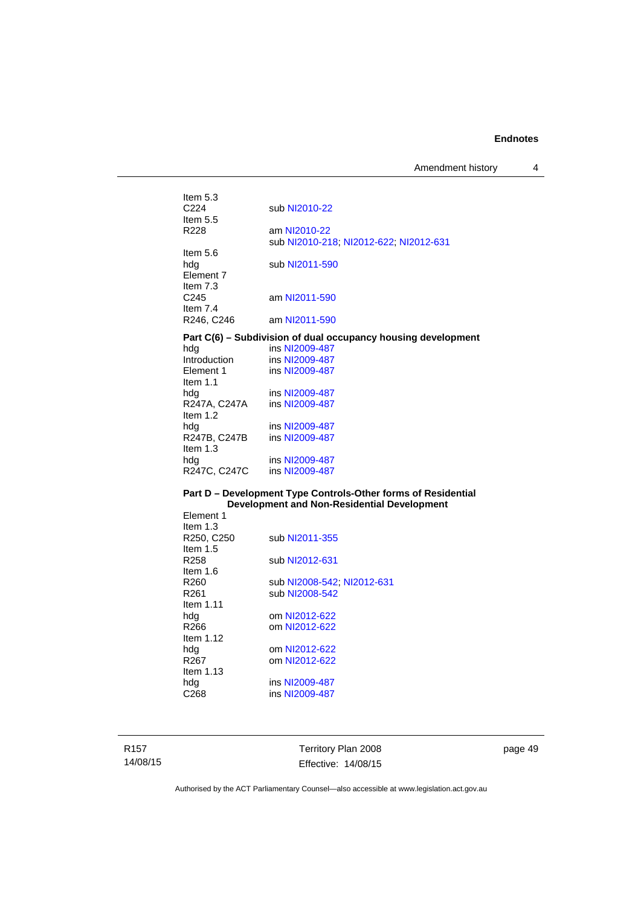Item 5.3

C224 sub NI2010-22

Item 5.5

R228 am NI2010-22
sub NI2010-218; NI2012-622; NI2012-631

Item 5.6

hdg sub NI2011-590

Element 7

Item 7.3

C245 am NI2011-590

Item 7.4

R246, C246 am NI2011-590

**Part C(6) – Subdivision of dual occupancy housing development**

hdg ins NI2009-487

Introduction ins NI2009-487

Element 1 ins NI2009-487

Item 1.1

hdg ins NI2009-487

R247A, C247A ins NI2009-487

Item 1.2

hdg ins NI2009-487

R247B, C247B ins NI2009-487

Item 1.3

hdg ins NI2009-487

R247C, C247C ins NI2009-487

**Part D – Development Type Controls-Other forms of Residential Development and Non-Residential Development**

Element 1

Item 1.3

R250, C250 sub NI2011-355

Item 1.5

R258 sub NI2012-631

Item 1.6

R260 sub NI2008-542; NI2012-631

R261 sub NI2008-542

Item 1.11

hdg om NI2012-622

R266 om NI2012-622

Item 1.12

hdg om NI2012-622

R267 om NI2012-622

Item 1.13

hdg ins NI2009-487

C268 ins NI2009-487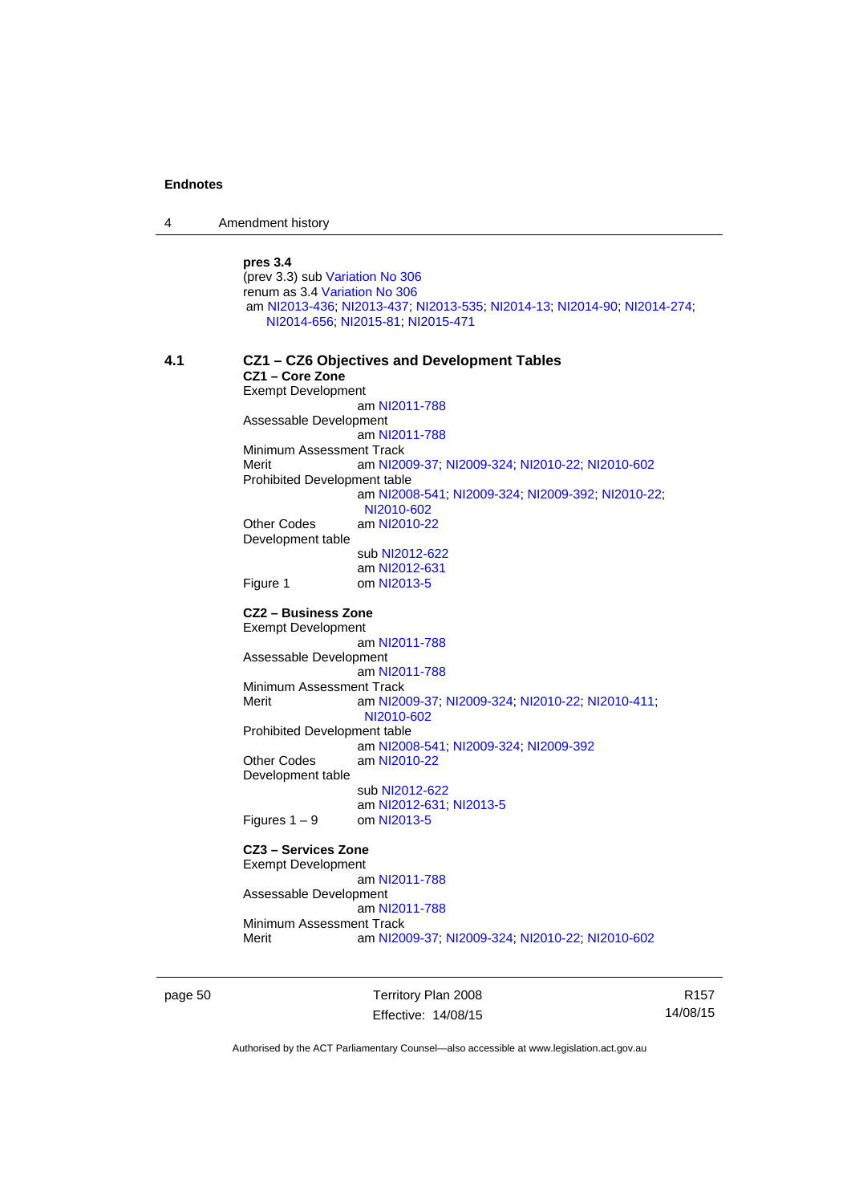**pres 3.4**
(prev 3.3) sub Variation No 306
renum as 3.4 Variation No 306
am NI2013-436; NI2013-437; NI2013-535; NI2014-13; NI2014-90; NI2014-274; NI2014-656; NI2015-81; NI2015-471

## 4.1 CZ1 – CZ6 Objectives and Development Tables

**CZ1 – Core Zone**

Exempt Development
am NI2011-788

Assessable Development
am NI2011-788

Minimum Assessment Track
Merit am NI2009-37; NI2009-324; NI2010-22; NI2010-602

Prohibited Development table
am NI2008-541; NI2009-324; NI2009-392; NI2010-22; NI2010-602

Other Codes am NI2010-22

Development table
sub NI2012-622
am NI2012-631

Figure 1 om NI2013-5

**CZ2 – Business Zone**

Exempt Development
am NI2011-788

Assessable Development
am NI2011-788

Minimum Assessment Track
Merit am NI2009-37; NI2009-324; NI2010-22; NI2010-411; NI2010-602

Prohibited Development table
am NI2008-541; NI2009-324; NI2009-392

Other Codes am NI2010-22

Development table
sub NI2012-622
am NI2012-631; NI2013-5

Figures 1 – 9 om NI2013-5

**CZ3 – Services Zone**

Exempt Development
am NI2011-788

Assessable Development
am NI2011-788

Minimum Assessment Track
Merit am NI2009-37; NI2009-324; NI2010-22; NI2010-602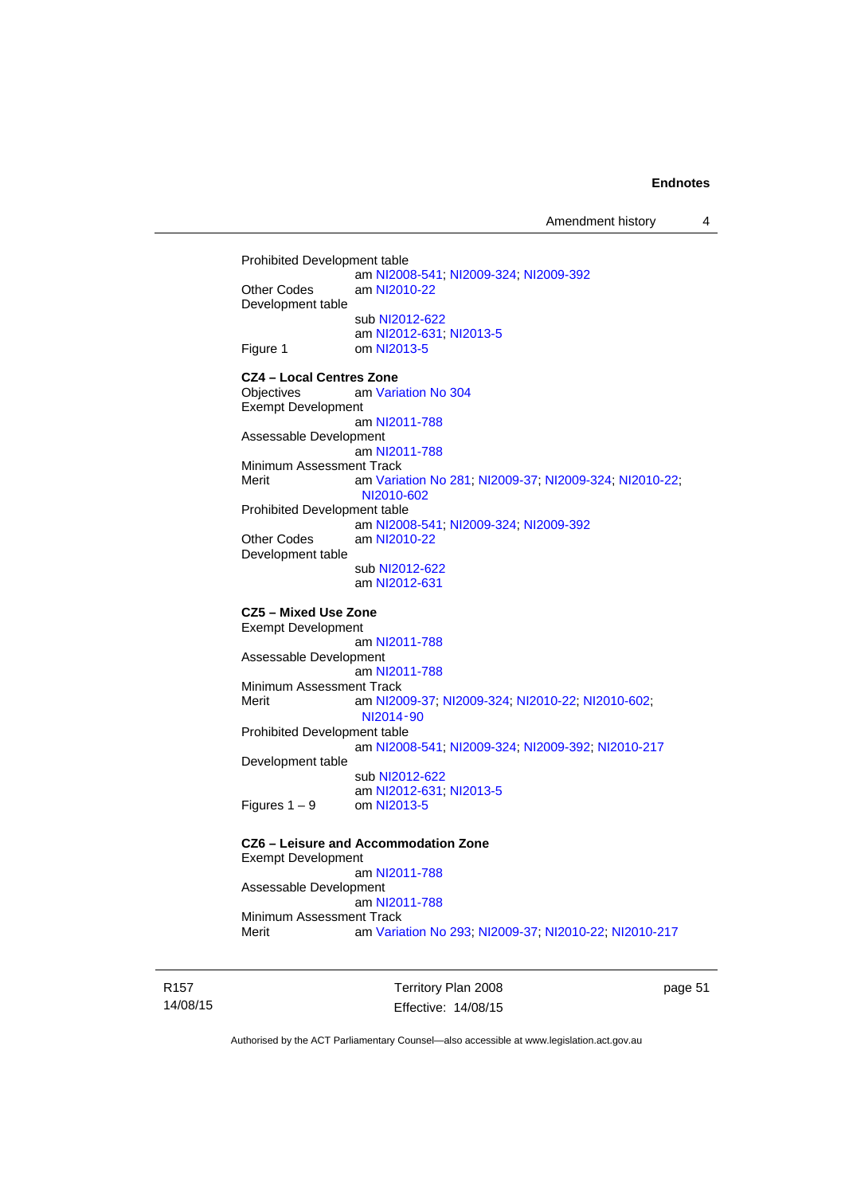Prohibited Development table
am NI2008-541; NI2009-324; NI2009-392

Other Codes am NI2010-22

Development table
sub NI2012-622
am NI2012-631; NI2013-5

Figure 1 om NI2013-5

**CZ4 – Local Centres Zone**

Objectives am Variation No 304

Exempt Development
am NI2011-788

Assessable Development
am NI2011-788

Minimum Assessment Track

Merit am Variation No 281; NI2009-37; NI2009-324; NI2010-22; NI2010-602

Prohibited Development table
am NI2008-541; NI2009-324; NI2009-392

Other Codes am NI2010-22

Development table
sub NI2012-622
am NI2012-631

**CZ5 – Mixed Use Zone**

Exempt Development
am NI2011-788

Assessable Development
am NI2011-788

Minimum Assessment Track

Merit am NI2009-37; NI2009-324; NI2010-22; NI2010-602; NI2014-90

Prohibited Development table
am NI2008-541; NI2009-324; NI2009-392; NI2010-217

Development table
sub NI2012-622
am NI2012-631; NI2013-5

Figures 1 – 9 om NI2013-5

**CZ6 – Leisure and Accommodation Zone**

Exempt Development
am NI2011-788

Assessable Development
am NI2011-788

Minimum Assessment Track

Merit am Variation No 293; NI2009-37; NI2010-22; NI2010-217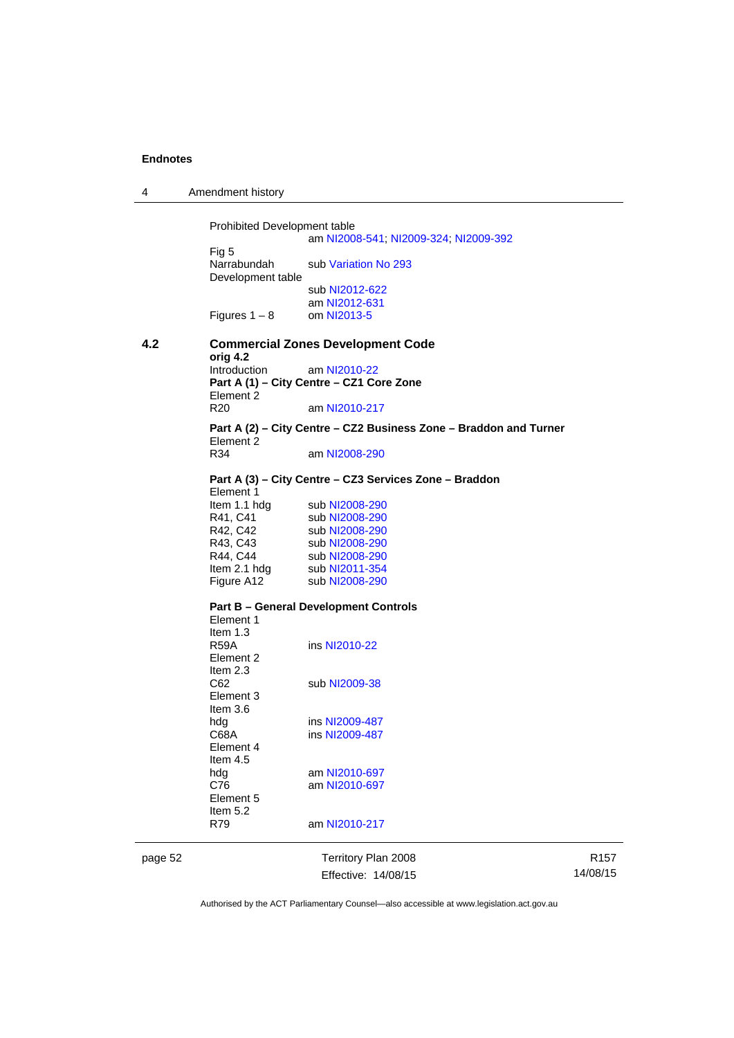Prohibited Development table
am NI2008-541; NI2009-324; NI2009-392

Fig 5
Narrabundah Development table — sub Variation No 293
sub NI2012-622
am NI2012-631

Figures 1 – 8 — om NI2013-5

## 4.2 Commercial Zones Development Code

**orig 4.2**

Introduction — am NI2010-22

**Part A (1) – City Centre – CZ1 Core Zone**

Element 2
R20 — am NI2010-217

**Part A (2) – City Centre – CZ2 Business Zone – Braddon and Turner**

Element 2
R34 — am NI2008-290

**Part A (3) – City Centre – CZ3 Services Zone – Braddon**

Element 1

| | |
|---|---|
| Item 1.1 hdg | sub NI2008-290 |
| R41, C41 | sub NI2008-290 |
| R42, C42 | sub NI2008-290 |
| R43, C43 | sub NI2008-290 |
| R44, C44 | sub NI2008-290 |
| Item 2.1 hdg | sub NI2011-354 |
| Figure A12 | sub NI2008-290 |

**Part B – General Development Controls**

Element 1
Item 1.3
R59A — ins NI2010-22

Element 2
Item 2.3
C62 — sub NI2009-38

Element 3
Item 3.6
hdg — ins NI2009-487
C68A — ins NI2009-487

Element 4
Item 4.5
hdg — am NI2010-697
C76 — am NI2010-697

Element 5
Item 5.2
R79 — am NI2010-217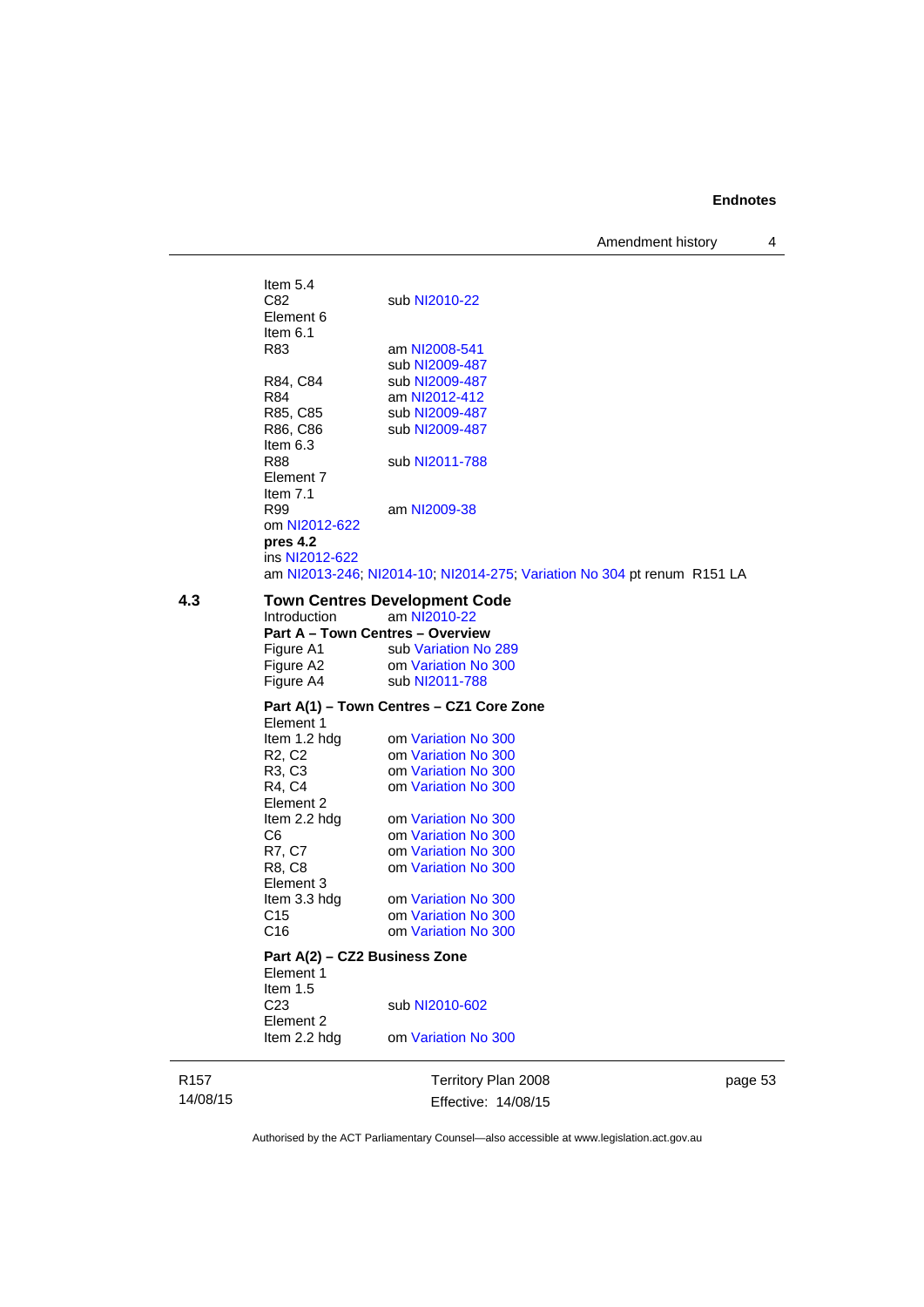Item 5.4
C82 sub NI2010-22
Element 6
Item 6.1
R83 am NI2008-541
 sub NI2009-487
R84, C84 sub NI2009-487
R84 am NI2012-412
R85, C85 sub NI2009-487
R86, C86 sub NI2009-487
Item 6.3
R88 sub NI2011-788
Element 7
Item 7.1
R99 am NI2009-38
om NI2012-622
**pres 4.2**
ins NI2012-622
am NI2013-246; NI2014-10; NI2014-275; Variation No 304 pt renum R151 LA

**4.3 Town Centres Development Code**

Introduction am NI2010-22

**Part A – Town Centres – Overview**

Figure A1 sub Variation No 289
Figure A2 om Variation No 300
Figure A4 sub NI2011-788

**Part A(1) – Town Centres – CZ1 Core Zone**

Element 1
Item 1.2 hdg om Variation No 300
R2, C2 om Variation No 300
R3, C3 om Variation No 300
R4, C4 om Variation No 300
Element 2
Item 2.2 hdg om Variation No 300
C6 om Variation No 300
R7, C7 om Variation No 300
R8, C8 om Variation No 300
Element 3
Item 3.3 hdg om Variation No 300
C15 om Variation No 300
C16 om Variation No 300

**Part A(2) – CZ2 Business Zone**

Element 1
Item 1.5
C23 sub NI2010-602
Element 2
Item 2.2 hdg om Variation No 300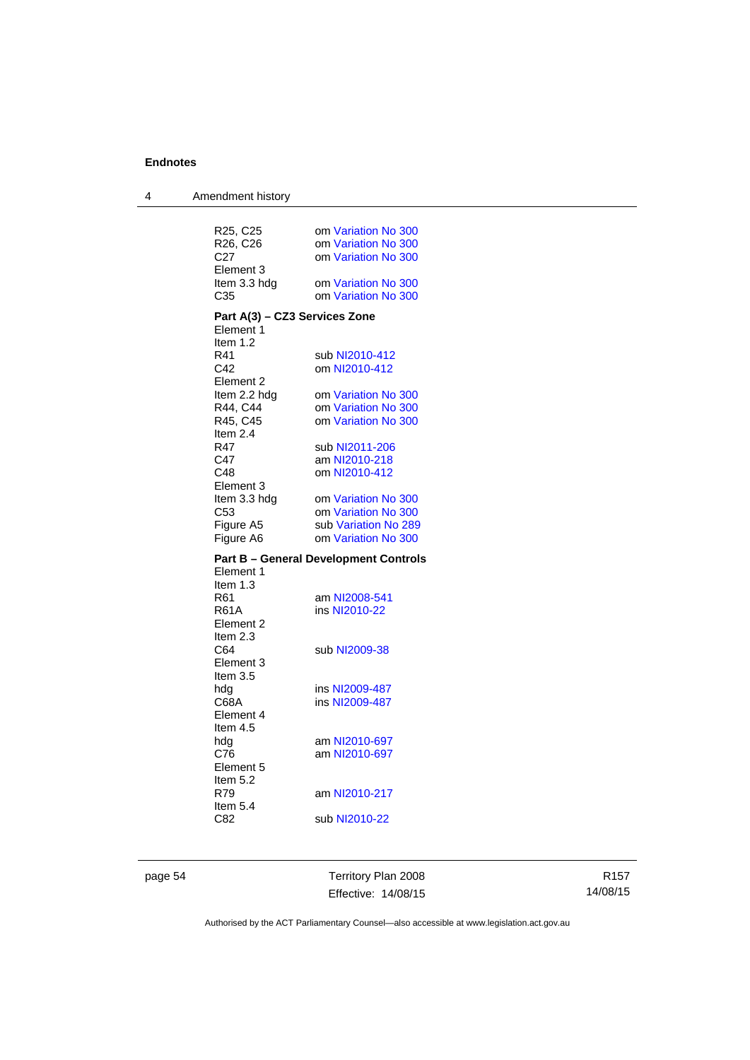R25, C25 om Variation No 300
R26, C26 om Variation No 300
C27 om Variation No 300
Element 3
Item 3.3 hdg om Variation No 300
C35 om Variation No 300

**Part A(3) – CZ3 Services Zone**

Element 1
Item 1.2
R41 sub NI2010-412
C42 om NI2010-412
Element 2
Item 2.2 hdg om Variation No 300
R44, C44 om Variation No 300
R45, C45 om Variation No 300
Item 2.4
R47 sub NI2011-206
C47 am NI2010-218
C48 om NI2010-412
Element 3
Item 3.3 hdg om Variation No 300
C53 om Variation No 300
Figure A5 sub Variation No 289
Figure A6 om Variation No 300

**Part B – General Development Controls**

Element 1
Item 1.3
R61 am NI2008-541
R61A ins NI2010-22
Element 2
Item 2.3
C64 sub NI2009-38
Element 3
Item 3.5
hdg ins NI2009-487
C68A ins NI2009-487
Element 4
Item 4.5
hdg am NI2010-697
C76 am NI2010-697
Element 5
Item 5.2
R79 am NI2010-217
Item 5.4
C82 sub NI2010-22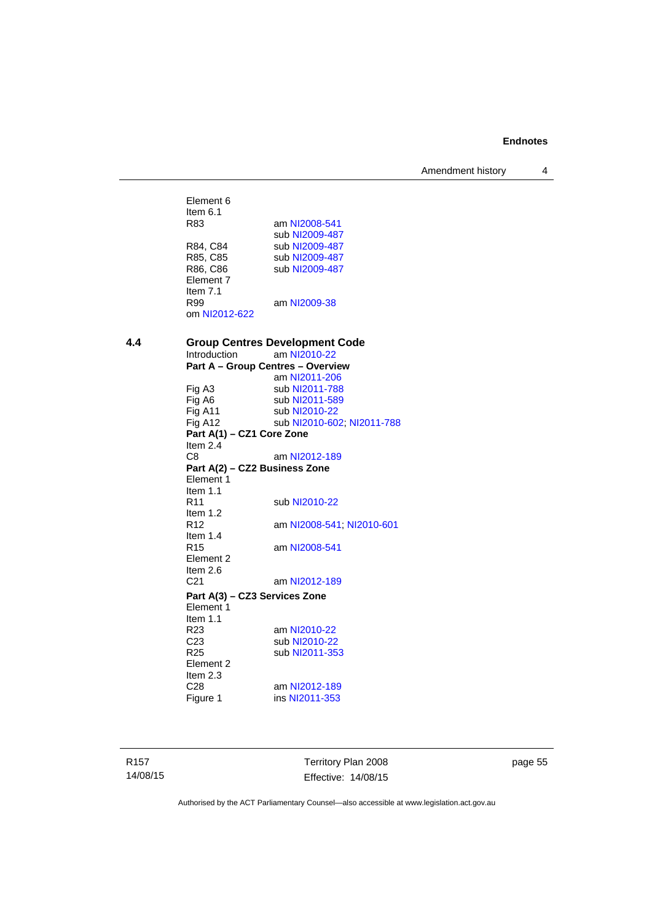Element 6
Item 6.1
R83 am NI2008-541
sub NI2009-487
R84, C84 sub NI2009-487
R85, C85 sub NI2009-487
R86, C86 sub NI2009-487
Element 7
Item 7.1
R99 am NI2009-38
om NI2012-622

**4.4 Group Centres Development Code**

Introduction am NI2010-22

**Part A – Group Centres – Overview**
am NI2011-206
Fig A3 sub NI2011-788
Fig A6 sub NI2011-589
Fig A11 sub NI2010-22
Fig A12 sub NI2010-602; NI2011-788

**Part A(1) – CZ1 Core Zone**
Item 2.4
C8 am NI2012-189

**Part A(2) – CZ2 Business Zone**
Element 1
Item 1.1
R11 sub NI2010-22
Item 1.2
R12 am NI2008-541; NI2010-601
Item 1.4
R15 am NI2008-541
Element 2
Item 2.6
C21 am NI2012-189

**Part A(3) – CZ3 Services Zone**
Element 1
Item 1.1
R23 am NI2010-22
C23 sub NI2010-22
R25 sub NI2011-353
Element 2
Item 2.3
C28 am NI2012-189
Figure 1 ins NI2011-353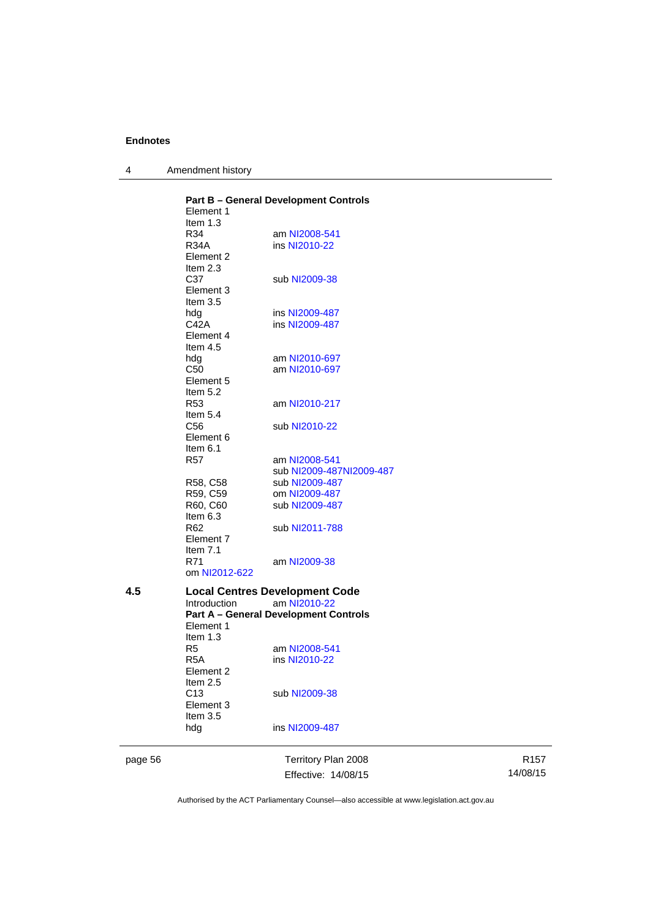**Part B – General Development Controls**

Element 1

Item 1.3

| | |
|---|---|
| R34 | am NI2008-541 |
| R34A | ins NI2010-22 |

Element 2

Item 2.3

| | |
|---|---|
| C37 | sub NI2009-38 |

Element 3

Item 3.5

| | |
|---|---|
| hdg | ins NI2009-487 |
| C42A | ins NI2009-487 |

Element 4

Item 4.5

| | |
|---|---|
| hdg | am NI2010-697 |
| C50 | am NI2010-697 |

Element 5

Item 5.2

| | |
|---|---|
| R53 | am NI2010-217 |

Item 5.4

| | |
|---|---|
| C56 | sub NI2010-22 |

Element 6

Item 6.1

| | |
|---|---|
| R57 | am NI2008-541<br>sub NI2009-487NI2009-487 |
| R58, C58 | sub NI2009-487 |
| R59, C59 | om NI2009-487 |
| R60, C60 | sub NI2009-487 |

Item 6.3

| | |
|---|---|
| R62 | sub NI2011-788 |

Element 7

Item 7.1

| | |
|---|---|
| R71 | am NI2009-38 |

om NI2012-622

## 4.5 Local Centres Development Code

Introduction am NI2010-22

**Part A – General Development Controls**

Element 1

Item 1.3

| | |
|---|---|
| R5 | am NI2008-541 |
| R5A | ins NI2010-22 |

Element 2

Item 2.5

| | |
|---|---|
| C13 | sub NI2009-38 |

Element 3

Item 3.5

| | |
|---|---|
| hdg | ins NI2009-487 |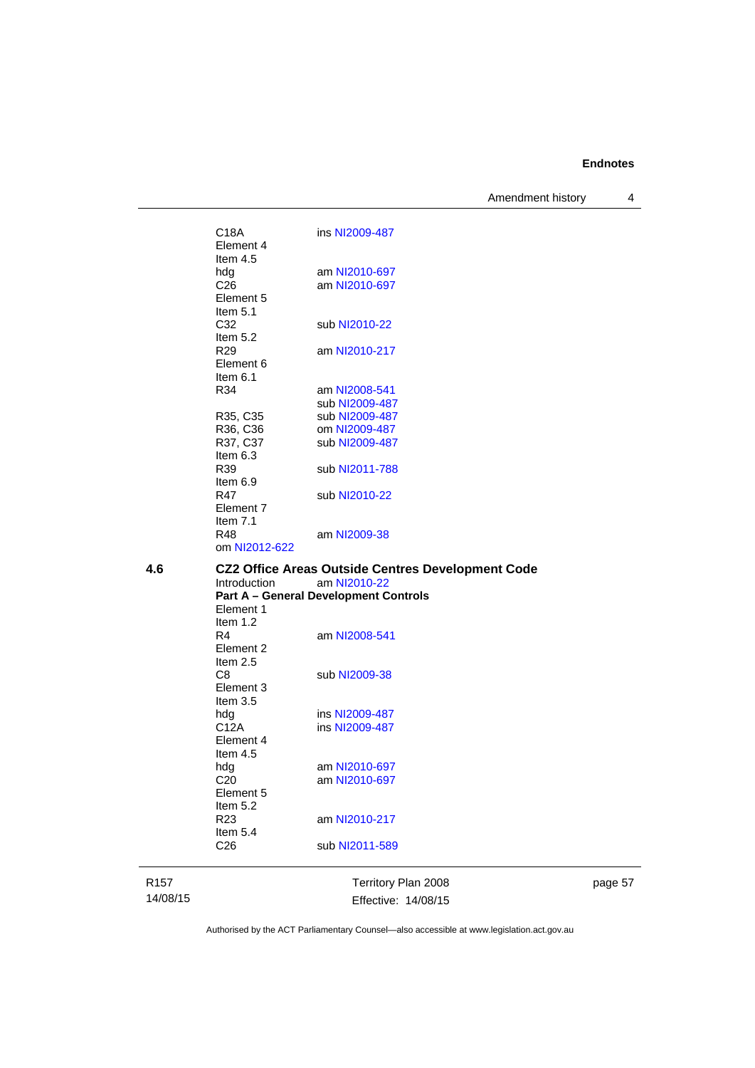C18A ins NI2009-487
Element 4
Item 4.5
hdg am NI2010-697
C26 am NI2010-697
Element 5
Item 5.1
C32 sub NI2010-22
Item 5.2
R29 am NI2010-217
Element 6
Item 6.1
R34 am NI2008-541
sub NI2009-487
R35, C35 sub NI2009-487
R36, C36 om NI2009-487
R37, C37 sub NI2009-487
Item 6.3
R39 sub NI2011-788
Item 6.9
R47 sub NI2010-22
Element 7
Item 7.1
R48 am NI2009-38
om NI2012-622

**4.6 CZ2 Office Areas Outside Centres Development Code**

Introduction am NI2010-22

**Part A – General Development Controls**

Element 1
Item 1.2
R4 am NI2008-541
Element 2
Item 2.5
C8 sub NI2009-38
Element 3
Item 3.5
hdg ins NI2009-487
C12A ins NI2009-487
Element 4
Item 4.5
hdg am NI2010-697
C20 am NI2010-697
Element 5
Item 5.2
R23 am NI2010-217
Item 5.4
C26 sub NI2011-589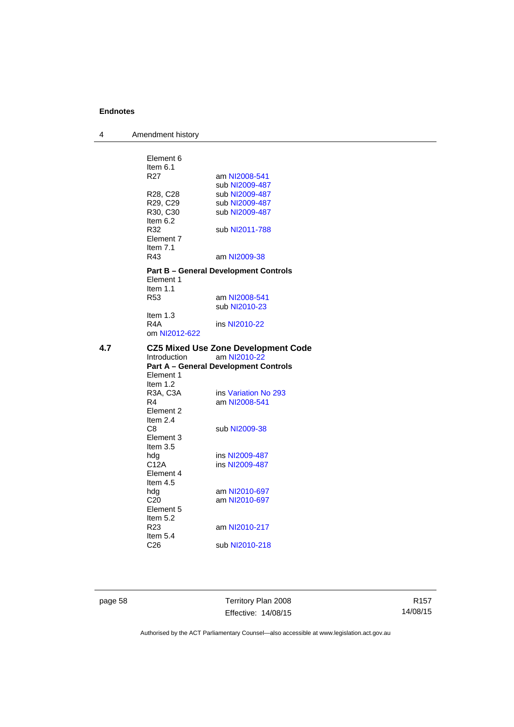Element 6
Item 6.1

| | |
|---|---|
| R27 | am NI2008-541 |
| | sub NI2009-487 |
| R28, C28 | sub NI2009-487 |
| R29, C29 | sub NI2009-487 |
| R30, C30 | sub NI2009-487 |

Item 6.2

| | |
|---|---|
| R32 | sub NI2011-788 |

Element 7
Item 7.1

| | |
|---|---|
| R43 | am NI2009-38 |

**Part B – General Development Controls**

Element 1
Item 1.1

| | |
|---|---|
| R53 | am NI2008-541 |
| | sub NI2010-23 |

Item 1.3

| | |
|---|---|
| R4A | ins NI2010-22 |

om NI2012-622

## 4.7 CZ5 Mixed Use Zone Development Code

| | |
|---|---|
| Introduction | am NI2010-22 |

**Part A – General Development Controls**

Element 1
Item 1.2

| | |
|---|---|
| R3A, C3A | ins Variation No 293 |
| R4 | am NI2008-541 |

Element 2
Item 2.4

| | |
|---|---|
| C8 | sub NI2009-38 |

Element 3
Item 3.5

| | |
|---|---|
| hdg | ins NI2009-487 |
| C12A | ins NI2009-487 |

Element 4
Item 4.5

| | |
|---|---|
| hdg | am NI2010-697 |
| C20 | am NI2010-697 |

Element 5
Item 5.2

| | |
|---|---|
| R23 | am NI2010-217 |

Item 5.4

| | |
|---|---|
| C26 | sub NI2010-218 |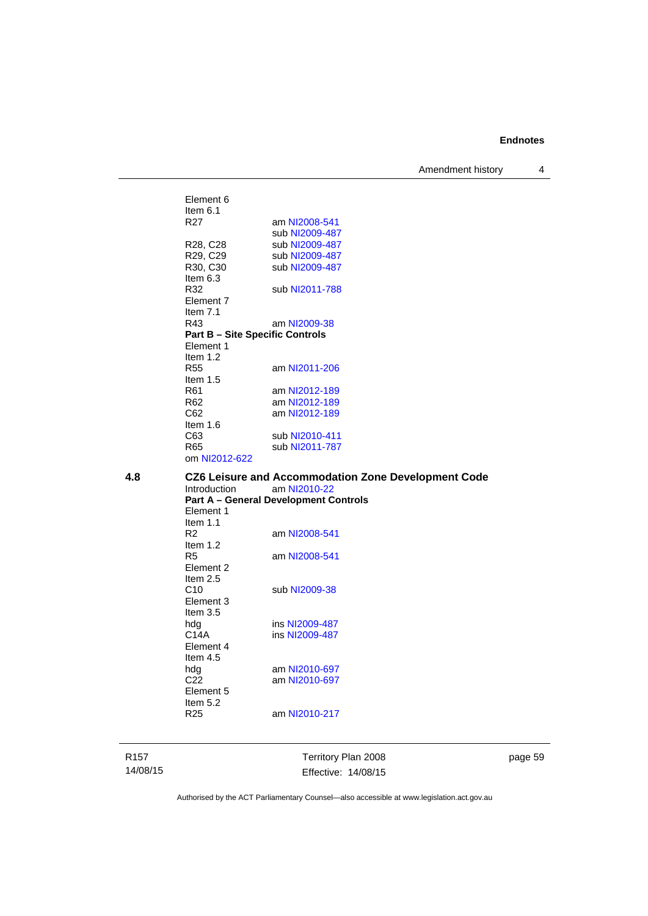Element 6
Item 6.1

R27 am NI2008-541
sub NI2009-487

R28, C28 sub NI2009-487

R29, C29 sub NI2009-487

R30, C30 sub NI2009-487

Item 6.3

R32 sub NI2011-788

Element 7
Item 7.1

R43 am NI2009-38

**Part B – Site Specific Controls**

Element 1
Item 1.2

R55 am NI2011-206

Item 1.5

R61 am NI2012-189

R62 am NI2012-189

C62 am NI2012-189

Item 1.6

C63 sub NI2010-411

R65 sub NI2011-787

om NI2012-622

## 4.8 CZ6 Leisure and Accommodation Zone Development Code

Introduction am NI2010-22

**Part A – General Development Controls**

Element 1
Item 1.1

R2 am NI2008-541

Item 1.2

R5 am NI2008-541

Element 2
Item 2.5

C10 sub NI2009-38

Element 3
Item 3.5

hdg ins NI2009-487

C14A ins NI2009-487

Element 4
Item 4.5

hdg am NI2010-697

C22 am NI2010-697

Element 5
Item 5.2

R25 am NI2010-217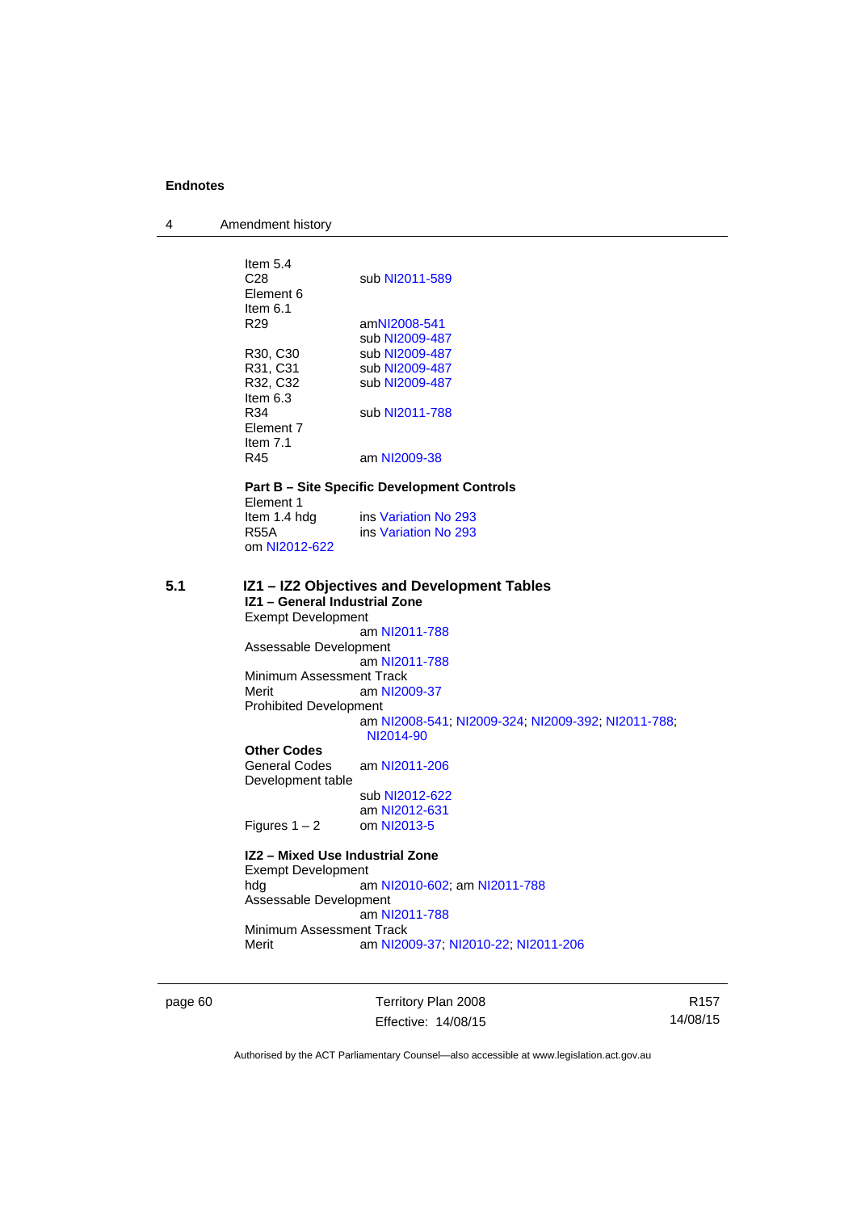Item 5.4
C28 sub NI2011-589
Element 6
Item 6.1
R29 amNI2008-541
sub NI2009-487
R30, C30 sub NI2009-487
R31, C31 sub NI2009-487
R32, C32 sub NI2009-487
Item 6.3
R34 sub NI2011-788
Element 7
Item 7.1
R45 am NI2009-38

**Part B – Site Specific Development Controls**
Element 1
Item 1.4 hdg ins Variation No 293
R55A ins Variation No 293
om NI2012-622

## 5.1 IZ1 – IZ2 Objectives and Development Tables

**IZ1 – General Industrial Zone**
Exempt Development
am NI2011-788
Assessable Development
am NI2011-788
Minimum Assessment Track
Merit am NI2009-37
Prohibited Development
am NI2008-541; NI2009-324; NI2009-392; NI2011-788; NI2014-90

**Other Codes**
General Codes am NI2011-206
Development table
sub NI2012-622
am NI2012-631
Figures 1 – 2 om NI2013-5

**IZ2 – Mixed Use Industrial Zone**
Exempt Development
hdg am NI2010-602; am NI2011-788
Assessable Development
am NI2011-788
Minimum Assessment Track
Merit am NI2009-37; NI2010-22; NI2011-206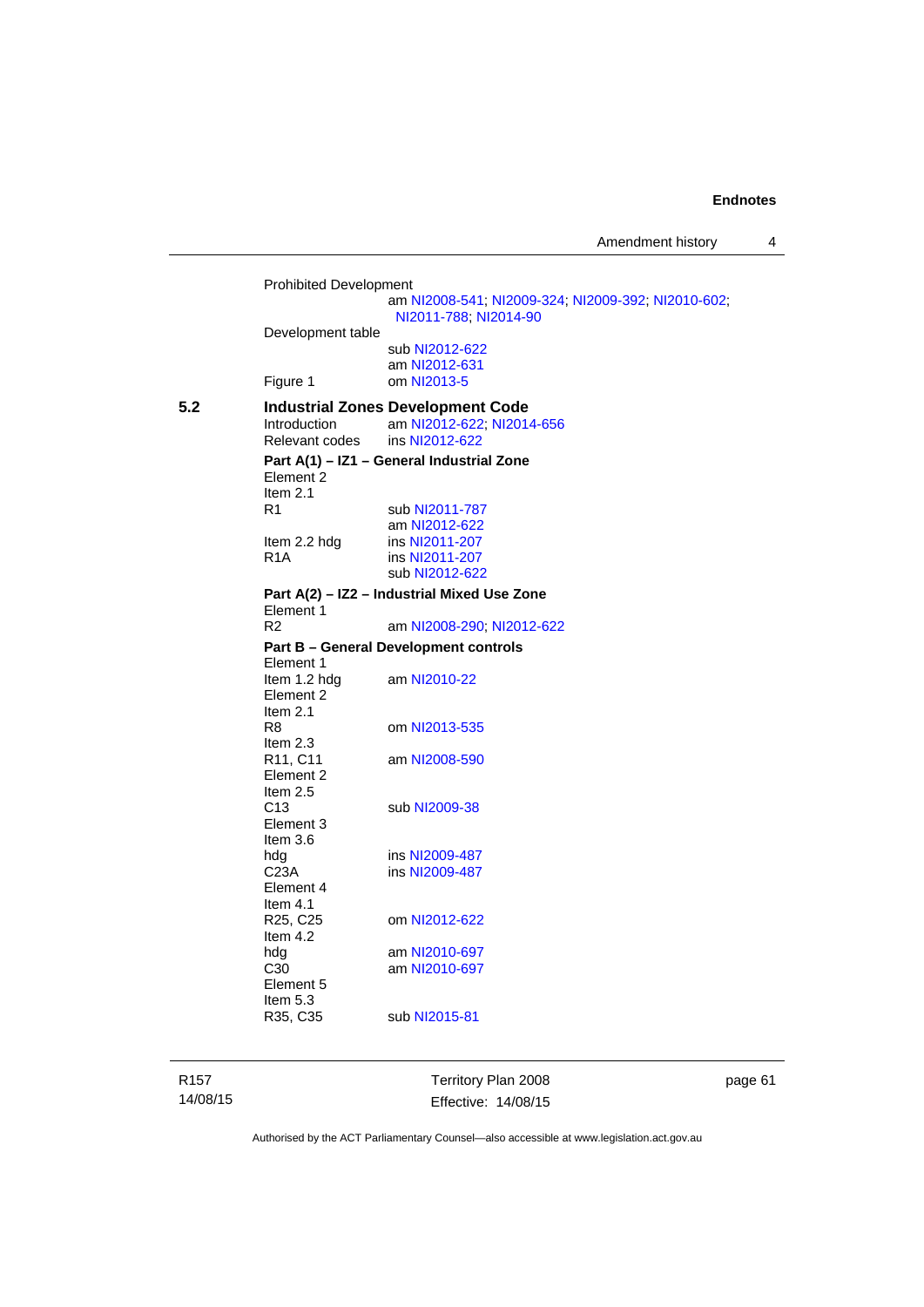Prohibited Development
am NI2008-541; NI2009-324; NI2009-392; NI2010-602; NI2011-788; NI2014-90

Development table
sub NI2012-622
am NI2012-631

Figure 1 om NI2013-5

**5.2 Industrial Zones Development Code**

Introduction am NI2012-622; NI2014-656

Relevant codes ins NI2012-622

**Part A(1) – IZ1 – General Industrial Zone**

Element 2

Item 2.1

R1 sub NI2011-787
am NI2012-622

Item 2.2 hdg ins NI2011-207

R1A ins NI2011-207
sub NI2012-622

**Part A(2) – IZ2 – Industrial Mixed Use Zone**

Element 1

R2 am NI2008-290; NI2012-622

**Part B – General Development controls**

Element 1

Item 1.2 hdg am NI2010-22

Element 2

Item 2.1

R8 om NI2013-535

Item 2.3

R11, C11 am NI2008-590

Element 2

Item 2.5

C13 sub NI2009-38

Element 3

Item 3.6

hdg ins NI2009-487

C23A ins NI2009-487

Element 4

Item 4.1

R25, C25 om NI2012-622

Item 4.2

hdg am NI2010-697

C30 am NI2010-697

Element 5

Item 5.3

R35, C35 sub NI2015-81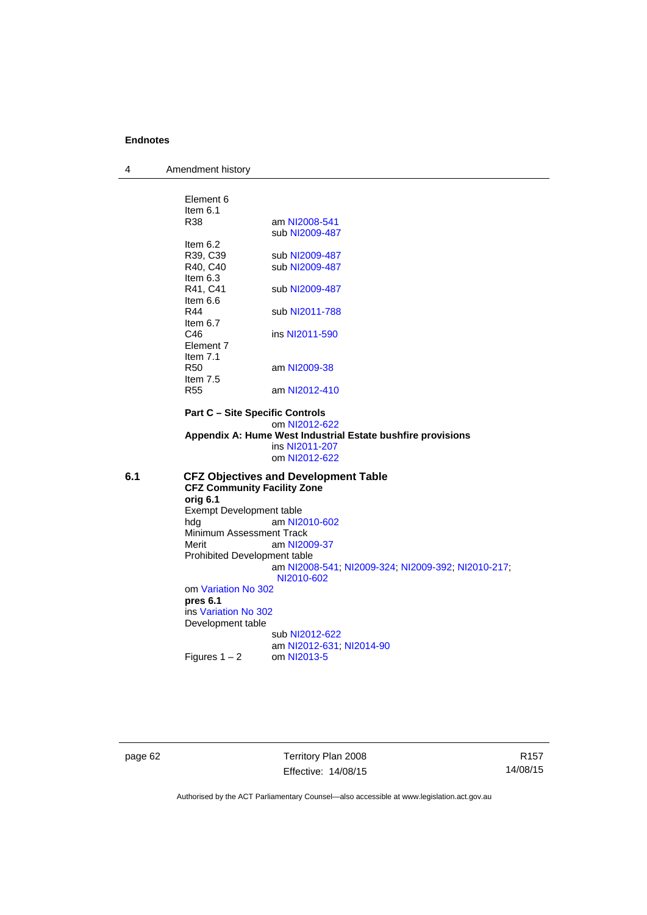Element 6

Item 6.1

R38 am NI2008-541
sub NI2009-487

Item 6.2

R39, C39 sub NI2009-487

R40, C40 sub NI2009-487

Item 6.3

R41, C41 sub NI2009-487

Item 6.6

R44 sub NI2011-788

Item 6.7

C46 ins NI2011-590

Element 7

Item 7.1

R50 am NI2009-38

Item 7.5

R55 am NI2012-410

**Part C – Site Specific Controls**
om NI2012-622

**Appendix A: Hume West Industrial Estate bushfire provisions**
ins NI2011-207
om NI2012-622

## 6.1 CFZ Objectives and Development Table

**CFZ Community Facility Zone**

**orig 6.1**

Exempt Development table

hdg am NI2010-602

Minimum Assessment Track

Merit am NI2009-37

Prohibited Development table
am NI2008-541; NI2009-324; NI2009-392; NI2010-217; NI2010-602

om Variation No 302

**pres 6.1**

ins Variation No 302

Development table
sub NI2012-622
am NI2012-631; NI2014-90

Figures 1 – 2 om NI2013-5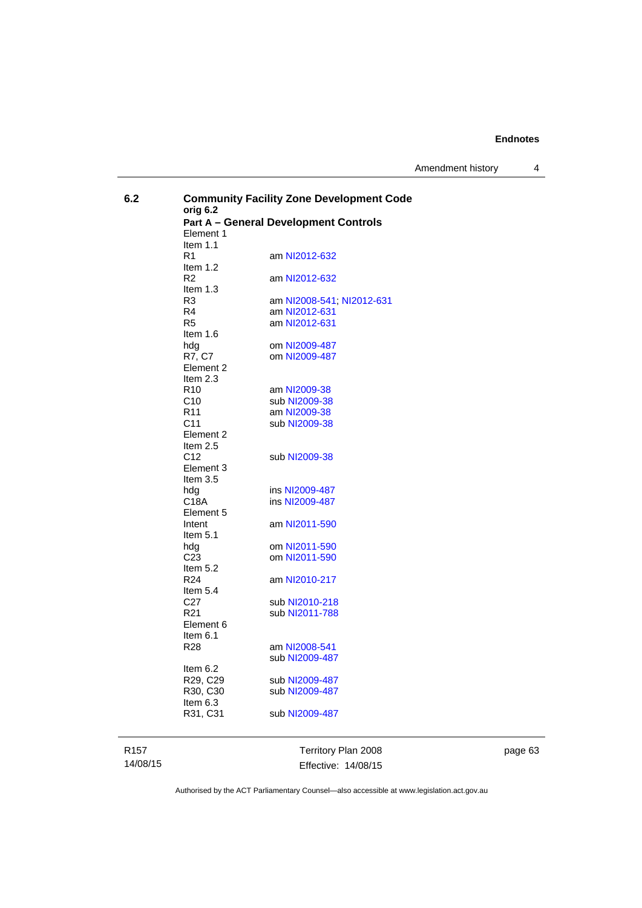**6.2 Community Facility Zone Development Code**

**orig 6.2**

**Part A – General Development Controls**

Element 1

Item 1.1

R1 am NI2012-632

Item 1.2

R2 am NI2012-632

Item 1.3

R3 am NI2008-541; NI2012-631

R4 am NI2012-631

R5 am NI2012-631

Item 1.6

hdg om NI2009-487

R7, C7 om NI2009-487

Element 2

Item 2.3

R10 am NI2009-38

C10 sub NI2009-38

R11 am NI2009-38

C11 sub NI2009-38

Element 2

Item 2.5

C12 sub NI2009-38

Element 3

Item 3.5

hdg ins NI2009-487

C18A ins NI2009-487

Element 5

Intent am NI2011-590

Item 5.1

hdg om NI2011-590

C23 om NI2011-590

Item 5.2

R24 am NI2010-217

Item 5.4

C27 sub NI2010-218

R21 sub NI2011-788

Element 6

Item 6.1

R28 am NI2008-541
sub NI2009-487

Item 6.2

R29, C29 sub NI2009-487

R30, C30 sub NI2009-487

Item 6.3

R31, C31 sub NI2009-487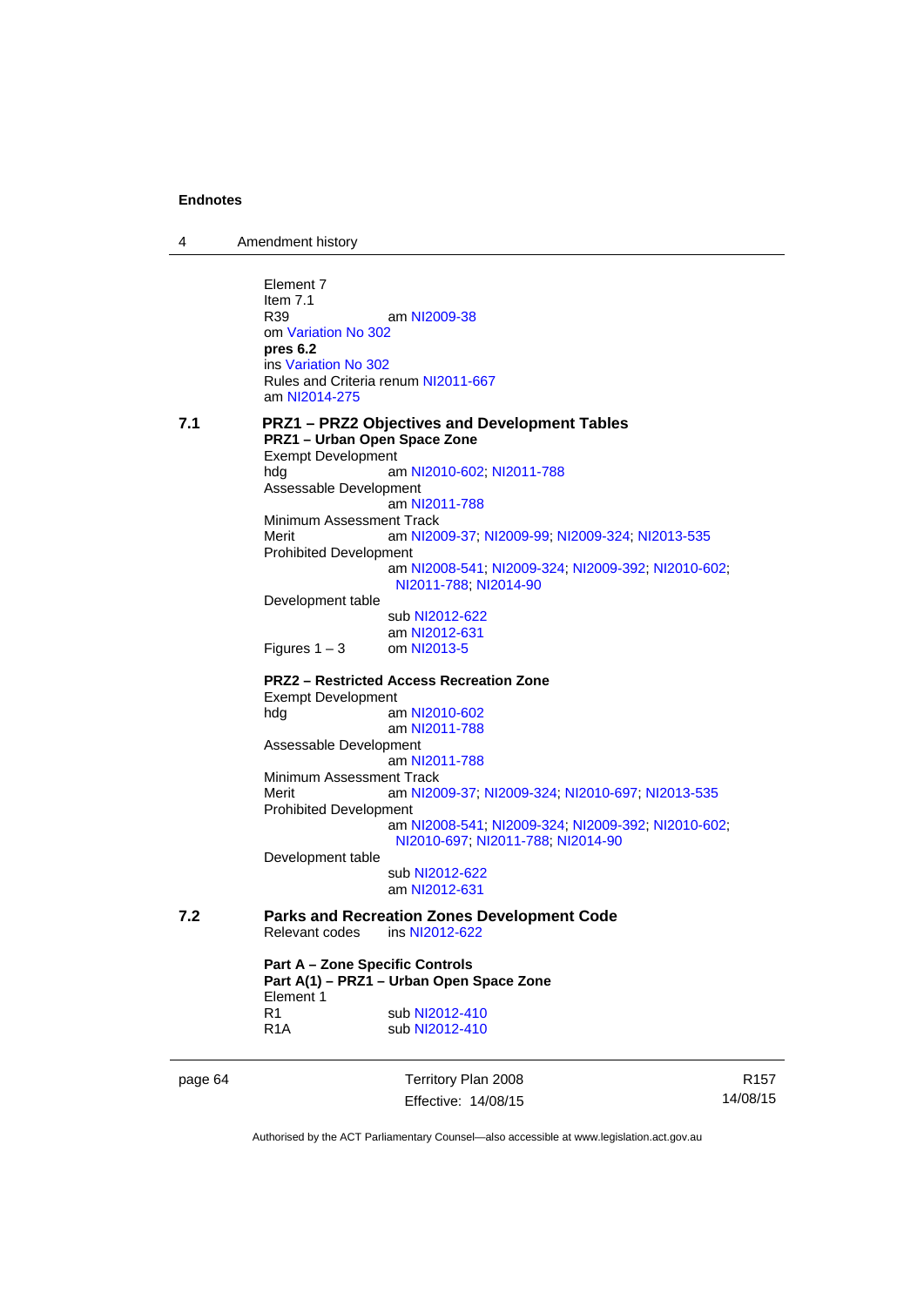Element 7
Item 7.1
R39 am NI2009-38
om Variation No 302
**pres 6.2**
ins Variation No 302
Rules and Criteria renum NI2011-667
am NI2014-275

**7.1 PRZ1 – PRZ2 Objectives and Development Tables**

**PRZ1 – Urban Open Space Zone**

Exempt Development
hdg am NI2010-602; NI2011-788
Assessable Development
am NI2011-788
Minimum Assessment Track
Merit am NI2009-37; NI2009-99; NI2009-324; NI2013-535
Prohibited Development
am NI2008-541; NI2009-324; NI2009-392; NI2010-602; NI2011-788; NI2014-90
Development table
sub NI2012-622
am NI2012-631
Figures 1 – 3 om NI2013-5

**PRZ2 – Restricted Access Recreation Zone**

Exempt Development
hdg am NI2010-602
am NI2011-788
Assessable Development
am NI2011-788
Minimum Assessment Track
Merit am NI2009-37; NI2009-324; NI2010-697; NI2013-535
Prohibited Development
am NI2008-541; NI2009-324; NI2009-392; NI2010-602; NI2010-697; NI2011-788; NI2014-90
Development table
sub NI2012-622
am NI2012-631

**7.2 Parks and Recreation Zones Development Code**

Relevant codes ins NI2012-622

**Part A – Zone Specific Controls**

**Part A(1) – PRZ1 – Urban Open Space Zone**

Element 1
R1 sub NI2012-410
R1A sub NI2012-410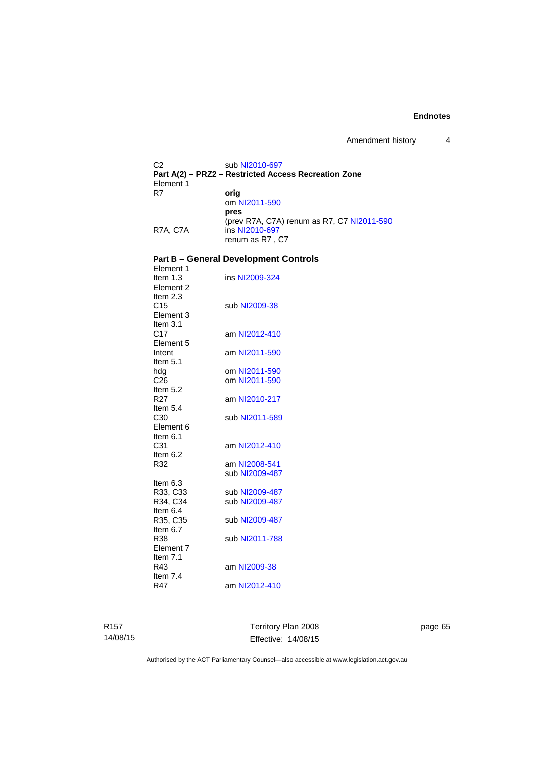C2 sub NI2010-697

**Part A(2) – PRZ2 – Restricted Access Recreation Zone**

Element 1

| | |
|---|---|
| R7 | **orig** |
| | om NI2011-590 |
| | **pres** |
| | (prev R7A, C7A) renum as R7, C7 NI2011-590 |
| R7A, C7A | ins NI2010-697 |
| | renum as R7 , C7 |

**Part B – General Development Controls**

| | |
|---|---|
| Element 1 | |
| Item 1.3 | ins NI2009-324 |
| Element 2 | |
| Item 2.3 | |
| C15 | sub NI2009-38 |
| Element 3 | |
| Item 3.1 | |
| C17 | am NI2012-410 |
| Element 5 | |
| Intent | am NI2011-590 |
| Item 5.1 | |
| hdg | om NI2011-590 |
| C26 | om NI2011-590 |
| Item 5.2 | |
| R27 | am NI2010-217 |
| Item 5.4 | |
| C30 | sub NI2011-589 |
| Element 6 | |
| Item 6.1 | |
| C31 | am NI2012-410 |
| Item 6.2 | |
| R32 | am NI2008-541 |
| | sub NI2009-487 |
| Item 6.3 | |
| R33, C33 | sub NI2009-487 |
| R34, C34 | sub NI2009-487 |
| Item 6.4 | |
| R35, C35 | sub NI2009-487 |
| Item 6.7 | |
| R38 | sub NI2011-788 |
| Element 7 | |
| Item 7.1 | |
| R43 | am NI2009-38 |
| Item 7.4 | |
| R47 | am NI2012-410 |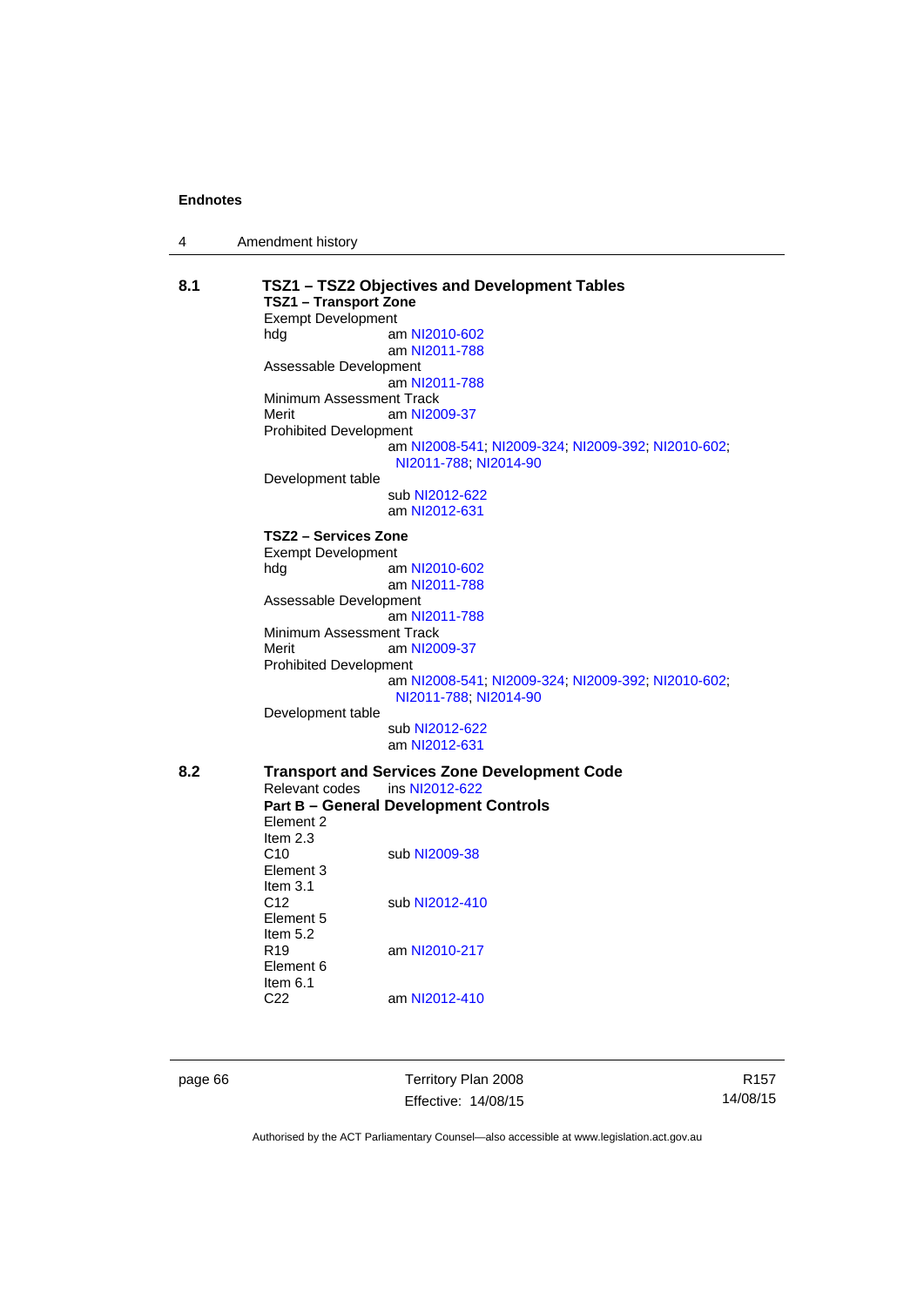**Endnotes**

4 Amendment history

**8.1 TSZ1 – TSZ2 Objectives and Development Tables**

**TSZ1 – Transport Zone**

Exempt Development
hdg am NI2010-602
am NI2011-788

Assessable Development
am NI2011-788

Minimum Assessment Track
Merit am NI2009-37

Prohibited Development
am NI2008-541; NI2009-324; NI2009-392; NI2010-602; NI2011-788; NI2014-90

Development table
sub NI2012-622
am NI2012-631

**TSZ2 – Services Zone**

Exempt Development
hdg am NI2010-602
am NI2011-788

Assessable Development
am NI2011-788

Minimum Assessment Track
Merit am NI2009-37

Prohibited Development
am NI2008-541; NI2009-324; NI2009-392; NI2010-602; NI2011-788; NI2014-90

Development table
sub NI2012-622
am NI2012-631

**8.2 Transport and Services Zone Development Code**

Relevant codes ins NI2012-622

**Part B – General Development Controls**

Element 2
Item 2.3
C10 sub NI2009-38

Element 3
Item 3.1
C12 sub NI2012-410

Element 5
Item 5.2
R19 am NI2010-217

Element 6
Item 6.1
C22 am NI2012-410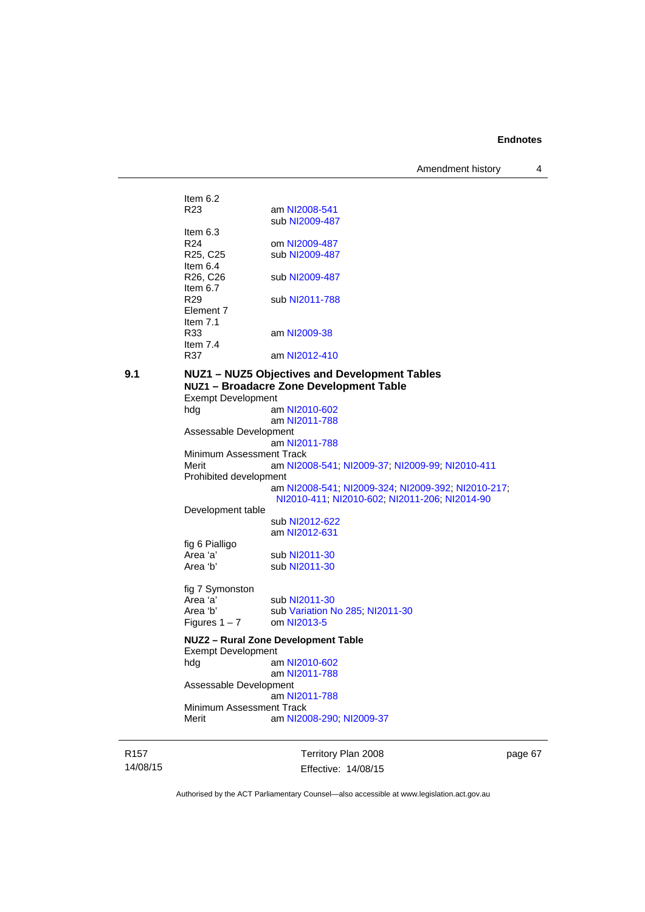Item 6.2
R23 am NI2008-541
 sub NI2009-487
Item 6.3
R24 om NI2009-487
R25, C25 sub NI2009-487
Item 6.4
R26, C26 sub NI2009-487
Item 6.7
R29 sub NI2011-788
Element 7
Item 7.1
R33 am NI2009-38
Item 7.4
R37 am NI2012-410

**9.1 NUZ1 – NUZ5 Objectives and Development Tables**

**NUZ1 – Broadacre Zone Development Table**

Exempt Development
hdg am NI2010-602
 am NI2011-788
Assessable Development
 am NI2011-788
Minimum Assessment Track
Merit am NI2008-541; NI2009-37; NI2009-99; NI2010-411
Prohibited development
 am NI2008-541; NI2009-324; NI2009-392; NI2010-217; NI2010-411; NI2010-602; NI2011-206; NI2014-90
Development table
 sub NI2012-622
 am NI2012-631
fig 6 Pialligo
Area 'a' sub NI2011-30
Area 'b' sub NI2011-30

fig 7 Symonston
Area 'a' sub NI2011-30
Area 'b' sub Variation No 285; NI2011-30
Figures 1 – 7 om NI2013-5

**NUZ2 – Rural Zone Development Table**

Exempt Development
hdg am NI2010-602
 am NI2011-788
Assessable Development
 am NI2011-788
Minimum Assessment Track
Merit am NI2008-290; NI2009-37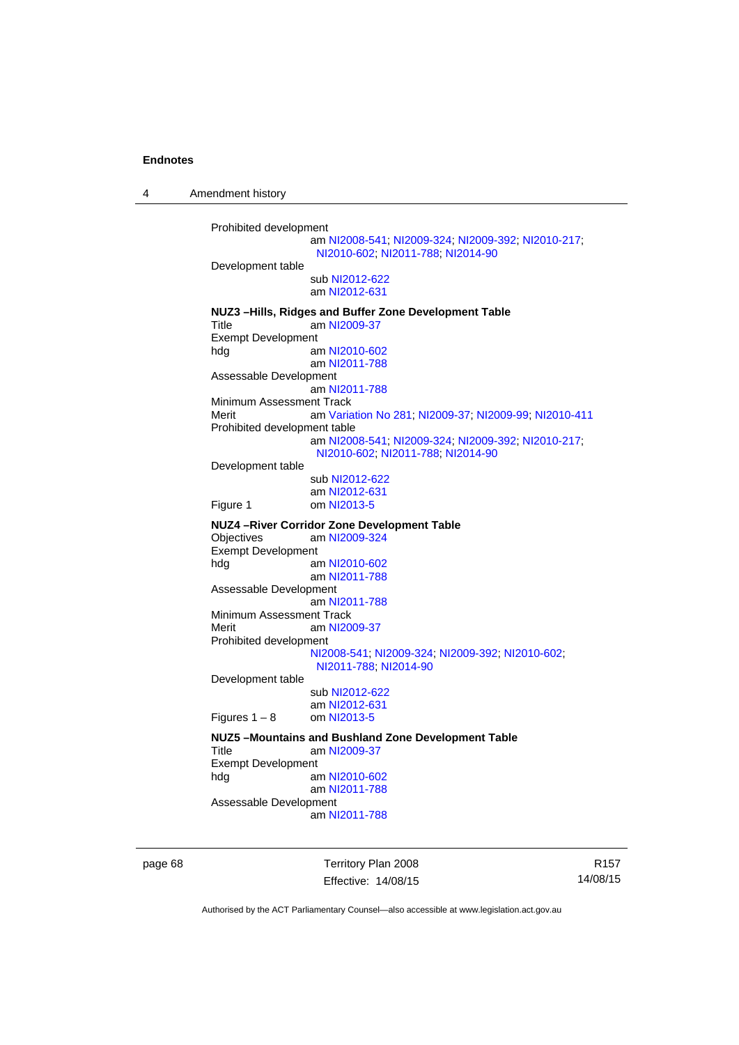Prohibited development
am NI2008-541; NI2009-324; NI2009-392; NI2010-217; NI2010-602; NI2011-788; NI2014-90

Development table
sub NI2012-622
am NI2012-631

**NUZ3 –Hills, Ridges and Buffer Zone Development Table**

Title am NI2009-37

Exempt Development

hdg am NI2010-602
am NI2011-788

Assessable Development
am NI2011-788

Minimum Assessment Track

Merit am Variation No 281; NI2009-37; NI2009-99; NI2010-411

Prohibited development table
am NI2008-541; NI2009-324; NI2009-392; NI2010-217; NI2010-602; NI2011-788; NI2014-90

Development table
sub NI2012-622
am NI2012-631

Figure 1 om NI2013-5

**NUZ4 –River Corridor Zone Development Table**

Objectives am NI2009-324

Exempt Development

hdg am NI2010-602
am NI2011-788

Assessable Development
am NI2011-788

Minimum Assessment Track

Merit am NI2009-37

Prohibited development
NI2008-541; NI2009-324; NI2009-392; NI2010-602; NI2011-788; NI2014-90

Development table
sub NI2012-622
am NI2012-631

Figures 1 – 8 om NI2013-5

**NUZ5 –Mountains and Bushland Zone Development Table**

Title am NI2009-37

Exempt Development

hdg am NI2010-602
am NI2011-788

Assessable Development
am NI2011-788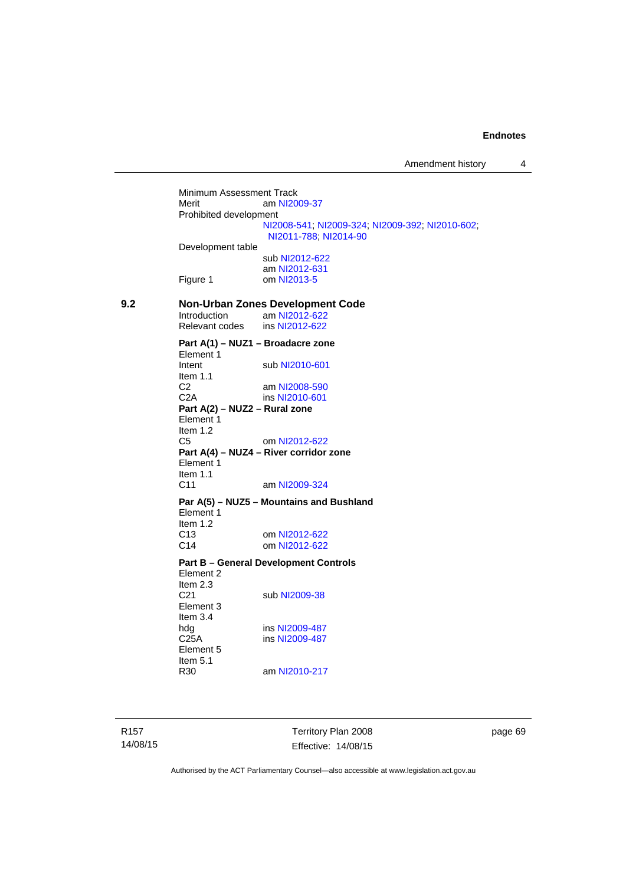Minimum Assessment Track
Merit am NI2009-37
Prohibited development
NI2008-541; NI2009-324; NI2009-392; NI2010-602; NI2011-788; NI2014-90
Development table
sub NI2012-622
am NI2012-631
Figure 1 om NI2013-5

## 9.2 Non-Urban Zones Development Code

Introduction am NI2012-622
Relevant codes ins NI2012-622

**Part A(1) – NUZ1 – Broadacre zone**
Element 1
Intent sub NI2010-601
Item 1.1
C2 am NI2008-590
C2A ins NI2010-601

**Part A(2) – NUZ2 – Rural zone**
Element 1
Item 1.2
C5 om NI2012-622

**Part A(4) – NUZ4 – River corridor zone**
Element 1
Item 1.1
C11 am NI2009-324

**Par A(5) – NUZ5 – Mountains and Bushland**
Element 1
Item 1.2
C13 om NI2012-622
C14 om NI2012-622

**Part B – General Development Controls**
Element 2
Item 2.3
C21 sub NI2009-38
Element 3
Item 3.4
hdg ins NI2009-487
C25A ins NI2009-487
Element 5
Item 5.1
R30 am NI2010-217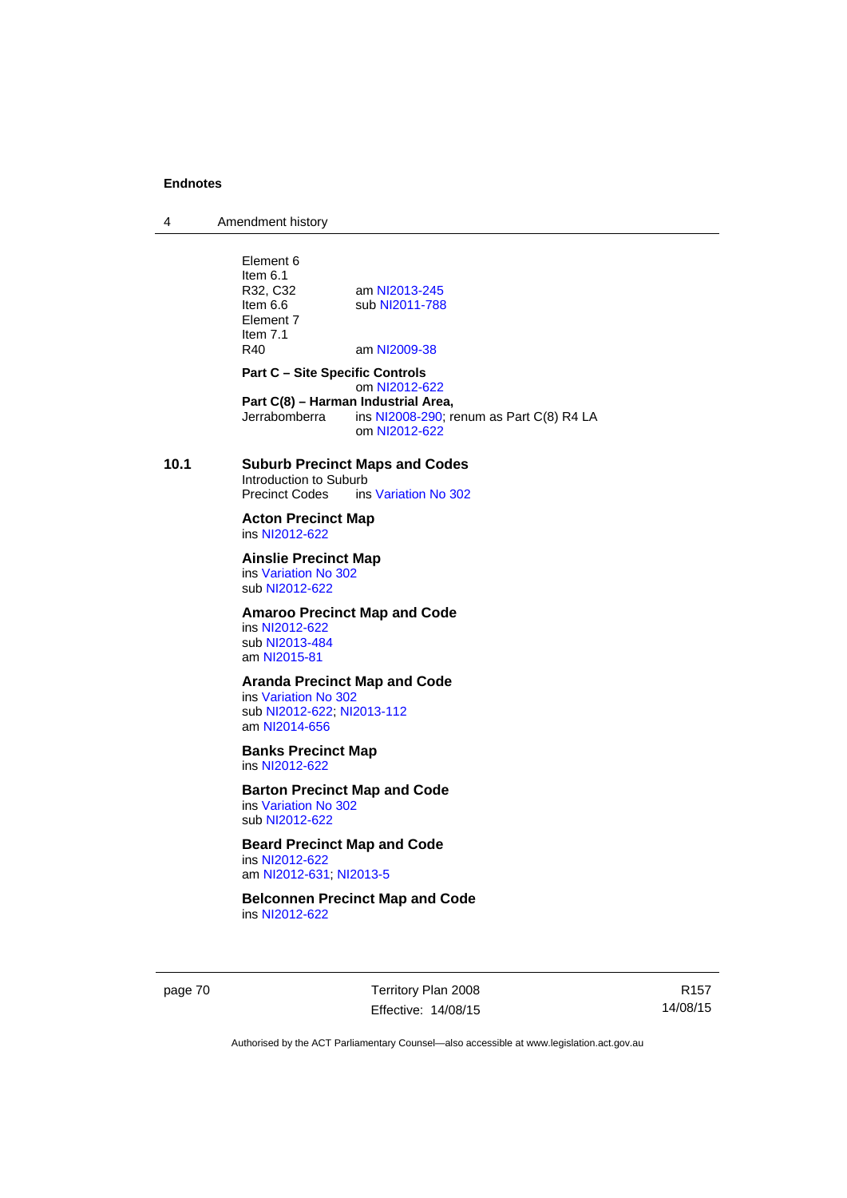Element 6
Item 6.1
R32, C32 am NI2013-245
Item 6.6 sub NI2011-788
Element 7
Item 7.1
R40 am NI2009-38

**Part C – Site Specific Controls**
om NI2012-622

**Part C(8) – Harman Industrial Area,**
Jerrabomberra ins NI2008-290; renum as Part C(8) R4 LA
om NI2012-622

**10.1 Suburb Precinct Maps and Codes**

Introduction to Suburb
Precinct Codes ins Variation No 302

**Acton Precinct Map**
ins NI2012-622

**Ainslie Precinct Map**
ins Variation No 302
sub NI2012-622

**Amaroo Precinct Map and Code**
ins NI2012-622
sub NI2013-484
am NI2015-81

**Aranda Precinct Map and Code**
ins Variation No 302
sub NI2012-622; NI2013-112
am NI2014-656

**Banks Precinct Map**
ins NI2012-622

**Barton Precinct Map and Code**
ins Variation No 302
sub NI2012-622

**Beard Precinct Map and Code**
ins NI2012-622
am NI2012-631; NI2013-5

**Belconnen Precinct Map and Code**
ins NI2012-622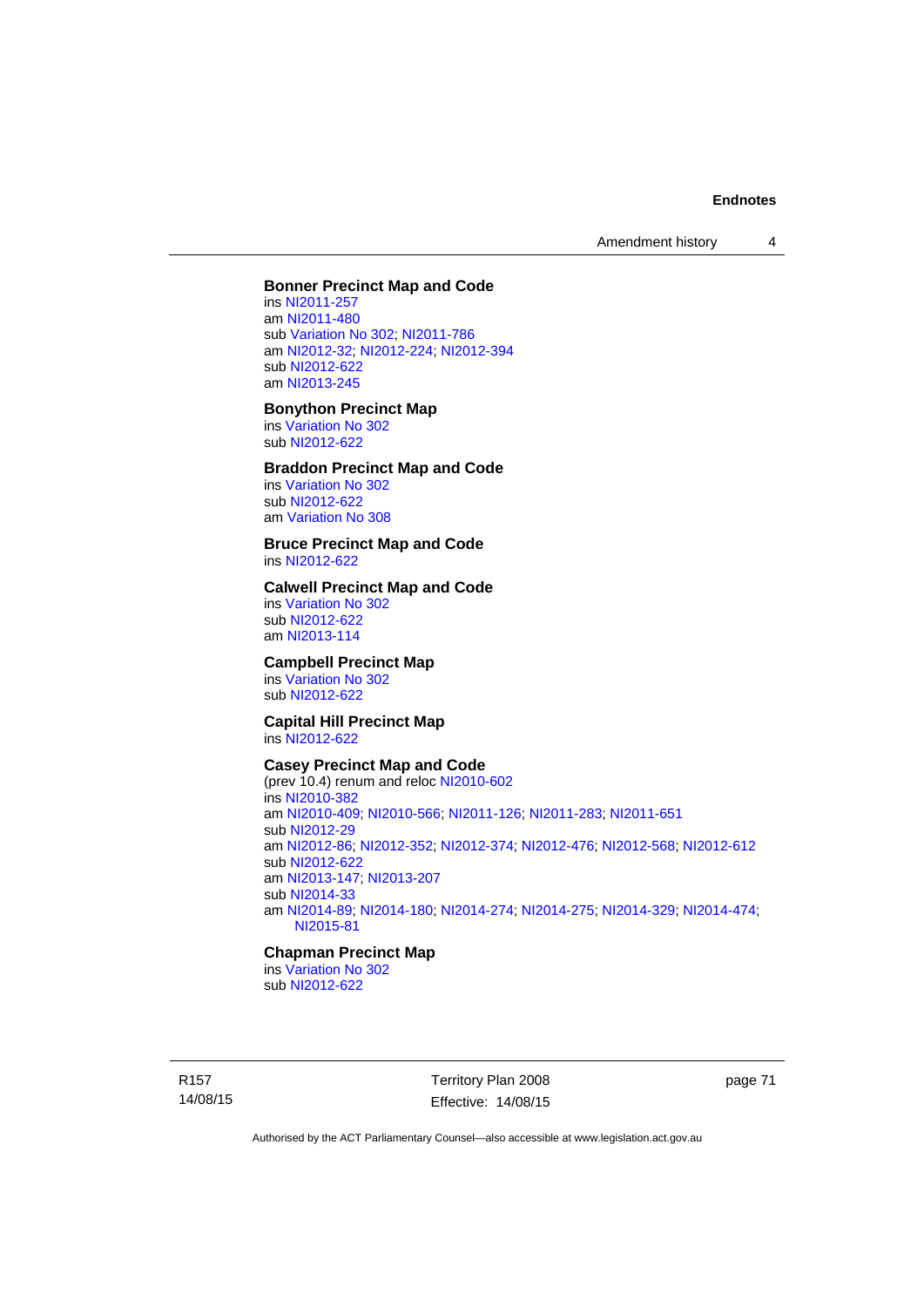**Bonner Precinct Map and Code**

ins NI2011-257
am NI2011-480
sub Variation No 302; NI2011-786
am NI2012-32; NI2012-224; NI2012-394
sub NI2012-622
am NI2013-245

**Bonython Precinct Map**

ins Variation No 302
sub NI2012-622

**Braddon Precinct Map and Code**

ins Variation No 302
sub NI2012-622
am Variation No 308

**Bruce Precinct Map and Code**

ins NI2012-622

**Calwell Precinct Map and Code**

ins Variation No 302
sub NI2012-622
am NI2013-114

**Campbell Precinct Map**

ins Variation No 302
sub NI2012-622

**Capital Hill Precinct Map**

ins NI2012-622

**Casey Precinct Map and Code**

(prev 10.4) renum and reloc NI2010-602
ins NI2010-382
am NI2010-409; NI2010-566; NI2011-126; NI2011-283; NI2011-651
sub NI2012-29
am NI2012-86; NI2012-352; NI2012-374; NI2012-476; NI2012-568; NI2012-612
sub NI2012-622
am NI2013-147; NI2013-207
sub NI2014-33
am NI2014-89; NI2014-180; NI2014-274; NI2014-275; NI2014-329; NI2014-474; NI2015-81

**Chapman Precinct Map**

ins Variation No 302
sub NI2012-622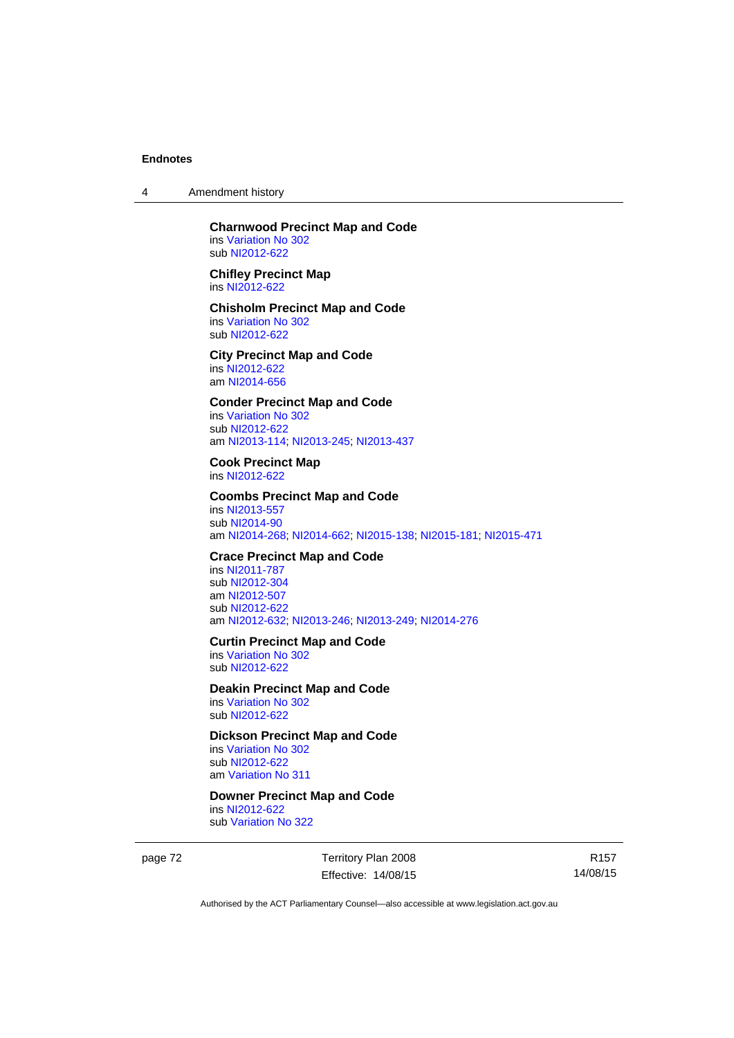**Charnwood Precinct Map and Code**
ins Variation No 302
sub NI2012-622

**Chifley Precinct Map**
ins NI2012-622

**Chisholm Precinct Map and Code**
ins Variation No 302
sub NI2012-622

**City Precinct Map and Code**
ins NI2012-622
am NI2014-656

**Conder Precinct Map and Code**
ins Variation No 302
sub NI2012-622
am NI2013-114; NI2013-245; NI2013-437

**Cook Precinct Map**
ins NI2012-622

**Coombs Precinct Map and Code**
ins NI2013-557
sub NI2014-90
am NI2014-268; NI2014-662; NI2015-138; NI2015-181; NI2015-471

**Crace Precinct Map and Code**
ins NI2011-787
sub NI2012-304
am NI2012-507
sub NI2012-622
am NI2012-632; NI2013-246; NI2013-249; NI2014-276

**Curtin Precinct Map and Code**
ins Variation No 302
sub NI2012-622

**Deakin Precinct Map and Code**
ins Variation No 302
sub NI2012-622

**Dickson Precinct Map and Code**
ins Variation No 302
sub NI2012-622
am Variation No 311

**Downer Precinct Map and Code**
ins NI2012-622
sub Variation No 322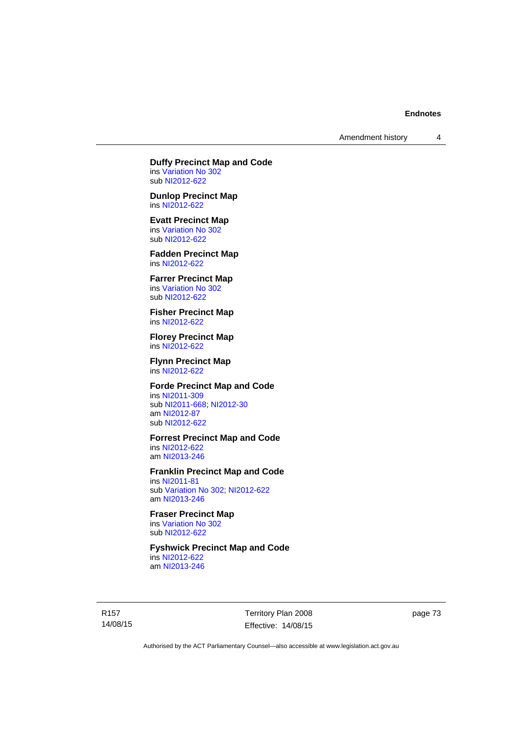**Duffy Precinct Map and Code**
ins Variation No 302
sub NI2012-622

**Dunlop Precinct Map**
ins NI2012-622

**Evatt Precinct Map**
ins Variation No 302
sub NI2012-622

**Fadden Precinct Map**
ins NI2012-622

**Farrer Precinct Map**
ins Variation No 302
sub NI2012-622

**Fisher Precinct Map**
ins NI2012-622

**Florey Precinct Map**
ins NI2012-622

**Flynn Precinct Map**
ins NI2012-622

**Forde Precinct Map and Code**
ins NI2011-309
sub NI2011-668; NI2012-30
am NI2012-87
sub NI2012-622

**Forrest Precinct Map and Code**
ins NI2012-622
am NI2013-246

**Franklin Precinct Map and Code**
ins NI2011-81
sub Variation No 302; NI2012-622
am NI2013-246

**Fraser Precinct Map**
ins Variation No 302
sub NI2012-622

**Fyshwick Precinct Map and Code**
ins NI2012-622
am NI2013-246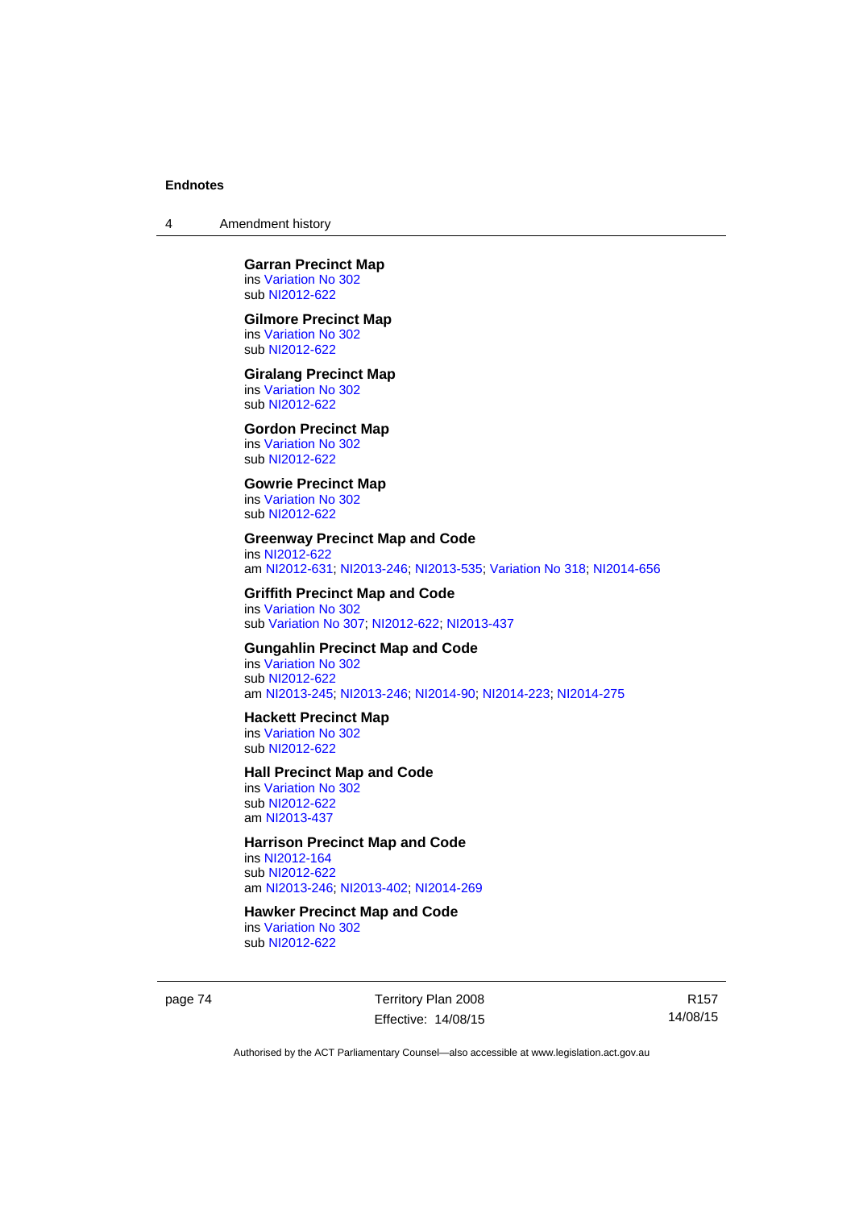**Garran Precinct Map**
ins Variation No 302
sub NI2012-622

**Gilmore Precinct Map**
ins Variation No 302
sub NI2012-622

**Giralang Precinct Map**
ins Variation No 302
sub NI2012-622

**Gordon Precinct Map**
ins Variation No 302
sub NI2012-622

**Gowrie Precinct Map**
ins Variation No 302
sub NI2012-622

**Greenway Precinct Map and Code**
ins NI2012-622
am NI2012-631; NI2013-246; NI2013-535; Variation No 318; NI2014-656

**Griffith Precinct Map and Code**
ins Variation No 302
sub Variation No 307; NI2012-622; NI2013-437

**Gungahlin Precinct Map and Code**
ins Variation No 302
sub NI2012-622
am NI2013-245; NI2013-246; NI2014-90; NI2014-223; NI2014-275

**Hackett Precinct Map**
ins Variation No 302
sub NI2012-622

**Hall Precinct Map and Code**
ins Variation No 302
sub NI2012-622
am NI2013-437

**Harrison Precinct Map and Code**
ins NI2012-164
sub NI2012-622
am NI2013-246; NI2013-402; NI2014-269

**Hawker Precinct Map and Code**
ins Variation No 302
sub NI2012-622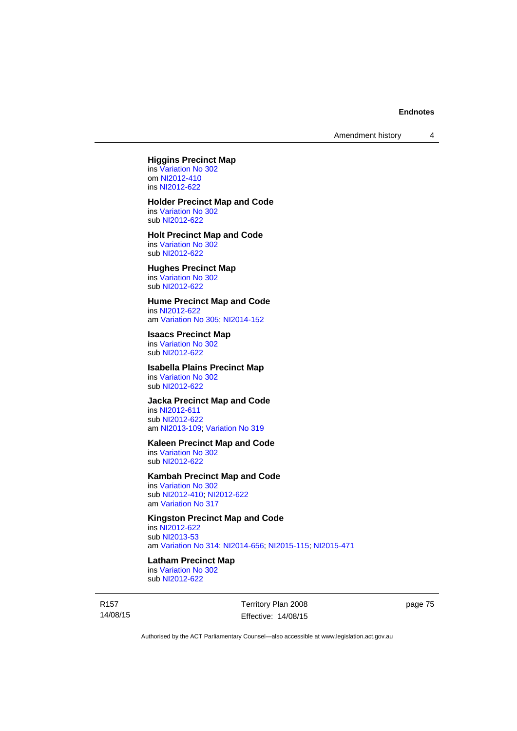**Higgins Precinct Map**
ins Variation No 302
om NI2012-410
ins NI2012-622

**Holder Precinct Map and Code**
ins Variation No 302
sub NI2012-622

**Holt Precinct Map and Code**
ins Variation No 302
sub NI2012-622

**Hughes Precinct Map**
ins Variation No 302
sub NI2012-622

**Hume Precinct Map and Code**
ins NI2012-622
am Variation No 305; NI2014-152

**Isaacs Precinct Map**
ins Variation No 302
sub NI2012-622

**Isabella Plains Precinct Map**
ins Variation No 302
sub NI2012-622

**Jacka Precinct Map and Code**
ins NI2012-611
sub NI2012-622
am NI2013-109; Variation No 319

**Kaleen Precinct Map and Code**
ins Variation No 302
sub NI2012-622

**Kambah Precinct Map and Code**
ins Variation No 302
sub NI2012-410; NI2012-622
am Variation No 317

**Kingston Precinct Map and Code**
ins NI2012-622
sub NI2013-53
am Variation No 314; NI2014-656; NI2015-115; NI2015-471

**Latham Precinct Map**
ins Variation No 302
sub NI2012-622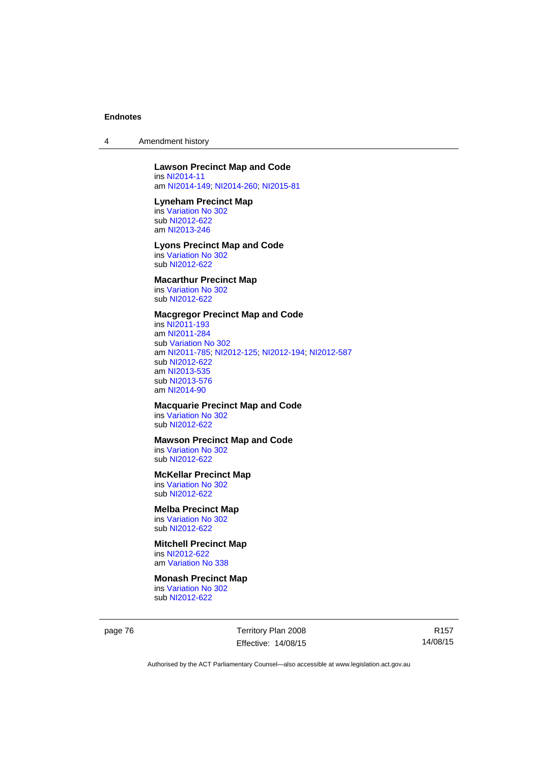**Lawson Precinct Map and Code**
ins NI2014-11
am NI2014-149; NI2014-260; NI2015-81

**Lyneham Precinct Map**
ins Variation No 302
sub NI2012-622
am NI2013-246

**Lyons Precinct Map and Code**
ins Variation No 302
sub NI2012-622

**Macarthur Precinct Map**
ins Variation No 302
sub NI2012-622

**Macgregor Precinct Map and Code**
ins NI2011-193
am NI2011-284
sub Variation No 302
am NI2011-785; NI2012-125; NI2012-194; NI2012-587
sub NI2012-622
am NI2013-535
sub NI2013-576
am NI2014-90

**Macquarie Precinct Map and Code**
ins Variation No 302
sub NI2012-622

**Mawson Precinct Map and Code**
ins Variation No 302
sub NI2012-622

**McKellar Precinct Map**
ins Variation No 302
sub NI2012-622

**Melba Precinct Map**
ins Variation No 302
sub NI2012-622

**Mitchell Precinct Map**
ins NI2012-622
am Variation No 338

**Monash Precinct Map**
ins Variation No 302
sub NI2012-622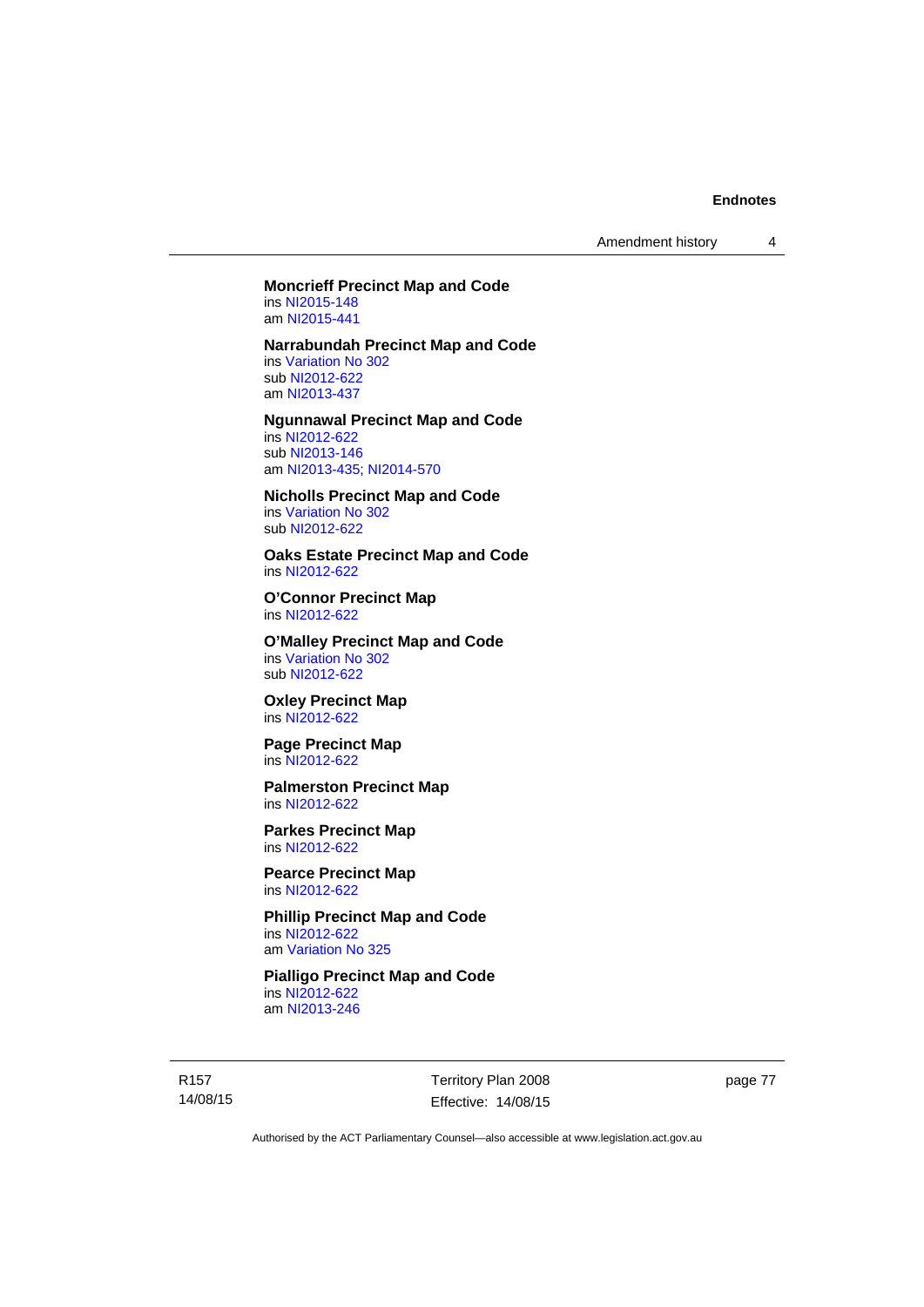**Moncrieff Precinct Map and Code**
ins NI2015-148
am NI2015-441

**Narrabundah Precinct Map and Code**
ins Variation No 302
sub NI2012-622
am NI2013-437

**Ngunnawal Precinct Map and Code**
ins NI2012-622
sub NI2013-146
am NI2013-435; NI2014-570

**Nicholls Precinct Map and Code**
ins Variation No 302
sub NI2012-622

**Oaks Estate Precinct Map and Code**
ins NI2012-622

**O'Connor Precinct Map**
ins NI2012-622

**O'Malley Precinct Map and Code**
ins Variation No 302
sub NI2012-622

**Oxley Precinct Map**
ins NI2012-622

**Page Precinct Map**
ins NI2012-622

**Palmerston Precinct Map**
ins NI2012-622

**Parkes Precinct Map**
ins NI2012-622

**Pearce Precinct Map**
ins NI2012-622

**Phillip Precinct Map and Code**
ins NI2012-622
am Variation No 325

**Pialligo Precinct Map and Code**
ins NI2012-622
am NI2013-246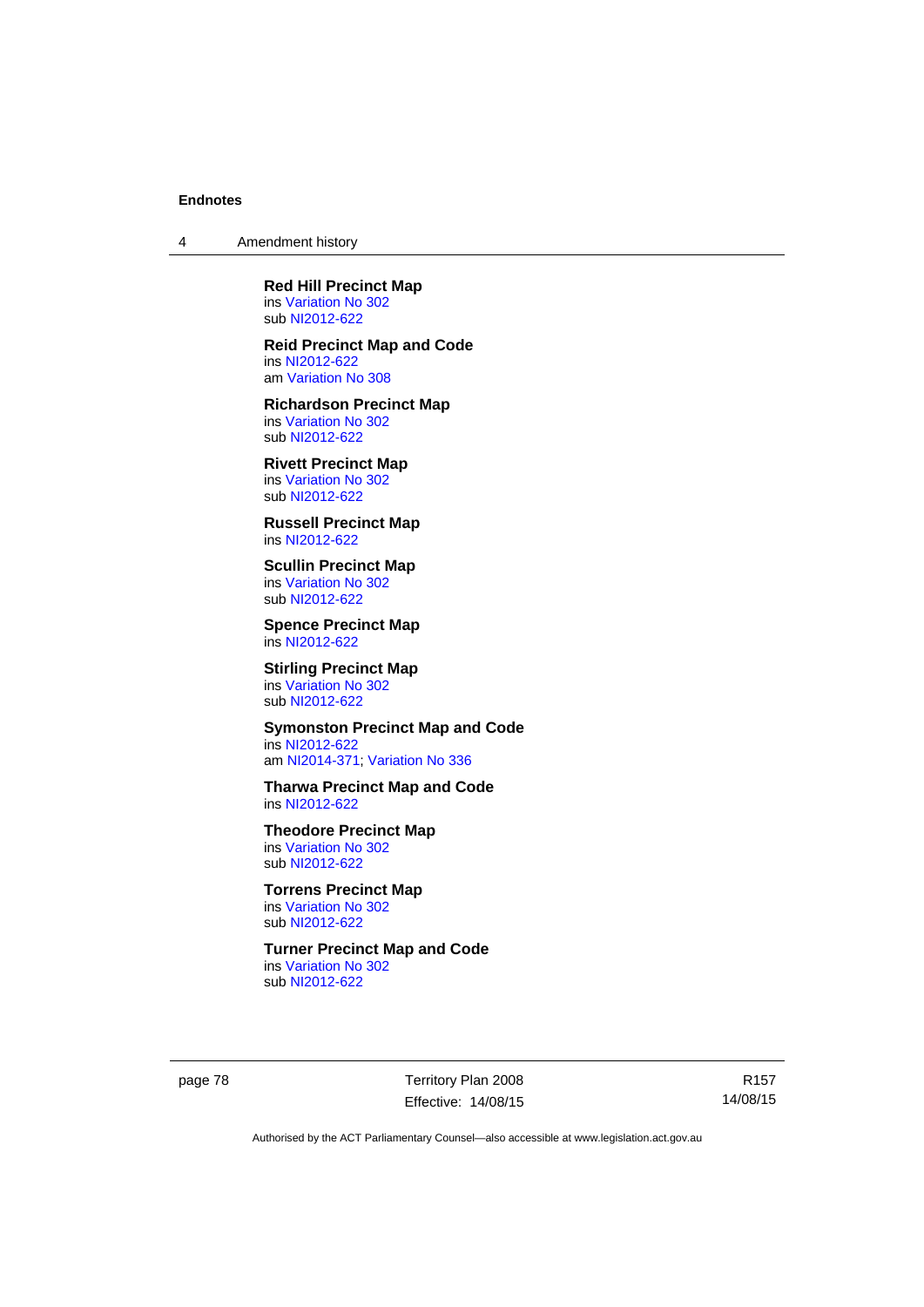**Red Hill Precinct Map**
ins Variation No 302
sub NI2012-622

**Reid Precinct Map and Code**
ins NI2012-622
am Variation No 308

**Richardson Precinct Map**
ins Variation No 302
sub NI2012-622

**Rivett Precinct Map**
ins Variation No 302
sub NI2012-622

**Russell Precinct Map**
ins NI2012-622

**Scullin Precinct Map**
ins Variation No 302
sub NI2012-622

**Spence Precinct Map**
ins NI2012-622

**Stirling Precinct Map**
ins Variation No 302
sub NI2012-622

**Symonston Precinct Map and Code**
ins NI2012-622
am NI2014-371; Variation No 336

**Tharwa Precinct Map and Code**
ins NI2012-622

**Theodore Precinct Map**
ins Variation No 302
sub NI2012-622

**Torrens Precinct Map**
ins Variation No 302
sub NI2012-622

**Turner Precinct Map and Code**
ins Variation No 302
sub NI2012-622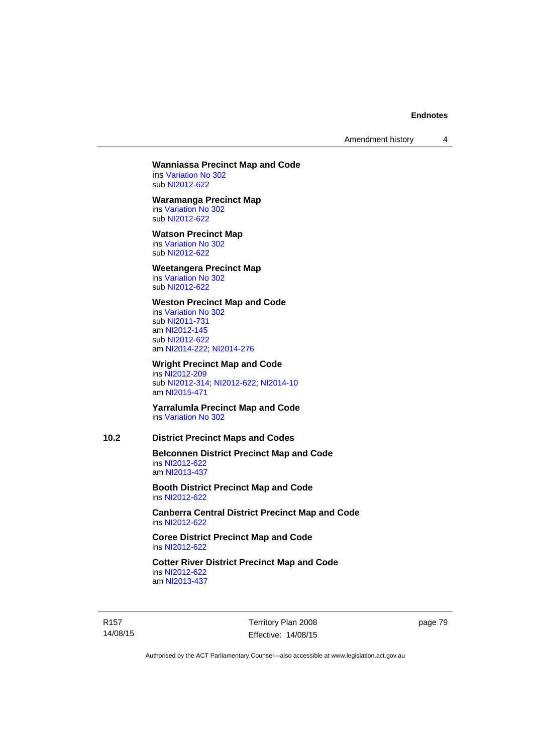**Wanniassa Precinct Map and Code**
ins Variation No 302
sub NI2012-622

**Waramanga Precinct Map**
ins Variation No 302
sub NI2012-622

**Watson Precinct Map**
ins Variation No 302
sub NI2012-622

**Weetangera Precinct Map**
ins Variation No 302
sub NI2012-622

**Weston Precinct Map and Code**
ins Variation No 302
sub NI2011-731
am NI2012-145
sub NI2012-622
am NI2014-222; NI2014-276

**Wright Precinct Map and Code**
ins NI2012-209
sub NI2012-314; NI2012-622; NI2014-10
am NI2015-471

**Yarralumla Precinct Map and Code**
ins Variation No 302

## 10.2 District Precinct Maps and Codes

**Belconnen District Precinct Map and Code**
ins NI2012-622
am NI2013-437

**Booth District Precinct Map and Code**
ins NI2012-622

**Canberra Central District Precinct Map and Code**
ins NI2012-622

**Coree District Precinct Map and Code**
ins NI2012-622

**Cotter River District Precinct Map and Code**
ins NI2012-622
am NI2013-437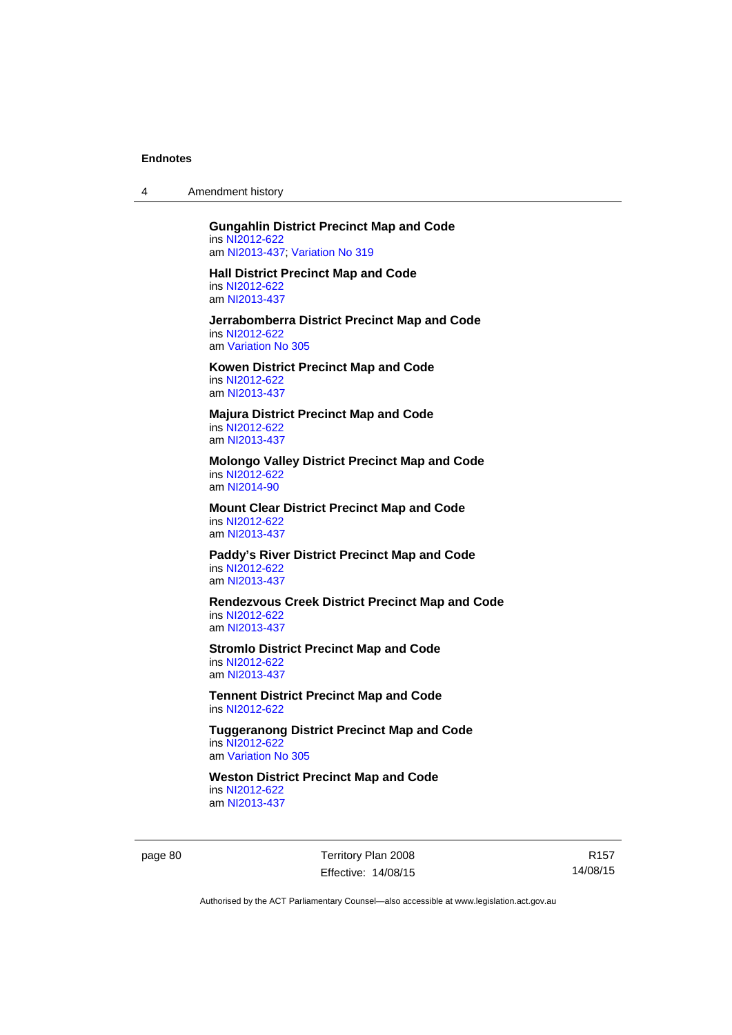**Gungahlin District Precinct Map and Code**
ins NI2012-622
am NI2013-437; Variation No 319

**Hall District Precinct Map and Code**
ins NI2012-622
am NI2013-437

**Jerrabomberra District Precinct Map and Code**
ins NI2012-622
am Variation No 305

**Kowen District Precinct Map and Code**
ins NI2012-622
am NI2013-437

**Majura District Precinct Map and Code**
ins NI2012-622
am NI2013-437

**Molongo Valley District Precinct Map and Code**
ins NI2012-622
am NI2014-90

**Mount Clear District Precinct Map and Code**
ins NI2012-622
am NI2013-437

**Paddy's River District Precinct Map and Code**
ins NI2012-622
am NI2013-437

**Rendezvous Creek District Precinct Map and Code**
ins NI2012-622
am NI2013-437

**Stromlo District Precinct Map and Code**
ins NI2012-622
am NI2013-437

**Tennent District Precinct Map and Code**
ins NI2012-622

**Tuggeranong District Precinct Map and Code**
ins NI2012-622
am Variation No 305

**Weston District Precinct Map and Code**
ins NI2012-622
am NI2013-437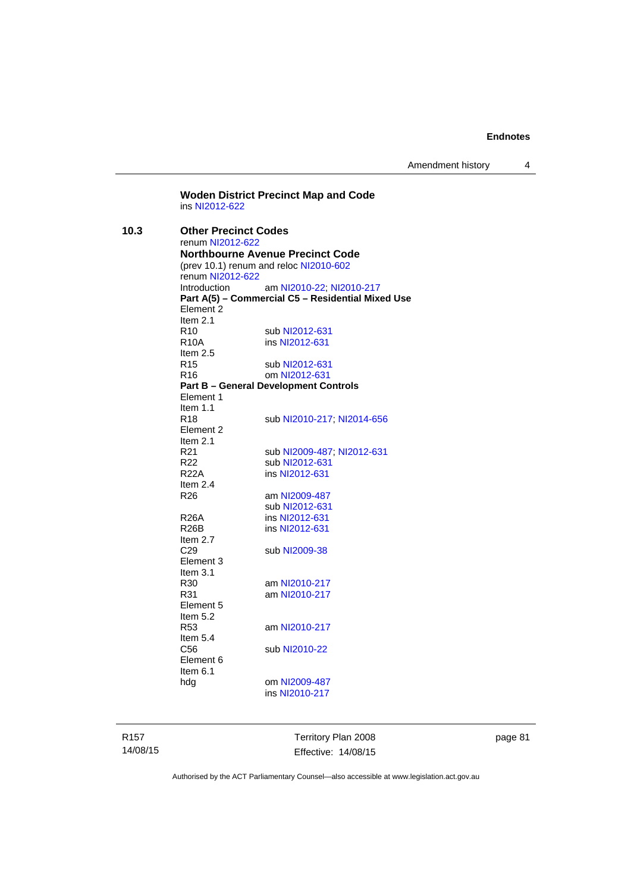**Woden District Precinct Map and Code**
ins NI2012-622

**10.3** **Other Precinct Codes**
renum NI2012-622

**Northbourne Avenue Precinct Code**
(prev 10.1) renum and reloc NI2010-602
renum NI2012-622

| | |
|---|---|
| Introduction | am NI2010-22; NI2010-217 |

**Part A(5) – Commercial C5 – Residential Mixed Use**

| | |
|---|---|
| Element 2 | |
| Item 2.1 | |
| R10 | sub NI2012-631 |
| R10A | ins NI2012-631 |
| Item 2.5 | |
| R15 | sub NI2012-631 |
| R16 | om NI2012-631 |

**Part B – General Development Controls**

| | |
|---|---|
| Element 1 | |
| Item 1.1 | |
| R18 | sub NI2010-217; NI2014-656 |
| Element 2 | |
| Item 2.1 | |
| R21 | sub NI2009-487; NI2012-631 |
| R22 | sub NI2012-631 |
| R22A | ins NI2012-631 |
| Item 2.4 | |
| R26 | am NI2009-487<br>sub NI2012-631 |
| R26A | ins NI2012-631 |
| R26B | ins NI2012-631 |
| Item 2.7 | |
| C29 | sub NI2009-38 |
| Element 3 | |
| Item 3.1 | |
| R30 | am NI2010-217 |
| R31 | am NI2010-217 |
| Element 5 | |
| Item 5.2 | |
| R53 | am NI2010-217 |
| Item 5.4 | |
| C56 | sub NI2010-22 |
| Element 6 | |
| Item 6.1 | |
| hdg | om NI2009-487<br>ins NI2010-217 |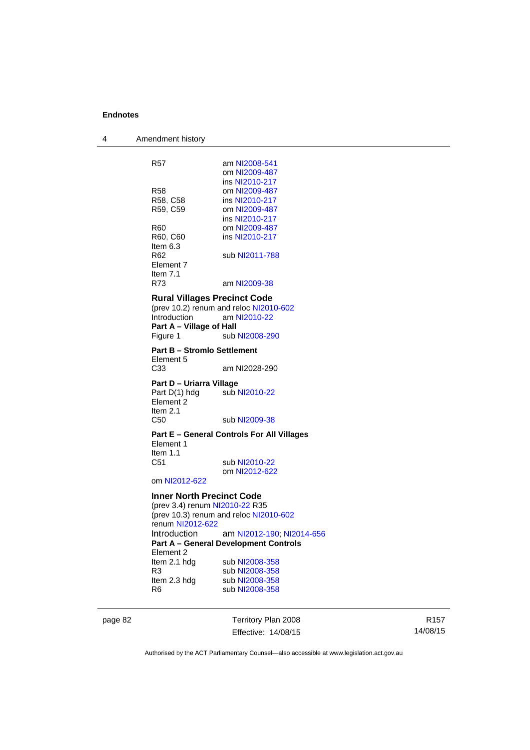R57 am NI2008-541
om NI2009-487
ins NI2010-217
R58 om NI2009-487
R58, C58 ins NI2010-217
R59, C59 om NI2009-487
ins NI2010-217
R60 om NI2009-487
R60, C60 ins NI2010-217
Item 6.3
R62 sub NI2011-788
Element 7
Item 7.1
R73 am NI2009-38

**Rural Villages Precinct Code**
(prev 10.2) renum and reloc NI2010-602
Introduction am NI2010-22
**Part A – Village of Hall**
Figure 1 sub NI2008-290

**Part B – Stromlo Settlement**
Element 5
C33 am NI2028-290

**Part D – Uriarra Village**
Part D(1) hdg sub NI2010-22
Element 2
Item 2.1
C50 sub NI2009-38

**Part E – General Controls For All Villages**
Element 1
Item 1.1
C51 sub NI2010-22
om NI2012-622
om NI2012-622

**Inner North Precinct Code**
(prev 3.4) renum NI2010-22 R35
(prev 10.3) renum and reloc NI2010-602
renum NI2012-622
Introduction am NI2012-190; NI2014-656
**Part A – General Development Controls**
Element 2
Item 2.1 hdg sub NI2008-358
R3 sub NI2008-358
Item 2.3 hdg sub NI2008-358
R6 sub NI2008-358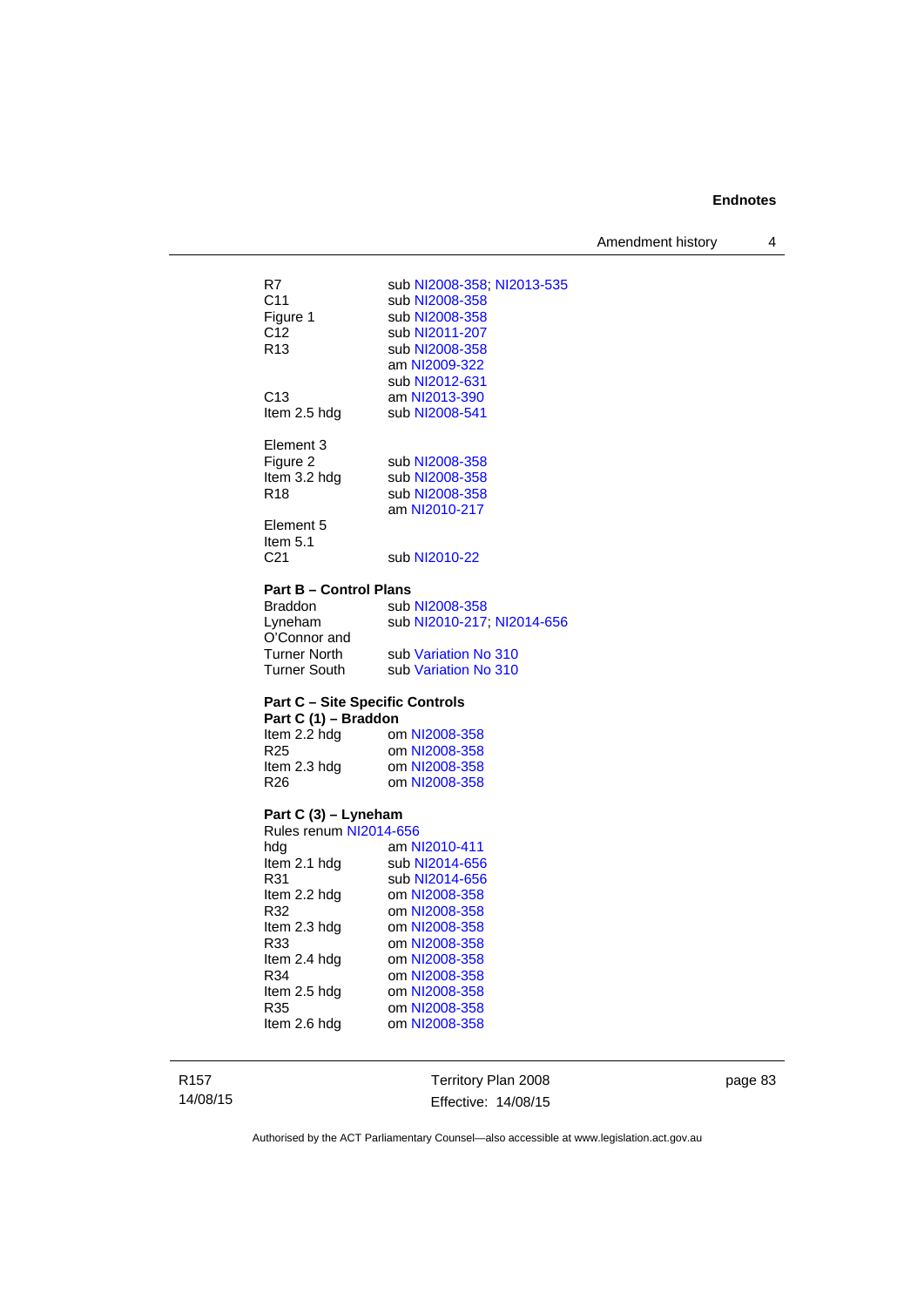| | |
|---|---|
| R7 | sub NI2008-358; NI2013-535 |
| C11 | sub NI2008-358 |
| Figure 1 | sub NI2008-358 |
| C12 | sub NI2011-207 |
| R13 | sub NI2008-358 |
| | am NI2009-322 |
| | sub NI2012-631 |
| C13 | am NI2013-390 |
| Item 2.5 hdg | sub NI2008-541 |
| | |
| Element 3 | |
| Figure 2 | sub NI2008-358 |
| Item 3.2 hdg | sub NI2008-358 |
| R18 | sub NI2008-358 |
| | am NI2010-217 |
| Element 5 | |
| Item 5.1 | |
| C21 | sub NI2010-22 |

**Part B – Control Plans**

| | |
|---|---|
| Braddon | sub NI2008-358 |
| Lyneham | sub NI2010-217; NI2014-656 |
| O'Connor and | |
| Turner North | sub Variation No 310 |
| Turner South | sub Variation No 310 |

**Part C – Site Specific Controls**

**Part C (1) – Braddon**

| | |
|---|---|
| Item 2.2 hdg | om NI2008-358 |
| R25 | om NI2008-358 |
| Item 2.3 hdg | om NI2008-358 |
| R26 | om NI2008-358 |

**Part C (3) – Lyneham**

Rules renum NI2014-656

| | |
|---|---|
| hdg | am NI2010-411 |
| Item 2.1 hdg | sub NI2014-656 |
| R31 | sub NI2014-656 |
| Item 2.2 hdg | om NI2008-358 |
| R32 | om NI2008-358 |
| Item 2.3 hdg | om NI2008-358 |
| R33 | om NI2008-358 |
| Item 2.4 hdg | om NI2008-358 |
| R34 | om NI2008-358 |
| Item 2.5 hdg | om NI2008-358 |
| R35 | om NI2008-358 |
| Item 2.6 hdg | om NI2008-358 |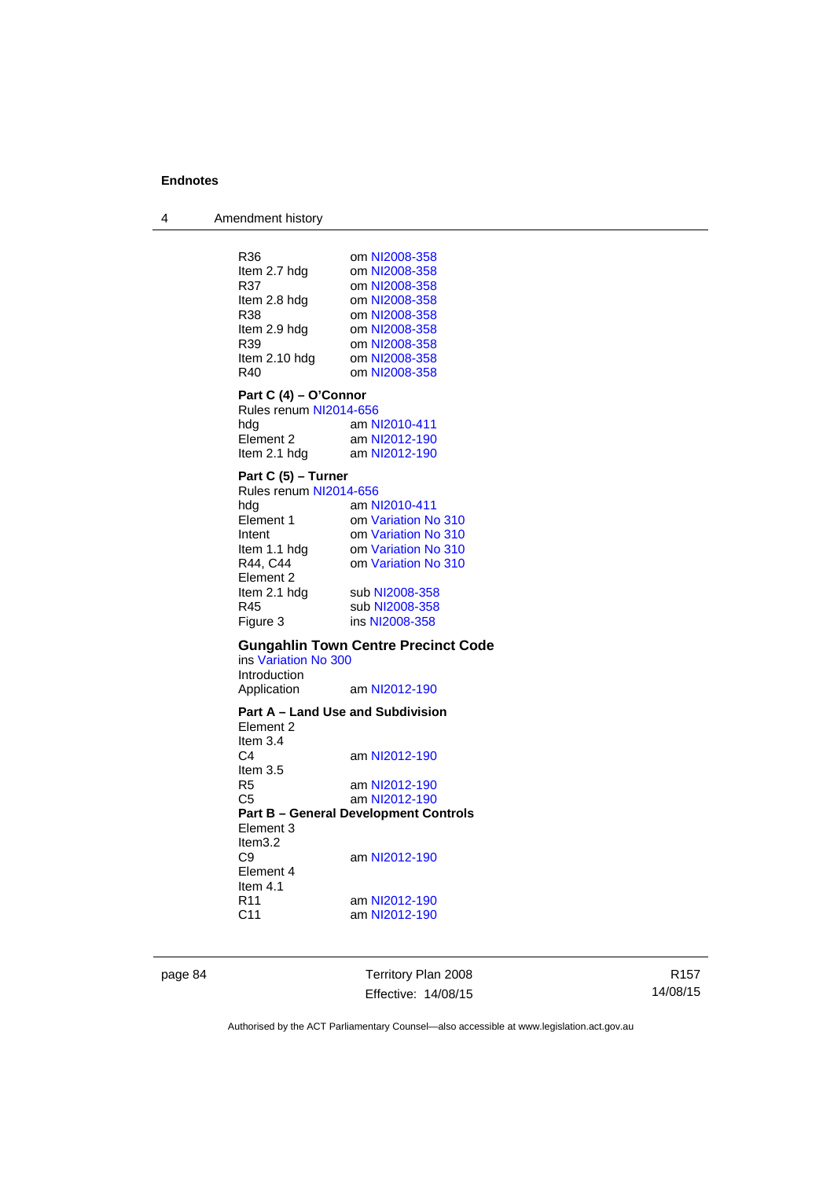| | |
|---|---|
| R36 | om NI2008-358 |
| Item 2.7 hdg | om NI2008-358 |
| R37 | om NI2008-358 |
| Item 2.8 hdg | om NI2008-358 |
| R38 | om NI2008-358 |
| Item 2.9 hdg | om NI2008-358 |
| R39 | om NI2008-358 |
| Item 2.10 hdg | om NI2008-358 |
| R40 | om NI2008-358 |

**Part C (4) – O'Connor**

Rules renum NI2014-656

| | |
|---|---|
| hdg | am NI2010-411 |
| Element 2 | am NI2012-190 |
| Item 2.1 hdg | am NI2012-190 |

**Part C (5) – Turner**

Rules renum NI2014-656

| | |
|---|---|
| hdg | am NI2010-411 |
| Element 1 | om Variation No 310 |
| Intent | om Variation No 310 |
| Item 1.1 hdg | om Variation No 310 |
| R44, C44 | om Variation No 310 |
| Element 2 | |
| Item 2.1 hdg | sub NI2008-358 |
| R45 | sub NI2008-358 |
| Figure 3 | ins NI2008-358 |

### Gungahlin Town Centre Precinct Code

ins Variation No 300

| | |
|---|---|
| Introduction | |
| Application | am NI2012-190 |

**Part A – Land Use and Subdivision**

| | |
|---|---|
| Element 2 | |
| Item 3.4 | |
| C4 | am NI2012-190 |
| Item 3.5 | |
| R5 | am NI2012-190 |
| C5 | am NI2012-190 |

**Part B – General Development Controls**

| | |
|---|---|
| Element 3 | |
| Item3.2 | |
| C9 | am NI2012-190 |
| Element 4 | |
| Item 4.1 | |
| R11 | am NI2012-190 |
| C11 | am NI2012-190 |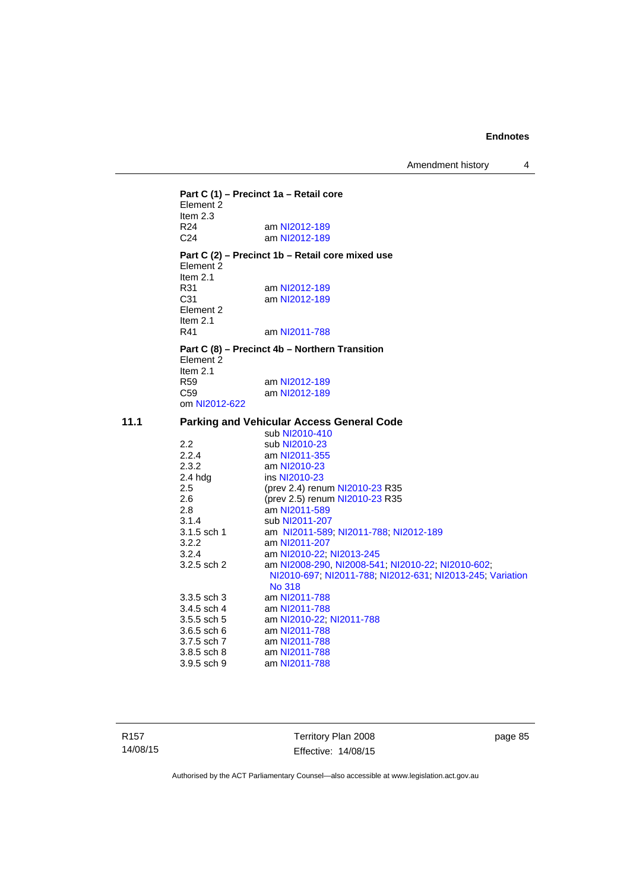**Part C (1) – Precinct 1a – Retail core**

Element 2
Item 2.3

| | |
|---|---|
| R24 | am NI2012-189 |
| C24 | am NI2012-189 |

**Part C (2) – Precinct 1b – Retail core mixed use**

Element 2
Item 2.1

| | |
|---|---|
| R31 | am NI2012-189 |
| C31 | am NI2012-189 |

Element 2
Item 2.1

| | |
|---|---|
| R41 | am NI2011-788 |

**Part C (8) – Precinct 4b – Northern Transition**

Element 2
Item 2.1

| | |
|---|---|
| R59 | am NI2012-189 |
| C59 | am NI2012-189 |

om NI2012-622

## 11.1 Parking and Vehicular Access General Code

| | |
|---|---|
| | sub NI2010-410 |
| 2.2 | sub NI2010-23 |
| 2.2.4 | am NI2011-355 |
| 2.3.2 | am NI2010-23 |
| 2.4 hdg | ins NI2010-23 |
| 2.5 | (prev 2.4) renum NI2010-23 R35 |
| 2.6 | (prev 2.5) renum NI2010-23 R35 |
| 2.8 | am NI2011-589 |
| 3.1.4 | sub NI2011-207 |
| 3.1.5 sch 1 | am NI2011-589; NI2011-788; NI2012-189 |
| 3.2.2 | am NI2011-207 |
| 3.2.4 | am NI2010-22; NI2013-245 |
| 3.2.5 sch 2 | am NI2008-290, NI2008-541; NI2010-22; NI2010-602; NI2010-697; NI2011-788; NI2012-631; NI2013-245; Variation No 318 |
| 3.3.5 sch 3 | am NI2011-788 |
| 3.4.5 sch 4 | am NI2011-788 |
| 3.5.5 sch 5 | am NI2010-22; NI2011-788 |
| 3.6.5 sch 6 | am NI2011-788 |
| 3.7.5 sch 7 | am NI2011-788 |
| 3.8.5 sch 8 | am NI2011-788 |
| 3.9.5 sch 9 | am NI2011-788 |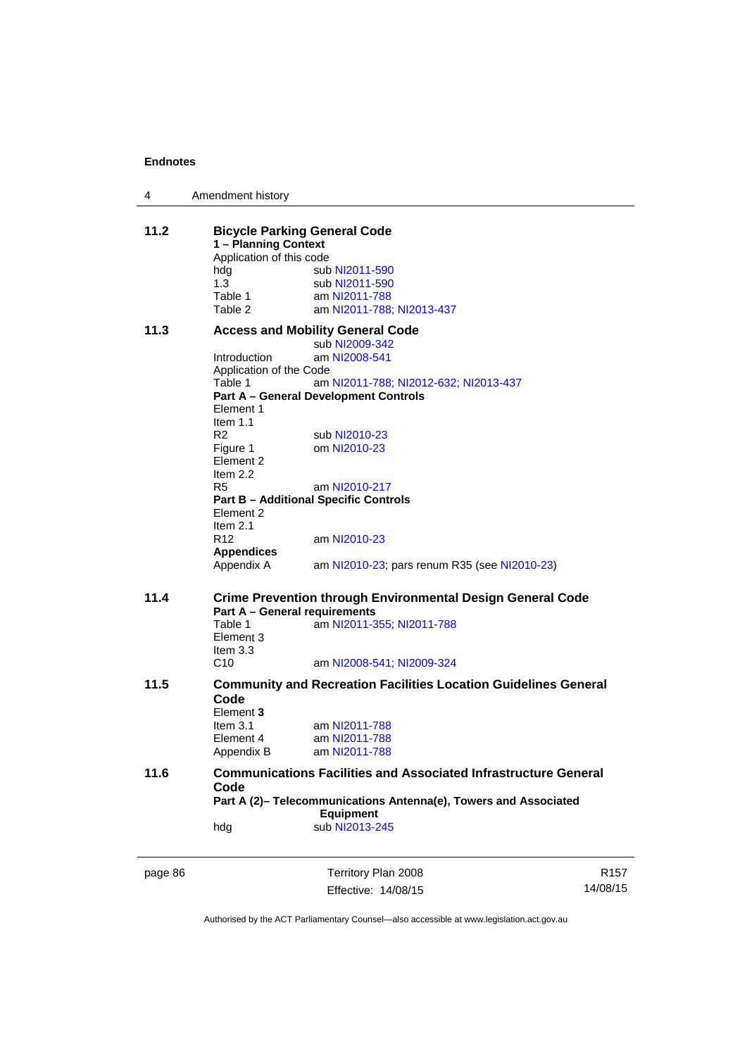### 11.2 Bicycle Parking General Code

**1 – Planning Context**

Application of this code

| | |
|---|---|
| hdg | sub NI2011-590 |
| 1.3 | sub NI2011-590 |
| Table 1 | am NI2011-788 |
| Table 2 | am NI2011-788; NI2013-437 |

### 11.3 Access and Mobility General Code

sub NI2009-342

| | |
|---|---|
| Introduction | am NI2008-541 |

Application of the Code

| | |
|---|---|
| Table 1 | am NI2011-788; NI2012-632; NI2013-437 |

**Part A – General Development Controls**

Element 1

Item 1.1

| | |
|---|---|
| R2 | sub NI2010-23 |
| Figure 1 | om NI2010-23 |

Element 2

Item 2.2

| | |
|---|---|
| R5 | am NI2010-217 |

**Part B – Additional Specific Controls**

Element 2

Item 2.1

| | |
|---|---|
| R12 | am NI2010-23 |

**Appendices**

| | |
|---|---|
| Appendix A | am NI2010-23; pars renum R35 (see NI2010-23) |

### 11.4 Crime Prevention through Environmental Design General Code

**Part A – General requirements**

| | |
|---|---|
| Table 1 | am NI2011-355; NI2011-788 |

Element 3

Item 3.3

| | |
|---|---|
| C10 | am NI2008-541; NI2009-324 |

### 11.5 Community and Recreation Facilities Location Guidelines General Code

Element **3**

| | |
|---|---|
| Item 3.1 | am NI2011-788 |
| Element 4 | am NI2011-788 |
| Appendix B | am NI2011-788 |

### 11.6 Communications Facilities and Associated Infrastructure General Code

**Part A (2)– Telecommunications Antenna(e), Towers and Associated Equipment**

| | |
|---|---|
| hdg | sub NI2013-245 |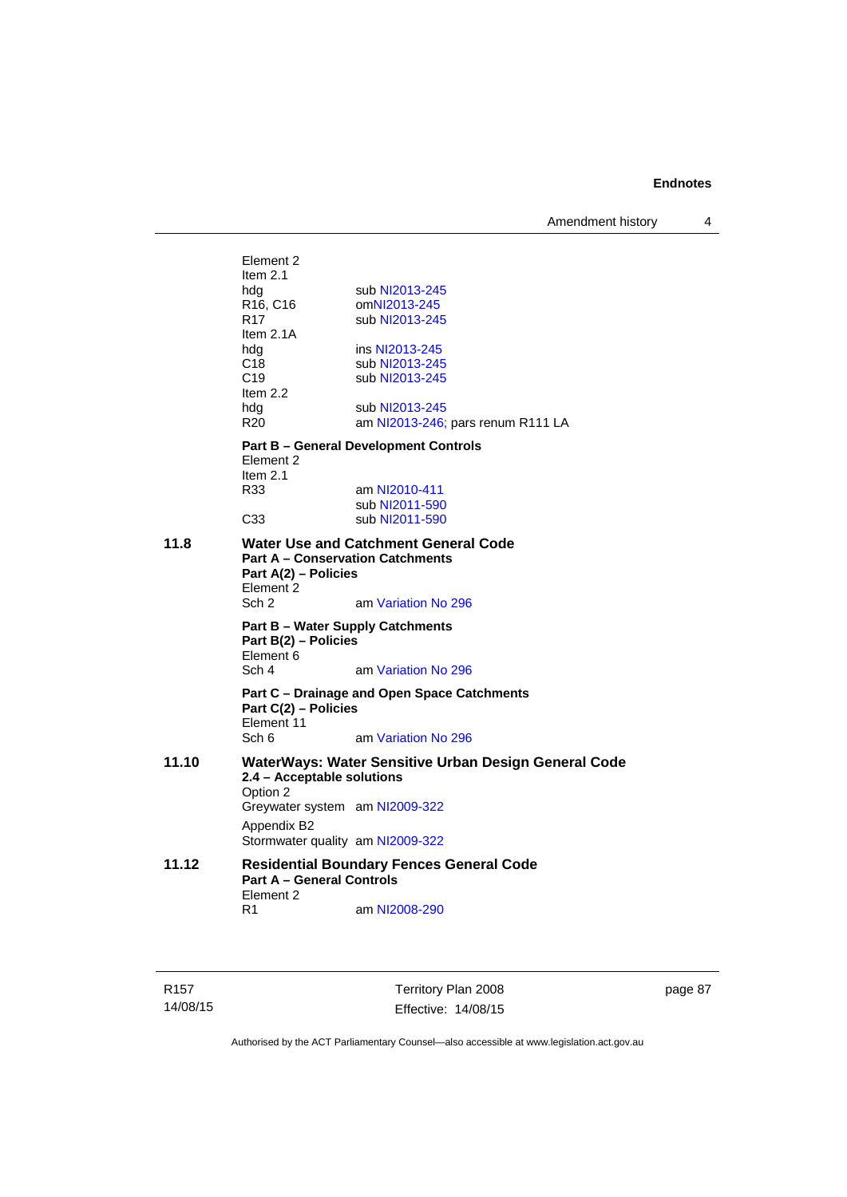Element 2
Item 2.1
hdg sub NI2013-245
R16, C16 om NI2013-245
R17 sub NI2013-245
Item 2.1A
hdg ins NI2013-245
C18 sub NI2013-245
C19 sub NI2013-245
Item 2.2
hdg sub NI2013-245
R20 am NI2013-246; pars renum R111 LA

**Part B – General Development Controls**
Element 2
Item 2.1
R33 am NI2010-411
sub NI2011-590
C33 sub NI2011-590

**11.8 Water Use and Catchment General Code**
**Part A – Conservation Catchments**
**Part A(2) – Policies**
Element 2
Sch 2 am Variation No 296

**Part B – Water Supply Catchments**
**Part B(2) – Policies**
Element 6
Sch 4 am Variation No 296

**Part C – Drainage and Open Space Catchments**
**Part C(2) – Policies**
Element 11
Sch 6 am Variation No 296

**11.10 WaterWays: Water Sensitive Urban Design General Code**
**2.4 – Acceptable solutions**
Option 2
Greywater system am NI2009-322

Appendix B2
Stormwater quality am NI2009-322

**11.12 Residential Boundary Fences General Code**
**Part A – General Controls**
Element 2
R1 am NI2008-290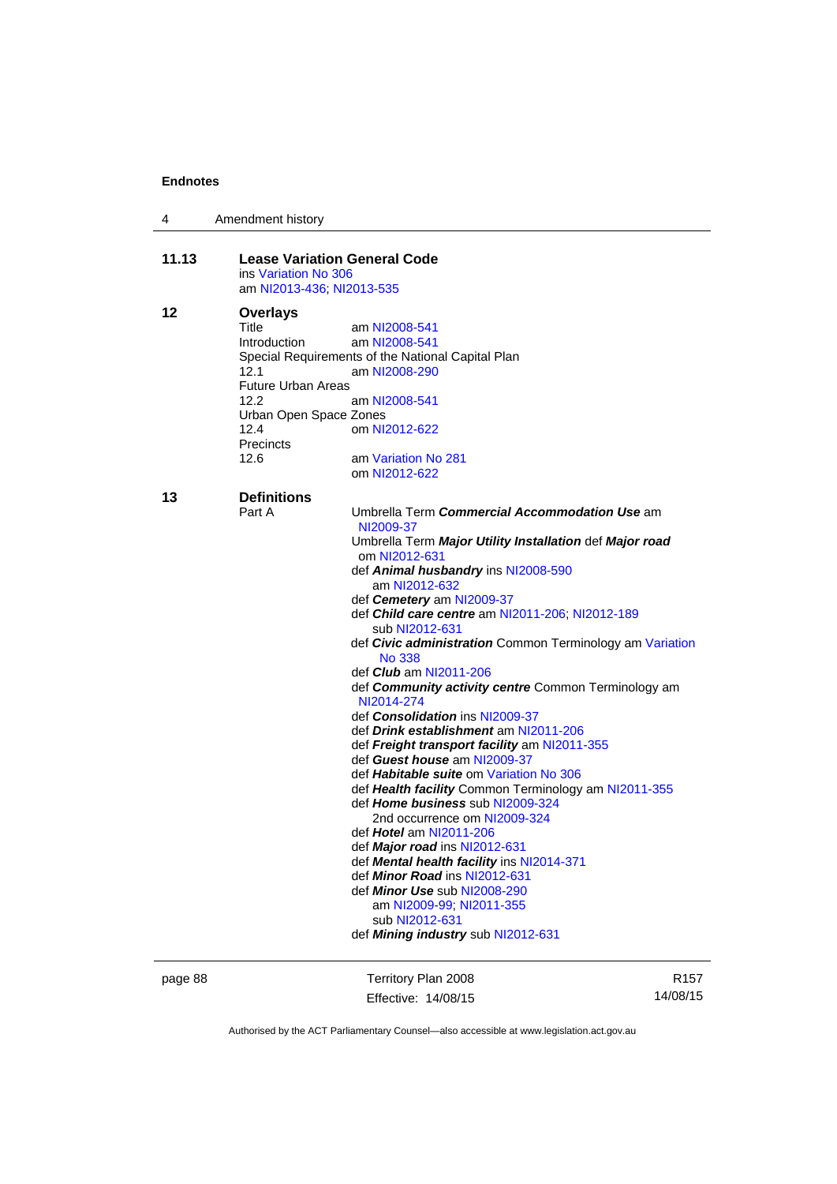**11.13 Lease Variation General Code**
ins Variation No 306
am NI2013-436; NI2013-535

**12 Overlays**
Title am NI2008-541
Introduction am NI2008-541
Special Requirements of the National Capital Plan
12.1 am NI2008-290
Future Urban Areas
12.2 am NI2008-541
Urban Open Space Zones
12.4 om NI2012-622
Precincts
12.6 am Variation No 281
om NI2012-622

**13 Definitions**
Part A
Umbrella Term ***Commercial Accommodation Use*** am NI2009-37
Umbrella Term ***Major Utility Installation*** def ***Major road*** om NI2012-631
def ***Animal husbandry*** ins NI2008-590
am NI2012-632
def ***Cemetery*** am NI2009-37
def ***Child care centre*** am NI2011-206; NI2012-189
sub NI2012-631
def ***Civic administration*** Common Terminology am Variation No 338
def ***Club*** am NI2011-206
def ***Community activity centre*** Common Terminology am NI2014-274
def ***Consolidation*** ins NI2009-37
def ***Drink establishment*** am NI2011-206
def ***Freight transport facility*** am NI2011-355
def ***Guest house*** am NI2009-37
def ***Habitable suite*** om Variation No 306
def ***Health facility*** Common Terminology am NI2011-355
def ***Home business*** sub NI2009-324
2nd occurrence om NI2009-324
def ***Hotel*** am NI2011-206
def ***Major road*** ins NI2012-631
def ***Mental health facility*** ins NI2014-371
def ***Minor Road*** ins NI2012-631
def ***Minor Use*** sub NI2008-290
am NI2009-99; NI2011-355
sub NI2012-631
def ***Mining industry*** sub NI2012-631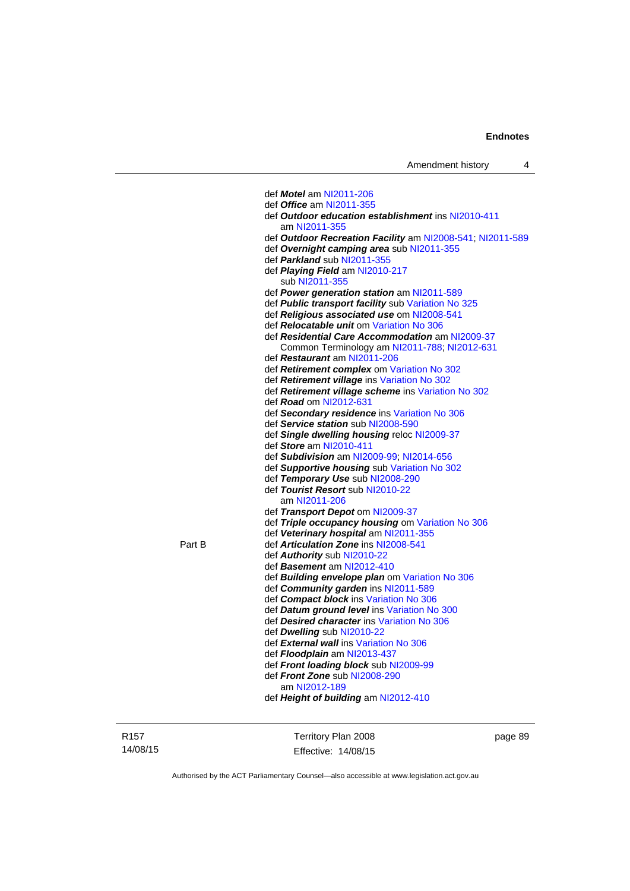def ***Motel*** am NI2011-206
def ***Office*** am NI2011-355
def ***Outdoor education establishment*** ins NI2010-411
  am NI2011-355
def ***Outdoor Recreation Facility*** am NI2008-541; NI2011-589
def ***Overnight camping area*** sub NI2011-355
def ***Parkland*** sub NI2011-355
def ***Playing Field*** am NI2010-217
  sub NI2011-355
def ***Power generation station*** am NI2011-589
def ***Public transport facility*** sub Variation No 325
def ***Religious associated use*** om NI2008-541
def ***Relocatable unit*** om Variation No 306
def ***Residential Care Accommodation*** am NI2009-37
  Common Terminology am NI2011-788; NI2012-631
def ***Restaurant*** am NI2011-206
def ***Retirement complex*** om Variation No 302
def ***Retirement village*** ins Variation No 302
def ***Retirement village scheme*** ins Variation No 302
def ***Road*** om NI2012-631
def ***Secondary residence*** ins Variation No 306
def ***Service station*** sub NI2008-590
def ***Single dwelling housing*** reloc NI2009-37
def ***Store*** am NI2010-411
def ***Subdivision*** am NI2009-99; NI2014-656
def ***Supportive housing*** sub Variation No 302
def ***Temporary Use*** sub NI2008-290
def ***Tourist Resort*** sub NI2010-22
  am NI2011-206
def ***Transport Depot*** om NI2009-37
def ***Triple occupancy housing*** om Variation No 306
def ***Veterinary hospital*** am NI2011-355

Part B
def ***Articulation Zone*** ins NI2008-541
def ***Authority*** sub NI2010-22
def ***Basement*** am NI2012-410
def ***Building envelope plan*** om Variation No 306
def ***Community garden*** ins NI2011-589
def ***Compact block*** ins Variation No 306
def ***Datum ground level*** ins Variation No 300
def ***Desired character*** ins Variation No 306
def ***Dwelling*** sub NI2010-22
def ***External wall*** ins Variation No 306
def ***Floodplain*** am NI2013-437
def ***Front loading block*** sub NI2009-99
def ***Front Zone*** sub NI2008-290
  am NI2012-189
def ***Height of building*** am NI2012-410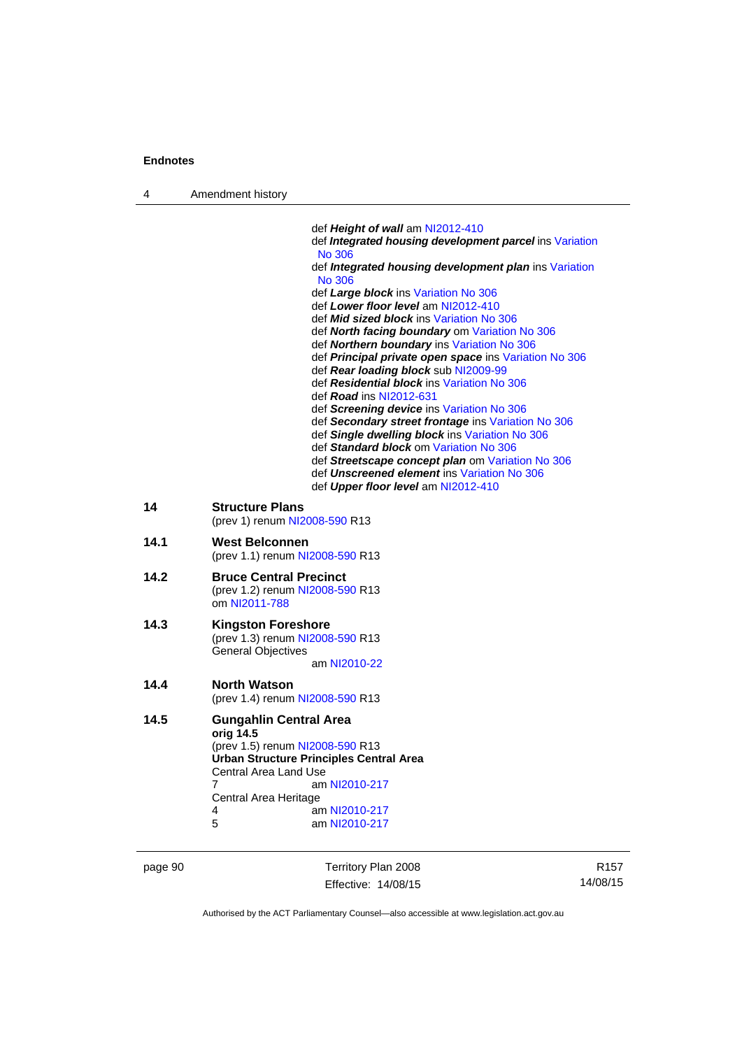def ***Height of wall*** am NI2012-410
def ***Integrated housing development parcel*** ins Variation No 306
def ***Integrated housing development plan*** ins Variation No 306
def ***Large block*** ins Variation No 306
def ***Lower floor level*** am NI2012-410
def ***Mid sized block*** ins Variation No 306
def ***North facing boundary*** om Variation No 306
def ***Northern boundary*** ins Variation No 306
def ***Principal private open space*** ins Variation No 306
def ***Rear loading block*** sub NI2009-99
def ***Residential block*** ins Variation No 306
def ***Road*** ins NI2012-631
def ***Screening device*** ins Variation No 306
def ***Secondary street frontage*** ins Variation No 306
def ***Single dwelling block*** ins Variation No 306
def ***Standard block*** om Variation No 306
def ***Streetscape concept plan*** om Variation No 306
def ***Unscreened element*** ins Variation No 306
def ***Upper floor level*** am NI2012-410

**14 Structure Plans**
(prev 1) renum NI2008-590 R13

**14.1 West Belconnen**
(prev 1.1) renum NI2008-590 R13

**14.2 Bruce Central Precinct**
(prev 1.2) renum NI2008-590 R13
om NI2011-788

**14.3 Kingston Foreshore**
(prev 1.3) renum NI2008-590 R13
General Objectives
am NI2010-22

**14.4 North Watson**
(prev 1.4) renum NI2008-590 R13

**14.5 Gungahlin Central Area**
**orig 14.5**
(prev 1.5) renum NI2008-590 R13
**Urban Structure Principles Central Area**
Central Area Land Use
7 am NI2010-217
Central Area Heritage
4 am NI2010-217
5 am NI2010-217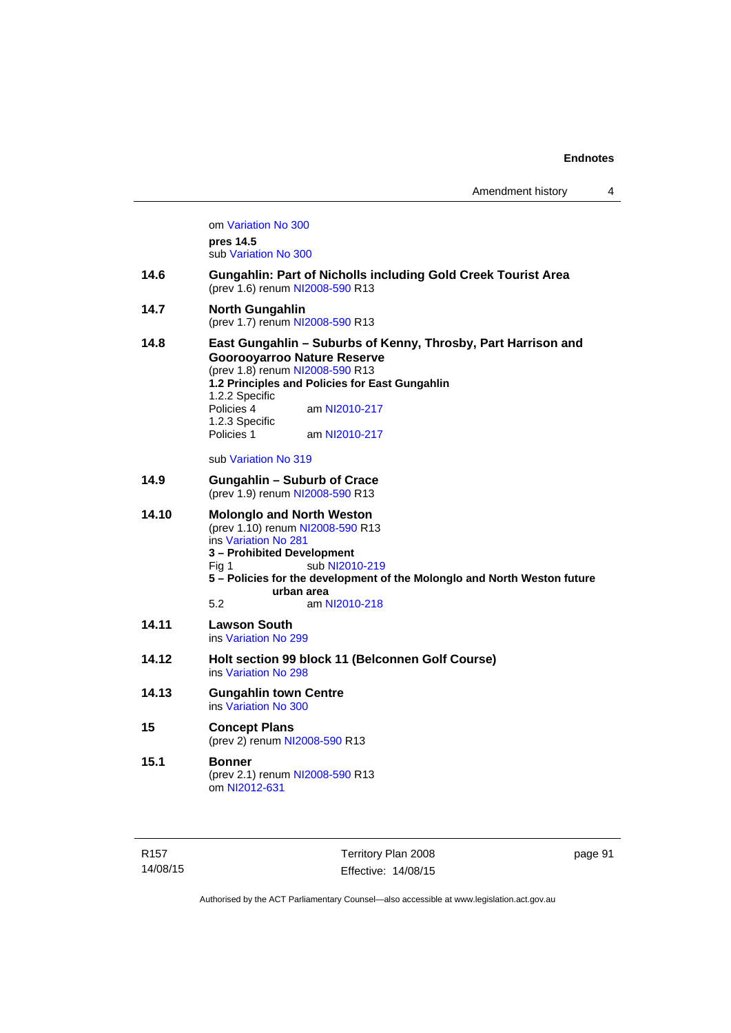om Variation No 300

**pres 14.5**
sub Variation No 300

**14.6 Gungahlin: Part of Nicholls including Gold Creek Tourist Area**
(prev 1.6) renum NI2008-590 R13

**14.7 North Gungahlin**
(prev 1.7) renum NI2008-590 R13

**14.8 East Gungahlin – Suburbs of Kenny, Throsby, Part Harrison and Goorooyarroo Nature Reserve**
(prev 1.8) renum NI2008-590 R13
**1.2 Principles and Policies for East Gungahlin**
1.2.2 Specific
Policies 4 am NI2010-217
1.2.3 Specific
Policies 1 am NI2010-217

sub Variation No 319

**14.9 Gungahlin – Suburb of Crace**
(prev 1.9) renum NI2008-590 R13

**14.10 Molonglo and North Weston**
(prev 1.10) renum NI2008-590 R13
ins Variation No 281
**3 – Prohibited Development**
Fig 1 sub NI2010-219
**5 – Policies for the development of the Molonglo and North Weston future urban area**
5.2 am NI2010-218

**14.11 Lawson South**
ins Variation No 299

**14.12 Holt section 99 block 11 (Belconnen Golf Course)**
ins Variation No 298

**14.13 Gungahlin town Centre**
ins Variation No 300

**15 Concept Plans**
(prev 2) renum NI2008-590 R13

**15.1 Bonner**
(prev 2.1) renum NI2008-590 R13
om NI2012-631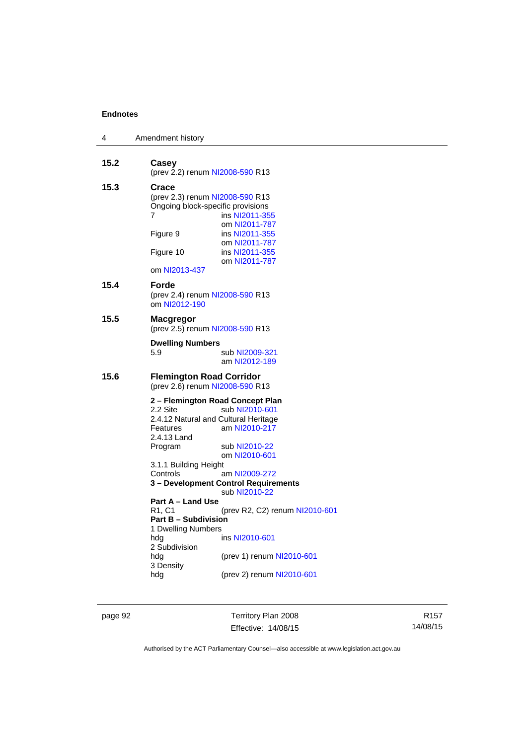**15.2 Casey**
(prev 2.2) renum NI2008-590 R13

**15.3 Crace**
(prev 2.3) renum NI2008-590 R13
Ongoing block-specific provisions

| | |
|---|---|
| 7 | ins NI2011-355<br>om NI2011-787 |
| Figure 9 | ins NI2011-355<br>om NI2011-787 |
| Figure 10 | ins NI2011-355<br>om NI2011-787 |

om NI2013-437

**15.4 Forde**
(prev 2.4) renum NI2008-590 R13
om NI2012-190

**15.5 Macgregor**
(prev 2.5) renum NI2008-590 R13

**Dwelling Numbers**

| | |
|---|---|
| 5.9 | sub NI2009-321<br>am NI2012-189 |

**15.6 Flemington Road Corridor**
(prev 2.6) renum NI2008-590 R13

**2 – Flemington Road Concept Plan**

| | |
|---|---|
| 2.2 Site | sub NI2010-601 |
| 2.4.12 Natural and Cultural Heritage Features | am NI2010-217 |
| 2.4.13 Land Program | sub NI2010-22<br>om NI2010-601 |
| 3.1.1 Building Height Controls | am NI2009-272 |

**3 – Development Control Requirements**
sub NI2010-22

**Part A – Land Use**

| | |
|---|---|
| R1, C1 | (prev R2, C2) renum NI2010-601 |

**Part B – Subdivision**

| | |
|---|---|
| 1 Dwelling Numbers hdg | ins NI2010-601 |
| 2 Subdivision hdg | (prev 1) renum NI2010-601 |
| 3 Density hdg | (prev 2) renum NI2010-601 |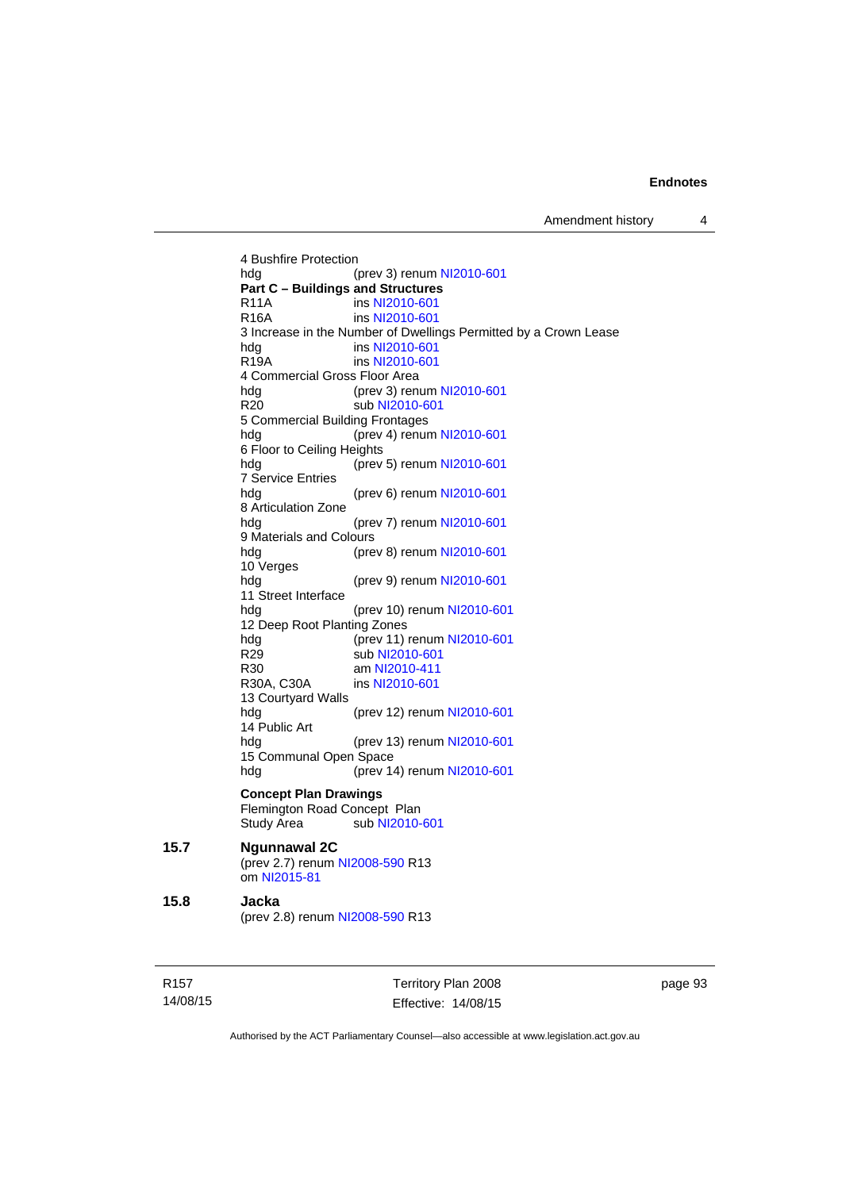4 Bushfire Protection
hdg (prev 3) renum NI2010-601
**Part C – Buildings and Structures**
R11A ins NI2010-601
R16A ins NI2010-601
3 Increase in the Number of Dwellings Permitted by a Crown Lease
hdg ins NI2010-601
R19A ins NI2010-601
4 Commercial Gross Floor Area
hdg (prev 3) renum NI2010-601
R20 sub NI2010-601
5 Commercial Building Frontages
hdg (prev 4) renum NI2010-601
6 Floor to Ceiling Heights
hdg (prev 5) renum NI2010-601
7 Service Entries
hdg (prev 6) renum NI2010-601
8 Articulation Zone
hdg (prev 7) renum NI2010-601
9 Materials and Colours
hdg (prev 8) renum NI2010-601
10 Verges
hdg (prev 9) renum NI2010-601
11 Street Interface
hdg (prev 10) renum NI2010-601
12 Deep Root Planting Zones
hdg (prev 11) renum NI2010-601
R29 sub NI2010-601
R30 am NI2010-411
R30A, C30A ins NI2010-601
13 Courtyard Walls
hdg (prev 12) renum NI2010-601
14 Public Art
hdg (prev 13) renum NI2010-601
15 Communal Open Space
hdg (prev 14) renum NI2010-601

**Concept Plan Drawings**
Flemington Road Concept Plan
Study Area sub NI2010-601

### 15.7 Ngunnawal 2C
(prev 2.7) renum NI2008-590 R13
om NI2015-81

### 15.8 Jacka
(prev 2.8) renum NI2008-590 R13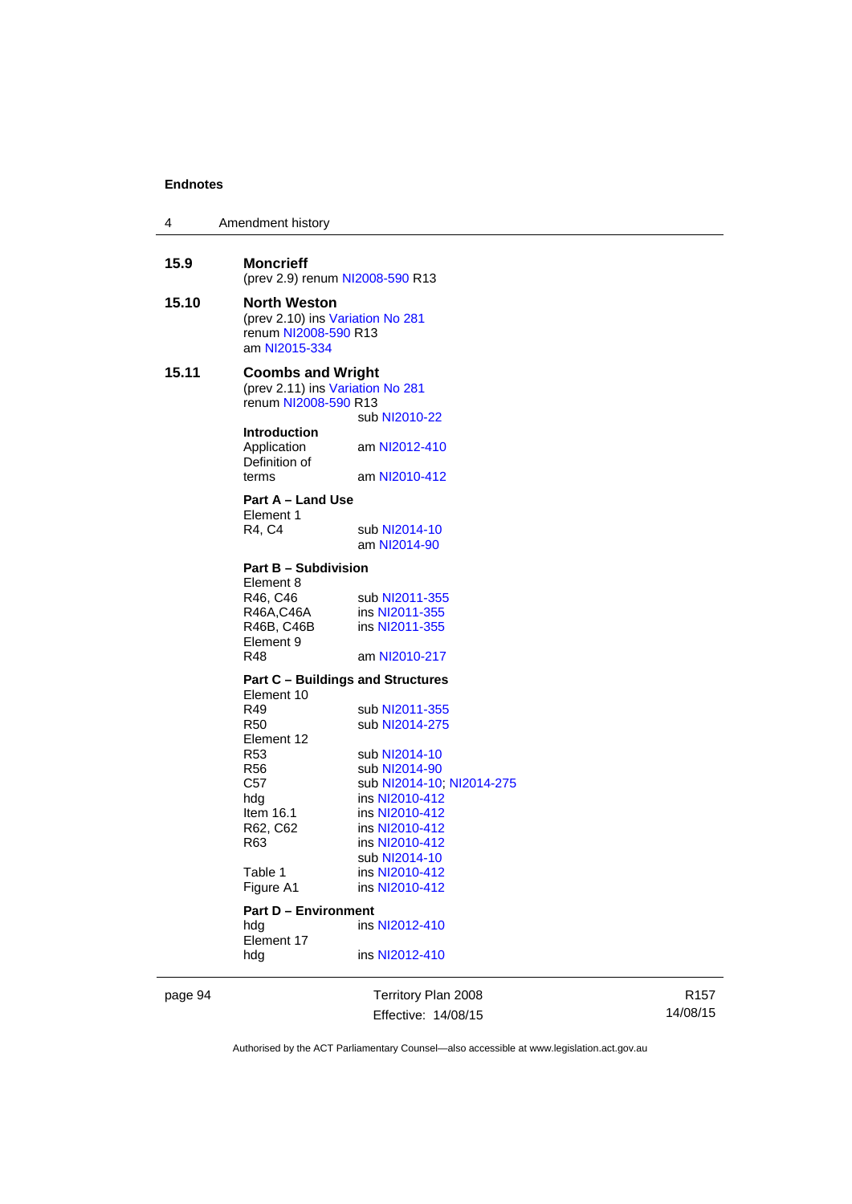**15.9 Moncrieff**

(prev 2.9) renum NI2008-590 R13

**15.10 North Weston**

(prev 2.10) ins Variation No 281
renum NI2008-590 R13
am NI2015-334

**15.11 Coombs and Wright**

(prev 2.11) ins Variation No 281
renum NI2008-590 R13
sub NI2010-22

**Introduction**

| | |
|---|---|
| Application | am NI2012-410 |
| Definition of terms | am NI2010-412 |

**Part A – Land Use**

| | |
|---|---|
| Element 1 | |
| R4, C4 | sub NI2014-10 |
| | am NI2014-90 |

**Part B – Subdivision**

| | |
|---|---|
| Element 8 | |
| R46, C46 | sub NI2011-355 |
| R46A,C46A | ins NI2011-355 |
| R46B, C46B | ins NI2011-355 |
| Element 9 | |
| R48 | am NI2010-217 |

**Part C – Buildings and Structures**

| | |
|---|---|
| Element 10 | |
| R49 | sub NI2011-355 |
| R50 | sub NI2014-275 |
| Element 12 | |
| R53 | sub NI2014-10 |
| R56 | sub NI2014-90 |
| C57 | sub NI2014-10; NI2014-275 |
| hdg | ins NI2010-412 |
| Item 16.1 | ins NI2010-412 |
| R62, C62 | ins NI2010-412 |
| R63 | ins NI2010-412 |
| | sub NI2014-10 |
| Table 1 | ins NI2010-412 |
| Figure A1 | ins NI2010-412 |

**Part D – Environment**

| | |
|---|---|
| hdg | ins NI2012-410 |
| Element 17 | |
| hdg | ins NI2012-410 |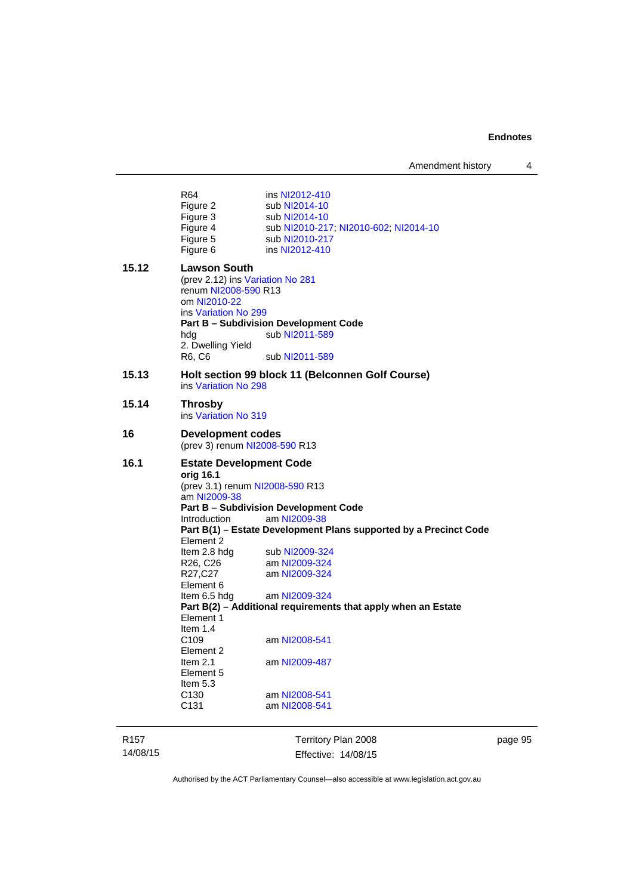| | |
|---|---|
| R64 | ins NI2012-410 |
| Figure 2 | sub NI2014-10 |
| Figure 3 | sub NI2014-10 |
| Figure 4 | sub NI2010-217; NI2010-602; NI2014-10 |
| Figure 5 | sub NI2010-217 |
| Figure 6 | ins NI2012-410 |

**15.12 Lawson South**

(prev 2.12) ins Variation No 281
renum NI2008-590 R13
om NI2010-22
ins Variation No 299

**Part B – Subdivision Development Code**

| | |
|---|---|
| hdg | sub NI2011-589 |
| 2. Dwelling Yield | |
| R6, C6 | sub NI2011-589 |

**15.13 Holt section 99 block 11 (Belconnen Golf Course)**

ins Variation No 298

**15.14 Throsby**

ins Variation No 319

**16 Development codes**

(prev 3) renum NI2008-590 R13

**16.1 Estate Development Code**

**orig 16.1**

(prev 3.1) renum NI2008-590 R13
am NI2009-38

**Part B – Subdivision Development Code**

| | |
|---|---|
| Introduction | am NI2009-38 |

**Part B(1) – Estate Development Plans supported by a Precinct Code**

| | |
|---|---|
| Element 2 | |
| Item 2.8 hdg | sub NI2009-324 |
| R26, C26 | am NI2009-324 |
| R27,C27 | am NI2009-324 |
| Element 6 | |
| Item 6.5 hdg | am NI2009-324 |

**Part B(2) – Additional requirements that apply when an Estate**

| | |
|---|---|
| Element 1 | |
| Item 1.4 | |
| C109 | am NI2008-541 |
| Element 2 | |
| Item 2.1 | am NI2009-487 |
| Element 5 | |
| Item 5.3 | |
| C130 | am NI2008-541 |
| C131 | am NI2008-541 |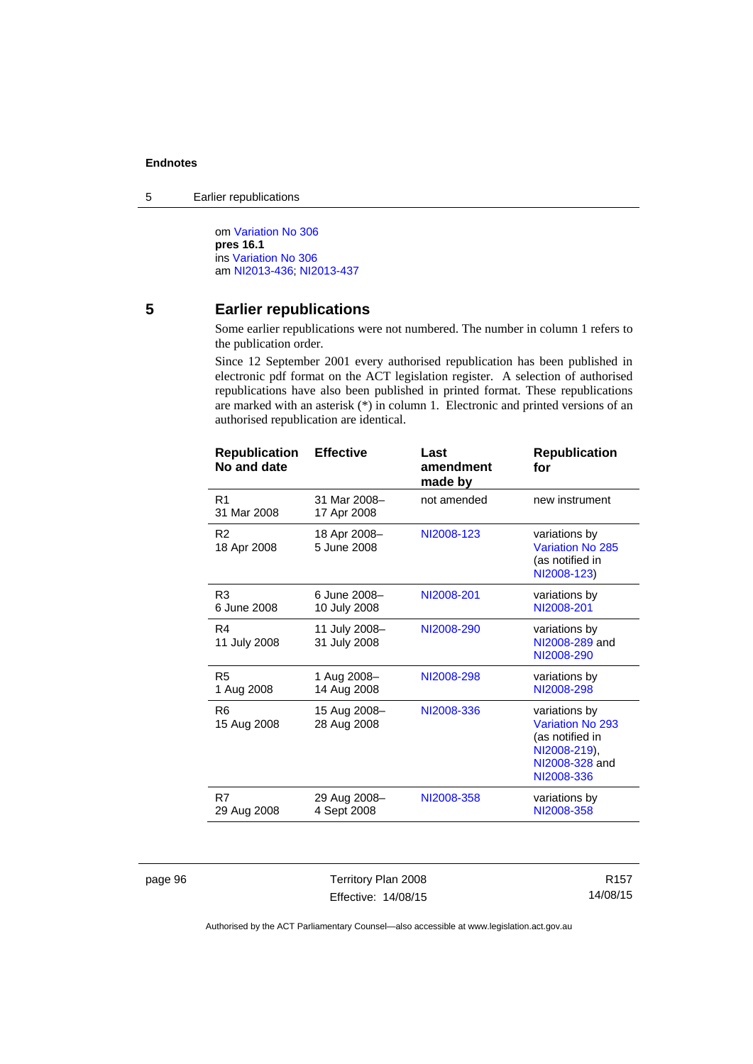om Variation No 306
**pres 16.1**
ins Variation No 306
am NI2013-436; NI2013-437

## 5 Earlier republications

Some earlier republications were not numbered. The number in column 1 refers to the publication order.

Since 12 September 2001 every authorised republication has been published in electronic pdf format on the ACT legislation register. A selection of authorised republications have also been published in printed format. These republications are marked with an asterisk (*) in column 1. Electronic and printed versions of an authorised republication are identical.

| Republication No and date | Effective | Last amendment made by | Republication for |
|---|---|---|---|
| R1<br>31 Mar 2008 | 31 Mar 2008–<br>17 Apr 2008 | not amended | new instrument |
| R2<br>18 Apr 2008 | 18 Apr 2008–<br>5 June 2008 | NI2008-123 | variations by Variation No 285 (as notified in NI2008-123) |
| R3<br>6 June 2008 | 6 June 2008–<br>10 July 2008 | NI2008-201 | variations by NI2008-201 |
| R4<br>11 July 2008 | 11 July 2008–<br>31 July 2008 | NI2008-290 | variations by NI2008-289 and NI2008-290 |
| R5<br>1 Aug 2008 | 1 Aug 2008–<br>14 Aug 2008 | NI2008-298 | variations by NI2008-298 |
| R6<br>15 Aug 2008 | 15 Aug 2008–<br>28 Aug 2008 | NI2008-336 | variations by Variation No 293 (as notified in NI2008-219), NI2008-328 and NI2008-336 |
| R7<br>29 Aug 2008 | 29 Aug 2008–<br>4 Sept 2008 | NI2008-358 | variations by NI2008-358 |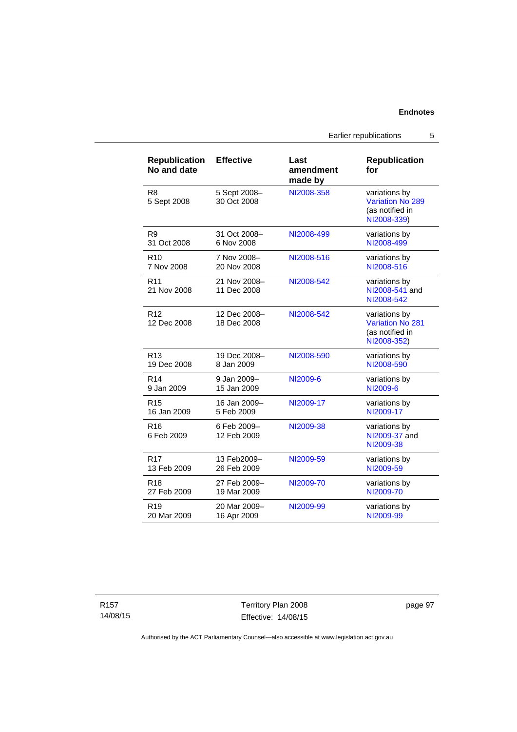| Republication No and date | Effective | Last amendment made by | Republication for |
|---|---|---|---|
| R8<br>5 Sept 2008 | 5 Sept 2008–<br>30 Oct 2008 | NI2008-358 | variations by Variation No 289 (as notified in NI2008-339) |
| R9<br>31 Oct 2008 | 31 Oct 2008–<br>6 Nov 2008 | NI2008-499 | variations by NI2008-499 |
| R10<br>7 Nov 2008 | 7 Nov 2008–<br>20 Nov 2008 | NI2008-516 | variations by NI2008-516 |
| R11<br>21 Nov 2008 | 21 Nov 2008–<br>11 Dec 2008 | NI2008-542 | variations by NI2008-541 and NI2008-542 |
| R12<br>12 Dec 2008 | 12 Dec 2008–<br>18 Dec 2008 | NI2008-542 | variations by Variation No 281 (as notified in NI2008-352) |
| R13<br>19 Dec 2008 | 19 Dec 2008–<br>8 Jan 2009 | NI2008-590 | variations by NI2008-590 |
| R14<br>9 Jan 2009 | 9 Jan 2009–<br>15 Jan 2009 | NI2009-6 | variations by NI2009-6 |
| R15<br>16 Jan 2009 | 16 Jan 2009–<br>5 Feb 2009 | NI2009-17 | variations by NI2009-17 |
| R16<br>6 Feb 2009 | 6 Feb 2009–<br>12 Feb 2009 | NI2009-38 | variations by NI2009-37 and NI2009-38 |
| R17<br>13 Feb 2009 | 13 Feb2009–<br>26 Feb 2009 | NI2009-59 | variations by NI2009-59 |
| R18<br>27 Feb 2009 | 27 Feb 2009–<br>19 Mar 2009 | NI2009-70 | variations by NI2009-70 |
| R19<br>20 Mar 2009 | 20 Mar 2009–<br>16 Apr 2009 | NI2009-99 | variations by NI2009-99 |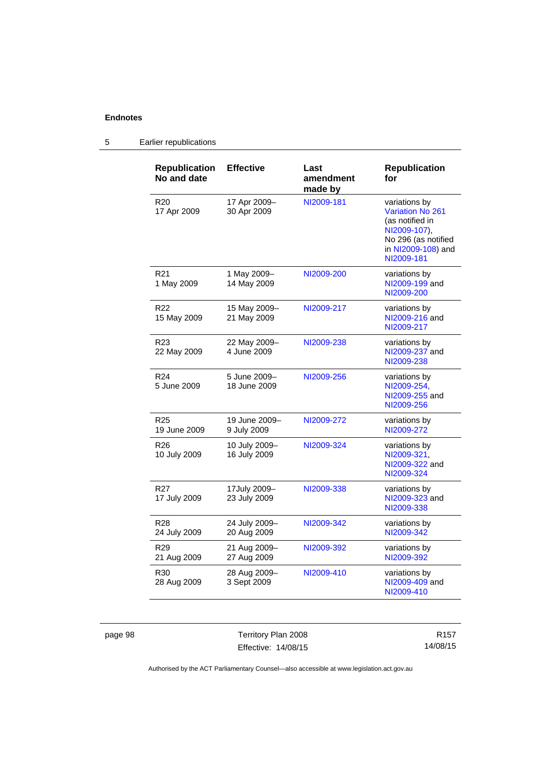## 5 Earlier republications

| Republication No and date | Effective | Last amendment made by | Republication for |
|---|---|---|---|
| R20 17 Apr 2009 | 17 Apr 2009– 30 Apr 2009 | NI2009-181 | variations by Variation No 261 (as notified in NI2009-107), No 296 (as notified in NI2009-108) and NI2009-181 |
| R21 1 May 2009 | 1 May 2009– 14 May 2009 | NI2009-200 | variations by NI2009-199 and NI2009-200 |
| R22 15 May 2009 | 15 May 2009– 21 May 2009 | NI2009-217 | variations by NI2009-216 and NI2009-217 |
| R23 22 May 2009 | 22 May 2009– 4 June 2009 | NI2009-238 | variations by NI2009-237 and NI2009-238 |
| R24 5 June 2009 | 5 June 2009– 18 June 2009 | NI2009-256 | variations by NI2009-254, NI2009-255 and NI2009-256 |
| R25 19 June 2009 | 19 June 2009– 9 July 2009 | NI2009-272 | variations by NI2009-272 |
| R26 10 July 2009 | 10 July 2009– 16 July 2009 | NI2009-324 | variations by NI2009-321, NI2009-322 and NI2009-324 |
| R27 17 July 2009 | 17July 2009– 23 July 2009 | NI2009-338 | variations by NI2009-323 and NI2009-338 |
| R28 24 July 2009 | 24 July 2009– 20 Aug 2009 | NI2009-342 | variations by NI2009-342 |
| R29 21 Aug 2009 | 21 Aug 2009– 27 Aug 2009 | NI2009-392 | variations by NI2009-392 |
| R30 28 Aug 2009 | 28 Aug 2009– 3 Sept 2009 | NI2009-410 | variations by NI2009-409 and NI2009-410 |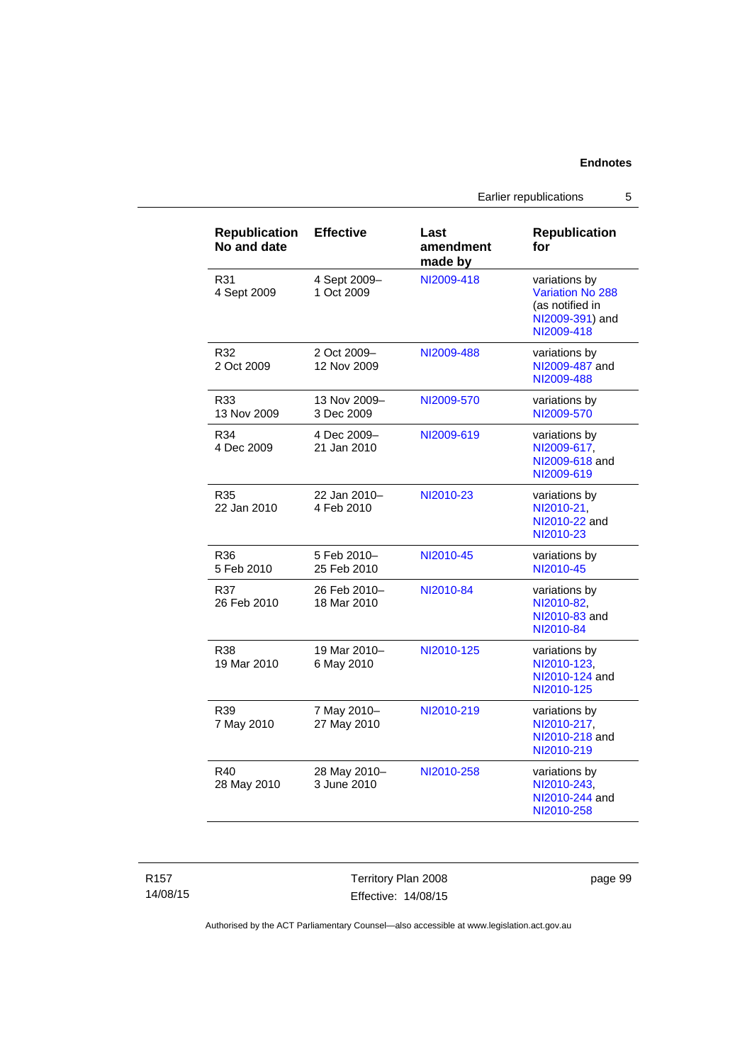| Republication No and date | Effective | Last amendment made by | Republication for |
|---|---|---|---|
| R31 4 Sept 2009 | 4 Sept 2009– 1 Oct 2009 | NI2009-418 | variations by Variation No 288 (as notified in NI2009-391) and NI2009-418 |
| R32 2 Oct 2009 | 2 Oct 2009– 12 Nov 2009 | NI2009-488 | variations by NI2009-487 and NI2009-488 |
| R33 13 Nov 2009 | 13 Nov 2009– 3 Dec 2009 | NI2009-570 | variations by NI2009-570 |
| R34 4 Dec 2009 | 4 Dec 2009– 21 Jan 2010 | NI2009-619 | variations by NI2009-617, NI2009-618 and NI2009-619 |
| R35 22 Jan 2010 | 22 Jan 2010– 4 Feb 2010 | NI2010-23 | variations by NI2010-21, NI2010-22 and NI2010-23 |
| R36 5 Feb 2010 | 5 Feb 2010– 25 Feb 2010 | NI2010-45 | variations by NI2010-45 |
| R37 26 Feb 2010 | 26 Feb 2010– 18 Mar 2010 | NI2010-84 | variations by NI2010-82, NI2010-83 and NI2010-84 |
| R38 19 Mar 2010 | 19 Mar 2010– 6 May 2010 | NI2010-125 | variations by NI2010-123, NI2010-124 and NI2010-125 |
| R39 7 May 2010 | 7 May 2010– 27 May 2010 | NI2010-219 | variations by NI2010-217, NI2010-218 and NI2010-219 |
| R40 28 May 2010 | 28 May 2010– 3 June 2010 | NI2010-258 | variations by NI2010-243, NI2010-244 and NI2010-258 |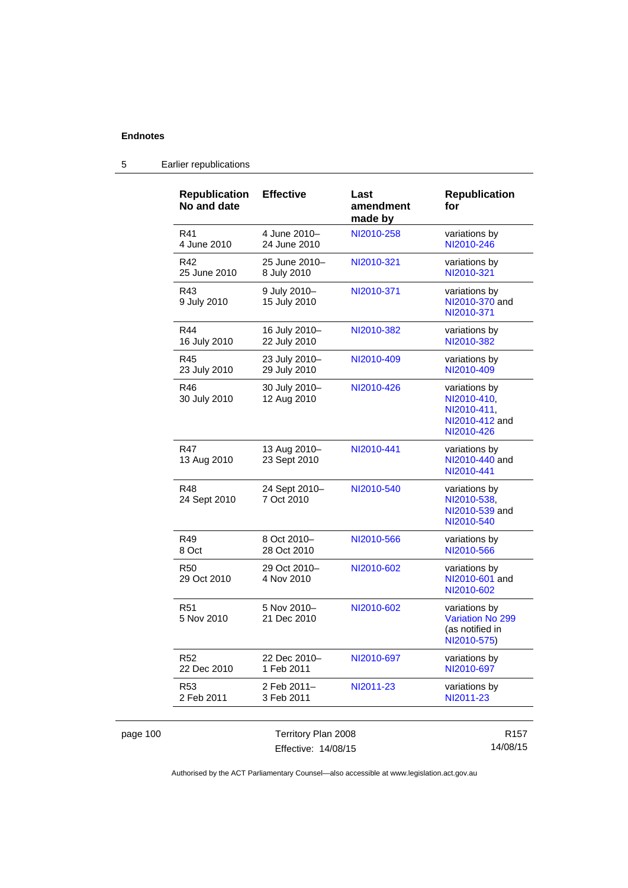## 5 Earlier republications

| Republication No and date | Effective | Last amendment made by | Republication for |
|---|---|---|---|
| R41 4 June 2010 | 4 June 2010– 24 June 2010 | NI2010-258 | variations by NI2010-246 |
| R42 25 June 2010 | 25 June 2010– 8 July 2010 | NI2010-321 | variations by NI2010-321 |
| R43 9 July 2010 | 9 July 2010– 15 July 2010 | NI2010-371 | variations by NI2010-370 and NI2010-371 |
| R44 16 July 2010 | 16 July 2010– 22 July 2010 | NI2010-382 | variations by NI2010-382 |
| R45 23 July 2010 | 23 July 2010– 29 July 2010 | NI2010-409 | variations by NI2010-409 |
| R46 30 July 2010 | 30 July 2010– 12 Aug 2010 | NI2010-426 | variations by NI2010-410, NI2010-411, NI2010-412 and NI2010-426 |
| R47 13 Aug 2010 | 13 Aug 2010– 23 Sept 2010 | NI2010-441 | variations by NI2010-440 and NI2010-441 |
| R48 24 Sept 2010 | 24 Sept 2010– 7 Oct 2010 | NI2010-540 | variations by NI2010-538, NI2010-539 and NI2010-540 |
| R49 8 Oct | 8 Oct 2010– 28 Oct 2010 | NI2010-566 | variations by NI2010-566 |
| R50 29 Oct 2010 | 29 Oct 2010– 4 Nov 2010 | NI2010-602 | variations by NI2010-601 and NI2010-602 |
| R51 5 Nov 2010 | 5 Nov 2010– 21 Dec 2010 | NI2010-602 | variations by Variation No 299 (as notified in NI2010-575) |
| R52 22 Dec 2010 | 22 Dec 2010– 1 Feb 2011 | NI2010-697 | variations by NI2010-697 |
| R53 2 Feb 2011 | 2 Feb 2011– 3 Feb 2011 | NI2011-23 | variations by NI2011-23 |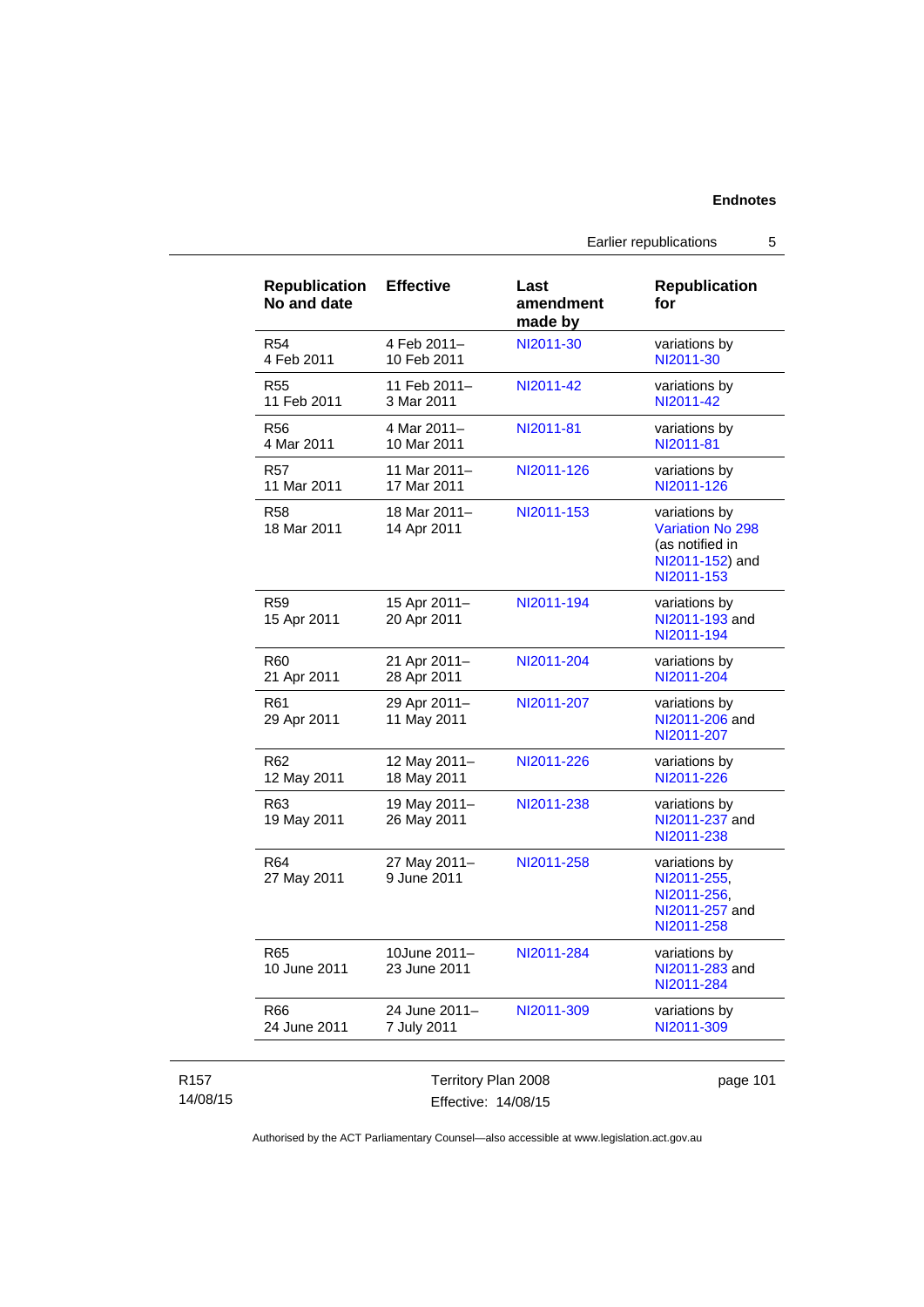| Republication No and date | Effective | Last amendment made by | Republication for |
|---|---|---|---|
| R54 4 Feb 2011 | 4 Feb 2011– 10 Feb 2011 | NI2011-30 | variations by NI2011-30 |
| R55 11 Feb 2011 | 11 Feb 2011– 3 Mar 2011 | NI2011-42 | variations by NI2011-42 |
| R56 4 Mar 2011 | 4 Mar 2011– 10 Mar 2011 | NI2011-81 | variations by NI2011-81 |
| R57 11 Mar 2011 | 11 Mar 2011– 17 Mar 2011 | NI2011-126 | variations by NI2011-126 |
| R58 18 Mar 2011 | 18 Mar 2011– 14 Apr 2011 | NI2011-153 | variations by Variation No 298 (as notified in NI2011-152) and NI2011-153 |
| R59 15 Apr 2011 | 15 Apr 2011– 20 Apr 2011 | NI2011-194 | variations by NI2011-193 and NI2011-194 |
| R60 21 Apr 2011 | 21 Apr 2011– 28 Apr 2011 | NI2011-204 | variations by NI2011-204 |
| R61 29 Apr 2011 | 29 Apr 2011– 11 May 2011 | NI2011-207 | variations by NI2011-206 and NI2011-207 |
| R62 12 May 2011 | 12 May 2011– 18 May 2011 | NI2011-226 | variations by NI2011-226 |
| R63 19 May 2011 | 19 May 2011– 26 May 2011 | NI2011-238 | variations by NI2011-237 and NI2011-238 |
| R64 27 May 2011 | 27 May 2011– 9 June 2011 | NI2011-258 | variations by NI2011-255, NI2011-256, NI2011-257 and NI2011-258 |
| R65 10 June 2011 | 10June 2011– 23 June 2011 | NI2011-284 | variations by NI2011-283 and NI2011-284 |
| R66 24 June 2011 | 24 June 2011– 7 July 2011 | NI2011-309 | variations by NI2011-309 |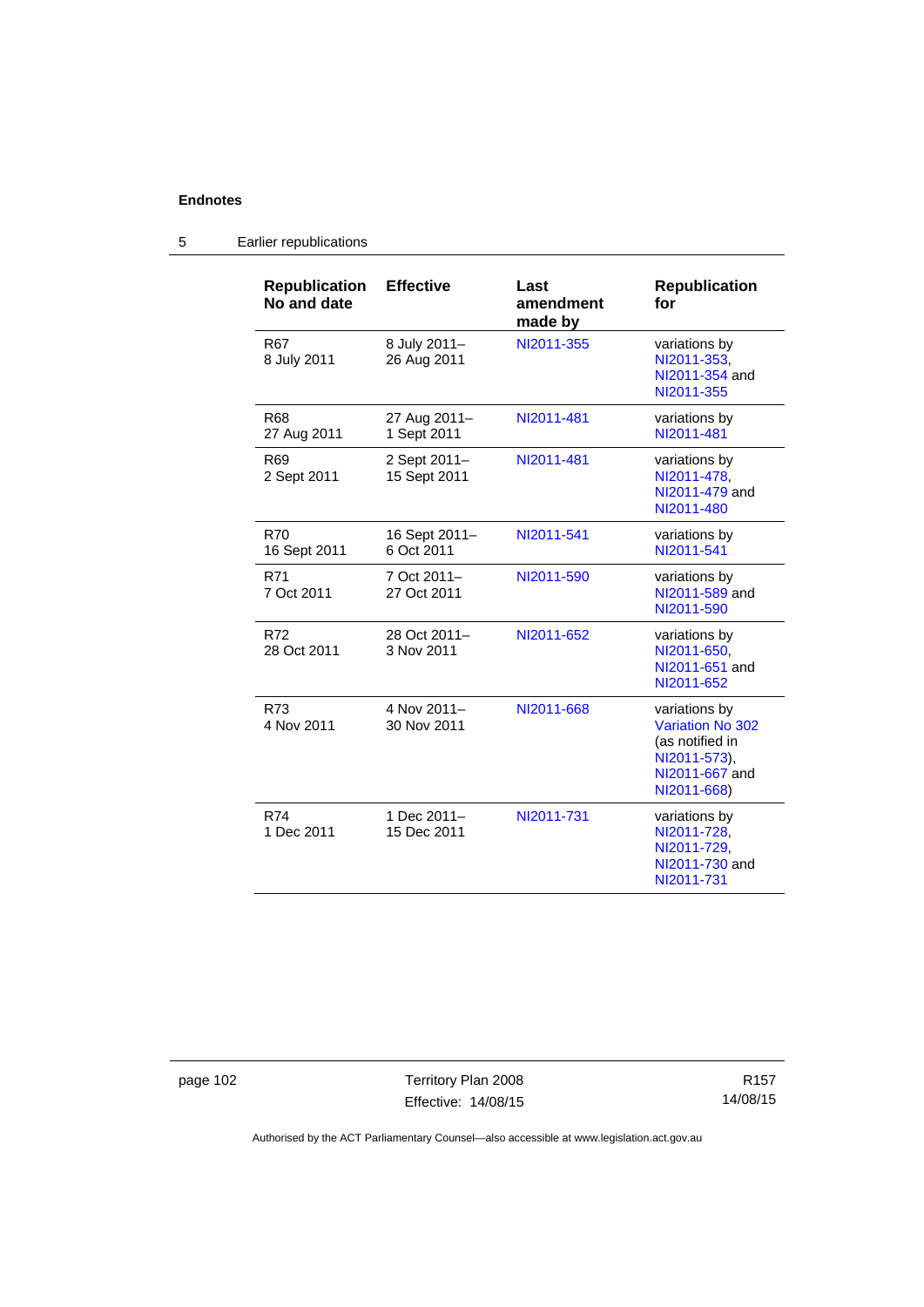## Endnotes

### 5 Earlier republications

| Republication No and date | Effective | Last amendment made by | Republication for |
|---|---|---|---|
| R67 8 July 2011 | 8 July 2011–26 Aug 2011 | NI2011-355 | variations by NI2011-353, NI2011-354 and NI2011-355 |
| R68 27 Aug 2011 | 27 Aug 2011–1 Sept 2011 | NI2011-481 | variations by NI2011-481 |
| R69 2 Sept 2011 | 2 Sept 2011–15 Sept 2011 | NI2011-481 | variations by NI2011-478, NI2011-479 and NI2011-480 |
| R70 16 Sept 2011 | 16 Sept 2011–6 Oct 2011 | NI2011-541 | variations by NI2011-541 |
| R71 7 Oct 2011 | 7 Oct 2011–27 Oct 2011 | NI2011-590 | variations by NI2011-589 and NI2011-590 |
| R72 28 Oct 2011 | 28 Oct 2011–3 Nov 2011 | NI2011-652 | variations by NI2011-650, NI2011-651 and NI2011-652 |
| R73 4 Nov 2011 | 4 Nov 2011–30 Nov 2011 | NI2011-668 | variations by Variation No 302 (as notified in NI2011-573), NI2011-667 and NI2011-668) |
| R74 1 Dec 2011 | 1 Dec 2011–15 Dec 2011 | NI2011-731 | variations by NI2011-728, NI2011-729, NI2011-730 and NI2011-731 |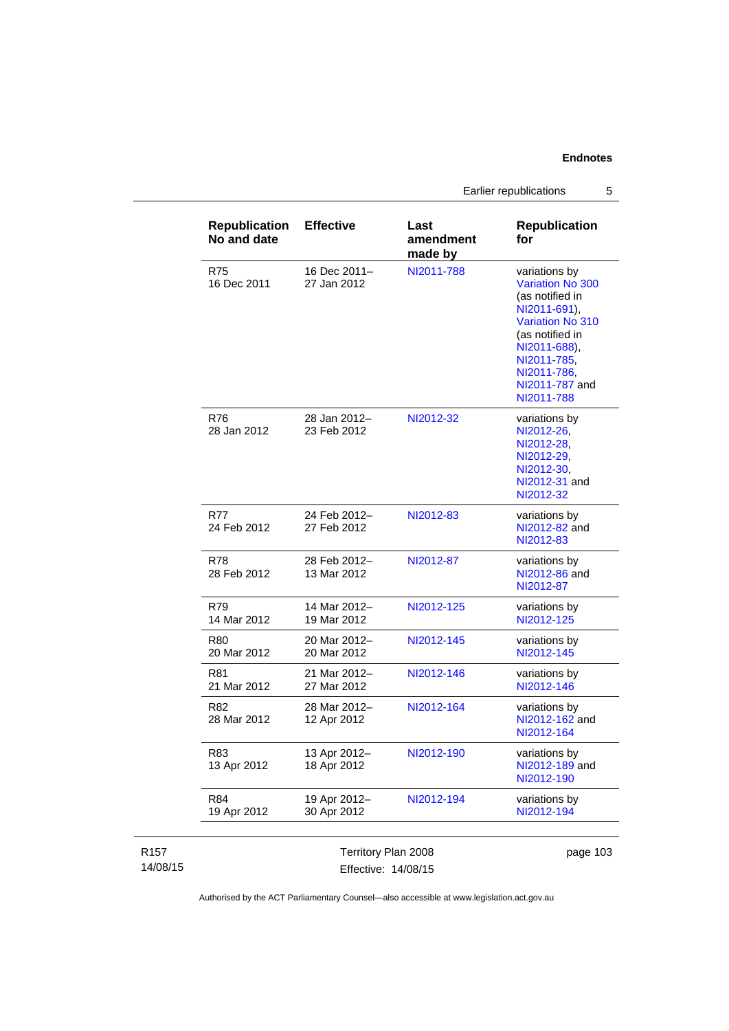| Republication No and date | Effective | Last amendment made by | Republication for |
|---|---|---|---|
| R75 16 Dec 2011 | 16 Dec 2011– 27 Jan 2012 | NI2011-788 | variations by Variation No 300 (as notified in NI2011-691), Variation No 310 (as notified in NI2011-688), NI2011-785, NI2011-786, NI2011-787 and NI2011-788 |
| R76 28 Jan 2012 | 28 Jan 2012– 23 Feb 2012 | NI2012-32 | variations by NI2012-26, NI2012-28, NI2012-29, NI2012-30, NI2012-31 and NI2012-32 |
| R77 24 Feb 2012 | 24 Feb 2012– 27 Feb 2012 | NI2012-83 | variations by NI2012-82 and NI2012-83 |
| R78 28 Feb 2012 | 28 Feb 2012– 13 Mar 2012 | NI2012-87 | variations by NI2012-86 and NI2012-87 |
| R79 14 Mar 2012 | 14 Mar 2012– 19 Mar 2012 | NI2012-125 | variations by NI2012-125 |
| R80 20 Mar 2012 | 20 Mar 2012– 20 Mar 2012 | NI2012-145 | variations by NI2012-145 |
| R81 21 Mar 2012 | 21 Mar 2012– 27 Mar 2012 | NI2012-146 | variations by NI2012-146 |
| R82 28 Mar 2012 | 28 Mar 2012– 12 Apr 2012 | NI2012-164 | variations by NI2012-162 and NI2012-164 |
| R83 13 Apr 2012 | 13 Apr 2012– 18 Apr 2012 | NI2012-190 | variations by NI2012-189 and NI2012-190 |
| R84 19 Apr 2012 | 19 Apr 2012– 30 Apr 2012 | NI2012-194 | variations by NI2012-194 |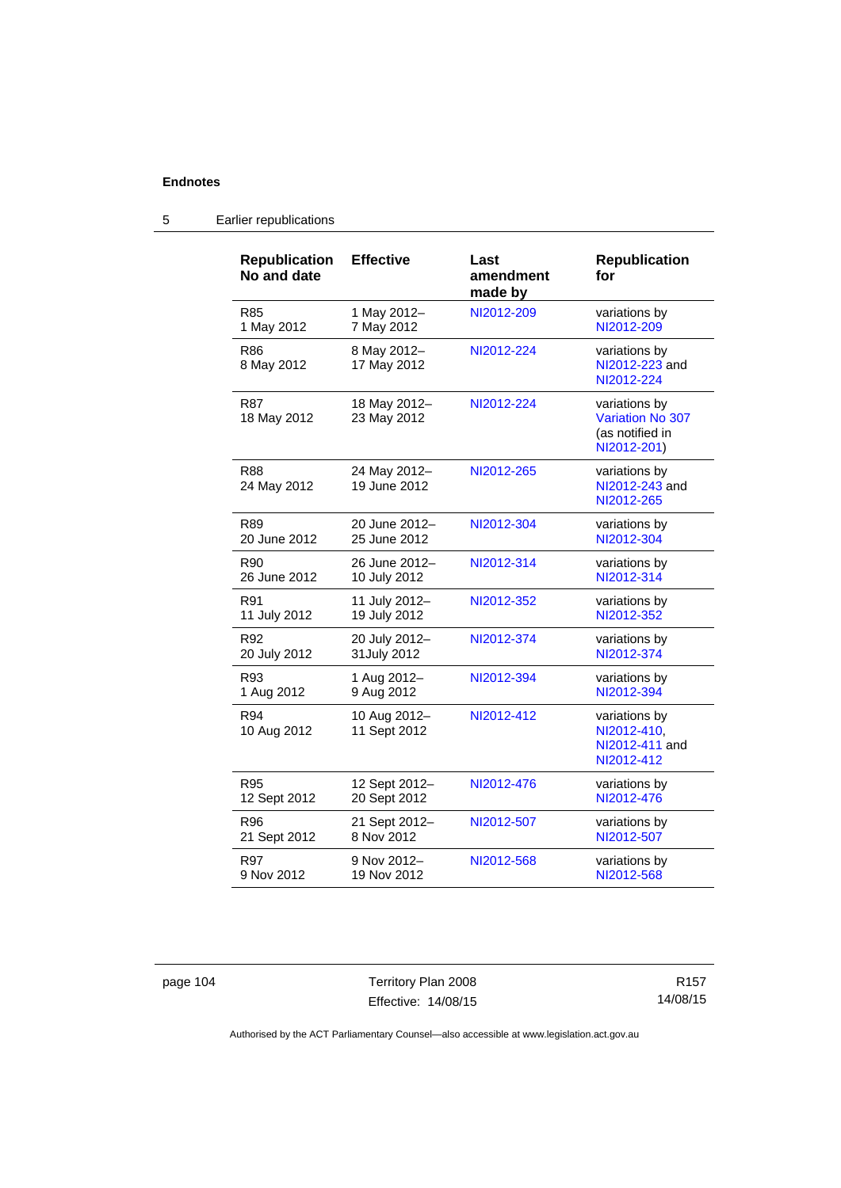**Endnotes**

5 Earlier republications

| Republication No and date | Effective | Last amendment made by | Republication for |
|---|---|---|---|
| R85 1 May 2012 | 1 May 2012– 7 May 2012 | NI2012-209 | variations by NI2012-209 |
| R86 8 May 2012 | 8 May 2012– 17 May 2012 | NI2012-224 | variations by NI2012-223 and NI2012-224 |
| R87 18 May 2012 | 18 May 2012– 23 May 2012 | NI2012-224 | variations by Variation No 307 (as notified in NI2012-201) |
| R88 24 May 2012 | 24 May 2012– 19 June 2012 | NI2012-265 | variations by NI2012-243 and NI2012-265 |
| R89 20 June 2012 | 20 June 2012– 25 June 2012 | NI2012-304 | variations by NI2012-304 |
| R90 26 June 2012 | 26 June 2012– 10 July 2012 | NI2012-314 | variations by NI2012-314 |
| R91 11 July 2012 | 11 July 2012– 19 July 2012 | NI2012-352 | variations by NI2012-352 |
| R92 20 July 2012 | 20 July 2012– 31July 2012 | NI2012-374 | variations by NI2012-374 |
| R93 1 Aug 2012 | 1 Aug 2012– 9 Aug 2012 | NI2012-394 | variations by NI2012-394 |
| R94 10 Aug 2012 | 10 Aug 2012– 11 Sept 2012 | NI2012-412 | variations by NI2012-410, NI2012-411 and NI2012-412 |
| R95 12 Sept 2012 | 12 Sept 2012– 20 Sept 2012 | NI2012-476 | variations by NI2012-476 |
| R96 21 Sept 2012 | 21 Sept 2012– 8 Nov 2012 | NI2012-507 | variations by NI2012-507 |
| R97 9 Nov 2012 | 9 Nov 2012– 19 Nov 2012 | NI2012-568 | variations by NI2012-568 |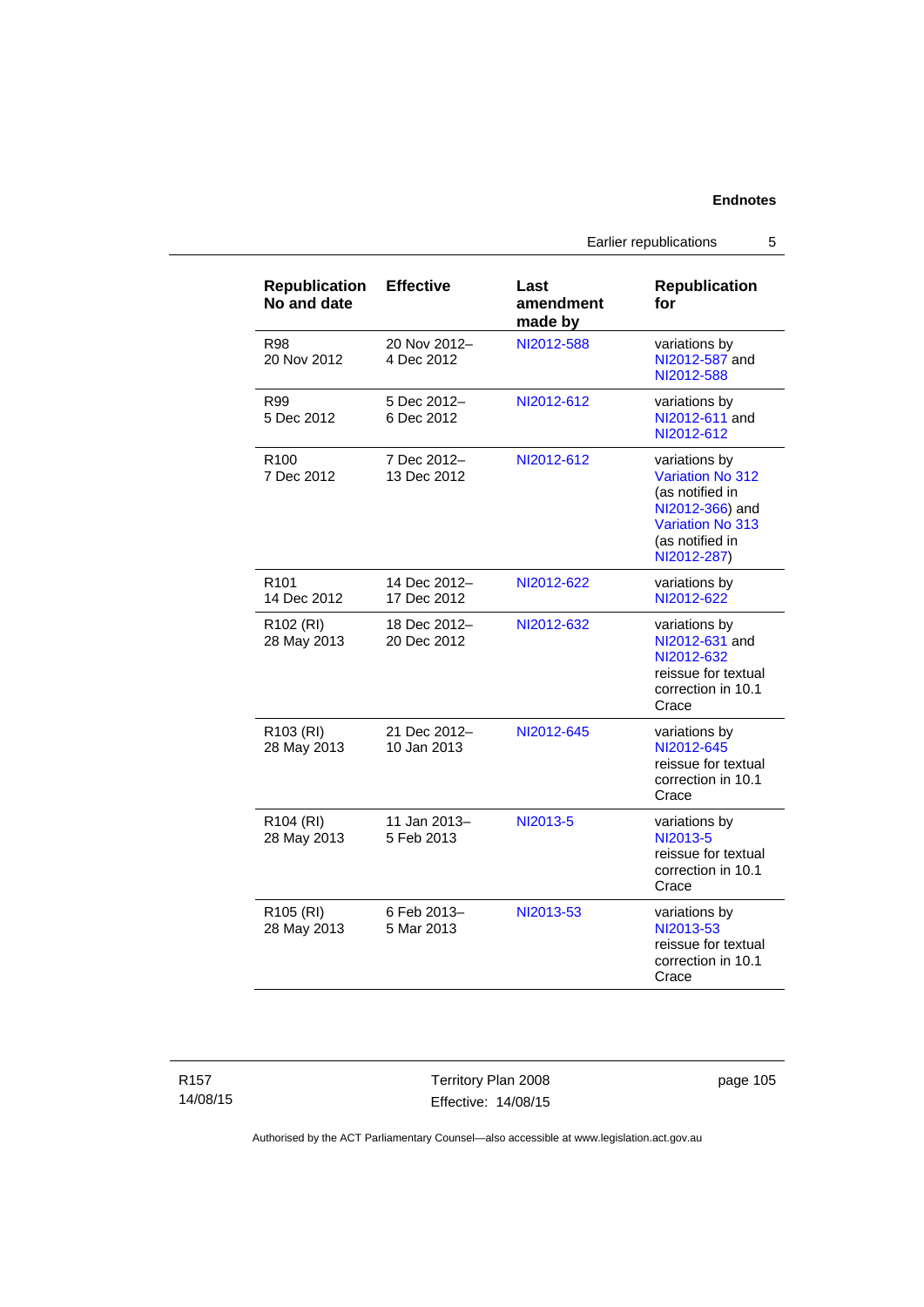| Republication No and date | Effective | Last amendment made by | Republication for |
|---|---|---|---|
| R98 20 Nov 2012 | 20 Nov 2012– 4 Dec 2012 | NI2012-588 | variations by NI2012-587 and NI2012-588 |
| R99 5 Dec 2012 | 5 Dec 2012– 6 Dec 2012 | NI2012-612 | variations by NI2012-611 and NI2012-612 |
| R100 7 Dec 2012 | 7 Dec 2012– 13 Dec 2012 | NI2012-612 | variations by Variation No 312 (as notified in NI2012-366) and Variation No 313 (as notified in NI2012-287) |
| R101 14 Dec 2012 | 14 Dec 2012– 17 Dec 2012 | NI2012-622 | variations by NI2012-622 |
| R102 (RI) 28 May 2013 | 18 Dec 2012– 20 Dec 2012 | NI2012-632 | variations by NI2012-631 and NI2012-632 reissue for textual correction in 10.1 Crace |
| R103 (RI) 28 May 2013 | 21 Dec 2012– 10 Jan 2013 | NI2012-645 | variations by NI2012-645 reissue for textual correction in 10.1 Crace |
| R104 (RI) 28 May 2013 | 11 Jan 2013– 5 Feb 2013 | NI2013-5 | variations by NI2013-5 reissue for textual correction in 10.1 Crace |
| R105 (RI) 28 May 2013 | 6 Feb 2013– 5 Mar 2013 | NI2013-53 | variations by NI2013-53 reissue for textual correction in 10.1 Crace |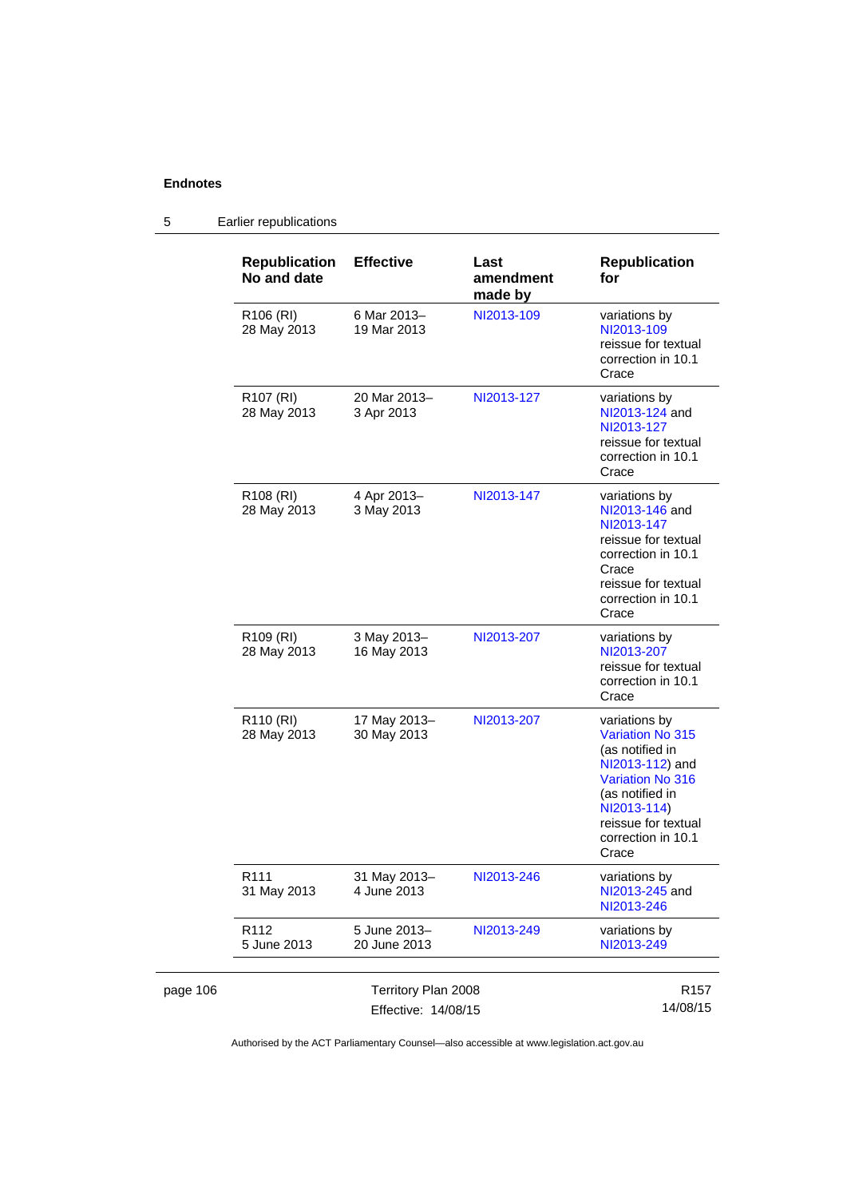## 5 Earlier republications

| Republication No and date | Effective | Last amendment made by | Republication for |
|---|---|---|---|
| R106 (RI) 28 May 2013 | 6 Mar 2013– 19 Mar 2013 | NI2013-109 | variations by NI2013-109 reissue for textual correction in 10.1 Crace |
| R107 (RI) 28 May 2013 | 20 Mar 2013– 3 Apr 2013 | NI2013-127 | variations by NI2013-124 and NI2013-127 reissue for textual correction in 10.1 Crace |
| R108 (RI) 28 May 2013 | 4 Apr 2013– 3 May 2013 | NI2013-147 | variations by NI2013-146 and NI2013-147 reissue for textual correction in 10.1 Crace reissue for textual correction in 10.1 Crace |
| R109 (RI) 28 May 2013 | 3 May 2013– 16 May 2013 | NI2013-207 | variations by NI2013-207 reissue for textual correction in 10.1 Crace |
| R110 (RI) 28 May 2013 | 17 May 2013– 30 May 2013 | NI2013-207 | variations by Variation No 315 (as notified in NI2013-112) and Variation No 316 (as notified in NI2013-114) reissue for textual correction in 10.1 Crace |
| R111 31 May 2013 | 31 May 2013– 4 June 2013 | NI2013-246 | variations by NI2013-245 and NI2013-246 |
| R112 5 June 2013 | 5 June 2013– 20 June 2013 | NI2013-249 | variations by NI2013-249 |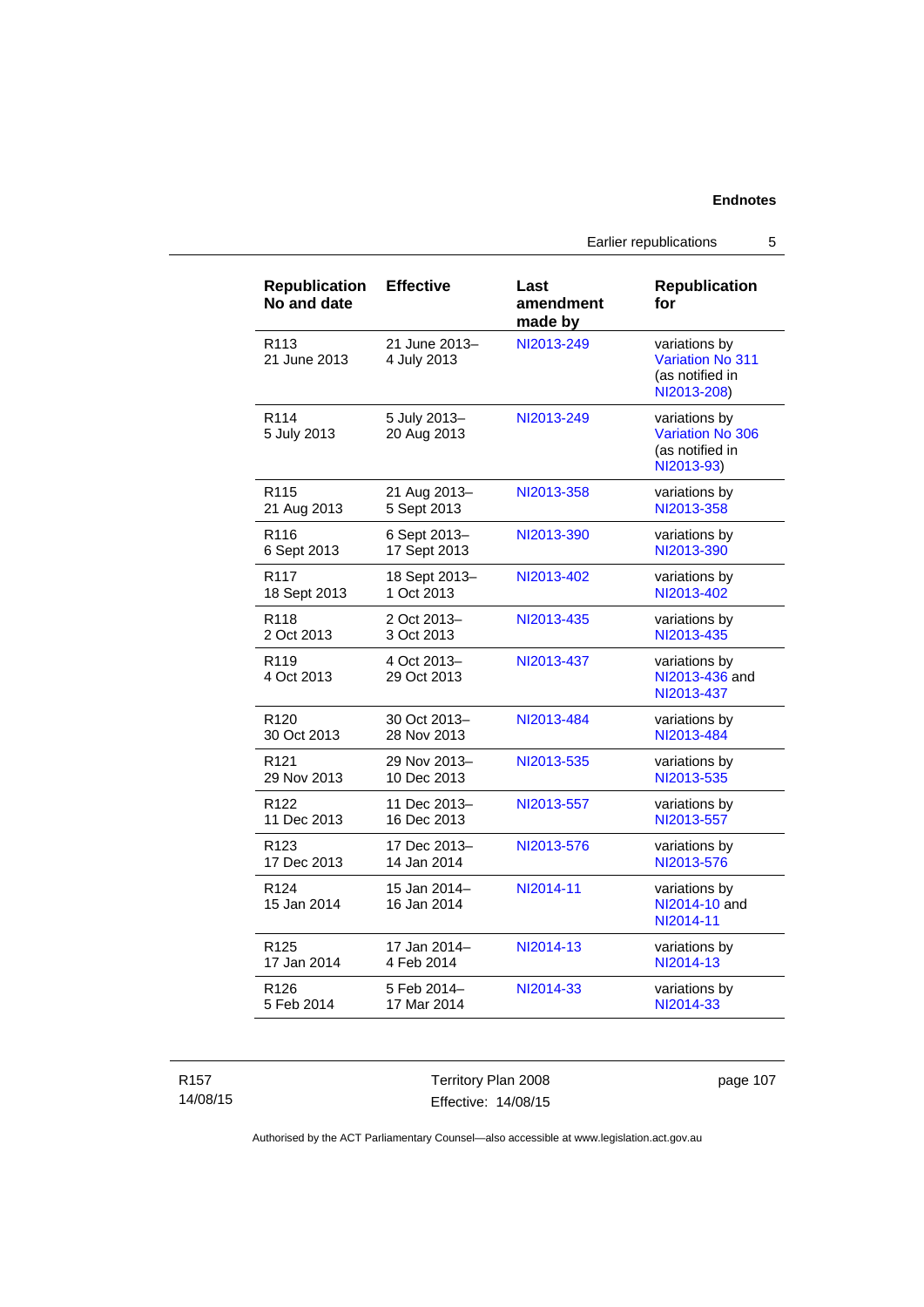| Republication No and date | Effective | Last amendment made by | Republication for |
|---|---|---|---|
| R113 21 June 2013 | 21 June 2013– 4 July 2013 | NI2013-249 | variations by Variation No 311 (as notified in NI2013-208) |
| R114 5 July 2013 | 5 July 2013– 20 Aug 2013 | NI2013-249 | variations by Variation No 306 (as notified in NI2013-93) |
| R115 21 Aug 2013 | 21 Aug 2013– 5 Sept 2013 | NI2013-358 | variations by NI2013-358 |
| R116 6 Sept 2013 | 6 Sept 2013– 17 Sept 2013 | NI2013-390 | variations by NI2013-390 |
| R117 18 Sept 2013 | 18 Sept 2013– 1 Oct 2013 | NI2013-402 | variations by NI2013-402 |
| R118 2 Oct 2013 | 2 Oct 2013– 3 Oct 2013 | NI2013-435 | variations by NI2013-435 |
| R119 4 Oct 2013 | 4 Oct 2013– 29 Oct 2013 | NI2013-437 | variations by NI2013-436 and NI2013-437 |
| R120 30 Oct 2013 | 30 Oct 2013– 28 Nov 2013 | NI2013-484 | variations by NI2013-484 |
| R121 29 Nov 2013 | 29 Nov 2013– 10 Dec 2013 | NI2013-535 | variations by NI2013-535 |
| R122 11 Dec 2013 | 11 Dec 2013– 16 Dec 2013 | NI2013-557 | variations by NI2013-557 |
| R123 17 Dec 2013 | 17 Dec 2013– 14 Jan 2014 | NI2013-576 | variations by NI2013-576 |
| R124 15 Jan 2014 | 15 Jan 2014– 16 Jan 2014 | NI2014-11 | variations by NI2014-10 and NI2014-11 |
| R125 17 Jan 2014 | 17 Jan 2014– 4 Feb 2014 | NI2014-13 | variations by NI2014-13 |
| R126 5 Feb 2014 | 5 Feb 2014– 17 Mar 2014 | NI2014-33 | variations by NI2014-33 |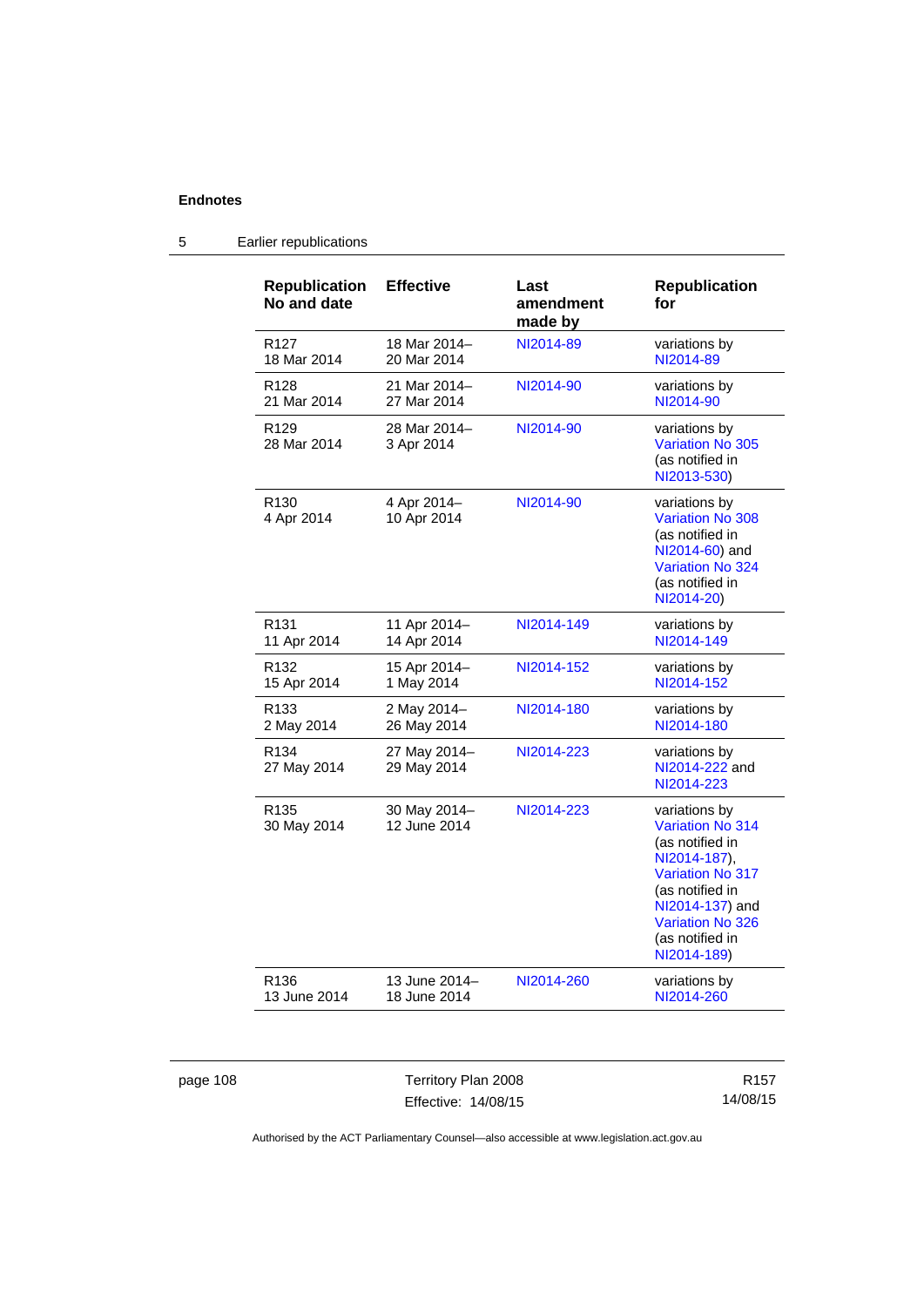## 5 Earlier republications

| Republication No and date | Effective | Last amendment made by | Republication for |
|---|---|---|---|
| R127 18 Mar 2014 | 18 Mar 2014– 20 Mar 2014 | NI2014-89 | variations by NI2014-89 |
| R128 21 Mar 2014 | 21 Mar 2014– 27 Mar 2014 | NI2014-90 | variations by NI2014-90 |
| R129 28 Mar 2014 | 28 Mar 2014– 3 Apr 2014 | NI2014-90 | variations by Variation No 305 (as notified in NI2013-530) |
| R130 4 Apr 2014 | 4 Apr 2014– 10 Apr 2014 | NI2014-90 | variations by Variation No 308 (as notified in NI2014-60) and Variation No 324 (as notified in NI2014-20) |
| R131 11 Apr 2014 | 11 Apr 2014– 14 Apr 2014 | NI2014-149 | variations by NI2014-149 |
| R132 15 Apr 2014 | 15 Apr 2014– 1 May 2014 | NI2014-152 | variations by NI2014-152 |
| R133 2 May 2014 | 2 May 2014– 26 May 2014 | NI2014-180 | variations by NI2014-180 |
| R134 27 May 2014 | 27 May 2014– 29 May 2014 | NI2014-223 | variations by NI2014-222 and NI2014-223 |
| R135 30 May 2014 | 30 May 2014– 12 June 2014 | NI2014-223 | variations by Variation No 314 (as notified in NI2014-187), Variation No 317 (as notified in NI2014-137) and Variation No 326 (as notified in NI2014-189) |
| R136 13 June 2014 | 13 June 2014– 18 June 2014 | NI2014-260 | variations by NI2014-260 |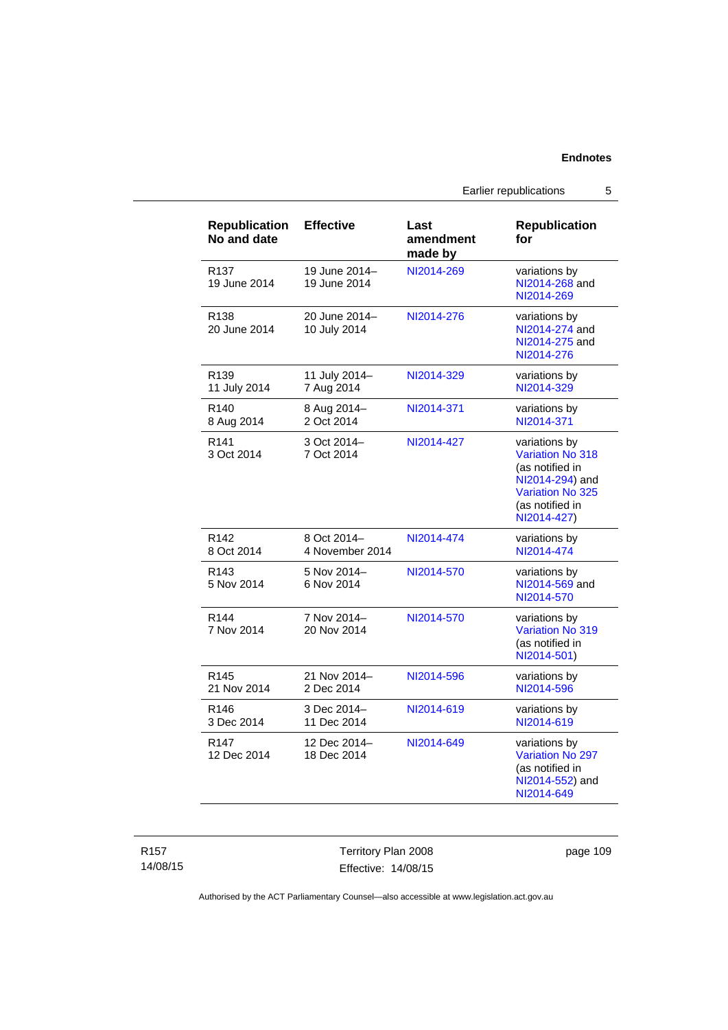| Republication No and date | Effective | Last amendment made by | Republication for |
|---|---|---|---|
| R137 19 June 2014 | 19 June 2014– 19 June 2014 | NI2014-269 | variations by NI2014-268 and NI2014-269 |
| R138 20 June 2014 | 20 June 2014– 10 July 2014 | NI2014-276 | variations by NI2014-274 and NI2014-275 and NI2014-276 |
| R139 11 July 2014 | 11 July 2014– 7 Aug 2014 | NI2014-329 | variations by NI2014-329 |
| R140 8 Aug 2014 | 8 Aug 2014– 2 Oct 2014 | NI2014-371 | variations by NI2014-371 |
| R141 3 Oct 2014 | 3 Oct 2014– 7 Oct 2014 | NI2014-427 | variations by Variation No 318 (as notified in NI2014-294) and Variation No 325 (as notified in NI2014-427) |
| R142 8 Oct 2014 | 8 Oct 2014– 4 November 2014 | NI2014-474 | variations by NI2014-474 |
| R143 5 Nov 2014 | 5 Nov 2014– 6 Nov 2014 | NI2014-570 | variations by NI2014-569 and NI2014-570 |
| R144 7 Nov 2014 | 7 Nov 2014– 20 Nov 2014 | NI2014-570 | variations by Variation No 319 (as notified in NI2014-501) |
| R145 21 Nov 2014 | 21 Nov 2014– 2 Dec 2014 | NI2014-596 | variations by NI2014-596 |
| R146 3 Dec 2014 | 3 Dec 2014– 11 Dec 2014 | NI2014-619 | variations by NI2014-619 |
| R147 12 Dec 2014 | 12 Dec 2014– 18 Dec 2014 | NI2014-649 | variations by Variation No 297 (as notified in NI2014-552) and NI2014-649 |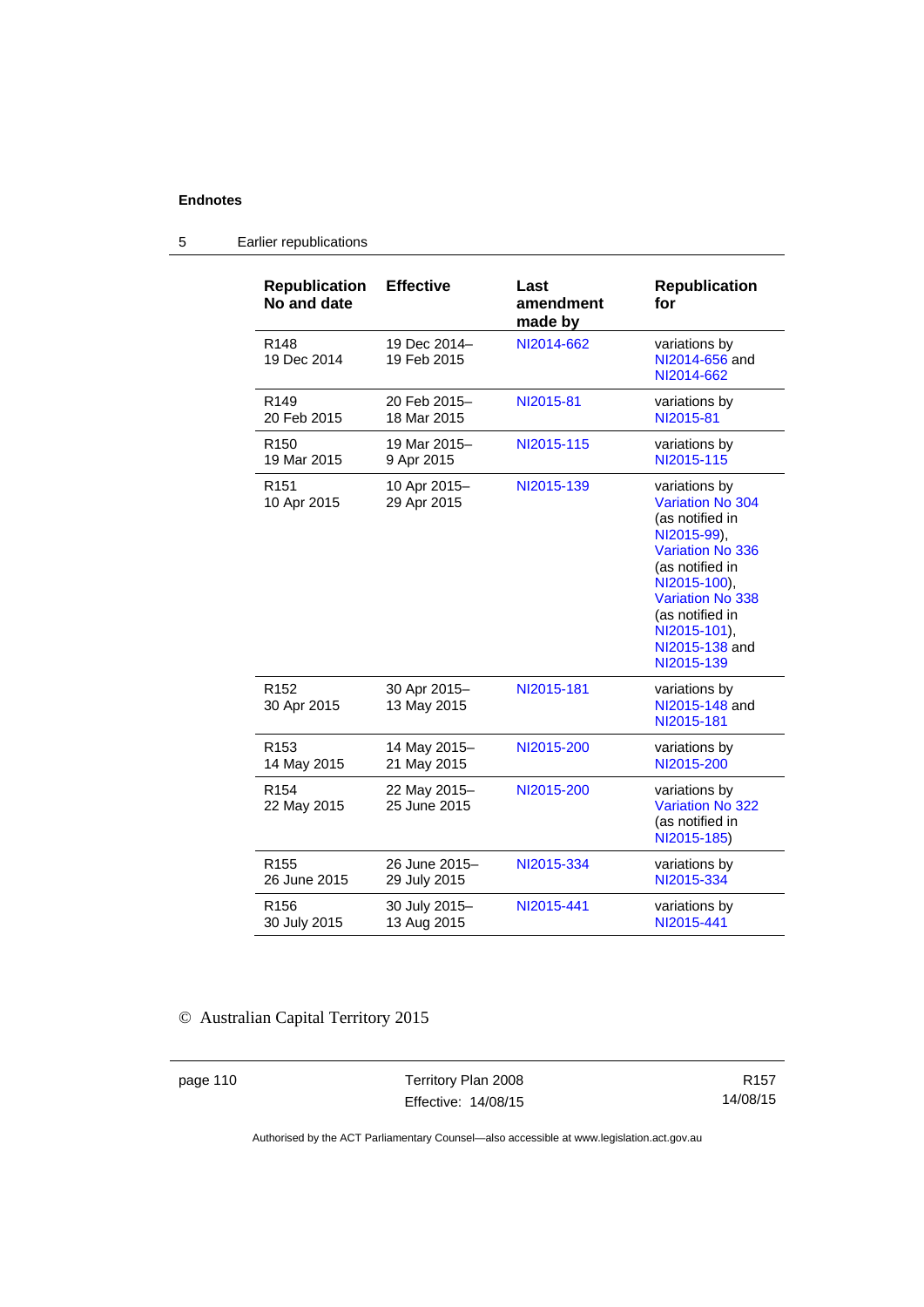**Endnotes**

5 Earlier republications

| Republication No and date | Effective | Last amendment made by | Republication for |
|---|---|---|---|
| R148<br>19 Dec 2014 | 19 Dec 2014–<br>19 Feb 2015 | NI2014-662 | variations by NI2014-656 and NI2014-662 |
| R149<br>20 Feb 2015 | 20 Feb 2015–<br>18 Mar 2015 | NI2015-81 | variations by NI2015-81 |
| R150<br>19 Mar 2015 | 19 Mar 2015–<br>9 Apr 2015 | NI2015-115 | variations by NI2015-115 |
| R151<br>10 Apr 2015 | 10 Apr 2015–<br>29 Apr 2015 | NI2015-139 | variations by Variation No 304 (as notified in NI2015-99), Variation No 336 (as notified in NI2015-100), Variation No 338 (as notified in NI2015-101), NI2015-138 and NI2015-139 |
| R152<br>30 Apr 2015 | 30 Apr 2015–<br>13 May 2015 | NI2015-181 | variations by NI2015-148 and NI2015-181 |
| R153<br>14 May 2015 | 14 May 2015–<br>21 May 2015 | NI2015-200 | variations by NI2015-200 |
| R154<br>22 May 2015 | 22 May 2015–<br>25 June 2015 | NI2015-200 | variations by Variation No 322 (as notified in NI2015-185) |
| R155<br>26 June 2015 | 26 June 2015–<br>29 July 2015 | NI2015-334 | variations by NI2015-334 |
| R156<br>30 July 2015 | 30 July 2015–<br>13 Aug 2015 | NI2015-441 | variations by NI2015-441 |

© Australian Capital Territory 2015